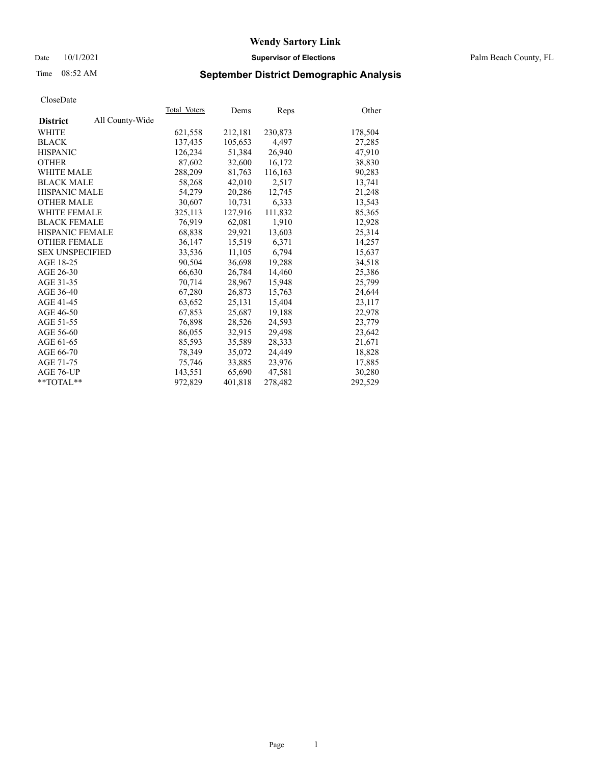# Wendy Sartory Link

Date 10/1/2021

**Supervisor of Elections**

Palm Beach County, FL

Time 08:52 AM

## September District Demographic Analysis

CloseDate

| District | All County-Wide | Total_Voters | Dems | Reps | Other |
|---|---|---|---|---|---|
| WHITE | | 621,558 | 212,181 | 230,873 | 178,504 |
| BLACK | | 137,435 | 105,653 | 4,497 | 27,285 |
| HISPANIC | | 126,234 | 51,384 | 26,940 | 47,910 |
| OTHER | | 87,602 | 32,600 | 16,172 | 38,830 |
| WHITE MALE | | 288,209 | 81,763 | 116,163 | 90,283 |
| BLACK MALE | | 58,268 | 42,010 | 2,517 | 13,741 |
| HISPANIC MALE | | 54,279 | 20,286 | 12,745 | 21,248 |
| OTHER MALE | | 30,607 | 10,731 | 6,333 | 13,543 |
| WHITE FEMALE | | 325,113 | 127,916 | 111,832 | 85,365 |
| BLACK FEMALE | | 76,919 | 62,081 | 1,910 | 12,928 |
| HISPANIC FEMALE | | 68,838 | 29,921 | 13,603 | 25,314 |
| OTHER FEMALE | | 36,147 | 15,519 | 6,371 | 14,257 |
| SEX UNSPECIFIED | | 33,536 | 11,105 | 6,794 | 15,637 |
| AGE 18-25 | | 90,504 | 36,698 | 19,288 | 34,518 |
| AGE 26-30 | | 66,630 | 26,784 | 14,460 | 25,386 |
| AGE 31-35 | | 70,714 | 28,967 | 15,948 | 25,799 |
| AGE 36-40 | | 67,280 | 26,873 | 15,763 | 24,644 |
| AGE 41-45 | | 63,652 | 25,131 | 15,404 | 23,117 |
| AGE 46-50 | | 67,853 | 25,687 | 19,188 | 22,978 |
| AGE 51-55 | | 76,898 | 28,526 | 24,593 | 23,779 |
| AGE 56-60 | | 86,055 | 32,915 | 29,498 | 23,642 |
| AGE 61-65 | | 85,593 | 35,589 | 28,333 | 21,671 |
| AGE 66-70 | | 78,349 | 35,072 | 24,449 | 18,828 |
| AGE 71-75 | | 75,746 | 33,885 | 23,976 | 17,885 |
| AGE 76-UP | | 143,551 | 65,690 | 47,581 | 30,280 |
| **TOTAL** | | 972,829 | 401,818 | 278,482 | 292,529 |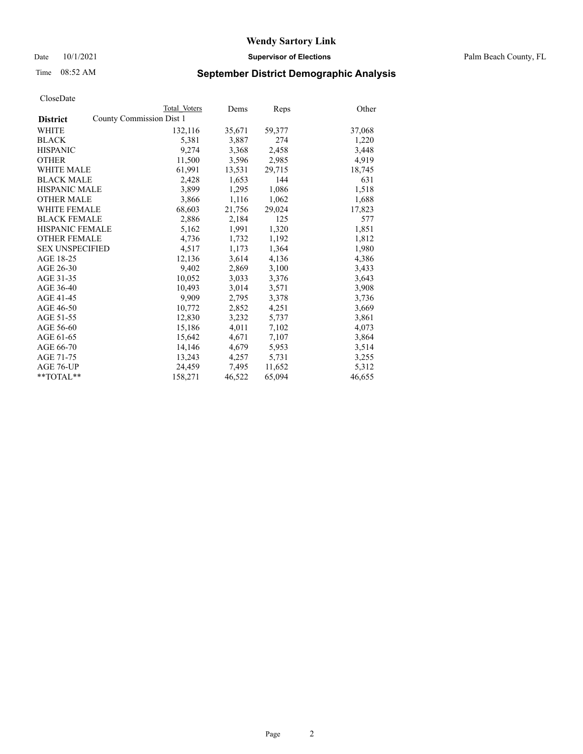# Wendy Sartory Link

Date 10/1/2021 **Supervisor of Elections** Palm Beach County, FL

Time 08:52 AM

## September District Demographic Analysis

CloseDate

| **District** | Total Voters | Dems | Reps | Other |
|---|---|---|---|---|
| County Commission Dist 1 | | | | |
| WHITE | 132,116 | 35,671 | 59,377 | 37,068 |
| BLACK | 5,381 | 3,887 | 274 | 1,220 |
| HISPANIC | 9,274 | 3,368 | 2,458 | 3,448 |
| OTHER | 11,500 | 3,596 | 2,985 | 4,919 |
| WHITE MALE | 61,991 | 13,531 | 29,715 | 18,745 |
| BLACK MALE | 2,428 | 1,653 | 144 | 631 |
| HISPANIC MALE | 3,899 | 1,295 | 1,086 | 1,518 |
| OTHER MALE | 3,866 | 1,116 | 1,062 | 1,688 |
| WHITE FEMALE | 68,603 | 21,756 | 29,024 | 17,823 |
| BLACK FEMALE | 2,886 | 2,184 | 125 | 577 |
| HISPANIC FEMALE | 5,162 | 1,991 | 1,320 | 1,851 |
| OTHER FEMALE | 4,736 | 1,732 | 1,192 | 1,812 |
| SEX UNSPECIFIED | 4,517 | 1,173 | 1,364 | 1,980 |
| AGE 18-25 | 12,136 | 3,614 | 4,136 | 4,386 |
| AGE 26-30 | 9,402 | 2,869 | 3,100 | 3,433 |
| AGE 31-35 | 10,052 | 3,033 | 3,376 | 3,643 |
| AGE 36-40 | 10,493 | 3,014 | 3,571 | 3,908 |
| AGE 41-45 | 9,909 | 2,795 | 3,378 | 3,736 |
| AGE 46-50 | 10,772 | 2,852 | 4,251 | 3,669 |
| AGE 51-55 | 12,830 | 3,232 | 5,737 | 3,861 |
| AGE 56-60 | 15,186 | 4,011 | 7,102 | 4,073 |
| AGE 61-65 | 15,642 | 4,671 | 7,107 | 3,864 |
| AGE 66-70 | 14,146 | 4,679 | 5,953 | 3,514 |
| AGE 71-75 | 13,243 | 4,257 | 5,731 | 3,255 |
| AGE 76-UP | 24,459 | 7,495 | 11,652 | 5,312 |
| **TOTAL** | 158,271 | 46,522 | 65,094 | 46,655 |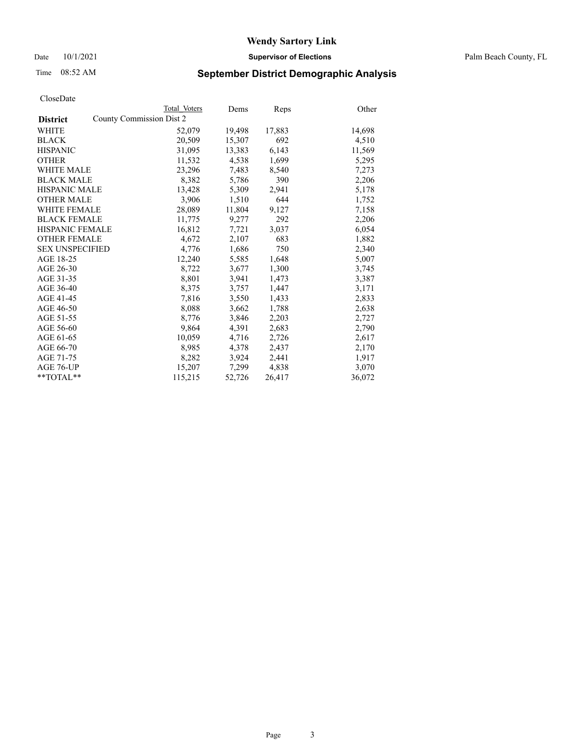# Wendy Sartory Link

Date 10/1/2021 **Supervisor of Elections** Palm Beach County, FL

Time 08:52 AM **September District Demographic Analysis**

CloseDate

| District | Total Voters | Dems | Reps | Other |
|---|---|---|---|---|
| County Commission Dist 2 | | | | |
| WHITE | 52,079 | 19,498 | 17,883 | 14,698 |
| BLACK | 20,509 | 15,307 | 692 | 4,510 |
| HISPANIC | 31,095 | 13,383 | 6,143 | 11,569 |
| OTHER | 11,532 | 4,538 | 1,699 | 5,295 |
| WHITE MALE | 23,296 | 7,483 | 8,540 | 7,273 |
| BLACK MALE | 8,382 | 5,786 | 390 | 2,206 |
| HISPANIC MALE | 13,428 | 5,309 | 2,941 | 5,178 |
| OTHER MALE | 3,906 | 1,510 | 644 | 1,752 |
| WHITE FEMALE | 28,089 | 11,804 | 9,127 | 7,158 |
| BLACK FEMALE | 11,775 | 9,277 | 292 | 2,206 |
| HISPANIC FEMALE | 16,812 | 7,721 | 3,037 | 6,054 |
| OTHER FEMALE | 4,672 | 2,107 | 683 | 1,882 |
| SEX UNSPECIFIED | 4,776 | 1,686 | 750 | 2,340 |
| AGE 18-25 | 12,240 | 5,585 | 1,648 | 5,007 |
| AGE 26-30 | 8,722 | 3,677 | 1,300 | 3,745 |
| AGE 31-35 | 8,801 | 3,941 | 1,473 | 3,387 |
| AGE 36-40 | 8,375 | 3,757 | 1,447 | 3,171 |
| AGE 41-45 | 7,816 | 3,550 | 1,433 | 2,833 |
| AGE 46-50 | 8,088 | 3,662 | 1,788 | 2,638 |
| AGE 51-55 | 8,776 | 3,846 | 2,203 | 2,727 |
| AGE 56-60 | 9,864 | 4,391 | 2,683 | 2,790 |
| AGE 61-65 | 10,059 | 4,716 | 2,726 | 2,617 |
| AGE 66-70 | 8,985 | 4,378 | 2,437 | 2,170 |
| AGE 71-75 | 8,282 | 3,924 | 2,441 | 1,917 |
| AGE 76-UP | 15,207 | 7,299 | 4,838 | 3,070 |
| **TOTAL** | 115,215 | 52,726 | 26,417 | 36,072 |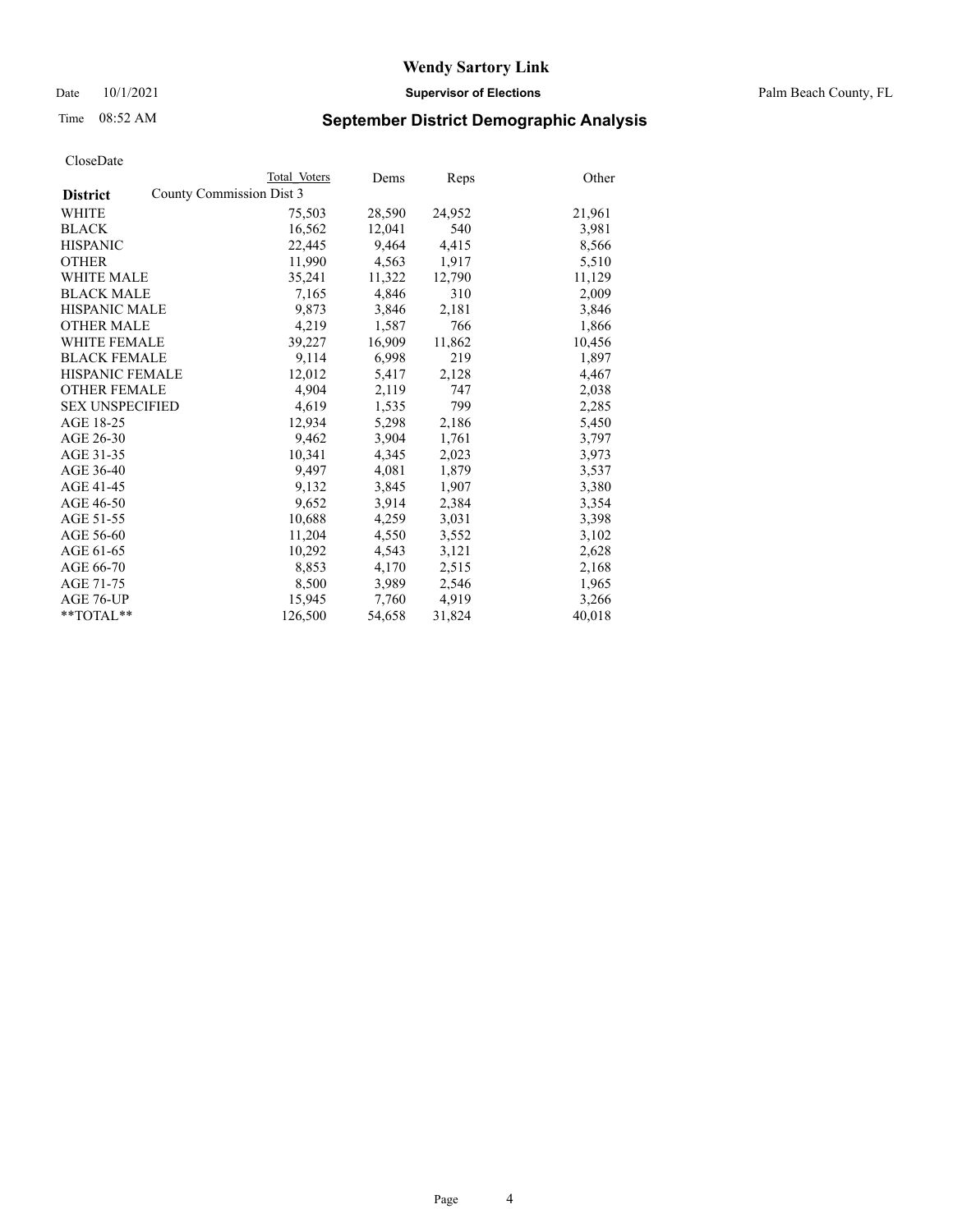# Wendy Sartory Link

Date 10/1/2021 **Supervisor of Elections** Palm Beach County, FL

Time 08:52 AM

## September District Demographic Analysis

CloseDate

| **District** | Total Voters | Dems | Reps | Other |
|---|---|---|---|---|
| County Commission Dist 3 | | | | |
| WHITE | 75,503 | 28,590 | 24,952 | 21,961 |
| BLACK | 16,562 | 12,041 | 540 | 3,981 |
| HISPANIC | 22,445 | 9,464 | 4,415 | 8,566 |
| OTHER | 11,990 | 4,563 | 1,917 | 5,510 |
| WHITE MALE | 35,241 | 11,322 | 12,790 | 11,129 |
| BLACK MALE | 7,165 | 4,846 | 310 | 2,009 |
| HISPANIC MALE | 9,873 | 3,846 | 2,181 | 3,846 |
| OTHER MALE | 4,219 | 1,587 | 766 | 1,866 |
| WHITE FEMALE | 39,227 | 16,909 | 11,862 | 10,456 |
| BLACK FEMALE | 9,114 | 6,998 | 219 | 1,897 |
| HISPANIC FEMALE | 12,012 | 5,417 | 2,128 | 4,467 |
| OTHER FEMALE | 4,904 | 2,119 | 747 | 2,038 |
| SEX UNSPECIFIED | 4,619 | 1,535 | 799 | 2,285 |
| AGE 18-25 | 12,934 | 5,298 | 2,186 | 5,450 |
| AGE 26-30 | 9,462 | 3,904 | 1,761 | 3,797 |
| AGE 31-35 | 10,341 | 4,345 | 2,023 | 3,973 |
| AGE 36-40 | 9,497 | 4,081 | 1,879 | 3,537 |
| AGE 41-45 | 9,132 | 3,845 | 1,907 | 3,380 |
| AGE 46-50 | 9,652 | 3,914 | 2,384 | 3,354 |
| AGE 51-55 | 10,688 | 4,259 | 3,031 | 3,398 |
| AGE 56-60 | 11,204 | 4,550 | 3,552 | 3,102 |
| AGE 61-65 | 10,292 | 4,543 | 3,121 | 2,628 |
| AGE 66-70 | 8,853 | 4,170 | 2,515 | 2,168 |
| AGE 71-75 | 8,500 | 3,989 | 2,546 | 1,965 |
| AGE 76-UP | 15,945 | 7,760 | 4,919 | 3,266 |
| **TOTAL** | 126,500 | 54,658 | 31,824 | 40,018 |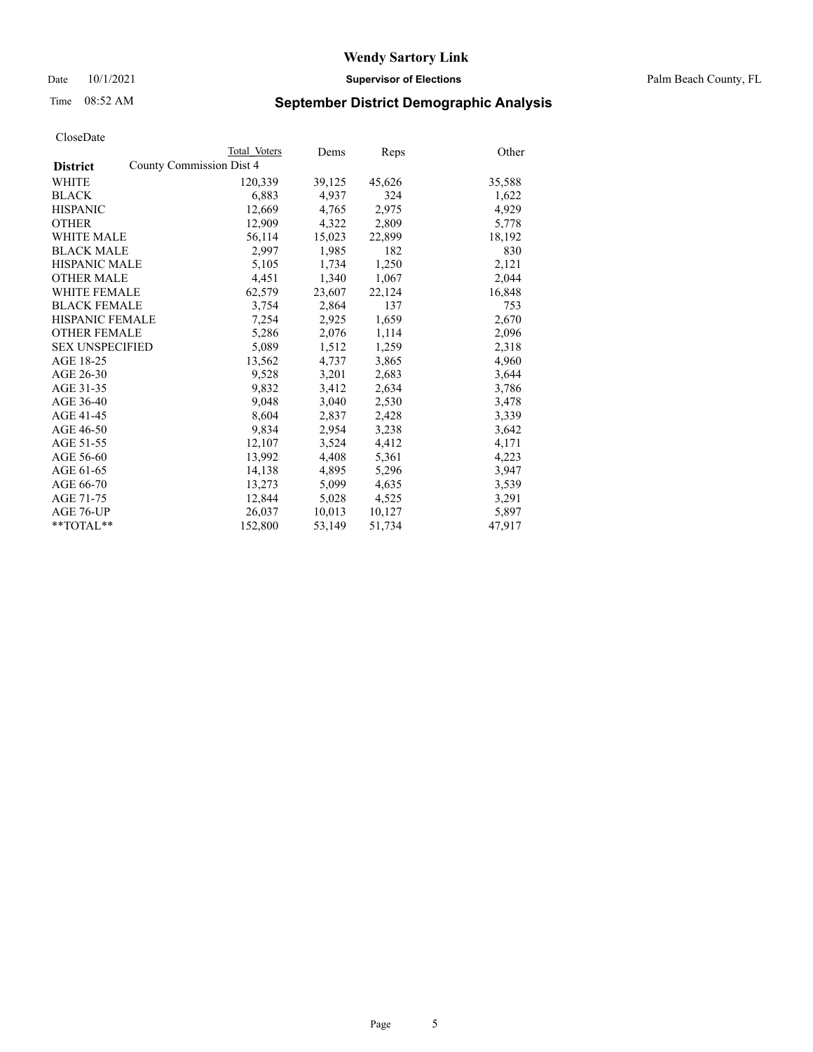# Wendy Sartory Link

Date 10/1/2021 **Supervisor of Elections** Palm Beach County, FL

Time 08:52 AM **September District Demographic Analysis**

CloseDate

| District | Total Voters | Dems | Reps | Other |
|---|---|---|---|---|
| County Commission Dist 4 | | | | |
| WHITE | 120,339 | 39,125 | 45,626 | 35,588 |
| BLACK | 6,883 | 4,937 | 324 | 1,622 |
| HISPANIC | 12,669 | 4,765 | 2,975 | 4,929 |
| OTHER | 12,909 | 4,322 | 2,809 | 5,778 |
| WHITE MALE | 56,114 | 15,023 | 22,899 | 18,192 |
| BLACK MALE | 2,997 | 1,985 | 182 | 830 |
| HISPANIC MALE | 5,105 | 1,734 | 1,250 | 2,121 |
| OTHER MALE | 4,451 | 1,340 | 1,067 | 2,044 |
| WHITE FEMALE | 62,579 | 23,607 | 22,124 | 16,848 |
| BLACK FEMALE | 3,754 | 2,864 | 137 | 753 |
| HISPANIC FEMALE | 7,254 | 2,925 | 1,659 | 2,670 |
| OTHER FEMALE | 5,286 | 2,076 | 1,114 | 2,096 |
| SEX UNSPECIFIED | 5,089 | 1,512 | 1,259 | 2,318 |
| AGE 18-25 | 13,562 | 4,737 | 3,865 | 4,960 |
| AGE 26-30 | 9,528 | 3,201 | 2,683 | 3,644 |
| AGE 31-35 | 9,832 | 3,412 | 2,634 | 3,786 |
| AGE 36-40 | 9,048 | 3,040 | 2,530 | 3,478 |
| AGE 41-45 | 8,604 | 2,837 | 2,428 | 3,339 |
| AGE 46-50 | 9,834 | 2,954 | 3,238 | 3,642 |
| AGE 51-55 | 12,107 | 3,524 | 4,412 | 4,171 |
| AGE 56-60 | 13,992 | 4,408 | 5,361 | 4,223 |
| AGE 61-65 | 14,138 | 4,895 | 5,296 | 3,947 |
| AGE 66-70 | 13,273 | 5,099 | 4,635 | 3,539 |
| AGE 71-75 | 12,844 | 5,028 | 4,525 | 3,291 |
| AGE 76-UP | 26,037 | 10,013 | 10,127 | 5,897 |
| **TOTAL** | 152,800 | 53,149 | 51,734 | 47,917 |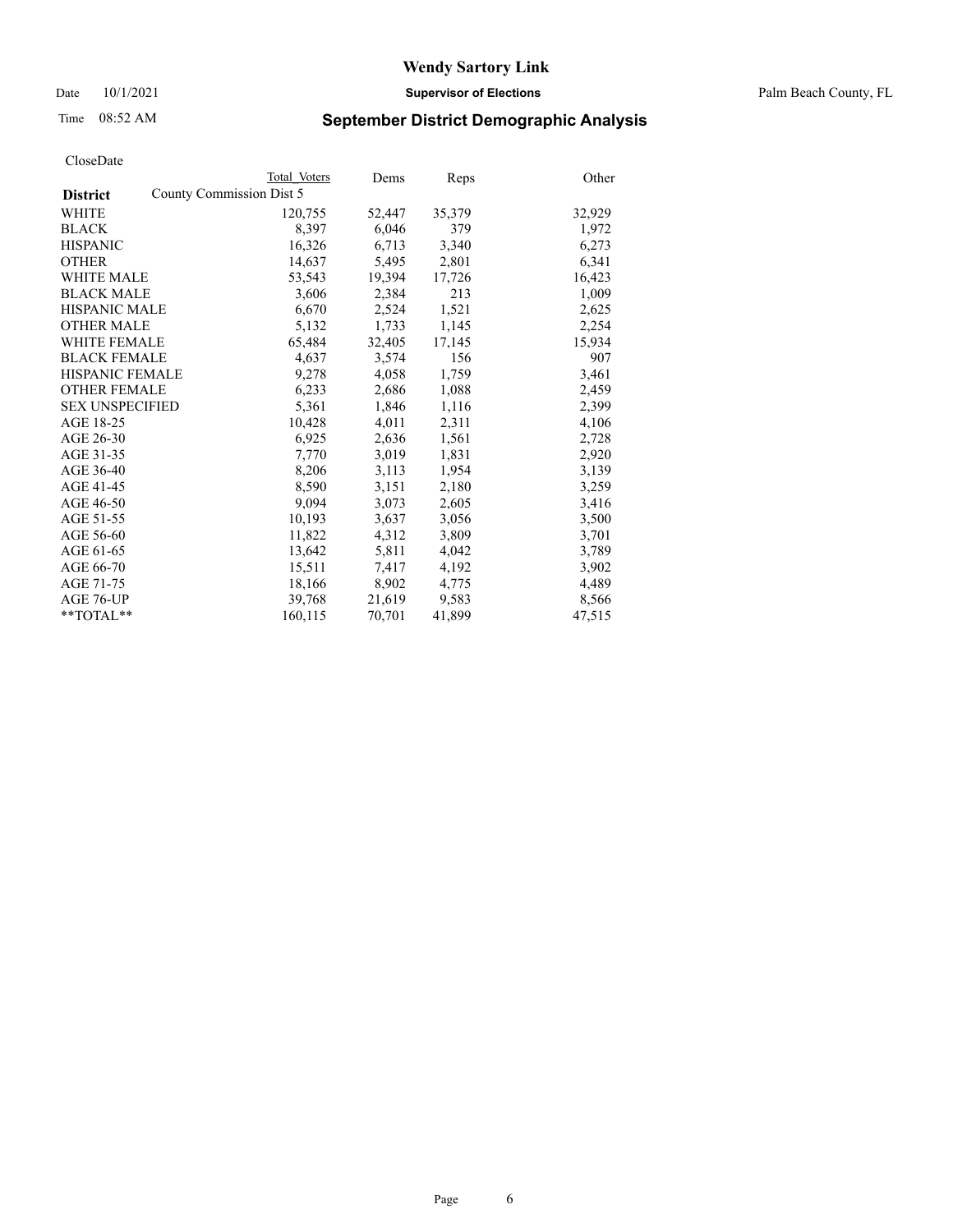# Wendy Sartory Link

Date 10/1/2021 **Supervisor of Elections** Palm Beach County, FL

Time 08:52 AM

## September District Demographic Analysis

CloseDate

| **District** | Total Voters | Dems | Reps | Other |
|---|---|---|---|---|
| County Commission Dist 5 | | | | |
| WHITE | 120,755 | 52,447 | 35,379 | 32,929 |
| BLACK | 8,397 | 6,046 | 379 | 1,972 |
| HISPANIC | 16,326 | 6,713 | 3,340 | 6,273 |
| OTHER | 14,637 | 5,495 | 2,801 | 6,341 |
| WHITE MALE | 53,543 | 19,394 | 17,726 | 16,423 |
| BLACK MALE | 3,606 | 2,384 | 213 | 1,009 |
| HISPANIC MALE | 6,670 | 2,524 | 1,521 | 2,625 |
| OTHER MALE | 5,132 | 1,733 | 1,145 | 2,254 |
| WHITE FEMALE | 65,484 | 32,405 | 17,145 | 15,934 |
| BLACK FEMALE | 4,637 | 3,574 | 156 | 907 |
| HISPANIC FEMALE | 9,278 | 4,058 | 1,759 | 3,461 |
| OTHER FEMALE | 6,233 | 2,686 | 1,088 | 2,459 |
| SEX UNSPECIFIED | 5,361 | 1,846 | 1,116 | 2,399 |
| AGE 18-25 | 10,428 | 4,011 | 2,311 | 4,106 |
| AGE 26-30 | 6,925 | 2,636 | 1,561 | 2,728 |
| AGE 31-35 | 7,770 | 3,019 | 1,831 | 2,920 |
| AGE 36-40 | 8,206 | 3,113 | 1,954 | 3,139 |
| AGE 41-45 | 8,590 | 3,151 | 2,180 | 3,259 |
| AGE 46-50 | 9,094 | 3,073 | 2,605 | 3,416 |
| AGE 51-55 | 10,193 | 3,637 | 3,056 | 3,500 |
| AGE 56-60 | 11,822 | 4,312 | 3,809 | 3,701 |
| AGE 61-65 | 13,642 | 5,811 | 4,042 | 3,789 |
| AGE 66-70 | 15,511 | 7,417 | 4,192 | 3,902 |
| AGE 71-75 | 18,166 | 8,902 | 4,775 | 4,489 |
| AGE 76-UP | 39,768 | 21,619 | 9,583 | 8,566 |
| **TOTAL** | 160,115 | 70,701 | 41,899 | 47,515 |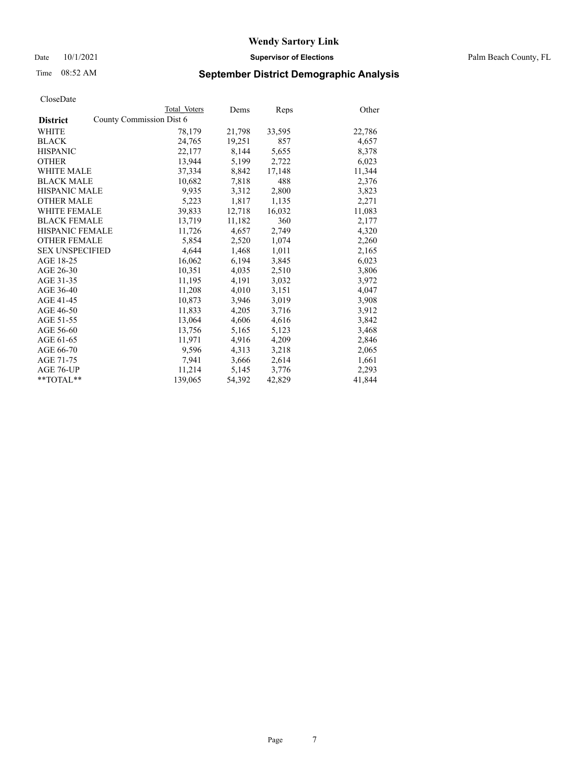# Wendy Sartory Link

Date 10/1/2021 **Supervisor of Elections** Palm Beach County, FL

Time 08:52 AM **September District Demographic Analysis**

CloseDate

| District | Total Voters | Dems | Reps | Other |
|---|---|---|---|---|
| County Commission Dist 6 | | | | |
| WHITE | 78,179 | 21,798 | 33,595 | 22,786 |
| BLACK | 24,765 | 19,251 | 857 | 4,657 |
| HISPANIC | 22,177 | 8,144 | 5,655 | 8,378 |
| OTHER | 13,944 | 5,199 | 2,722 | 6,023 |
| WHITE MALE | 37,334 | 8,842 | 17,148 | 11,344 |
| BLACK MALE | 10,682 | 7,818 | 488 | 2,376 |
| HISPANIC MALE | 9,935 | 3,312 | 2,800 | 3,823 |
| OTHER MALE | 5,223 | 1,817 | 1,135 | 2,271 |
| WHITE FEMALE | 39,833 | 12,718 | 16,032 | 11,083 |
| BLACK FEMALE | 13,719 | 11,182 | 360 | 2,177 |
| HISPANIC FEMALE | 11,726 | 4,657 | 2,749 | 4,320 |
| OTHER FEMALE | 5,854 | 2,520 | 1,074 | 2,260 |
| SEX UNSPECIFIED | 4,644 | 1,468 | 1,011 | 2,165 |
| AGE 18-25 | 16,062 | 6,194 | 3,845 | 6,023 |
| AGE 26-30 | 10,351 | 4,035 | 2,510 | 3,806 |
| AGE 31-35 | 11,195 | 4,191 | 3,032 | 3,972 |
| AGE 36-40 | 11,208 | 4,010 | 3,151 | 4,047 |
| AGE 41-45 | 10,873 | 3,946 | 3,019 | 3,908 |
| AGE 46-50 | 11,833 | 4,205 | 3,716 | 3,912 |
| AGE 51-55 | 13,064 | 4,606 | 4,616 | 3,842 |
| AGE 56-60 | 13,756 | 5,165 | 5,123 | 3,468 |
| AGE 61-65 | 11,971 | 4,916 | 4,209 | 2,846 |
| AGE 66-70 | 9,596 | 4,313 | 3,218 | 2,065 |
| AGE 71-75 | 7,941 | 3,666 | 2,614 | 1,661 |
| AGE 76-UP | 11,214 | 5,145 | 3,776 | 2,293 |
| **TOTAL** | 139,065 | 54,392 | 42,829 | 41,844 |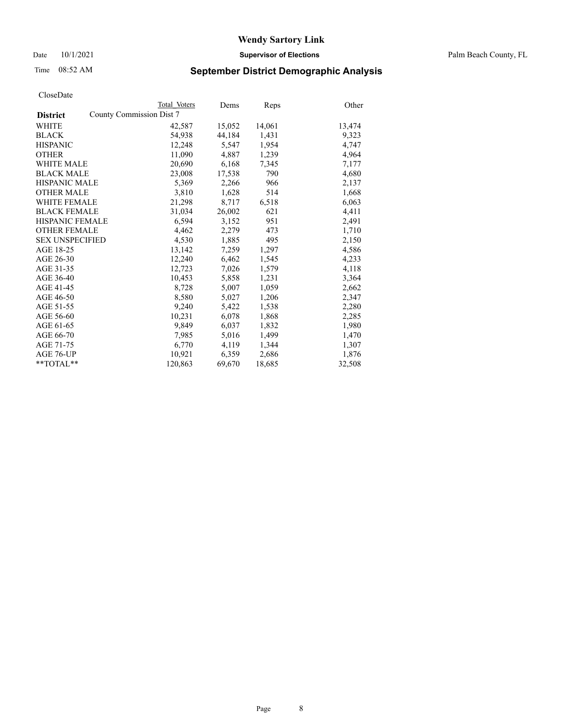# Wendy Sartory Link

Date 10/1/2021 **Supervisor of Elections** Palm Beach County, FL

Time 08:52 AM

## September District Demographic Analysis

CloseDate

| District | Total Voters | Dems | Reps | Other |
|---|---|---|---|---|
| County Commission Dist 7 | | | | |
| WHITE | 42,587 | 15,052 | 14,061 | 13,474 |
| BLACK | 54,938 | 44,184 | 1,431 | 9,323 |
| HISPANIC | 12,248 | 5,547 | 1,954 | 4,747 |
| OTHER | 11,090 | 4,887 | 1,239 | 4,964 |
| WHITE MALE | 20,690 | 6,168 | 7,345 | 7,177 |
| BLACK MALE | 23,008 | 17,538 | 790 | 4,680 |
| HISPANIC MALE | 5,369 | 2,266 | 966 | 2,137 |
| OTHER MALE | 3,810 | 1,628 | 514 | 1,668 |
| WHITE FEMALE | 21,298 | 8,717 | 6,518 | 6,063 |
| BLACK FEMALE | 31,034 | 26,002 | 621 | 4,411 |
| HISPANIC FEMALE | 6,594 | 3,152 | 951 | 2,491 |
| OTHER FEMALE | 4,462 | 2,279 | 473 | 1,710 |
| SEX UNSPECIFIED | 4,530 | 1,885 | 495 | 2,150 |
| AGE 18-25 | 13,142 | 7,259 | 1,297 | 4,586 |
| AGE 26-30 | 12,240 | 6,462 | 1,545 | 4,233 |
| AGE 31-35 | 12,723 | 7,026 | 1,579 | 4,118 |
| AGE 36-40 | 10,453 | 5,858 | 1,231 | 3,364 |
| AGE 41-45 | 8,728 | 5,007 | 1,059 | 2,662 |
| AGE 46-50 | 8,580 | 5,027 | 1,206 | 2,347 |
| AGE 51-55 | 9,240 | 5,422 | 1,538 | 2,280 |
| AGE 56-60 | 10,231 | 6,078 | 1,868 | 2,285 |
| AGE 61-65 | 9,849 | 6,037 | 1,832 | 1,980 |
| AGE 66-70 | 7,985 | 5,016 | 1,499 | 1,470 |
| AGE 71-75 | 6,770 | 4,119 | 1,344 | 1,307 |
| AGE 76-UP | 10,921 | 6,359 | 2,686 | 1,876 |
| **TOTAL** | 120,863 | 69,670 | 18,685 | 32,508 |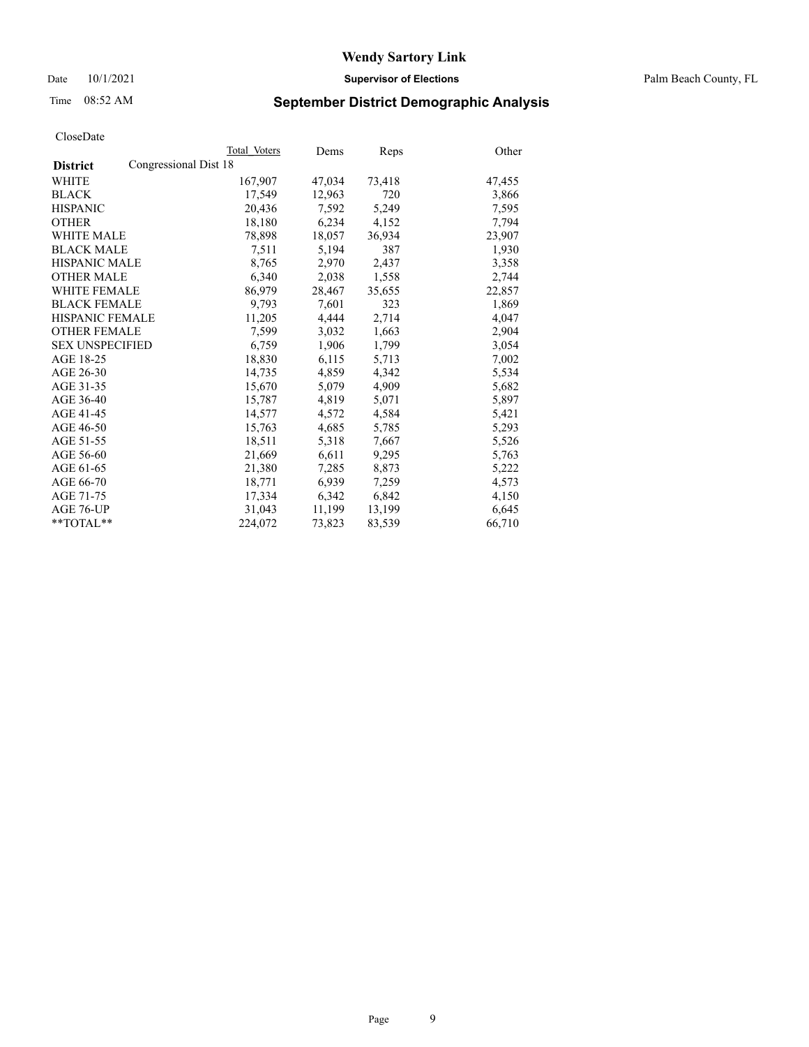# Wendy Sartory Link

Date 10/1/2021 **Supervisor of Elections** Palm Beach County, FL

Time 08:52 AM

## September District Demographic Analysis

CloseDate

| **District** | Total Voters | Dems | Reps | Other |
|---|---|---|---|---|
| Congressional Dist 18 | | | | |
| WHITE | 167,907 | 47,034 | 73,418 | 47,455 |
| BLACK | 17,549 | 12,963 | 720 | 3,866 |
| HISPANIC | 20,436 | 7,592 | 5,249 | 7,595 |
| OTHER | 18,180 | 6,234 | 4,152 | 7,794 |
| WHITE MALE | 78,898 | 18,057 | 36,934 | 23,907 |
| BLACK MALE | 7,511 | 5,194 | 387 | 1,930 |
| HISPANIC MALE | 8,765 | 2,970 | 2,437 | 3,358 |
| OTHER MALE | 6,340 | 2,038 | 1,558 | 2,744 |
| WHITE FEMALE | 86,979 | 28,467 | 35,655 | 22,857 |
| BLACK FEMALE | 9,793 | 7,601 | 323 | 1,869 |
| HISPANIC FEMALE | 11,205 | 4,444 | 2,714 | 4,047 |
| OTHER FEMALE | 7,599 | 3,032 | 1,663 | 2,904 |
| SEX UNSPECIFIED | 6,759 | 1,906 | 1,799 | 3,054 |
| AGE 18-25 | 18,830 | 6,115 | 5,713 | 7,002 |
| AGE 26-30 | 14,735 | 4,859 | 4,342 | 5,534 |
| AGE 31-35 | 15,670 | 5,079 | 4,909 | 5,682 |
| AGE 36-40 | 15,787 | 4,819 | 5,071 | 5,897 |
| AGE 41-45 | 14,577 | 4,572 | 4,584 | 5,421 |
| AGE 46-50 | 15,763 | 4,685 | 5,785 | 5,293 |
| AGE 51-55 | 18,511 | 5,318 | 7,667 | 5,526 |
| AGE 56-60 | 21,669 | 6,611 | 9,295 | 5,763 |
| AGE 61-65 | 21,380 | 7,285 | 8,873 | 5,222 |
| AGE 66-70 | 18,771 | 6,939 | 7,259 | 4,573 |
| AGE 71-75 | 17,334 | 6,342 | 6,842 | 4,150 |
| AGE 76-UP | 31,043 | 11,199 | 13,199 | 6,645 |
| **TOTAL** | 224,072 | 73,823 | 83,539 | 66,710 |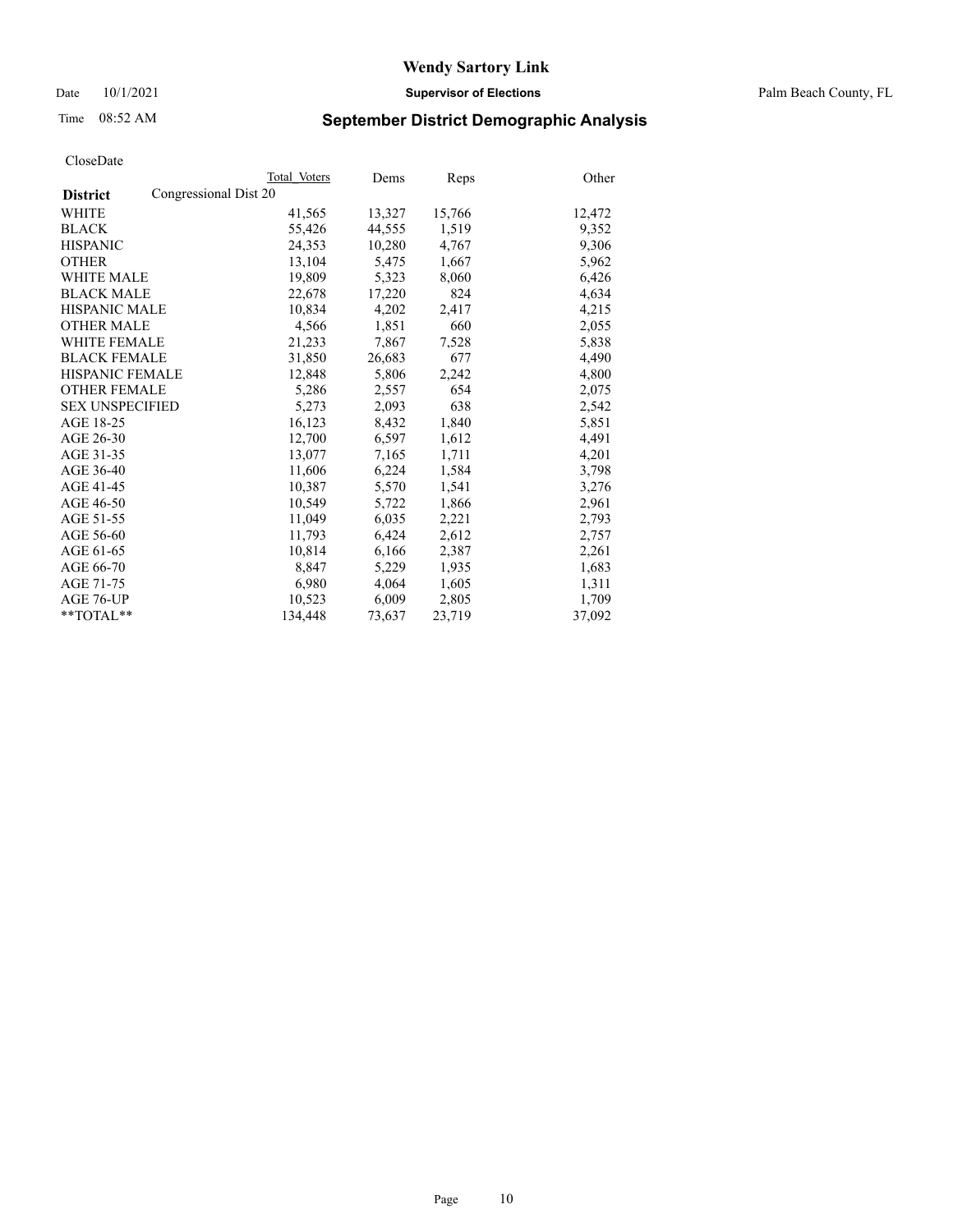# Wendy Sartory Link

Date 10/1/2021 **Supervisor of Elections** Palm Beach County, FL

Time 08:52 AM **September District Demographic Analysis**

CloseDate

| **District** | Congressional Dist 20 | Total Voters | Dems | Reps | Other |
|---|---|---|---|---|---|
| WHITE | | 41,565 | 13,327 | 15,766 | 12,472 |
| BLACK | | 55,426 | 44,555 | 1,519 | 9,352 |
| HISPANIC | | 24,353 | 10,280 | 4,767 | 9,306 |
| OTHER | | 13,104 | 5,475 | 1,667 | 5,962 |
| WHITE MALE | | 19,809 | 5,323 | 8,060 | 6,426 |
| BLACK MALE | | 22,678 | 17,220 | 824 | 4,634 |
| HISPANIC MALE | | 10,834 | 4,202 | 2,417 | 4,215 |
| OTHER MALE | | 4,566 | 1,851 | 660 | 2,055 |
| WHITE FEMALE | | 21,233 | 7,867 | 7,528 | 5,838 |
| BLACK FEMALE | | 31,850 | 26,683 | 677 | 4,490 |
| HISPANIC FEMALE | | 12,848 | 5,806 | 2,242 | 4,800 |
| OTHER FEMALE | | 5,286 | 2,557 | 654 | 2,075 |
| SEX UNSPECIFIED | | 5,273 | 2,093 | 638 | 2,542 |
| AGE 18-25 | | 16,123 | 8,432 | 1,840 | 5,851 |
| AGE 26-30 | | 12,700 | 6,597 | 1,612 | 4,491 |
| AGE 31-35 | | 13,077 | 7,165 | 1,711 | 4,201 |
| AGE 36-40 | | 11,606 | 6,224 | 1,584 | 3,798 |
| AGE 41-45 | | 10,387 | 5,570 | 1,541 | 3,276 |
| AGE 46-50 | | 10,549 | 5,722 | 1,866 | 2,961 |
| AGE 51-55 | | 11,049 | 6,035 | 2,221 | 2,793 |
| AGE 56-60 | | 11,793 | 6,424 | 2,612 | 2,757 |
| AGE 61-65 | | 10,814 | 6,166 | 2,387 | 2,261 |
| AGE 66-70 | | 8,847 | 5,229 | 1,935 | 1,683 |
| AGE 71-75 | | 6,980 | 4,064 | 1,605 | 1,311 |
| AGE 76-UP | | 10,523 | 6,009 | 2,805 | 1,709 |
| **TOTAL** | | 134,448 | 73,637 | 23,719 | 37,092 |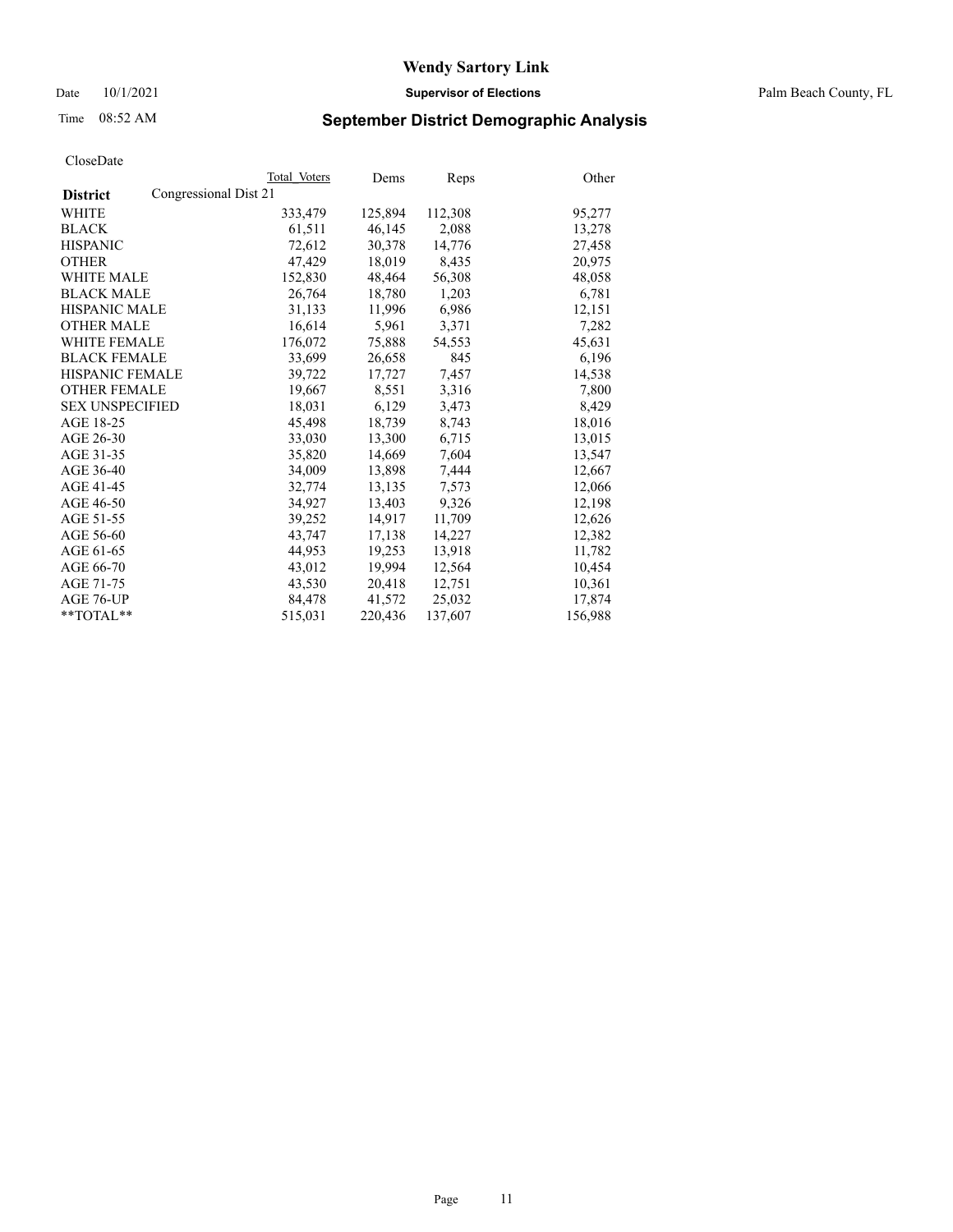# Wendy Sartory Link

Date 10/1/2021 **Supervisor of Elections** Palm Beach County, FL

Time 08:52 AM

## September District Demographic Analysis

CloseDate

| | Total Voters | Dems | Reps | Other |
|---|---|---|---|---|
| **District** Congressional Dist 21 | | | | |
| WHITE | 333,479 | 125,894 | 112,308 | 95,277 |
| BLACK | 61,511 | 46,145 | 2,088 | 13,278 |
| HISPANIC | 72,612 | 30,378 | 14,776 | 27,458 |
| OTHER | 47,429 | 18,019 | 8,435 | 20,975 |
| WHITE MALE | 152,830 | 48,464 | 56,308 | 48,058 |
| BLACK MALE | 26,764 | 18,780 | 1,203 | 6,781 |
| HISPANIC MALE | 31,133 | 11,996 | 6,986 | 12,151 |
| OTHER MALE | 16,614 | 5,961 | 3,371 | 7,282 |
| WHITE FEMALE | 176,072 | 75,888 | 54,553 | 45,631 |
| BLACK FEMALE | 33,699 | 26,658 | 845 | 6,196 |
| HISPANIC FEMALE | 39,722 | 17,727 | 7,457 | 14,538 |
| OTHER FEMALE | 19,667 | 8,551 | 3,316 | 7,800 |
| SEX UNSPECIFIED | 18,031 | 6,129 | 3,473 | 8,429 |
| AGE 18-25 | 45,498 | 18,739 | 8,743 | 18,016 |
| AGE 26-30 | 33,030 | 13,300 | 6,715 | 13,015 |
| AGE 31-35 | 35,820 | 14,669 | 7,604 | 13,547 |
| AGE 36-40 | 34,009 | 13,898 | 7,444 | 12,667 |
| AGE 41-45 | 32,774 | 13,135 | 7,573 | 12,066 |
| AGE 46-50 | 34,927 | 13,403 | 9,326 | 12,198 |
| AGE 51-55 | 39,252 | 14,917 | 11,709 | 12,626 |
| AGE 56-60 | 43,747 | 17,138 | 14,227 | 12,382 |
| AGE 61-65 | 44,953 | 19,253 | 13,918 | 11,782 |
| AGE 66-70 | 43,012 | 19,994 | 12,564 | 10,454 |
| AGE 71-75 | 43,530 | 20,418 | 12,751 | 10,361 |
| AGE 76-UP | 84,478 | 41,572 | 25,032 | 17,874 |
| **TOTAL** | 515,031 | 220,436 | 137,607 | 156,988 |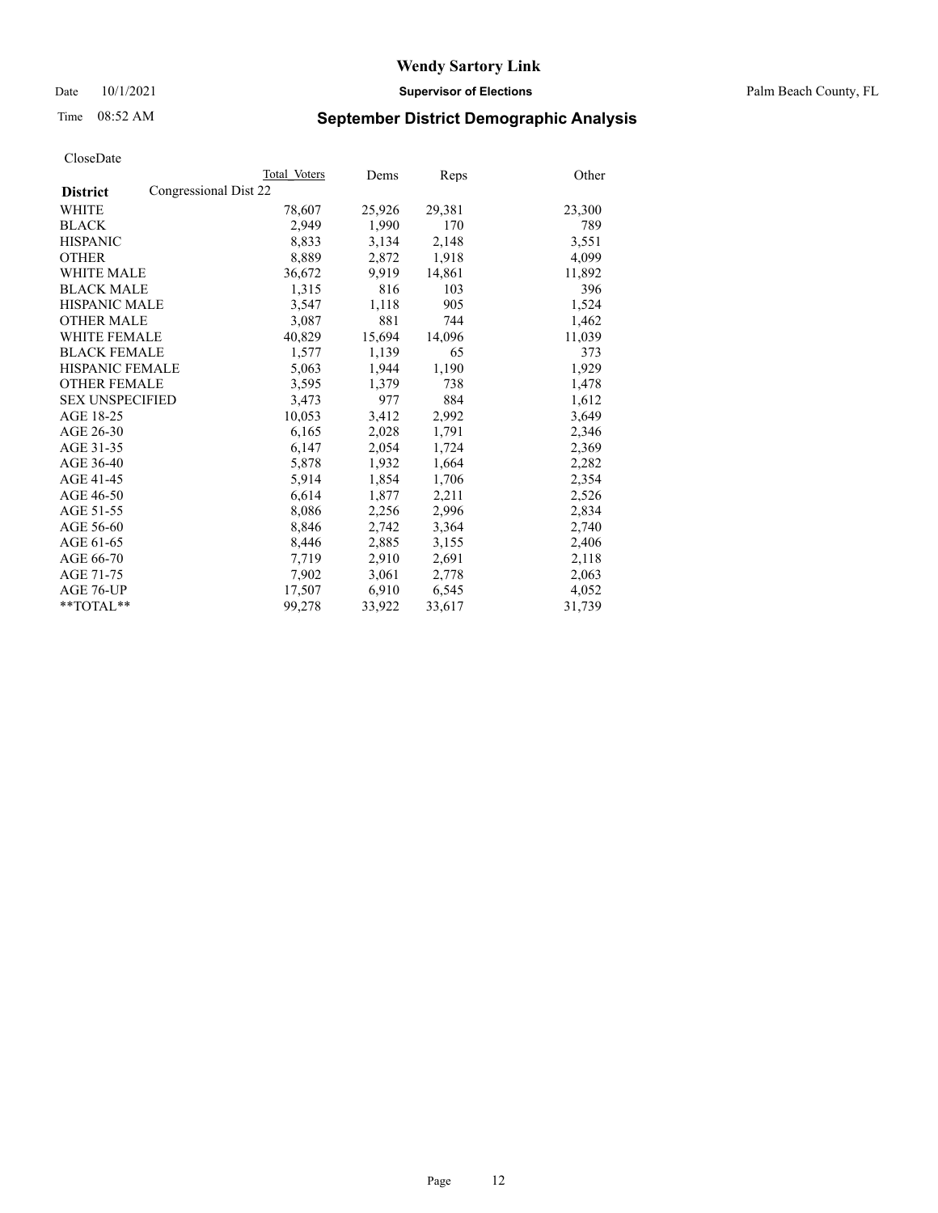# Wendy Sartory Link

Date 10/1/2021 **Supervisor of Elections** Palm Beach County, FL

Time 08:52 AM **September District Demographic Analysis**

CloseDate

| **District** | Congressional Dist 22 | Total Voters | Dems | Reps | Other |
|---|---|---|---|---|---|
| WHITE | | 78,607 | 25,926 | 29,381 | 23,300 |
| BLACK | | 2,949 | 1,990 | 170 | 789 |
| HISPANIC | | 8,833 | 3,134 | 2,148 | 3,551 |
| OTHER | | 8,889 | 2,872 | 1,918 | 4,099 |
| WHITE MALE | | 36,672 | 9,919 | 14,861 | 11,892 |
| BLACK MALE | | 1,315 | 816 | 103 | 396 |
| HISPANIC MALE | | 3,547 | 1,118 | 905 | 1,524 |
| OTHER MALE | | 3,087 | 881 | 744 | 1,462 |
| WHITE FEMALE | | 40,829 | 15,694 | 14,096 | 11,039 |
| BLACK FEMALE | | 1,577 | 1,139 | 65 | 373 |
| HISPANIC FEMALE | | 5,063 | 1,944 | 1,190 | 1,929 |
| OTHER FEMALE | | 3,595 | 1,379 | 738 | 1,478 |
| SEX UNSPECIFIED | | 3,473 | 977 | 884 | 1,612 |
| AGE 18-25 | | 10,053 | 3,412 | 2,992 | 3,649 |
| AGE 26-30 | | 6,165 | 2,028 | 1,791 | 2,346 |
| AGE 31-35 | | 6,147 | 2,054 | 1,724 | 2,369 |
| AGE 36-40 | | 5,878 | 1,932 | 1,664 | 2,282 |
| AGE 41-45 | | 5,914 | 1,854 | 1,706 | 2,354 |
| AGE 46-50 | | 6,614 | 1,877 | 2,211 | 2,526 |
| AGE 51-55 | | 8,086 | 2,256 | 2,996 | 2,834 |
| AGE 56-60 | | 8,846 | 2,742 | 3,364 | 2,740 |
| AGE 61-65 | | 8,446 | 2,885 | 3,155 | 2,406 |
| AGE 66-70 | | 7,719 | 2,910 | 2,691 | 2,118 |
| AGE 71-75 | | 7,902 | 3,061 | 2,778 | 2,063 |
| AGE 76-UP | | 17,507 | 6,910 | 6,545 | 4,052 |
| **TOTAL** | | 99,278 | 33,922 | 33,617 | 31,739 |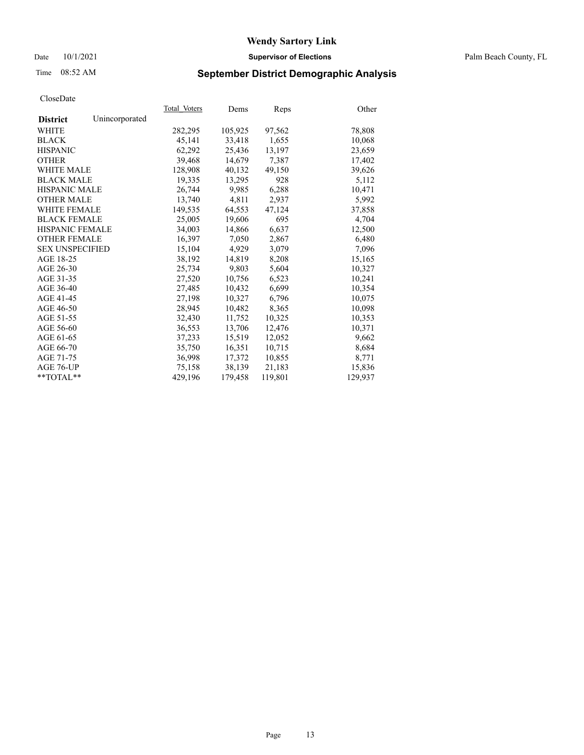# Wendy Sartory Link

Date 10/1/2021 **Supervisor of Elections** Palm Beach County, FL

Time 08:52 AM **September District Demographic Analysis**

CloseDate

| **District** Unincorporated | Total Voters | Dems | Reps | Other |
|---|---|---|---|---|
| WHITE | 282,295 | 105,925 | 97,562 | 78,808 |
| BLACK | 45,141 | 33,418 | 1,655 | 10,068 |
| HISPANIC | 62,292 | 25,436 | 13,197 | 23,659 |
| OTHER | 39,468 | 14,679 | 7,387 | 17,402 |
| WHITE MALE | 128,908 | 40,132 | 49,150 | 39,626 |
| BLACK MALE | 19,335 | 13,295 | 928 | 5,112 |
| HISPANIC MALE | 26,744 | 9,985 | 6,288 | 10,471 |
| OTHER MALE | 13,740 | 4,811 | 2,937 | 5,992 |
| WHITE FEMALE | 149,535 | 64,553 | 47,124 | 37,858 |
| BLACK FEMALE | 25,005 | 19,606 | 695 | 4,704 |
| HISPANIC FEMALE | 34,003 | 14,866 | 6,637 | 12,500 |
| OTHER FEMALE | 16,397 | 7,050 | 2,867 | 6,480 |
| SEX UNSPECIFIED | 15,104 | 4,929 | 3,079 | 7,096 |
| AGE 18-25 | 38,192 | 14,819 | 8,208 | 15,165 |
| AGE 26-30 | 25,734 | 9,803 | 5,604 | 10,327 |
| AGE 31-35 | 27,520 | 10,756 | 6,523 | 10,241 |
| AGE 36-40 | 27,485 | 10,432 | 6,699 | 10,354 |
| AGE 41-45 | 27,198 | 10,327 | 6,796 | 10,075 |
| AGE 46-50 | 28,945 | 10,482 | 8,365 | 10,098 |
| AGE 51-55 | 32,430 | 11,752 | 10,325 | 10,353 |
| AGE 56-60 | 36,553 | 13,706 | 12,476 | 10,371 |
| AGE 61-65 | 37,233 | 15,519 | 12,052 | 9,662 |
| AGE 66-70 | 35,750 | 16,351 | 10,715 | 8,684 |
| AGE 71-75 | 36,998 | 17,372 | 10,855 | 8,771 |
| AGE 76-UP | 75,158 | 38,139 | 21,183 | 15,836 |
| **TOTAL** | 429,196 | 179,458 | 119,801 | 129,937 |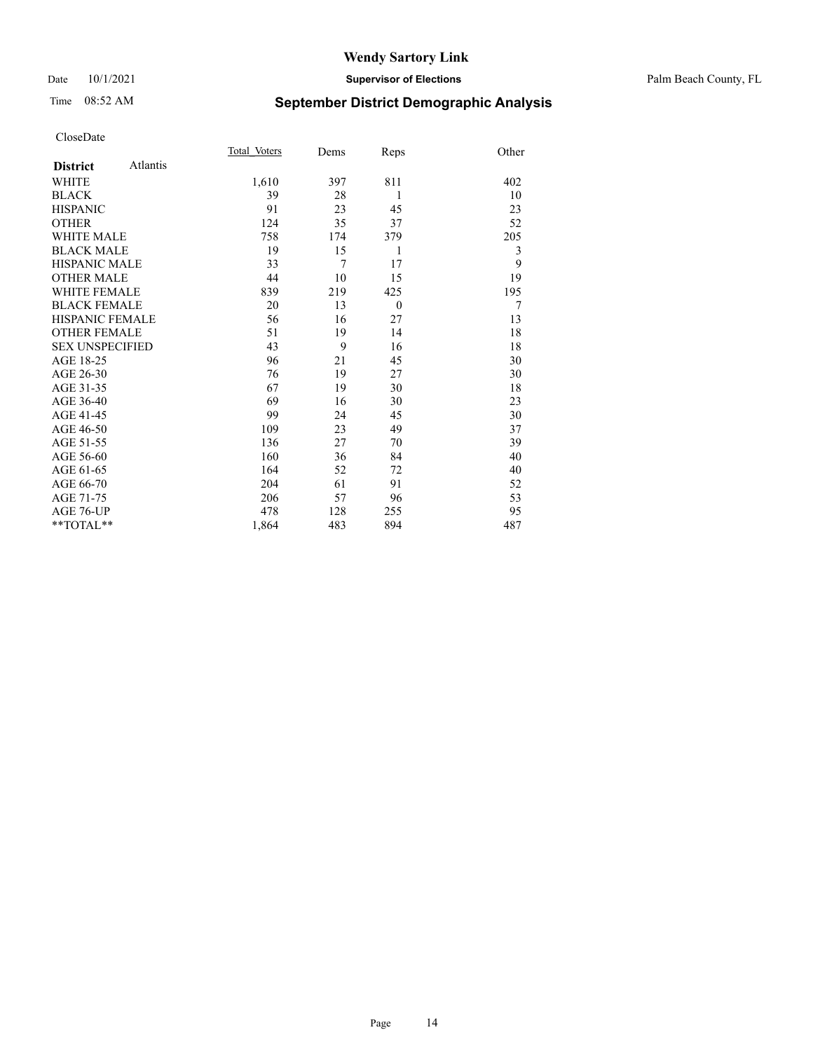CloseDate

| District Atlantis | Total_Voters | Dems | Reps | Other |
|---|---|---|---|---|
| WHITE | 1,610 | 397 | 811 | 402 |
| BLACK | 39 | 28 | 1 | 10 |
| HISPANIC | 91 | 23 | 45 | 23 |
| OTHER | 124 | 35 | 37 | 52 |
| WHITE MALE | 758 | 174 | 379 | 205 |
| BLACK MALE | 19 | 15 | 1 | 3 |
| HISPANIC MALE | 33 | 7 | 17 | 9 |
| OTHER MALE | 44 | 10 | 15 | 19 |
| WHITE FEMALE | 839 | 219 | 425 | 195 |
| BLACK FEMALE | 20 | 13 | 0 | 7 |
| HISPANIC FEMALE | 56 | 16 | 27 | 13 |
| OTHER FEMALE | 51 | 19 | 14 | 18 |
| SEX UNSPECIFIED | 43 | 9 | 16 | 18 |
| AGE 18-25 | 96 | 21 | 45 | 30 |
| AGE 26-30 | 76 | 19 | 27 | 30 |
| AGE 31-35 | 67 | 19 | 30 | 18 |
| AGE 36-40 | 69 | 16 | 30 | 23 |
| AGE 41-45 | 99 | 24 | 45 | 30 |
| AGE 46-50 | 109 | 23 | 49 | 37 |
| AGE 51-55 | 136 | 27 | 70 | 39 |
| AGE 56-60 | 160 | 36 | 84 | 40 |
| AGE 61-65 | 164 | 52 | 72 | 40 |
| AGE 66-70 | 204 | 61 | 91 | 52 |
| AGE 71-75 | 206 | 57 | 96 | 53 |
| AGE 76-UP | 478 | 128 | 255 | 95 |
| **TOTAL** | 1,864 | 483 | 894 | 487 |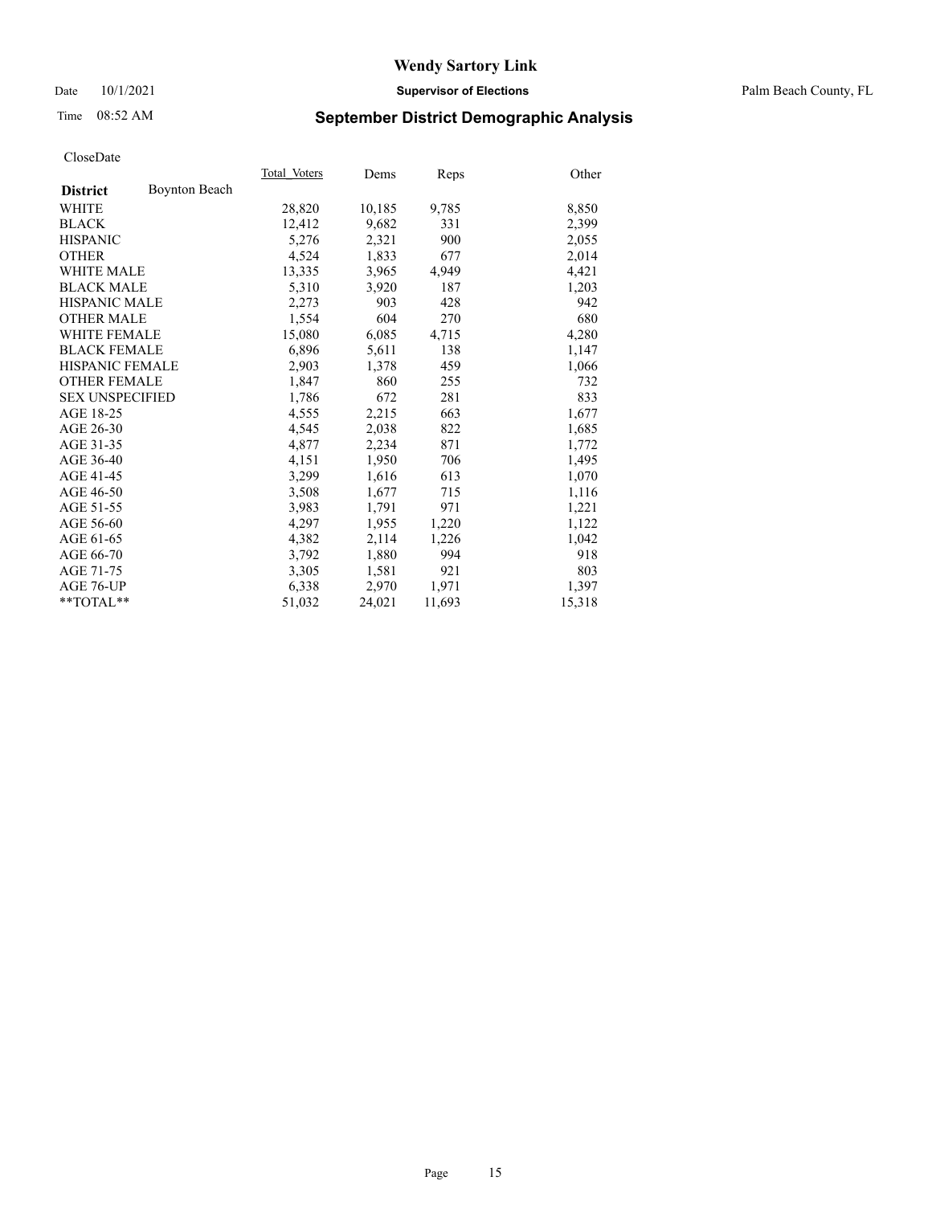# Wendy Sartory Link

Date 10/1/2021 **Supervisor of Elections** Palm Beach County, FL

Time 08:52 AM **September District Demographic Analysis**

CloseDate

| **District** Boynton Beach | Total_Voters | Dems | Reps | Other |
|---|---|---|---|---|
| WHITE | 28,820 | 10,185 | 9,785 | 8,850 |
| BLACK | 12,412 | 9,682 | 331 | 2,399 |
| HISPANIC | 5,276 | 2,321 | 900 | 2,055 |
| OTHER | 4,524 | 1,833 | 677 | 2,014 |
| WHITE MALE | 13,335 | 3,965 | 4,949 | 4,421 |
| BLACK MALE | 5,310 | 3,920 | 187 | 1,203 |
| HISPANIC MALE | 2,273 | 903 | 428 | 942 |
| OTHER MALE | 1,554 | 604 | 270 | 680 |
| WHITE FEMALE | 15,080 | 6,085 | 4,715 | 4,280 |
| BLACK FEMALE | 6,896 | 5,611 | 138 | 1,147 |
| HISPANIC FEMALE | 2,903 | 1,378 | 459 | 1,066 |
| OTHER FEMALE | 1,847 | 860 | 255 | 732 |
| SEX UNSPECIFIED | 1,786 | 672 | 281 | 833 |
| AGE 18-25 | 4,555 | 2,215 | 663 | 1,677 |
| AGE 26-30 | 4,545 | 2,038 | 822 | 1,685 |
| AGE 31-35 | 4,877 | 2,234 | 871 | 1,772 |
| AGE 36-40 | 4,151 | 1,950 | 706 | 1,495 |
| AGE 41-45 | 3,299 | 1,616 | 613 | 1,070 |
| AGE 46-50 | 3,508 | 1,677 | 715 | 1,116 |
| AGE 51-55 | 3,983 | 1,791 | 971 | 1,221 |
| AGE 56-60 | 4,297 | 1,955 | 1,220 | 1,122 |
| AGE 61-65 | 4,382 | 2,114 | 1,226 | 1,042 |
| AGE 66-70 | 3,792 | 1,880 | 994 | 918 |
| AGE 71-75 | 3,305 | 1,581 | 921 | 803 |
| AGE 76-UP | 6,338 | 2,970 | 1,971 | 1,397 |
| **TOTAL** | 51,032 | 24,021 | 11,693 | 15,318 |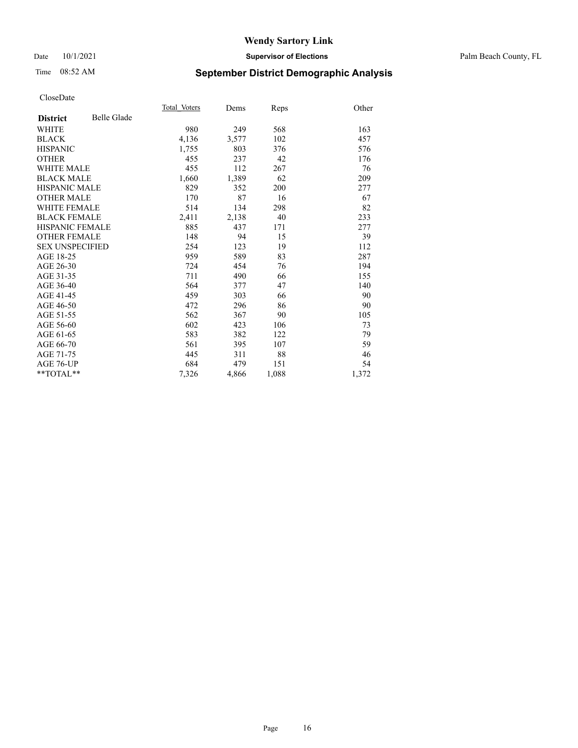# Wendy Sartory Link

Date 10/1/2021 **Supervisor of Elections** Palm Beach County, FL

Time 08:52 AM **September District Demographic Analysis**

CloseDate

| **District** Belle Glade | Total_Voters | Dems | Reps | Other |
|---|---|---|---|---|
| WHITE | 980 | 249 | 568 | 163 |
| BLACK | 4,136 | 3,577 | 102 | 457 |
| HISPANIC | 1,755 | 803 | 376 | 576 |
| OTHER | 455 | 237 | 42 | 176 |
| WHITE MALE | 455 | 112 | 267 | 76 |
| BLACK MALE | 1,660 | 1,389 | 62 | 209 |
| HISPANIC MALE | 829 | 352 | 200 | 277 |
| OTHER MALE | 170 | 87 | 16 | 67 |
| WHITE FEMALE | 514 | 134 | 298 | 82 |
| BLACK FEMALE | 2,411 | 2,138 | 40 | 233 |
| HISPANIC FEMALE | 885 | 437 | 171 | 277 |
| OTHER FEMALE | 148 | 94 | 15 | 39 |
| SEX UNSPECIFIED | 254 | 123 | 19 | 112 |
| AGE 18-25 | 959 | 589 | 83 | 287 |
| AGE 26-30 | 724 | 454 | 76 | 194 |
| AGE 31-35 | 711 | 490 | 66 | 155 |
| AGE 36-40 | 564 | 377 | 47 | 140 |
| AGE 41-45 | 459 | 303 | 66 | 90 |
| AGE 46-50 | 472 | 296 | 86 | 90 |
| AGE 51-55 | 562 | 367 | 90 | 105 |
| AGE 56-60 | 602 | 423 | 106 | 73 |
| AGE 61-65 | 583 | 382 | 122 | 79 |
| AGE 66-70 | 561 | 395 | 107 | 59 |
| AGE 71-75 | 445 | 311 | 88 | 46 |
| AGE 76-UP | 684 | 479 | 151 | 54 |
| **TOTAL** | 7,326 | 4,866 | 1,088 | 1,372 |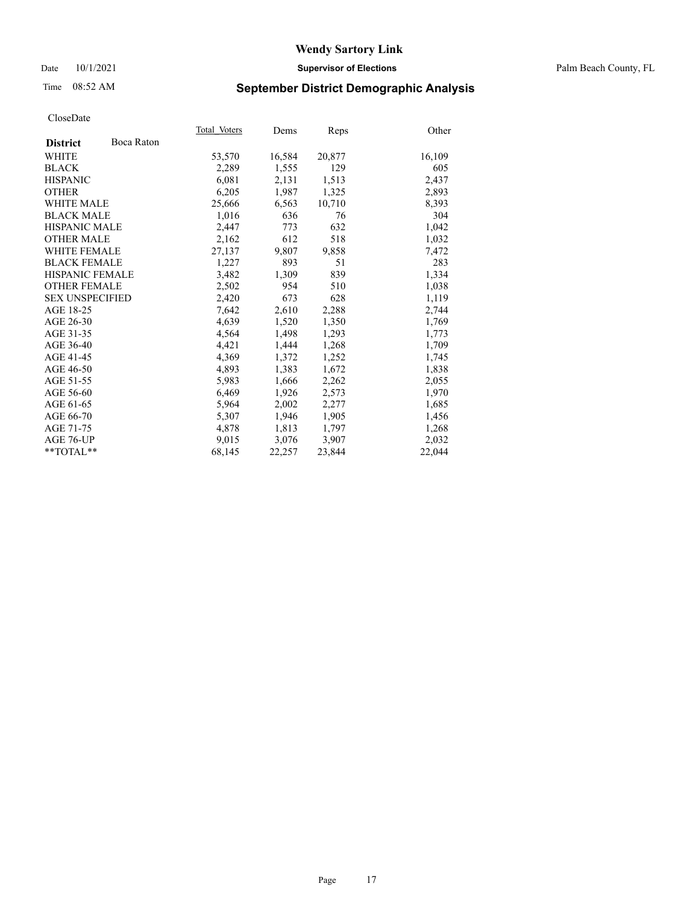# Wendy Sartory Link

Date 10/1/2021 **Supervisor of Elections** Palm Beach County, FL

Time 08:52 AM **September District Demographic Analysis**

CloseDate

| **District** Boca Raton | Total Voters | Dems | Reps | Other |
|---|---|---|---|---|
| WHITE | 53,570 | 16,584 | 20,877 | 16,109 |
| BLACK | 2,289 | 1,555 | 129 | 605 |
| HISPANIC | 6,081 | 2,131 | 1,513 | 2,437 |
| OTHER | 6,205 | 1,987 | 1,325 | 2,893 |
| WHITE MALE | 25,666 | 6,563 | 10,710 | 8,393 |
| BLACK MALE | 1,016 | 636 | 76 | 304 |
| HISPANIC MALE | 2,447 | 773 | 632 | 1,042 |
| OTHER MALE | 2,162 | 612 | 518 | 1,032 |
| WHITE FEMALE | 27,137 | 9,807 | 9,858 | 7,472 |
| BLACK FEMALE | 1,227 | 893 | 51 | 283 |
| HISPANIC FEMALE | 3,482 | 1,309 | 839 | 1,334 |
| OTHER FEMALE | 2,502 | 954 | 510 | 1,038 |
| SEX UNSPECIFIED | 2,420 | 673 | 628 | 1,119 |
| AGE 18-25 | 7,642 | 2,610 | 2,288 | 2,744 |
| AGE 26-30 | 4,639 | 1,520 | 1,350 | 1,769 |
| AGE 31-35 | 4,564 | 1,498 | 1,293 | 1,773 |
| AGE 36-40 | 4,421 | 1,444 | 1,268 | 1,709 |
| AGE 41-45 | 4,369 | 1,372 | 1,252 | 1,745 |
| AGE 46-50 | 4,893 | 1,383 | 1,672 | 1,838 |
| AGE 51-55 | 5,983 | 1,666 | 2,262 | 2,055 |
| AGE 56-60 | 6,469 | 1,926 | 2,573 | 1,970 |
| AGE 61-65 | 5,964 | 2,002 | 2,277 | 1,685 |
| AGE 66-70 | 5,307 | 1,946 | 1,905 | 1,456 |
| AGE 71-75 | 4,878 | 1,813 | 1,797 | 1,268 |
| AGE 76-UP | 9,015 | 3,076 | 3,907 | 2,032 |
| **TOTAL** | 68,145 | 22,257 | 23,844 | 22,044 |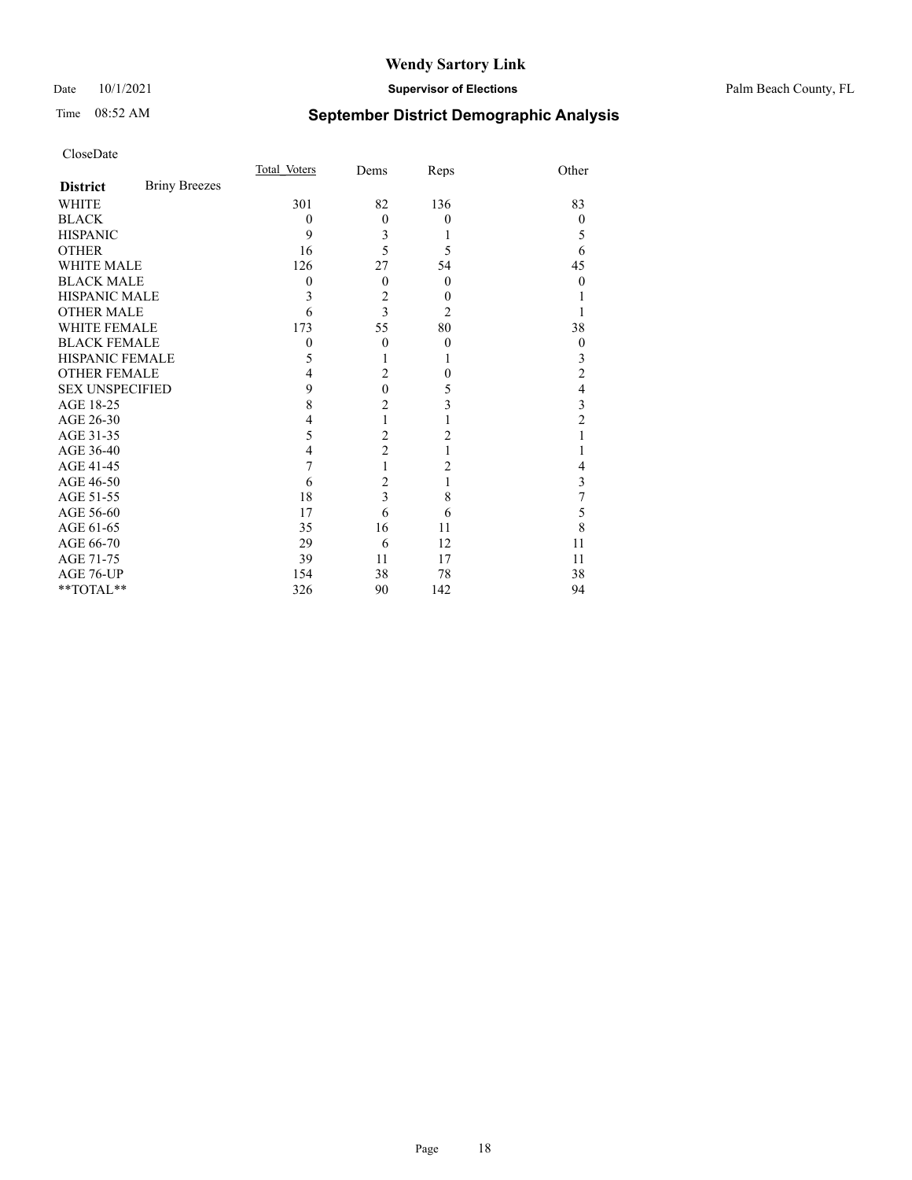# Wendy Sartory Link

Date 10/1/2021 **Supervisor of Elections** Palm Beach County, FL

Time 08:52 AM

## September District Demographic Analysis

CloseDate

| **District** Briny Breezes | Total Voters | Dems | Reps | Other |
|---|---|---|---|---|
| WHITE | 301 | 82 | 136 | 83 |
| BLACK | 0 | 0 | 0 | 0 |
| HISPANIC | 9 | 3 | 1 | 5 |
| OTHER | 16 | 5 | 5 | 6 |
| WHITE MALE | 126 | 27 | 54 | 45 |
| BLACK MALE | 0 | 0 | 0 | 0 |
| HISPANIC MALE | 3 | 2 | 0 | 1 |
| OTHER MALE | 6 | 3 | 2 | 1 |
| WHITE FEMALE | 173 | 55 | 80 | 38 |
| BLACK FEMALE | 0 | 0 | 0 | 0 |
| HISPANIC FEMALE | 5 | 1 | 1 | 3 |
| OTHER FEMALE | 4 | 2 | 0 | 2 |
| SEX UNSPECIFIED | 9 | 0 | 5 | 4 |
| AGE 18-25 | 8 | 2 | 3 | 3 |
| AGE 26-30 | 4 | 1 | 1 | 2 |
| AGE 31-35 | 5 | 2 | 2 | 1 |
| AGE 36-40 | 4 | 2 | 1 | 1 |
| AGE 41-45 | 7 | 1 | 2 | 4 |
| AGE 46-50 | 6 | 2 | 1 | 3 |
| AGE 51-55 | 18 | 3 | 8 | 7 |
| AGE 56-60 | 17 | 6 | 6 | 5 |
| AGE 61-65 | 35 | 16 | 11 | 8 |
| AGE 66-70 | 29 | 6 | 12 | 11 |
| AGE 71-75 | 39 | 11 | 17 | 11 |
| AGE 76-UP | 154 | 38 | 78 | 38 |
| **TOTAL** | 326 | 90 | 142 | 94 |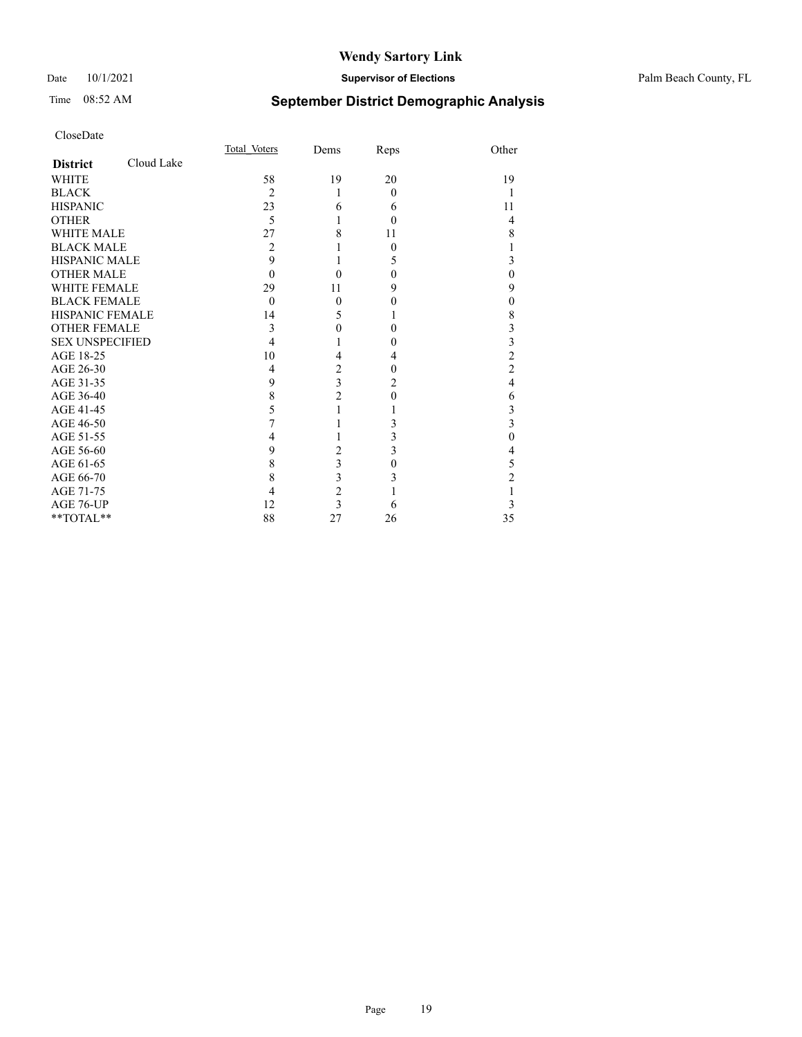Wendy Sartory Link

Date 10/1/2021 **Supervisor of Elections** Palm Beach County, FL

Time 08:52 AM **September District Demographic Analysis**

CloseDate

| **District** Cloud Lake | Total Voters | Dems | Reps | Other |
|---|---|---|---|---|
| WHITE | 58 | 19 | 20 | 19 |
| BLACK | 2 | 1 | 0 | 1 |
| HISPANIC | 23 | 6 | 6 | 11 |
| OTHER | 5 | 1 | 0 | 4 |
| WHITE MALE | 27 | 8 | 11 | 8 |
| BLACK MALE | 2 | 1 | 0 | 1 |
| HISPANIC MALE | 9 | 1 | 5 | 3 |
| OTHER MALE | 0 | 0 | 0 | 0 |
| WHITE FEMALE | 29 | 11 | 9 | 9 |
| BLACK FEMALE | 0 | 0 | 0 | 0 |
| HISPANIC FEMALE | 14 | 5 | 1 | 8 |
| OTHER FEMALE | 3 | 0 | 0 | 3 |
| SEX UNSPECIFIED | 4 | 1 | 0 | 3 |
| AGE 18-25 | 10 | 4 | 4 | 2 |
| AGE 26-30 | 4 | 2 | 0 | 2 |
| AGE 31-35 | 9 | 3 | 2 | 4 |
| AGE 36-40 | 8 | 2 | 0 | 6 |
| AGE 41-45 | 5 | 1 | 1 | 3 |
| AGE 46-50 | 7 | 1 | 3 | 3 |
| AGE 51-55 | 4 | 1 | 3 | 0 |
| AGE 56-60 | 9 | 2 | 3 | 4 |
| AGE 61-65 | 8 | 3 | 0 | 5 |
| AGE 66-70 | 8 | 3 | 3 | 2 |
| AGE 71-75 | 4 | 2 | 1 | 1 |
| AGE 76-UP | 12 | 3 | 6 | 3 |
| **TOTAL** | 88 | 27 | 26 | 35 |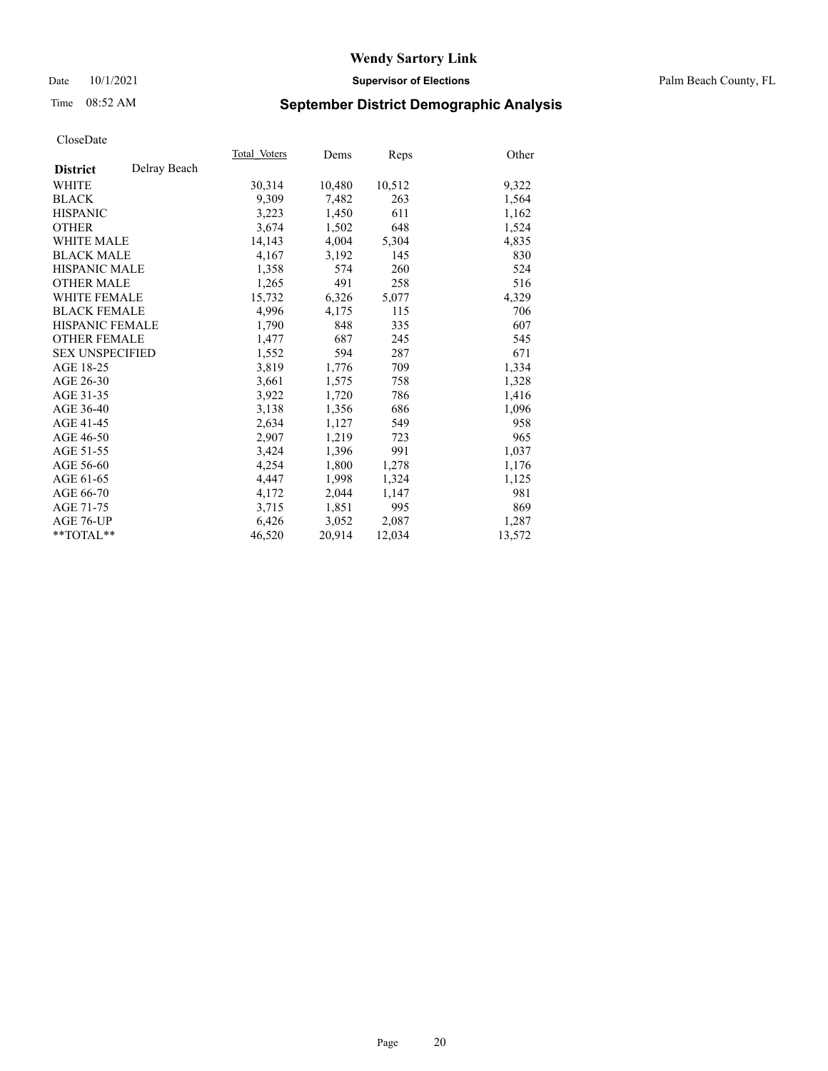# Wendy Sartory Link

Date 10/1/2021 **Supervisor of Elections** Palm Beach County, FL

Time 08:52 AM

## September District Demographic Analysis

CloseDate

| **District** Delray Beach | Total Voters | Dems | Reps | Other |
|---|---|---|---|---|
| WHITE | 30,314 | 10,480 | 10,512 | 9,322 |
| BLACK | 9,309 | 7,482 | 263 | 1,564 |
| HISPANIC | 3,223 | 1,450 | 611 | 1,162 |
| OTHER | 3,674 | 1,502 | 648 | 1,524 |
| WHITE MALE | 14,143 | 4,004 | 5,304 | 4,835 |
| BLACK MALE | 4,167 | 3,192 | 145 | 830 |
| HISPANIC MALE | 1,358 | 574 | 260 | 524 |
| OTHER MALE | 1,265 | 491 | 258 | 516 |
| WHITE FEMALE | 15,732 | 6,326 | 5,077 | 4,329 |
| BLACK FEMALE | 4,996 | 4,175 | 115 | 706 |
| HISPANIC FEMALE | 1,790 | 848 | 335 | 607 |
| OTHER FEMALE | 1,477 | 687 | 245 | 545 |
| SEX UNSPECIFIED | 1,552 | 594 | 287 | 671 |
| AGE 18-25 | 3,819 | 1,776 | 709 | 1,334 |
| AGE 26-30 | 3,661 | 1,575 | 758 | 1,328 |
| AGE 31-35 | 3,922 | 1,720 | 786 | 1,416 |
| AGE 36-40 | 3,138 | 1,356 | 686 | 1,096 |
| AGE 41-45 | 2,634 | 1,127 | 549 | 958 |
| AGE 46-50 | 2,907 | 1,219 | 723 | 965 |
| AGE 51-55 | 3,424 | 1,396 | 991 | 1,037 |
| AGE 56-60 | 4,254 | 1,800 | 1,278 | 1,176 |
| AGE 61-65 | 4,447 | 1,998 | 1,324 | 1,125 |
| AGE 66-70 | 4,172 | 2,044 | 1,147 | 981 |
| AGE 71-75 | 3,715 | 1,851 | 995 | 869 |
| AGE 76-UP | 6,426 | 3,052 | 2,087 | 1,287 |
| **TOTAL** | 46,520 | 20,914 | 12,034 | 13,572 |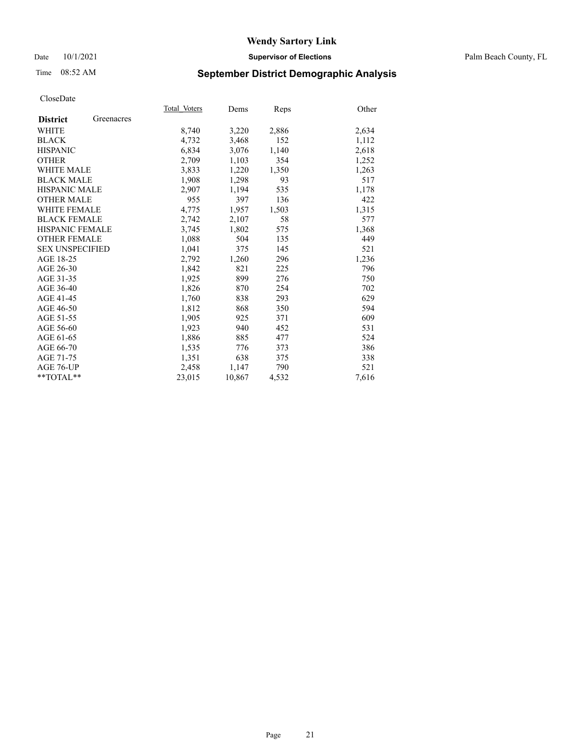CloseDate

| District | Greenacres | Total Voters | Dems | Reps | Other |
|---|---|---|---|---|---|
| WHITE | | 8,740 | 3,220 | 2,886 | 2,634 |
| BLACK | | 4,732 | 3,468 | 152 | 1,112 |
| HISPANIC | | 6,834 | 3,076 | 1,140 | 2,618 |
| OTHER | | 2,709 | 1,103 | 354 | 1,252 |
| WHITE MALE | | 3,833 | 1,220 | 1,350 | 1,263 |
| BLACK MALE | | 1,908 | 1,298 | 93 | 517 |
| HISPANIC MALE | | 2,907 | 1,194 | 535 | 1,178 |
| OTHER MALE | | 955 | 397 | 136 | 422 |
| WHITE FEMALE | | 4,775 | 1,957 | 1,503 | 1,315 |
| BLACK FEMALE | | 2,742 | 2,107 | 58 | 577 |
| HISPANIC FEMALE | | 3,745 | 1,802 | 575 | 1,368 |
| OTHER FEMALE | | 1,088 | 504 | 135 | 449 |
| SEX UNSPECIFIED | | 1,041 | 375 | 145 | 521 |
| AGE 18-25 | | 2,792 | 1,260 | 296 | 1,236 |
| AGE 26-30 | | 1,842 | 821 | 225 | 796 |
| AGE 31-35 | | 1,925 | 899 | 276 | 750 |
| AGE 36-40 | | 1,826 | 870 | 254 | 702 |
| AGE 41-45 | | 1,760 | 838 | 293 | 629 |
| AGE 46-50 | | 1,812 | 868 | 350 | 594 |
| AGE 51-55 | | 1,905 | 925 | 371 | 609 |
| AGE 56-60 | | 1,923 | 940 | 452 | 531 |
| AGE 61-65 | | 1,886 | 885 | 477 | 524 |
| AGE 66-70 | | 1,535 | 776 | 373 | 386 |
| AGE 71-75 | | 1,351 | 638 | 375 | 338 |
| AGE 76-UP | | 2,458 | 1,147 | 790 | 521 |
| **TOTAL** | | 23,015 | 10,867 | 4,532 | 7,616 |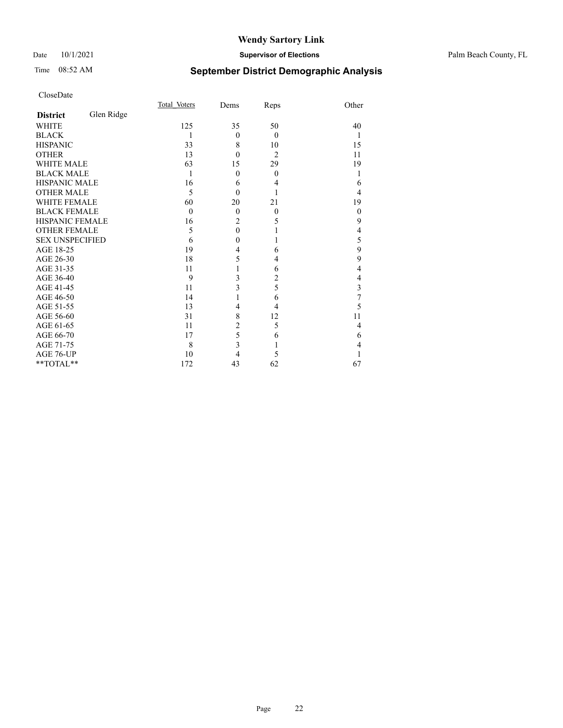# Wendy Sartory Link

Date 10/1/2021 **Supervisor of Elections** Palm Beach County, FL

Time 08:52 AM **September District Demographic Analysis**

CloseDate

| **District** Glen Ridge | Total_Voters | Dems | Reps | Other |
|---|---|---|---|---|
| WHITE | 125 | 35 | 50 | 40 |
| BLACK | 1 | 0 | 0 | 1 |
| HISPANIC | 33 | 8 | 10 | 15 |
| OTHER | 13 | 0 | 2 | 11 |
| WHITE MALE | 63 | 15 | 29 | 19 |
| BLACK MALE | 1 | 0 | 0 | 1 |
| HISPANIC MALE | 16 | 6 | 4 | 6 |
| OTHER MALE | 5 | 0 | 1 | 4 |
| WHITE FEMALE | 60 | 20 | 21 | 19 |
| BLACK FEMALE | 0 | 0 | 0 | 0 |
| HISPANIC FEMALE | 16 | 2 | 5 | 9 |
| OTHER FEMALE | 5 | 0 | 1 | 4 |
| SEX UNSPECIFIED | 6 | 0 | 1 | 5 |
| AGE 18-25 | 19 | 4 | 6 | 9 |
| AGE 26-30 | 18 | 5 | 4 | 9 |
| AGE 31-35 | 11 | 1 | 6 | 4 |
| AGE 36-40 | 9 | 3 | 2 | 4 |
| AGE 41-45 | 11 | 3 | 5 | 3 |
| AGE 46-50 | 14 | 1 | 6 | 7 |
| AGE 51-55 | 13 | 4 | 4 | 5 |
| AGE 56-60 | 31 | 8 | 12 | 11 |
| AGE 61-65 | 11 | 2 | 5 | 4 |
| AGE 66-70 | 17 | 5 | 6 | 6 |
| AGE 71-75 | 8 | 3 | 1 | 4 |
| AGE 76-UP | 10 | 4 | 5 | 1 |
| **TOTAL** | 172 | 43 | 62 | 67 |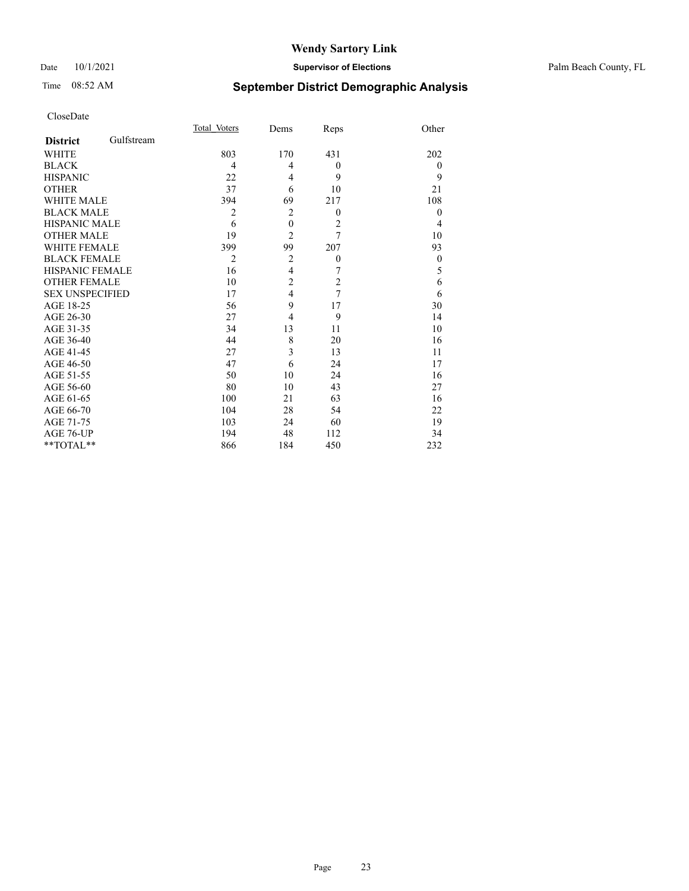CloseDate

| District | Gulfstream | Total_Voters | Dems | Reps | Other |
|---|---|---|---|---|---|
| WHITE | | 803 | 170 | 431 | 202 |
| BLACK | | 4 | 4 | 0 | 0 |
| HISPANIC | | 22 | 4 | 9 | 9 |
| OTHER | | 37 | 6 | 10 | 21 |
| WHITE MALE | | 394 | 69 | 217 | 108 |
| BLACK MALE | | 2 | 2 | 0 | 0 |
| HISPANIC MALE | | 6 | 0 | 2 | 4 |
| OTHER MALE | | 19 | 2 | 7 | 10 |
| WHITE FEMALE | | 399 | 99 | 207 | 93 |
| BLACK FEMALE | | 2 | 2 | 0 | 0 |
| HISPANIC FEMALE | | 16 | 4 | 7 | 5 |
| OTHER FEMALE | | 10 | 2 | 2 | 6 |
| SEX UNSPECIFIED | | 17 | 4 | 7 | 6 |
| AGE 18-25 | | 56 | 9 | 17 | 30 |
| AGE 26-30 | | 27 | 4 | 9 | 14 |
| AGE 31-35 | | 34 | 13 | 11 | 10 |
| AGE 36-40 | | 44 | 8 | 20 | 16 |
| AGE 41-45 | | 27 | 3 | 13 | 11 |
| AGE 46-50 | | 47 | 6 | 24 | 17 |
| AGE 51-55 | | 50 | 10 | 24 | 16 |
| AGE 56-60 | | 80 | 10 | 43 | 27 |
| AGE 61-65 | | 100 | 21 | 63 | 16 |
| AGE 66-70 | | 104 | 28 | 54 | 22 |
| AGE 71-75 | | 103 | 24 | 60 | 19 |
| AGE 76-UP | | 194 | 48 | 112 | 34 |
| **TOTAL** | | 866 | 184 | 450 | 232 |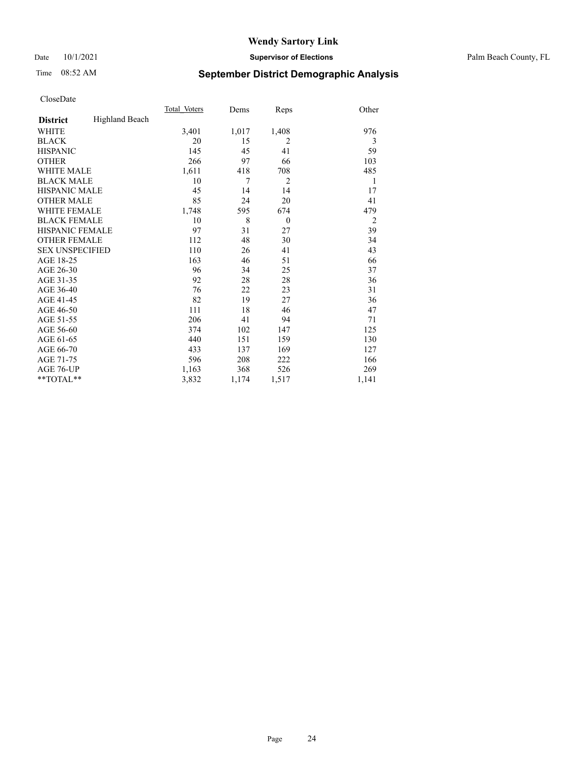# Wendy Sartory Link

Date 10/1/2021 **Supervisor of Elections** Palm Beach County, FL

Time 08:52 AM

## September District Demographic Analysis

CloseDate

| **District** Highland Beach | Total Voters | Dems | Reps | Other |
|---|---|---|---|---|
| WHITE | 3,401 | 1,017 | 1,408 | 976 |
| BLACK | 20 | 15 | 2 | 3 |
| HISPANIC | 145 | 45 | 41 | 59 |
| OTHER | 266 | 97 | 66 | 103 |
| WHITE MALE | 1,611 | 418 | 708 | 485 |
| BLACK MALE | 10 | 7 | 2 | 1 |
| HISPANIC MALE | 45 | 14 | 14 | 17 |
| OTHER MALE | 85 | 24 | 20 | 41 |
| WHITE FEMALE | 1,748 | 595 | 674 | 479 |
| BLACK FEMALE | 10 | 8 | 0 | 2 |
| HISPANIC FEMALE | 97 | 31 | 27 | 39 |
| OTHER FEMALE | 112 | 48 | 30 | 34 |
| SEX UNSPECIFIED | 110 | 26 | 41 | 43 |
| AGE 18-25 | 163 | 46 | 51 | 66 |
| AGE 26-30 | 96 | 34 | 25 | 37 |
| AGE 31-35 | 92 | 28 | 28 | 36 |
| AGE 36-40 | 76 | 22 | 23 | 31 |
| AGE 41-45 | 82 | 19 | 27 | 36 |
| AGE 46-50 | 111 | 18 | 46 | 47 |
| AGE 51-55 | 206 | 41 | 94 | 71 |
| AGE 56-60 | 374 | 102 | 147 | 125 |
| AGE 61-65 | 440 | 151 | 159 | 130 |
| AGE 66-70 | 433 | 137 | 169 | 127 |
| AGE 71-75 | 596 | 208 | 222 | 166 |
| AGE 76-UP | 1,163 | 368 | 526 | 269 |
| **TOTAL** | 3,832 | 1,174 | 1,517 | 1,141 |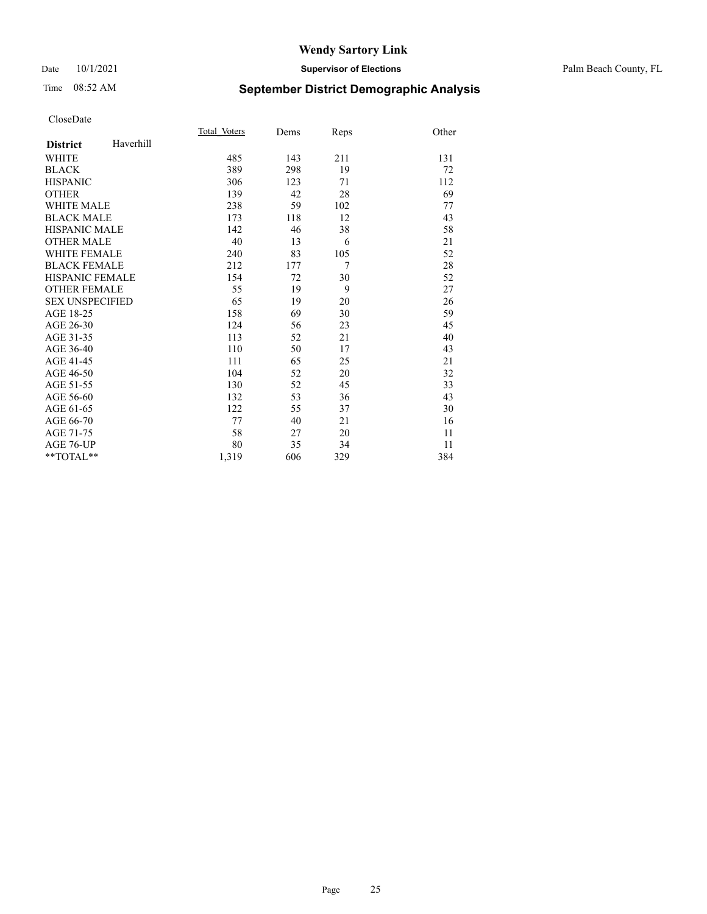# Wendy Sartory Link

Date 10/1/2021 **Supervisor of Elections** Palm Beach County, FL

Time 08:52 AM **September District Demographic Analysis**

CloseDate

| **District** Haverhill | Total Voters | Dems | Reps | Other |
|---|---|---|---|---|
| WHITE | 485 | 143 | 211 | 131 |
| BLACK | 389 | 298 | 19 | 72 |
| HISPANIC | 306 | 123 | 71 | 112 |
| OTHER | 139 | 42 | 28 | 69 |
| WHITE MALE | 238 | 59 | 102 | 77 |
| BLACK MALE | 173 | 118 | 12 | 43 |
| HISPANIC MALE | 142 | 46 | 38 | 58 |
| OTHER MALE | 40 | 13 | 6 | 21 |
| WHITE FEMALE | 240 | 83 | 105 | 52 |
| BLACK FEMALE | 212 | 177 | 7 | 28 |
| HISPANIC FEMALE | 154 | 72 | 30 | 52 |
| OTHER FEMALE | 55 | 19 | 9 | 27 |
| SEX UNSPECIFIED | 65 | 19 | 20 | 26 |
| AGE 18-25 | 158 | 69 | 30 | 59 |
| AGE 26-30 | 124 | 56 | 23 | 45 |
| AGE 31-35 | 113 | 52 | 21 | 40 |
| AGE 36-40 | 110 | 50 | 17 | 43 |
| AGE 41-45 | 111 | 65 | 25 | 21 |
| AGE 46-50 | 104 | 52 | 20 | 32 |
| AGE 51-55 | 130 | 52 | 45 | 33 |
| AGE 56-60 | 132 | 53 | 36 | 43 |
| AGE 61-65 | 122 | 55 | 37 | 30 |
| AGE 66-70 | 77 | 40 | 21 | 16 |
| AGE 71-75 | 58 | 27 | 20 | 11 |
| AGE 76-UP | 80 | 35 | 34 | 11 |
| **TOTAL** | 1,319 | 606 | 329 | 384 |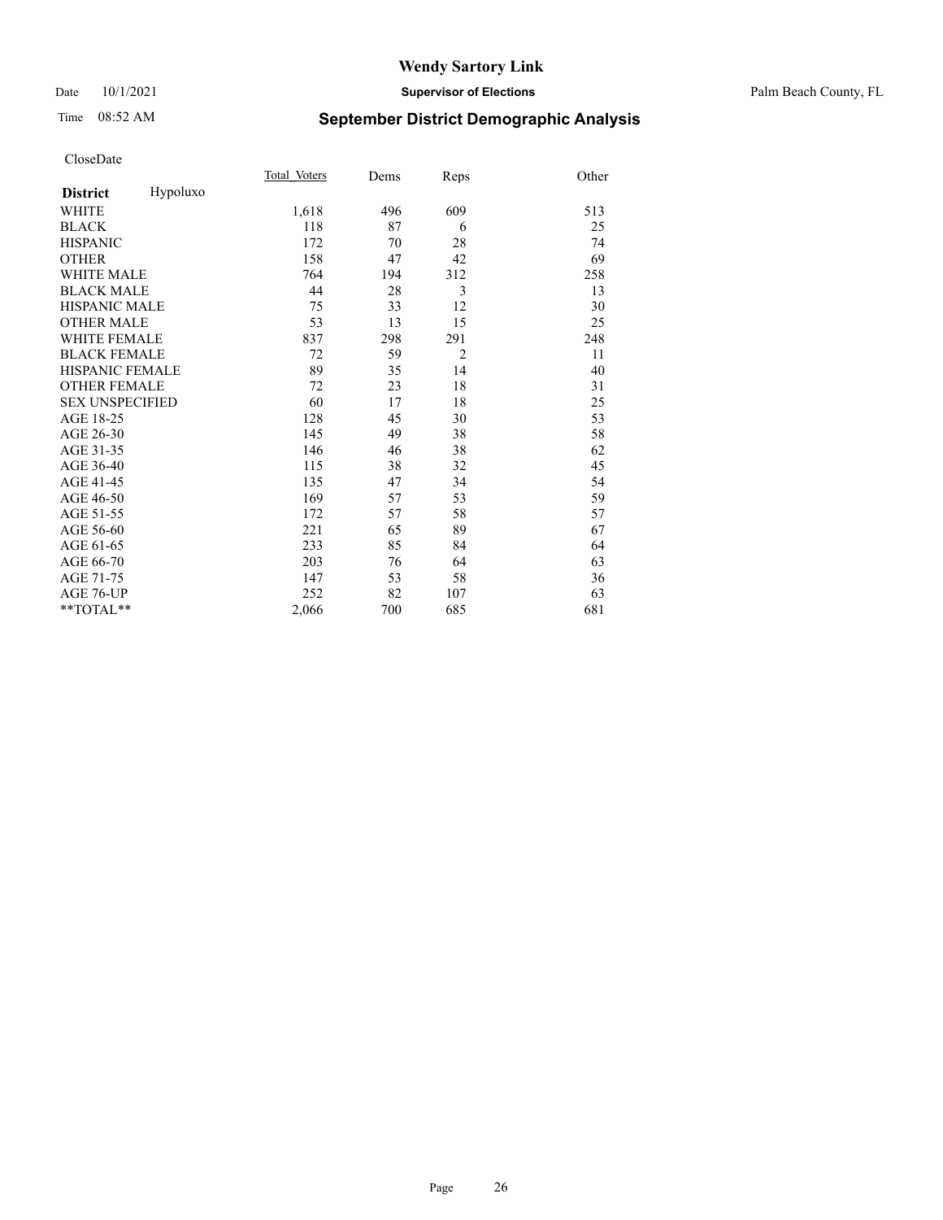# Wendy Sartory Link

Date 10/1/2021 **Supervisor of Elections** Palm Beach County, FL

Time 08:52 AM **September District Demographic Analysis**

CloseDate

| **District** Hypoluxo | Total_Voters | Dems | Reps | Other |
|---|---|---|---|---|
| WHITE | 1,618 | 496 | 609 | 513 |
| BLACK | 118 | 87 | 6 | 25 |
| HISPANIC | 172 | 70 | 28 | 74 |
| OTHER | 158 | 47 | 42 | 69 |
| WHITE MALE | 764 | 194 | 312 | 258 |
| BLACK MALE | 44 | 28 | 3 | 13 |
| HISPANIC MALE | 75 | 33 | 12 | 30 |
| OTHER MALE | 53 | 13 | 15 | 25 |
| WHITE FEMALE | 837 | 298 | 291 | 248 |
| BLACK FEMALE | 72 | 59 | 2 | 11 |
| HISPANIC FEMALE | 89 | 35 | 14 | 40 |
| OTHER FEMALE | 72 | 23 | 18 | 31 |
| SEX UNSPECIFIED | 60 | 17 | 18 | 25 |
| AGE 18-25 | 128 | 45 | 30 | 53 |
| AGE 26-30 | 145 | 49 | 38 | 58 |
| AGE 31-35 | 146 | 46 | 38 | 62 |
| AGE 36-40 | 115 | 38 | 32 | 45 |
| AGE 41-45 | 135 | 47 | 34 | 54 |
| AGE 46-50 | 169 | 57 | 53 | 59 |
| AGE 51-55 | 172 | 57 | 58 | 57 |
| AGE 56-60 | 221 | 65 | 89 | 67 |
| AGE 61-65 | 233 | 85 | 84 | 64 |
| AGE 66-70 | 203 | 76 | 64 | 63 |
| AGE 71-75 | 147 | 53 | 58 | 36 |
| AGE 76-UP | 252 | 82 | 107 | 63 |
| **TOTAL** | 2,066 | 700 | 685 | 681 |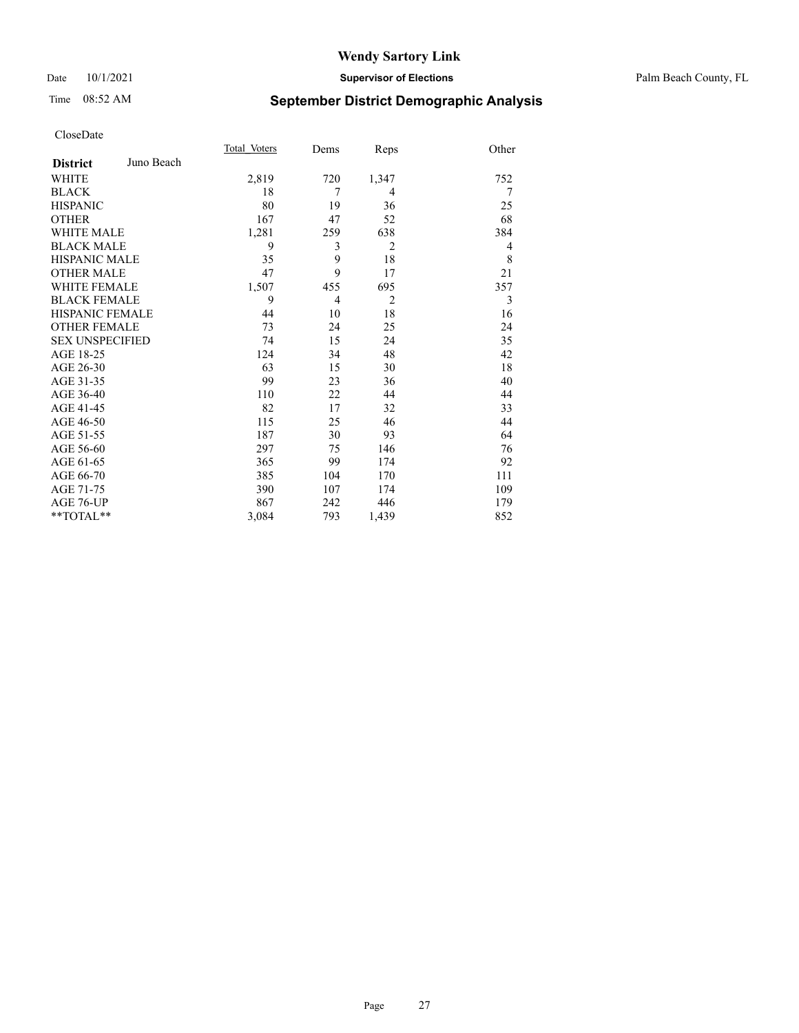# Wendy Sartory Link

Date 10/1/2021 **Supervisor of Elections** Palm Beach County, FL

Time 08:52 AM **September District Demographic Analysis**

CloseDate

| **District** Juno Beach | Total_Voters | Dems | Reps | Other |
|---|---|---|---|---|
| WHITE | 2,819 | 720 | 1,347 | 752 |
| BLACK | 18 | 7 | 4 | 7 |
| HISPANIC | 80 | 19 | 36 | 25 |
| OTHER | 167 | 47 | 52 | 68 |
| WHITE MALE | 1,281 | 259 | 638 | 384 |
| BLACK MALE | 9 | 3 | 2 | 4 |
| HISPANIC MALE | 35 | 9 | 18 | 8 |
| OTHER MALE | 47 | 9 | 17 | 21 |
| WHITE FEMALE | 1,507 | 455 | 695 | 357 |
| BLACK FEMALE | 9 | 4 | 2 | 3 |
| HISPANIC FEMALE | 44 | 10 | 18 | 16 |
| OTHER FEMALE | 73 | 24 | 25 | 24 |
| SEX UNSPECIFIED | 74 | 15 | 24 | 35 |
| AGE 18-25 | 124 | 34 | 48 | 42 |
| AGE 26-30 | 63 | 15 | 30 | 18 |
| AGE 31-35 | 99 | 23 | 36 | 40 |
| AGE 36-40 | 110 | 22 | 44 | 44 |
| AGE 41-45 | 82 | 17 | 32 | 33 |
| AGE 46-50 | 115 | 25 | 46 | 44 |
| AGE 51-55 | 187 | 30 | 93 | 64 |
| AGE 56-60 | 297 | 75 | 146 | 76 |
| AGE 61-65 | 365 | 99 | 174 | 92 |
| AGE 66-70 | 385 | 104 | 170 | 111 |
| AGE 71-75 | 390 | 107 | 174 | 109 |
| AGE 76-UP | 867 | 242 | 446 | 179 |
| **TOTAL** | 3,084 | 793 | 1,439 | 852 |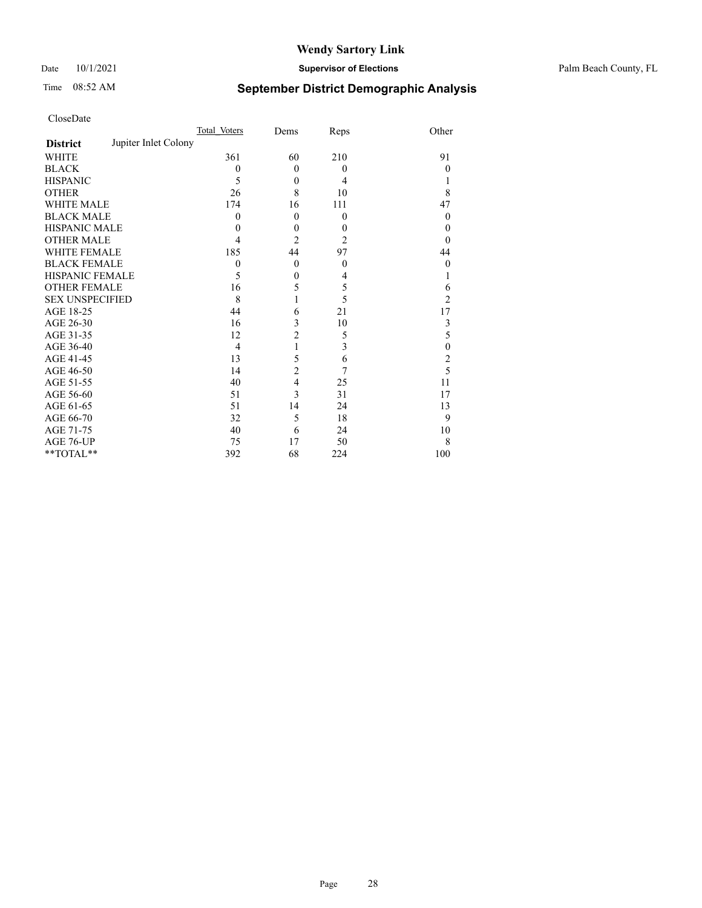# Wendy Sartory Link

Date 10/1/2021 **Supervisor of Elections** Palm Beach County, FL

Time 08:52 AM **September District Demographic Analysis**

CloseDate

| | Total Voters | Dems | Reps | Other |
|---|---|---|---|---|
| **District** Jupiter Inlet Colony | | | | |
| WHITE | 361 | 60 | 210 | 91 |
| BLACK | 0 | 0 | 0 | 0 |
| HISPANIC | 5 | 0 | 4 | 1 |
| OTHER | 26 | 8 | 10 | 8 |
| WHITE MALE | 174 | 16 | 111 | 47 |
| BLACK MALE | 0 | 0 | 0 | 0 |
| HISPANIC MALE | 0 | 0 | 0 | 0 |
| OTHER MALE | 4 | 2 | 2 | 0 |
| WHITE FEMALE | 185 | 44 | 97 | 44 |
| BLACK FEMALE | 0 | 0 | 0 | 0 |
| HISPANIC FEMALE | 5 | 0 | 4 | 1 |
| OTHER FEMALE | 16 | 5 | 5 | 6 |
| SEX UNSPECIFIED | 8 | 1 | 5 | 2 |
| AGE 18-25 | 44 | 6 | 21 | 17 |
| AGE 26-30 | 16 | 3 | 10 | 3 |
| AGE 31-35 | 12 | 2 | 5 | 5 |
| AGE 36-40 | 4 | 1 | 3 | 0 |
| AGE 41-45 | 13 | 5 | 6 | 2 |
| AGE 46-50 | 14 | 2 | 7 | 5 |
| AGE 51-55 | 40 | 4 | 25 | 11 |
| AGE 56-60 | 51 | 3 | 31 | 17 |
| AGE 61-65 | 51 | 14 | 24 | 13 |
| AGE 66-70 | 32 | 5 | 18 | 9 |
| AGE 71-75 | 40 | 6 | 24 | 10 |
| AGE 76-UP | 75 | 17 | 50 | 8 |
| **TOTAL** | 392 | 68 | 224 | 100 |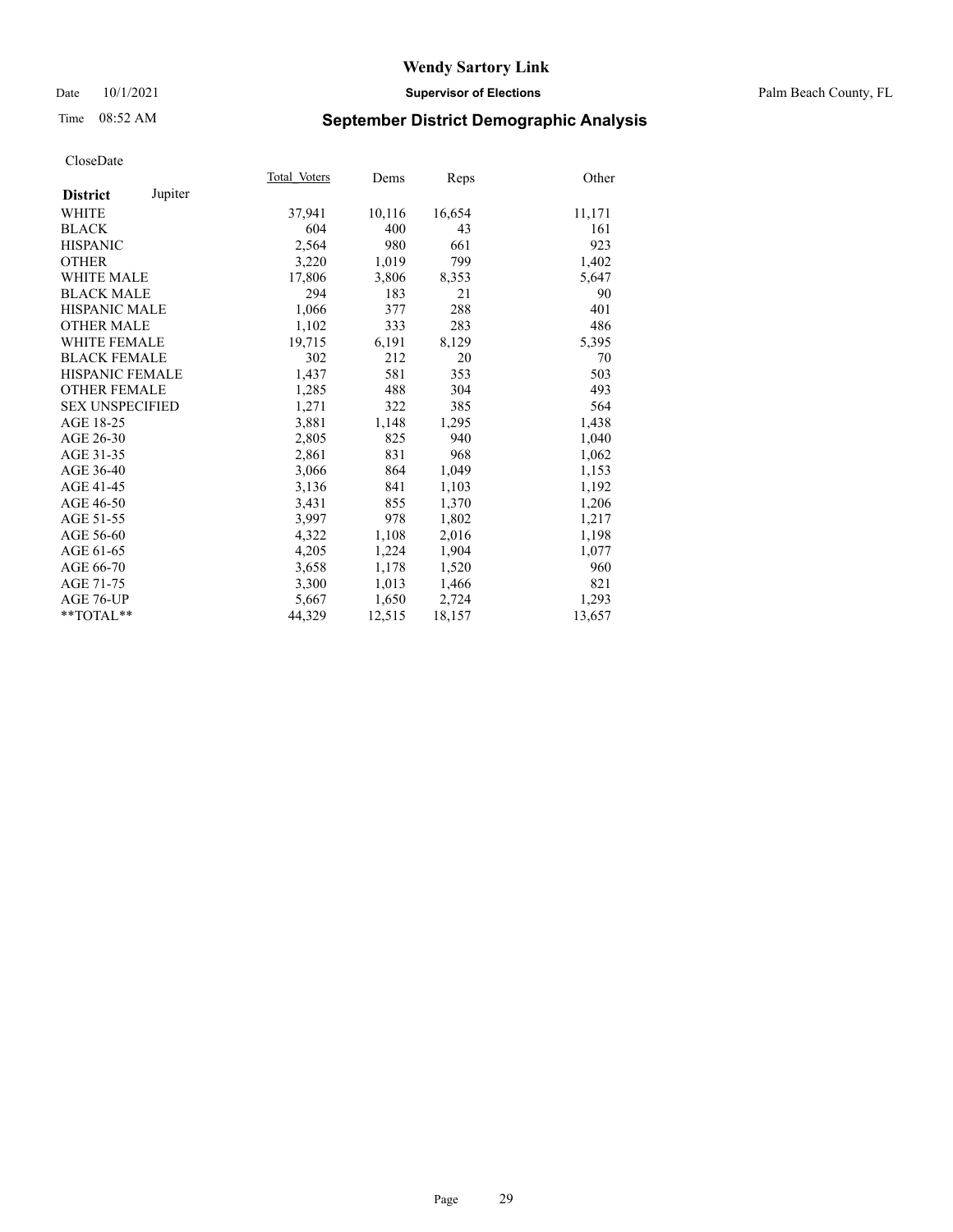# Wendy Sartory Link

Date 10/1/2021 **Supervisor of Elections** Palm Beach County, FL

Time 08:52 AM **September District Demographic Analysis**

CloseDate

| **District** Jupiter | Total Voters | Dems | Reps | Other |
|---|---|---|---|---|
| WHITE | 37,941 | 10,116 | 16,654 | 11,171 |
| BLACK | 604 | 400 | 43 | 161 |
| HISPANIC | 2,564 | 980 | 661 | 923 |
| OTHER | 3,220 | 1,019 | 799 | 1,402 |
| WHITE MALE | 17,806 | 3,806 | 8,353 | 5,647 |
| BLACK MALE | 294 | 183 | 21 | 90 |
| HISPANIC MALE | 1,066 | 377 | 288 | 401 |
| OTHER MALE | 1,102 | 333 | 283 | 486 |
| WHITE FEMALE | 19,715 | 6,191 | 8,129 | 5,395 |
| BLACK FEMALE | 302 | 212 | 20 | 70 |
| HISPANIC FEMALE | 1,437 | 581 | 353 | 503 |
| OTHER FEMALE | 1,285 | 488 | 304 | 493 |
| SEX UNSPECIFIED | 1,271 | 322 | 385 | 564 |
| AGE 18-25 | 3,881 | 1,148 | 1,295 | 1,438 |
| AGE 26-30 | 2,805 | 825 | 940 | 1,040 |
| AGE 31-35 | 2,861 | 831 | 968 | 1,062 |
| AGE 36-40 | 3,066 | 864 | 1,049 | 1,153 |
| AGE 41-45 | 3,136 | 841 | 1,103 | 1,192 |
| AGE 46-50 | 3,431 | 855 | 1,370 | 1,206 |
| AGE 51-55 | 3,997 | 978 | 1,802 | 1,217 |
| AGE 56-60 | 4,322 | 1,108 | 2,016 | 1,198 |
| AGE 61-65 | 4,205 | 1,224 | 1,904 | 1,077 |
| AGE 66-70 | 3,658 | 1,178 | 1,520 | 960 |
| AGE 71-75 | 3,300 | 1,013 | 1,466 | 821 |
| AGE 76-UP | 5,667 | 1,650 | 2,724 | 1,293 |
| **TOTAL** | 44,329 | 12,515 | 18,157 | 13,657 |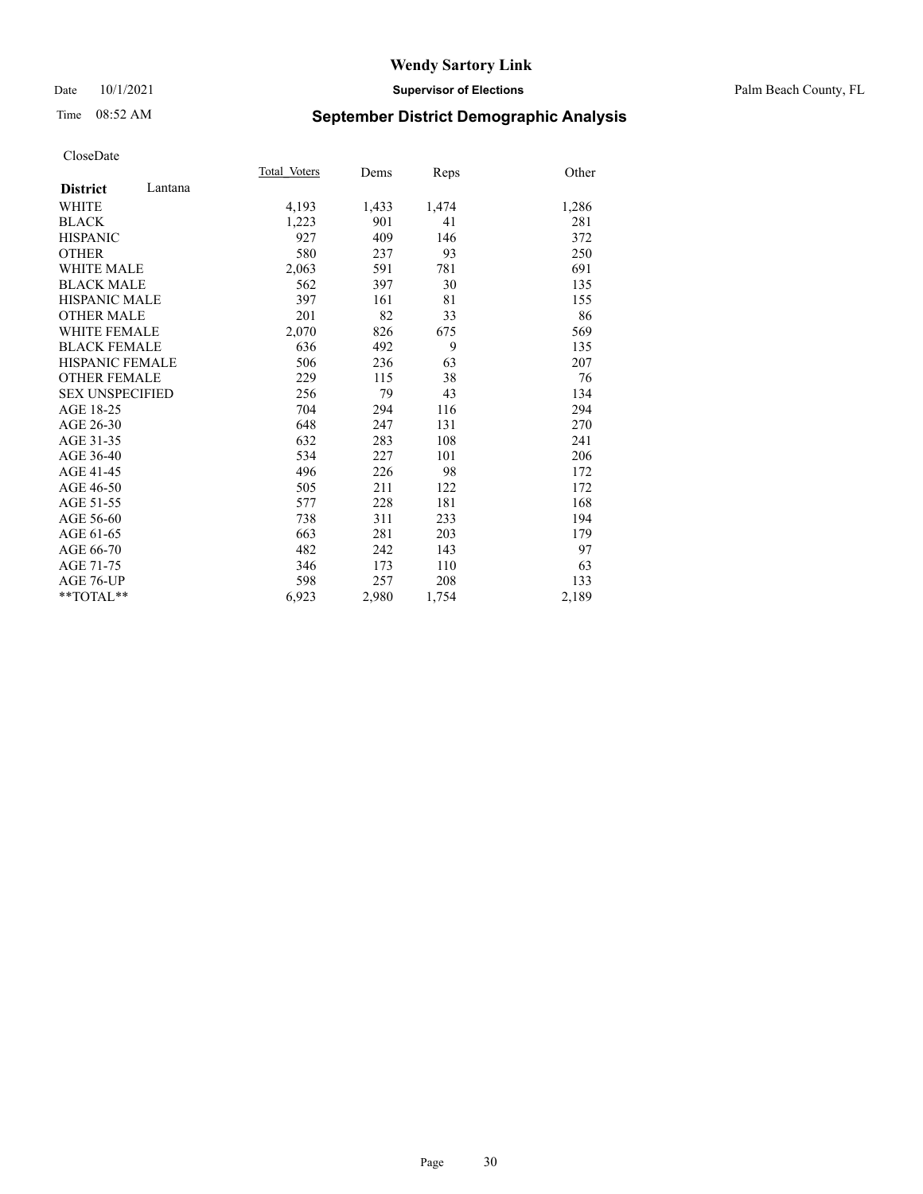# Wendy Sartory Link

Date 10/1/2021 **Supervisor of Elections** Palm Beach County, FL

Time 08:52 AM **September District Demographic Analysis**

CloseDate

| **District** Lantana | Total_Voters | Dems | Reps | Other |
|---|---|---|---|---|
| WHITE | 4,193 | 1,433 | 1,474 | 1,286 |
| BLACK | 1,223 | 901 | 41 | 281 |
| HISPANIC | 927 | 409 | 146 | 372 |
| OTHER | 580 | 237 | 93 | 250 |
| WHITE MALE | 2,063 | 591 | 781 | 691 |
| BLACK MALE | 562 | 397 | 30 | 135 |
| HISPANIC MALE | 397 | 161 | 81 | 155 |
| OTHER MALE | 201 | 82 | 33 | 86 |
| WHITE FEMALE | 2,070 | 826 | 675 | 569 |
| BLACK FEMALE | 636 | 492 | 9 | 135 |
| HISPANIC FEMALE | 506 | 236 | 63 | 207 |
| OTHER FEMALE | 229 | 115 | 38 | 76 |
| SEX UNSPECIFIED | 256 | 79 | 43 | 134 |
| AGE 18-25 | 704 | 294 | 116 | 294 |
| AGE 26-30 | 648 | 247 | 131 | 270 |
| AGE 31-35 | 632 | 283 | 108 | 241 |
| AGE 36-40 | 534 | 227 | 101 | 206 |
| AGE 41-45 | 496 | 226 | 98 | 172 |
| AGE 46-50 | 505 | 211 | 122 | 172 |
| AGE 51-55 | 577 | 228 | 181 | 168 |
| AGE 56-60 | 738 | 311 | 233 | 194 |
| AGE 61-65 | 663 | 281 | 203 | 179 |
| AGE 66-70 | 482 | 242 | 143 | 97 |
| AGE 71-75 | 346 | 173 | 110 | 63 |
| AGE 76-UP | 598 | 257 | 208 | 133 |
| **TOTAL** | 6,923 | 2,980 | 1,754 | 2,189 |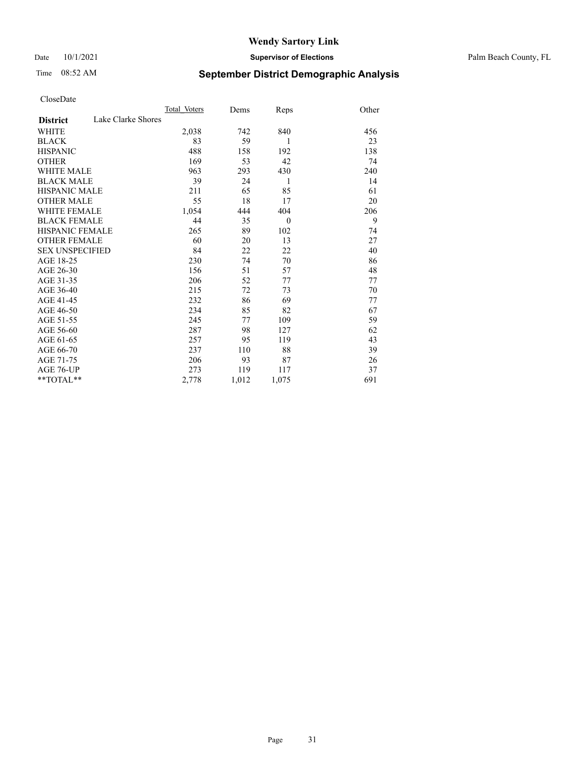CloseDate

| District | Lake Clarke Shores | Total_Voters | Dems | Reps | Other |
|---|---|---|---|---|---|
| WHITE | | 2,038 | 742 | 840 | 456 |
| BLACK | | 83 | 59 | 1 | 23 |
| HISPANIC | | 488 | 158 | 192 | 138 |
| OTHER | | 169 | 53 | 42 | 74 |
| WHITE MALE | | 963 | 293 | 430 | 240 |
| BLACK MALE | | 39 | 24 | 1 | 14 |
| HISPANIC MALE | | 211 | 65 | 85 | 61 |
| OTHER MALE | | 55 | 18 | 17 | 20 |
| WHITE FEMALE | | 1,054 | 444 | 404 | 206 |
| BLACK FEMALE | | 44 | 35 | 0 | 9 |
| HISPANIC FEMALE | | 265 | 89 | 102 | 74 |
| OTHER FEMALE | | 60 | 20 | 13 | 27 |
| SEX UNSPECIFIED | | 84 | 22 | 22 | 40 |
| AGE 18-25 | | 230 | 74 | 70 | 86 |
| AGE 26-30 | | 156 | 51 | 57 | 48 |
| AGE 31-35 | | 206 | 52 | 77 | 77 |
| AGE 36-40 | | 215 | 72 | 73 | 70 |
| AGE 41-45 | | 232 | 86 | 69 | 77 |
| AGE 46-50 | | 234 | 85 | 82 | 67 |
| AGE 51-55 | | 245 | 77 | 109 | 59 |
| AGE 56-60 | | 287 | 98 | 127 | 62 |
| AGE 61-65 | | 257 | 95 | 119 | 43 |
| AGE 66-70 | | 237 | 110 | 88 | 39 |
| AGE 71-75 | | 206 | 93 | 87 | 26 |
| AGE 76-UP | | 273 | 119 | 117 | 37 |
| **TOTAL** | | 2,778 | 1,012 | 1,075 | 691 |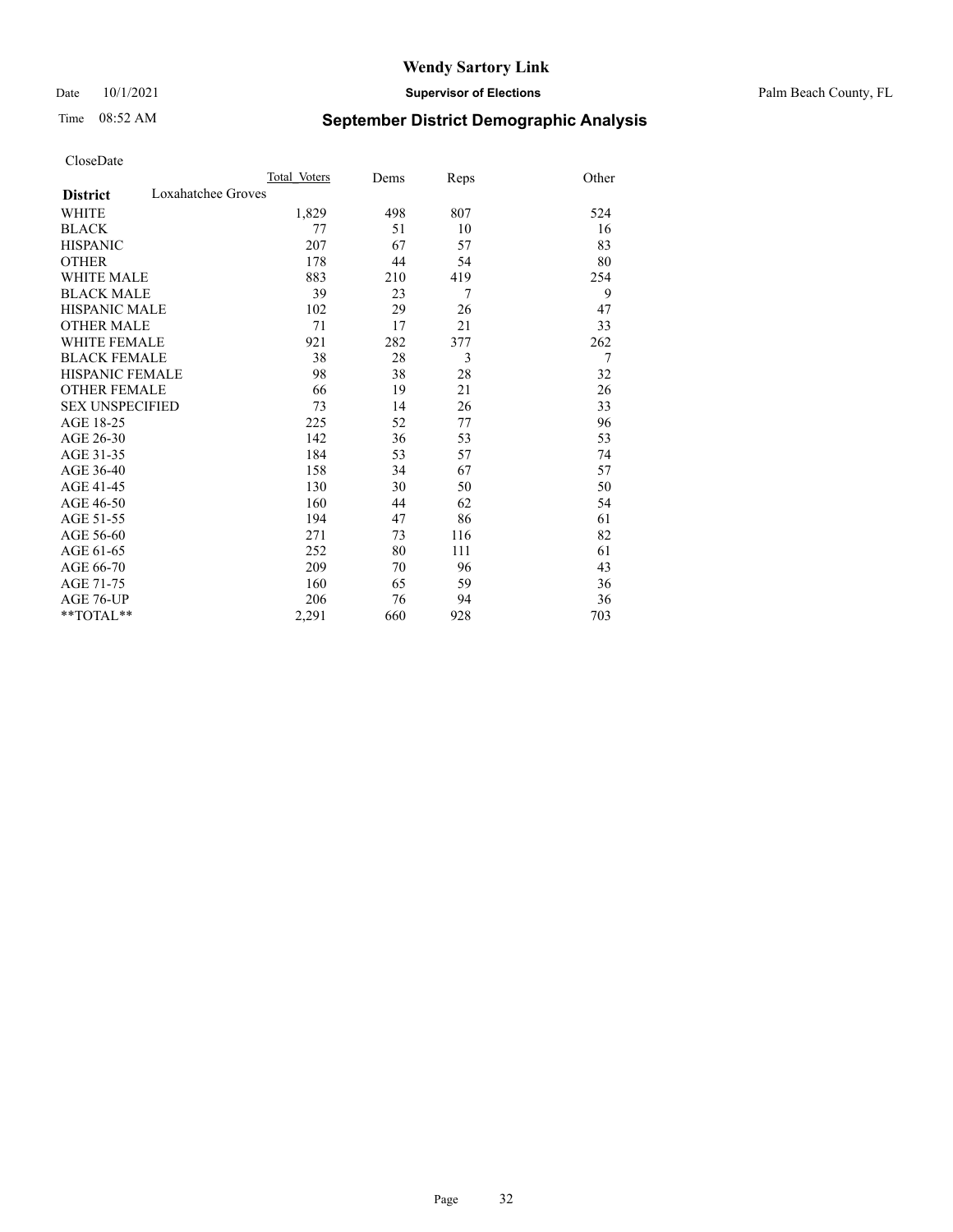CloseDate

| District | Loxahatchee Groves | Total Voters | Dems | Reps | Other |
|---|---|---|---|---|---|
| WHITE | | 1,829 | 498 | 807 | 524 |
| BLACK | | 77 | 51 | 10 | 16 |
| HISPANIC | | 207 | 67 | 57 | 83 |
| OTHER | | 178 | 44 | 54 | 80 |
| WHITE MALE | | 883 | 210 | 419 | 254 |
| BLACK MALE | | 39 | 23 | 7 | 9 |
| HISPANIC MALE | | 102 | 29 | 26 | 47 |
| OTHER MALE | | 71 | 17 | 21 | 33 |
| WHITE FEMALE | | 921 | 282 | 377 | 262 |
| BLACK FEMALE | | 38 | 28 | 3 | 7 |
| HISPANIC FEMALE | | 98 | 38 | 28 | 32 |
| OTHER FEMALE | | 66 | 19 | 21 | 26 |
| SEX UNSPECIFIED | | 73 | 14 | 26 | 33 |
| AGE 18-25 | | 225 | 52 | 77 | 96 |
| AGE 26-30 | | 142 | 36 | 53 | 53 |
| AGE 31-35 | | 184 | 53 | 57 | 74 |
| AGE 36-40 | | 158 | 34 | 67 | 57 |
| AGE 41-45 | | 130 | 30 | 50 | 50 |
| AGE 46-50 | | 160 | 44 | 62 | 54 |
| AGE 51-55 | | 194 | 47 | 86 | 61 |
| AGE 56-60 | | 271 | 73 | 116 | 82 |
| AGE 61-65 | | 252 | 80 | 111 | 61 |
| AGE 66-70 | | 209 | 70 | 96 | 43 |
| AGE 71-75 | | 160 | 65 | 59 | 36 |
| AGE 76-UP | | 206 | 76 | 94 | 36 |
| **TOTAL** | | 2,291 | 660 | 928 | 703 |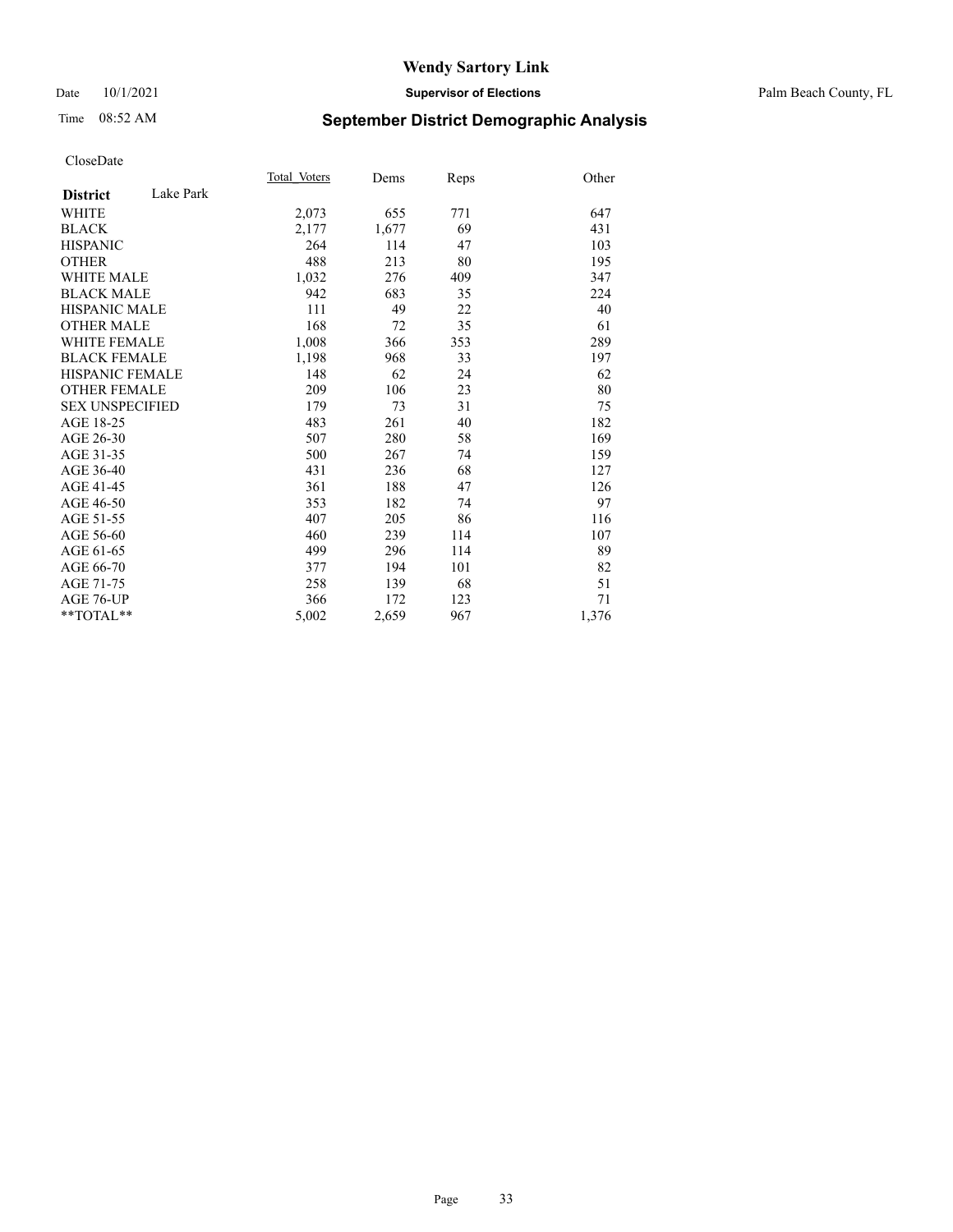# Wendy Sartory Link

Date 10/1/2021 **Supervisor of Elections** Palm Beach County, FL

Time 08:52 AM **September District Demographic Analysis**

CloseDate

| **District** Lake Park | Total_Voters | Dems | Reps | Other |
|---|---|---|---|---|
| WHITE | 2,073 | 655 | 771 | 647 |
| BLACK | 2,177 | 1,677 | 69 | 431 |
| HISPANIC | 264 | 114 | 47 | 103 |
| OTHER | 488 | 213 | 80 | 195 |
| WHITE MALE | 1,032 | 276 | 409 | 347 |
| BLACK MALE | 942 | 683 | 35 | 224 |
| HISPANIC MALE | 111 | 49 | 22 | 40 |
| OTHER MALE | 168 | 72 | 35 | 61 |
| WHITE FEMALE | 1,008 | 366 | 353 | 289 |
| BLACK FEMALE | 1,198 | 968 | 33 | 197 |
| HISPANIC FEMALE | 148 | 62 | 24 | 62 |
| OTHER FEMALE | 209 | 106 | 23 | 80 |
| SEX UNSPECIFIED | 179 | 73 | 31 | 75 |
| AGE 18-25 | 483 | 261 | 40 | 182 |
| AGE 26-30 | 507 | 280 | 58 | 169 |
| AGE 31-35 | 500 | 267 | 74 | 159 |
| AGE 36-40 | 431 | 236 | 68 | 127 |
| AGE 41-45 | 361 | 188 | 47 | 126 |
| AGE 46-50 | 353 | 182 | 74 | 97 |
| AGE 51-55 | 407 | 205 | 86 | 116 |
| AGE 56-60 | 460 | 239 | 114 | 107 |
| AGE 61-65 | 499 | 296 | 114 | 89 |
| AGE 66-70 | 377 | 194 | 101 | 82 |
| AGE 71-75 | 258 | 139 | 68 | 51 |
| AGE 76-UP | 366 | 172 | 123 | 71 |
| **TOTAL** | 5,002 | 2,659 | 967 | 1,376 |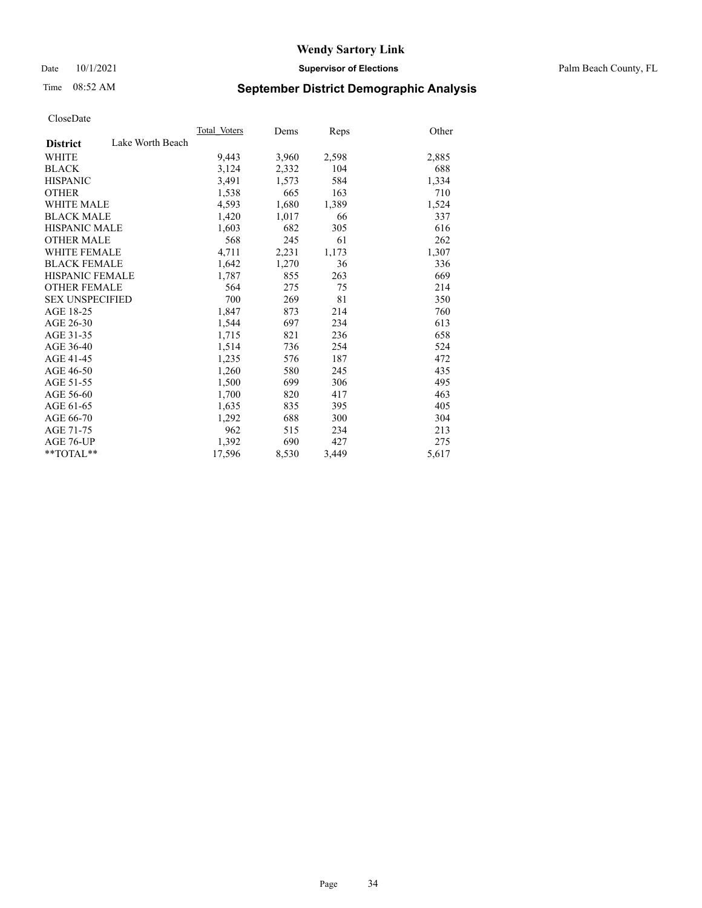# Wendy Sartory Link

Date 10/1/2021 **Supervisor of Elections** Palm Beach County, FL

Time 08:52 AM

## September District Demographic Analysis

CloseDate

| **District** Lake Worth Beach | Total Voters | Dems | Reps | Other |
|---|---|---|---|---|
| WHITE | 9,443 | 3,960 | 2,598 | 2,885 |
| BLACK | 3,124 | 2,332 | 104 | 688 |
| HISPANIC | 3,491 | 1,573 | 584 | 1,334 |
| OTHER | 1,538 | 665 | 163 | 710 |
| WHITE MALE | 4,593 | 1,680 | 1,389 | 1,524 |
| BLACK MALE | 1,420 | 1,017 | 66 | 337 |
| HISPANIC MALE | 1,603 | 682 | 305 | 616 |
| OTHER MALE | 568 | 245 | 61 | 262 |
| WHITE FEMALE | 4,711 | 2,231 | 1,173 | 1,307 |
| BLACK FEMALE | 1,642 | 1,270 | 36 | 336 |
| HISPANIC FEMALE | 1,787 | 855 | 263 | 669 |
| OTHER FEMALE | 564 | 275 | 75 | 214 |
| SEX UNSPECIFIED | 700 | 269 | 81 | 350 |
| AGE 18-25 | 1,847 | 873 | 214 | 760 |
| AGE 26-30 | 1,544 | 697 | 234 | 613 |
| AGE 31-35 | 1,715 | 821 | 236 | 658 |
| AGE 36-40 | 1,514 | 736 | 254 | 524 |
| AGE 41-45 | 1,235 | 576 | 187 | 472 |
| AGE 46-50 | 1,260 | 580 | 245 | 435 |
| AGE 51-55 | 1,500 | 699 | 306 | 495 |
| AGE 56-60 | 1,700 | 820 | 417 | 463 |
| AGE 61-65 | 1,635 | 835 | 395 | 405 |
| AGE 66-70 | 1,292 | 688 | 300 | 304 |
| AGE 71-75 | 962 | 515 | 234 | 213 |
| AGE 76-UP | 1,392 | 690 | 427 | 275 |
| **TOTAL** | 17,596 | 8,530 | 3,449 | 5,617 |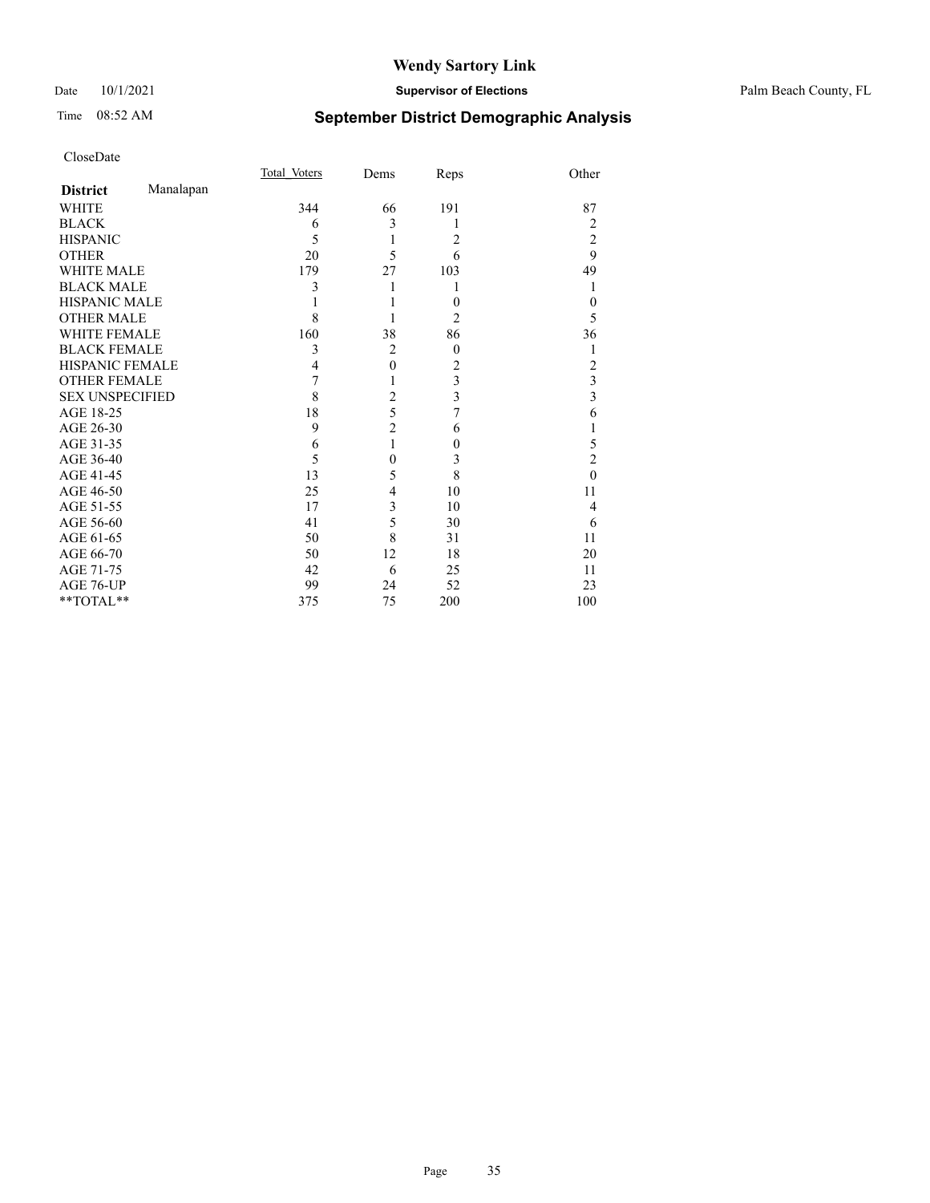# Wendy Sartory Link

Date 10/1/2021 **Supervisor of Elections** Palm Beach County, FL

Time 08:52 AM **September District Demographic Analysis**

CloseDate

| **District** Manalapan | Total_Voters | Dems | Reps | Other |
|---|---|---|---|---|
| WHITE | 344 | 66 | 191 | 87 |
| BLACK | 6 | 3 | 1 | 2 |
| HISPANIC | 5 | 1 | 2 | 2 |
| OTHER | 20 | 5 | 6 | 9 |
| WHITE MALE | 179 | 27 | 103 | 49 |
| BLACK MALE | 3 | 1 | 1 | 1 |
| HISPANIC MALE | 1 | 1 | 0 | 0 |
| OTHER MALE | 8 | 1 | 2 | 5 |
| WHITE FEMALE | 160 | 38 | 86 | 36 |
| BLACK FEMALE | 3 | 2 | 0 | 1 |
| HISPANIC FEMALE | 4 | 0 | 2 | 2 |
| OTHER FEMALE | 7 | 1 | 3 | 3 |
| SEX UNSPECIFIED | 8 | 2 | 3 | 3 |
| AGE 18-25 | 18 | 5 | 7 | 6 |
| AGE 26-30 | 9 | 2 | 6 | 1 |
| AGE 31-35 | 6 | 1 | 0 | 5 |
| AGE 36-40 | 5 | 0 | 3 | 2 |
| AGE 41-45 | 13 | 5 | 8 | 0 |
| AGE 46-50 | 25 | 4 | 10 | 11 |
| AGE 51-55 | 17 | 3 | 10 | 4 |
| AGE 56-60 | 41 | 5 | 30 | 6 |
| AGE 61-65 | 50 | 8 | 31 | 11 |
| AGE 66-70 | 50 | 12 | 18 | 20 |
| AGE 71-75 | 42 | 6 | 25 | 11 |
| AGE 76-UP | 99 | 24 | 52 | 23 |
| **TOTAL** | 375 | 75 | 200 | 100 |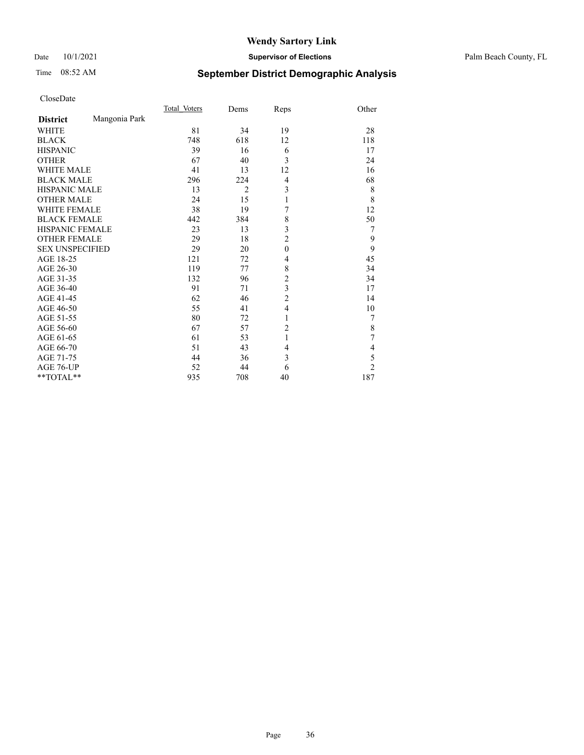# Wendy Sartory Link

Date 10/1/2021 **Supervisor of Elections** Palm Beach County, FL

Time 08:52 AM **September District Demographic Analysis**

CloseDate

| **District** Mangonia Park | Total Voters | Dems | Reps | Other |
|---|---|---|---|---|
| WHITE | 81 | 34 | 19 | 28 |
| BLACK | 748 | 618 | 12 | 118 |
| HISPANIC | 39 | 16 | 6 | 17 |
| OTHER | 67 | 40 | 3 | 24 |
| WHITE MALE | 41 | 13 | 12 | 16 |
| BLACK MALE | 296 | 224 | 4 | 68 |
| HISPANIC MALE | 13 | 2 | 3 | 8 |
| OTHER MALE | 24 | 15 | 1 | 8 |
| WHITE FEMALE | 38 | 19 | 7 | 12 |
| BLACK FEMALE | 442 | 384 | 8 | 50 |
| HISPANIC FEMALE | 23 | 13 | 3 | 7 |
| OTHER FEMALE | 29 | 18 | 2 | 9 |
| SEX UNSPECIFIED | 29 | 20 | 0 | 9 |
| AGE 18-25 | 121 | 72 | 4 | 45 |
| AGE 26-30 | 119 | 77 | 8 | 34 |
| AGE 31-35 | 132 | 96 | 2 | 34 |
| AGE 36-40 | 91 | 71 | 3 | 17 |
| AGE 41-45 | 62 | 46 | 2 | 14 |
| AGE 46-50 | 55 | 41 | 4 | 10 |
| AGE 51-55 | 80 | 72 | 1 | 7 |
| AGE 56-60 | 67 | 57 | 2 | 8 |
| AGE 61-65 | 61 | 53 | 1 | 7 |
| AGE 66-70 | 51 | 43 | 4 | 4 |
| AGE 71-75 | 44 | 36 | 3 | 5 |
| AGE 76-UP | 52 | 44 | 6 | 2 |
| **TOTAL** | 935 | 708 | 40 | 187 |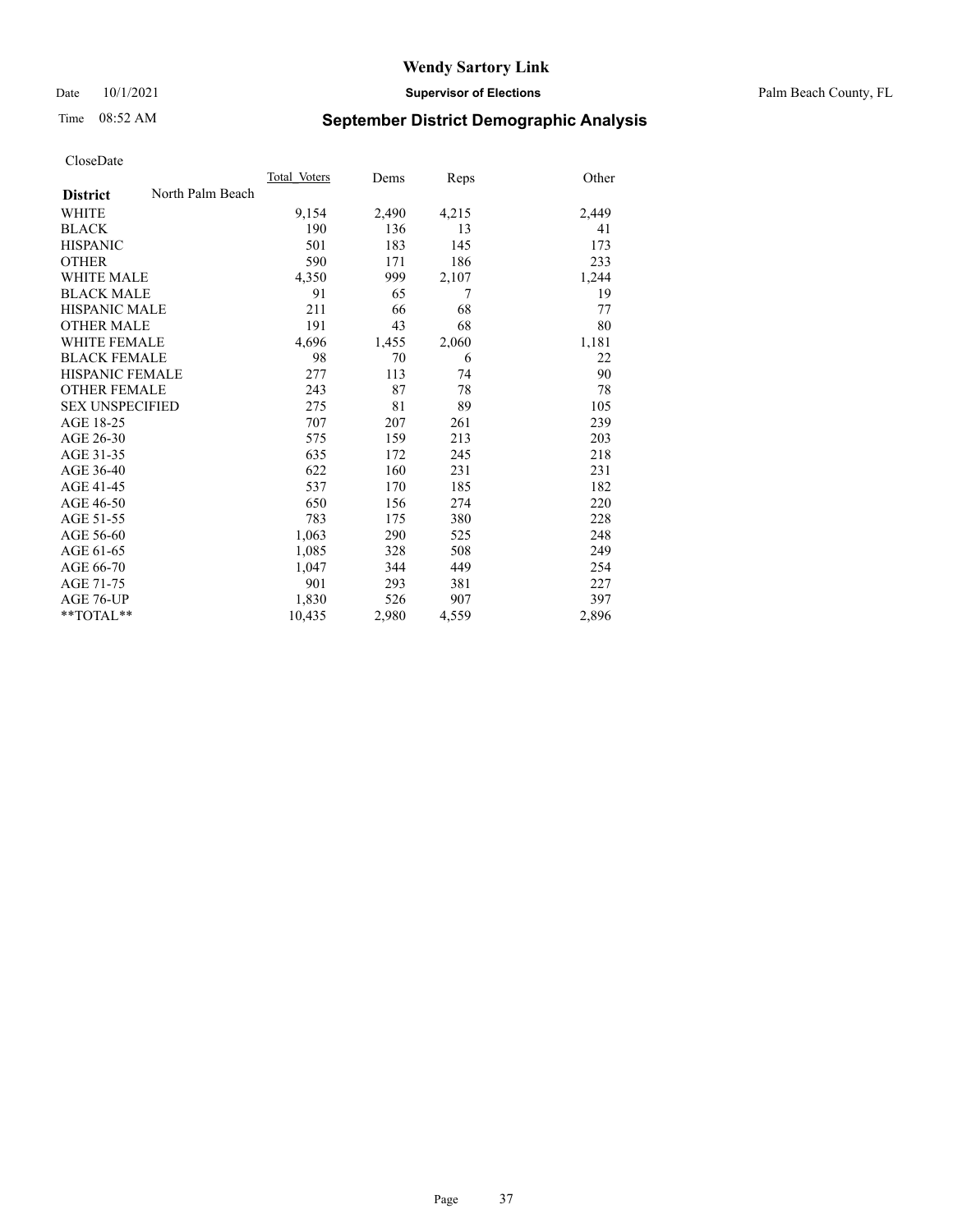# Wendy Sartory Link

Date 10/1/2021 **Supervisor of Elections** Palm Beach County, FL

Time 08:52 AM

## September District Demographic Analysis

CloseDate

| **District** North Palm Beach | Total_Voters | Dems | Reps | Other |
|---|---|---|---|---|
| WHITE | 9,154 | 2,490 | 4,215 | 2,449 |
| BLACK | 190 | 136 | 13 | 41 |
| HISPANIC | 501 | 183 | 145 | 173 |
| OTHER | 590 | 171 | 186 | 233 |
| WHITE MALE | 4,350 | 999 | 2,107 | 1,244 |
| BLACK MALE | 91 | 65 | 7 | 19 |
| HISPANIC MALE | 211 | 66 | 68 | 77 |
| OTHER MALE | 191 | 43 | 68 | 80 |
| WHITE FEMALE | 4,696 | 1,455 | 2,060 | 1,181 |
| BLACK FEMALE | 98 | 70 | 6 | 22 |
| HISPANIC FEMALE | 277 | 113 | 74 | 90 |
| OTHER FEMALE | 243 | 87 | 78 | 78 |
| SEX UNSPECIFIED | 275 | 81 | 89 | 105 |
| AGE 18-25 | 707 | 207 | 261 | 239 |
| AGE 26-30 | 575 | 159 | 213 | 203 |
| AGE 31-35 | 635 | 172 | 245 | 218 |
| AGE 36-40 | 622 | 160 | 231 | 231 |
| AGE 41-45 | 537 | 170 | 185 | 182 |
| AGE 46-50 | 650 | 156 | 274 | 220 |
| AGE 51-55 | 783 | 175 | 380 | 228 |
| AGE 56-60 | 1,063 | 290 | 525 | 248 |
| AGE 61-65 | 1,085 | 328 | 508 | 249 |
| AGE 66-70 | 1,047 | 344 | 449 | 254 |
| AGE 71-75 | 901 | 293 | 381 | 227 |
| AGE 76-UP | 1,830 | 526 | 907 | 397 |
| **TOTAL** | 10,435 | 2,980 | 4,559 | 2,896 |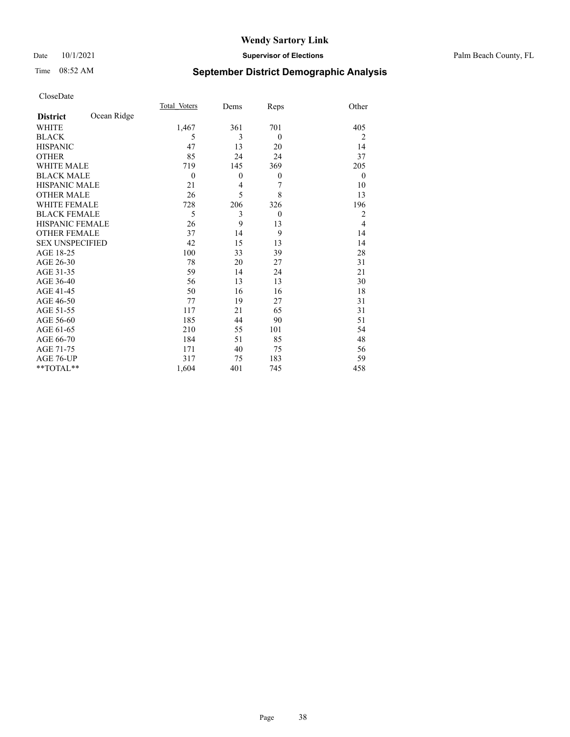# Wendy Sartory Link

Date 10/1/2021 **Supervisor of Elections** Palm Beach County, FL

Time 08:52 AM

## September District Demographic Analysis

CloseDate

| **District** Ocean Ridge | Total_Voters | Dems | Reps | Other |
|---|---|---|---|---|
| WHITE | 1,467 | 361 | 701 | 405 |
| BLACK | 5 | 3 | 0 | 2 |
| HISPANIC | 47 | 13 | 20 | 14 |
| OTHER | 85 | 24 | 24 | 37 |
| WHITE MALE | 719 | 145 | 369 | 205 |
| BLACK MALE | 0 | 0 | 0 | 0 |
| HISPANIC MALE | 21 | 4 | 7 | 10 |
| OTHER MALE | 26 | 5 | 8 | 13 |
| WHITE FEMALE | 728 | 206 | 326 | 196 |
| BLACK FEMALE | 5 | 3 | 0 | 2 |
| HISPANIC FEMALE | 26 | 9 | 13 | 4 |
| OTHER FEMALE | 37 | 14 | 9 | 14 |
| SEX UNSPECIFIED | 42 | 15 | 13 | 14 |
| AGE 18-25 | 100 | 33 | 39 | 28 |
| AGE 26-30 | 78 | 20 | 27 | 31 |
| AGE 31-35 | 59 | 14 | 24 | 21 |
| AGE 36-40 | 56 | 13 | 13 | 30 |
| AGE 41-45 | 50 | 16 | 16 | 18 |
| AGE 46-50 | 77 | 19 | 27 | 31 |
| AGE 51-55 | 117 | 21 | 65 | 31 |
| AGE 56-60 | 185 | 44 | 90 | 51 |
| AGE 61-65 | 210 | 55 | 101 | 54 |
| AGE 66-70 | 184 | 51 | 85 | 48 |
| AGE 71-75 | 171 | 40 | 75 | 56 |
| AGE 76-UP | 317 | 75 | 183 | 59 |
| **TOTAL** | 1,604 | 401 | 745 | 458 |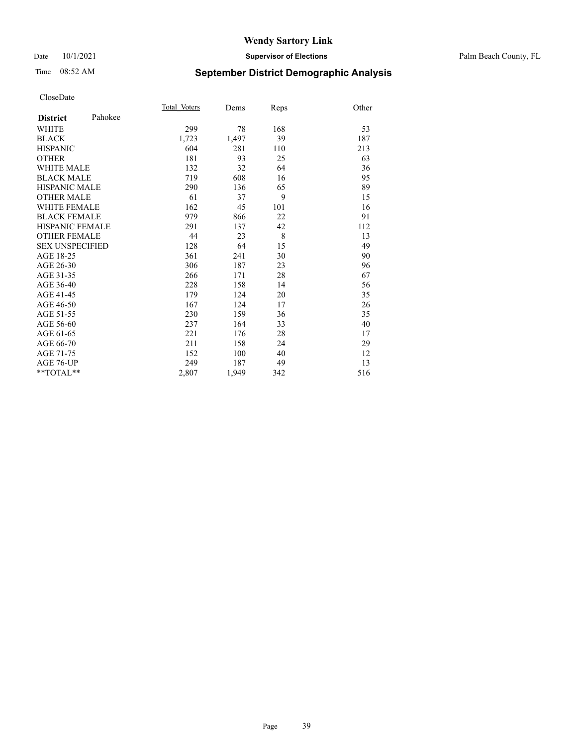# Wendy Sartory Link

Date 10/1/2021 **Supervisor of Elections** Palm Beach County, FL

Time 08:52 AM **September District Demographic Analysis**

CloseDate

| **District** Pahokee | Total Voters | Dems | Reps | Other |
|---|---|---|---|---|
| WHITE | 299 | 78 | 168 | 53 |
| BLACK | 1,723 | 1,497 | 39 | 187 |
| HISPANIC | 604 | 281 | 110 | 213 |
| OTHER | 181 | 93 | 25 | 63 |
| WHITE MALE | 132 | 32 | 64 | 36 |
| BLACK MALE | 719 | 608 | 16 | 95 |
| HISPANIC MALE | 290 | 136 | 65 | 89 |
| OTHER MALE | 61 | 37 | 9 | 15 |
| WHITE FEMALE | 162 | 45 | 101 | 16 |
| BLACK FEMALE | 979 | 866 | 22 | 91 |
| HISPANIC FEMALE | 291 | 137 | 42 | 112 |
| OTHER FEMALE | 44 | 23 | 8 | 13 |
| SEX UNSPECIFIED | 128 | 64 | 15 | 49 |
| AGE 18-25 | 361 | 241 | 30 | 90 |
| AGE 26-30 | 306 | 187 | 23 | 96 |
| AGE 31-35 | 266 | 171 | 28 | 67 |
| AGE 36-40 | 228 | 158 | 14 | 56 |
| AGE 41-45 | 179 | 124 | 20 | 35 |
| AGE 46-50 | 167 | 124 | 17 | 26 |
| AGE 51-55 | 230 | 159 | 36 | 35 |
| AGE 56-60 | 237 | 164 | 33 | 40 |
| AGE 61-65 | 221 | 176 | 28 | 17 |
| AGE 66-70 | 211 | 158 | 24 | 29 |
| AGE 71-75 | 152 | 100 | 40 | 12 |
| AGE 76-UP | 249 | 187 | 49 | 13 |
| **TOTAL** | 2,807 | 1,949 | 342 | 516 |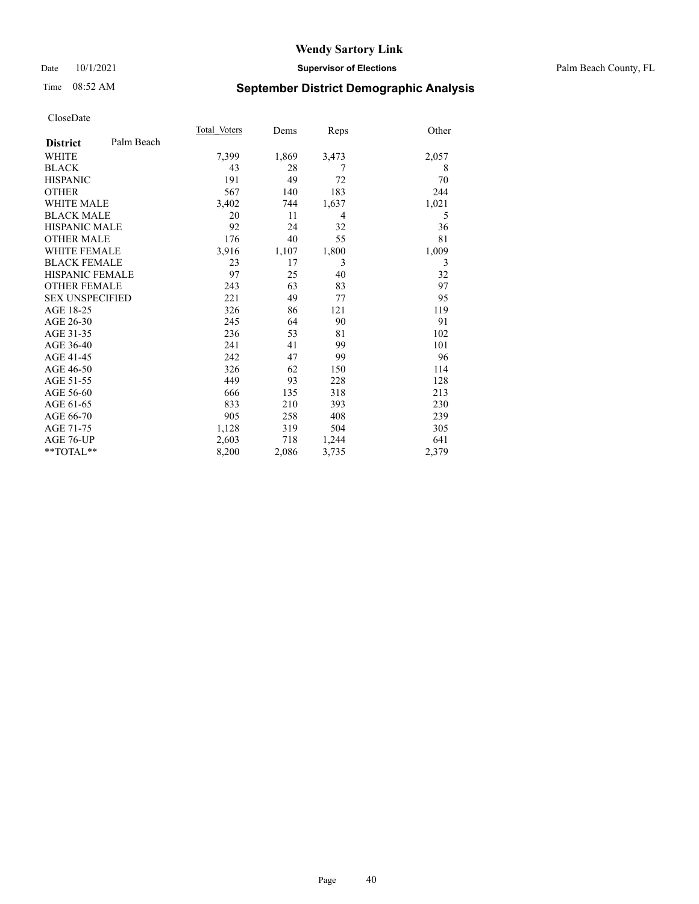# Wendy Sartory Link

Date 10/1/2021 **Supervisor of Elections** Palm Beach County, FL

Time 08:52 AM

## September District Demographic Analysis

CloseDate

| **District** Palm Beach | Total Voters | Dems | Reps | Other |
|---|---|---|---|---|
| WHITE | 7,399 | 1,869 | 3,473 | 2,057 |
| BLACK | 43 | 28 | 7 | 8 |
| HISPANIC | 191 | 49 | 72 | 70 |
| OTHER | 567 | 140 | 183 | 244 |
| WHITE MALE | 3,402 | 744 | 1,637 | 1,021 |
| BLACK MALE | 20 | 11 | 4 | 5 |
| HISPANIC MALE | 92 | 24 | 32 | 36 |
| OTHER MALE | 176 | 40 | 55 | 81 |
| WHITE FEMALE | 3,916 | 1,107 | 1,800 | 1,009 |
| BLACK FEMALE | 23 | 17 | 3 | 3 |
| HISPANIC FEMALE | 97 | 25 | 40 | 32 |
| OTHER FEMALE | 243 | 63 | 83 | 97 |
| SEX UNSPECIFIED | 221 | 49 | 77 | 95 |
| AGE 18-25 | 326 | 86 | 121 | 119 |
| AGE 26-30 | 245 | 64 | 90 | 91 |
| AGE 31-35 | 236 | 53 | 81 | 102 |
| AGE 36-40 | 241 | 41 | 99 | 101 |
| AGE 41-45 | 242 | 47 | 99 | 96 |
| AGE 46-50 | 326 | 62 | 150 | 114 |
| AGE 51-55 | 449 | 93 | 228 | 128 |
| AGE 56-60 | 666 | 135 | 318 | 213 |
| AGE 61-65 | 833 | 210 | 393 | 230 |
| AGE 66-70 | 905 | 258 | 408 | 239 |
| AGE 71-75 | 1,128 | 319 | 504 | 305 |
| AGE 76-UP | 2,603 | 718 | 1,244 | 641 |
| **TOTAL** | 8,200 | 2,086 | 3,735 | 2,379 |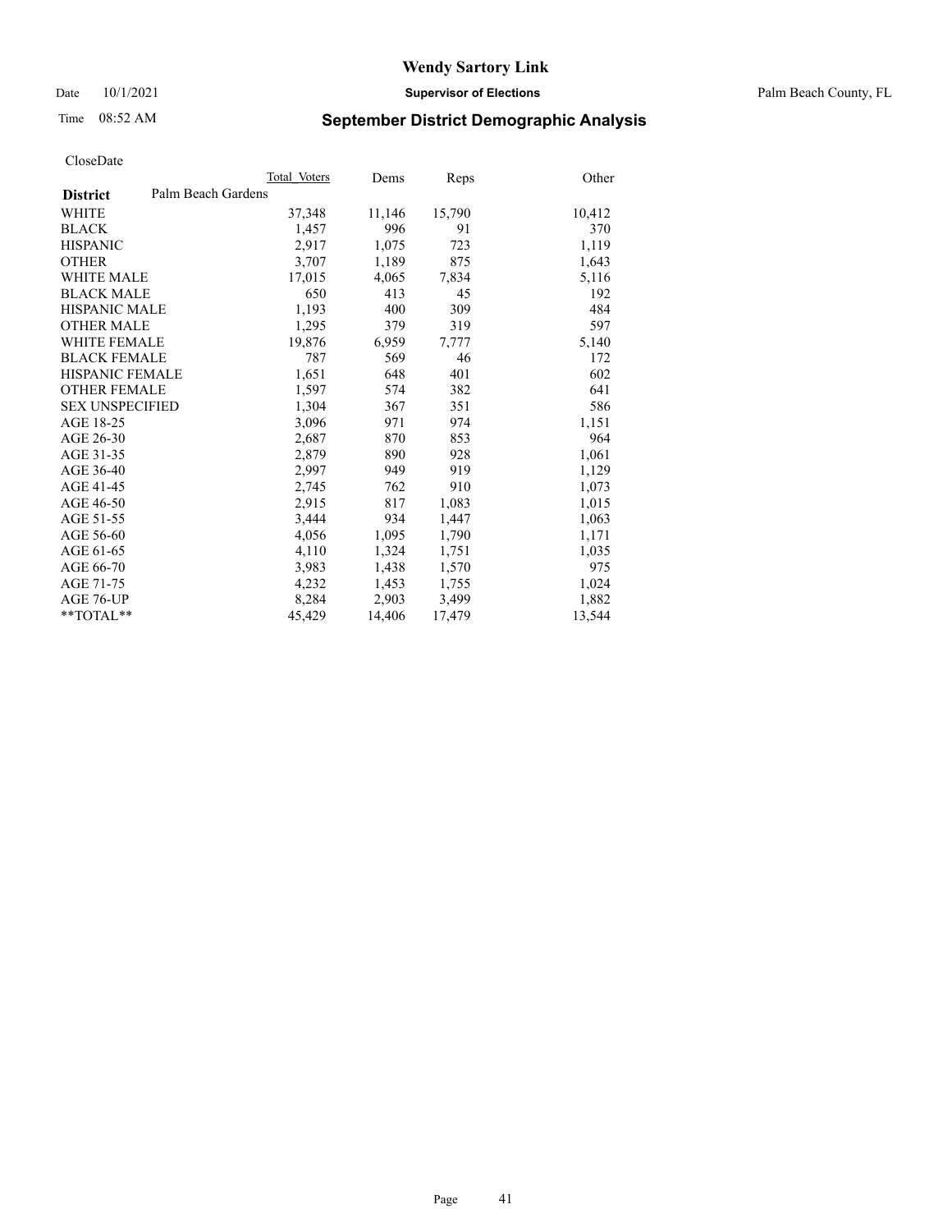# Wendy Sartory Link

Date 10/1/2021 **Supervisor of Elections** Palm Beach County, FL

Time 08:52 AM

## September District Demographic Analysis

CloseDate

| | Total Voters | Dems | Reps | Other |
|---|---|---|---|---|
| **District** Palm Beach Gardens | | | | |
| WHITE | 37,348 | 11,146 | 15,790 | 10,412 |
| BLACK | 1,457 | 996 | 91 | 370 |
| HISPANIC | 2,917 | 1,075 | 723 | 1,119 |
| OTHER | 3,707 | 1,189 | 875 | 1,643 |
| WHITE MALE | 17,015 | 4,065 | 7,834 | 5,116 |
| BLACK MALE | 650 | 413 | 45 | 192 |
| HISPANIC MALE | 1,193 | 400 | 309 | 484 |
| OTHER MALE | 1,295 | 379 | 319 | 597 |
| WHITE FEMALE | 19,876 | 6,959 | 7,777 | 5,140 |
| BLACK FEMALE | 787 | 569 | 46 | 172 |
| HISPANIC FEMALE | 1,651 | 648 | 401 | 602 |
| OTHER FEMALE | 1,597 | 574 | 382 | 641 |
| SEX UNSPECIFIED | 1,304 | 367 | 351 | 586 |
| AGE 18-25 | 3,096 | 971 | 974 | 1,151 |
| AGE 26-30 | 2,687 | 870 | 853 | 964 |
| AGE 31-35 | 2,879 | 890 | 928 | 1,061 |
| AGE 36-40 | 2,997 | 949 | 919 | 1,129 |
| AGE 41-45 | 2,745 | 762 | 910 | 1,073 |
| AGE 46-50 | 2,915 | 817 | 1,083 | 1,015 |
| AGE 51-55 | 3,444 | 934 | 1,447 | 1,063 |
| AGE 56-60 | 4,056 | 1,095 | 1,790 | 1,171 |
| AGE 61-65 | 4,110 | 1,324 | 1,751 | 1,035 |
| AGE 66-70 | 3,983 | 1,438 | 1,570 | 975 |
| AGE 71-75 | 4,232 | 1,453 | 1,755 | 1,024 |
| AGE 76-UP | 8,284 | 2,903 | 3,499 | 1,882 |
| **TOTAL** | 45,429 | 14,406 | 17,479 | 13,544 |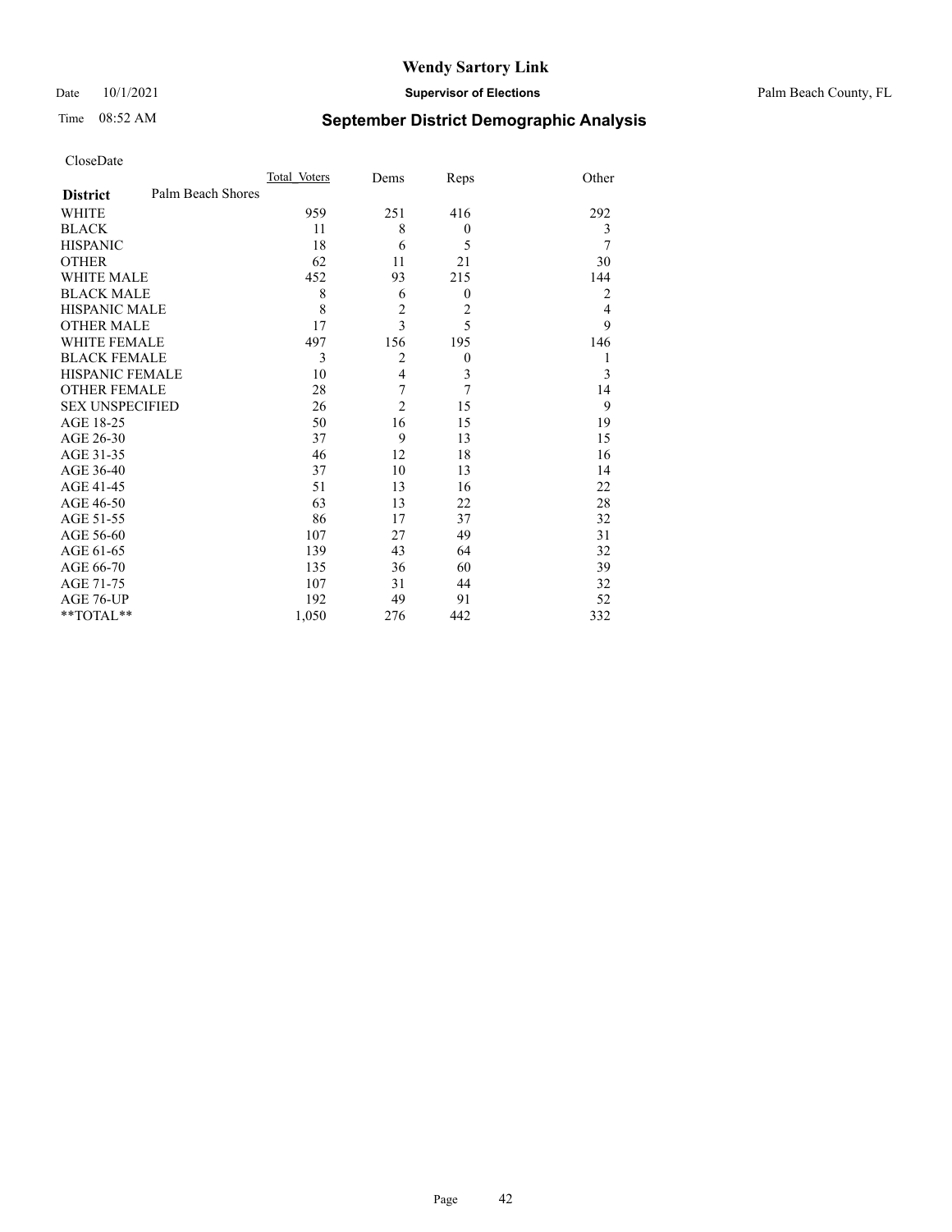# Wendy Sartory Link

Date 10/1/2021 **Supervisor of Elections** Palm Beach County, FL

Time 08:52 AM **September District Demographic Analysis**

CloseDate

| **District** Palm Beach Shores | Total_Voters | Dems | Reps | Other |
|---|---|---|---|---|
| WHITE | 959 | 251 | 416 | 292 |
| BLACK | 11 | 8 | 0 | 3 |
| HISPANIC | 18 | 6 | 5 | 7 |
| OTHER | 62 | 11 | 21 | 30 |
| WHITE MALE | 452 | 93 | 215 | 144 |
| BLACK MALE | 8 | 6 | 0 | 2 |
| HISPANIC MALE | 8 | 2 | 2 | 4 |
| OTHER MALE | 17 | 3 | 5 | 9 |
| WHITE FEMALE | 497 | 156 | 195 | 146 |
| BLACK FEMALE | 3 | 2 | 0 | 1 |
| HISPANIC FEMALE | 10 | 4 | 3 | 3 |
| OTHER FEMALE | 28 | 7 | 7 | 14 |
| SEX UNSPECIFIED | 26 | 2 | 15 | 9 |
| AGE 18-25 | 50 | 16 | 15 | 19 |
| AGE 26-30 | 37 | 9 | 13 | 15 |
| AGE 31-35 | 46 | 12 | 18 | 16 |
| AGE 36-40 | 37 | 10 | 13 | 14 |
| AGE 41-45 | 51 | 13 | 16 | 22 |
| AGE 46-50 | 63 | 13 | 22 | 28 |
| AGE 51-55 | 86 | 17 | 37 | 32 |
| AGE 56-60 | 107 | 27 | 49 | 31 |
| AGE 61-65 | 139 | 43 | 64 | 32 |
| AGE 66-70 | 135 | 36 | 60 | 39 |
| AGE 71-75 | 107 | 31 | 44 | 32 |
| AGE 76-UP | 192 | 49 | 91 | 52 |
| **TOTAL** | 1,050 | 276 | 442 | 332 |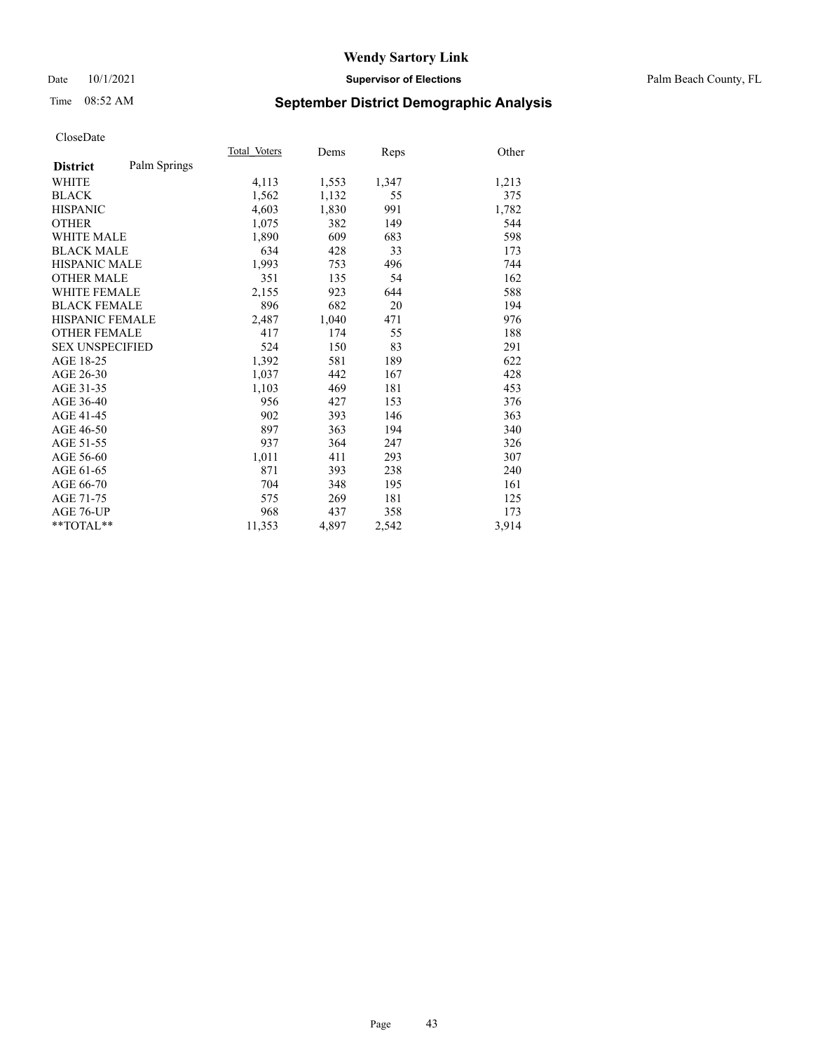# Wendy Sartory Link

Date 10/1/2021 **Supervisor of Elections** Palm Beach County, FL

Time 08:52 AM **September District Demographic Analysis**

CloseDate

| **District** Palm Springs | Total Voters | Dems | Reps | Other |
|---|---|---|---|---|
| WHITE | 4,113 | 1,553 | 1,347 | 1,213 |
| BLACK | 1,562 | 1,132 | 55 | 375 |
| HISPANIC | 4,603 | 1,830 | 991 | 1,782 |
| OTHER | 1,075 | 382 | 149 | 544 |
| WHITE MALE | 1,890 | 609 | 683 | 598 |
| BLACK MALE | 634 | 428 | 33 | 173 |
| HISPANIC MALE | 1,993 | 753 | 496 | 744 |
| OTHER MALE | 351 | 135 | 54 | 162 |
| WHITE FEMALE | 2,155 | 923 | 644 | 588 |
| BLACK FEMALE | 896 | 682 | 20 | 194 |
| HISPANIC FEMALE | 2,487 | 1,040 | 471 | 976 |
| OTHER FEMALE | 417 | 174 | 55 | 188 |
| SEX UNSPECIFIED | 524 | 150 | 83 | 291 |
| AGE 18-25 | 1,392 | 581 | 189 | 622 |
| AGE 26-30 | 1,037 | 442 | 167 | 428 |
| AGE 31-35 | 1,103 | 469 | 181 | 453 |
| AGE 36-40 | 956 | 427 | 153 | 376 |
| AGE 41-45 | 902 | 393 | 146 | 363 |
| AGE 46-50 | 897 | 363 | 194 | 340 |
| AGE 51-55 | 937 | 364 | 247 | 326 |
| AGE 56-60 | 1,011 | 411 | 293 | 307 |
| AGE 61-65 | 871 | 393 | 238 | 240 |
| AGE 66-70 | 704 | 348 | 195 | 161 |
| AGE 71-75 | 575 | 269 | 181 | 125 |
| AGE 76-UP | 968 | 437 | 358 | 173 |
| **TOTAL** | 11,353 | 4,897 | 2,542 | 3,914 |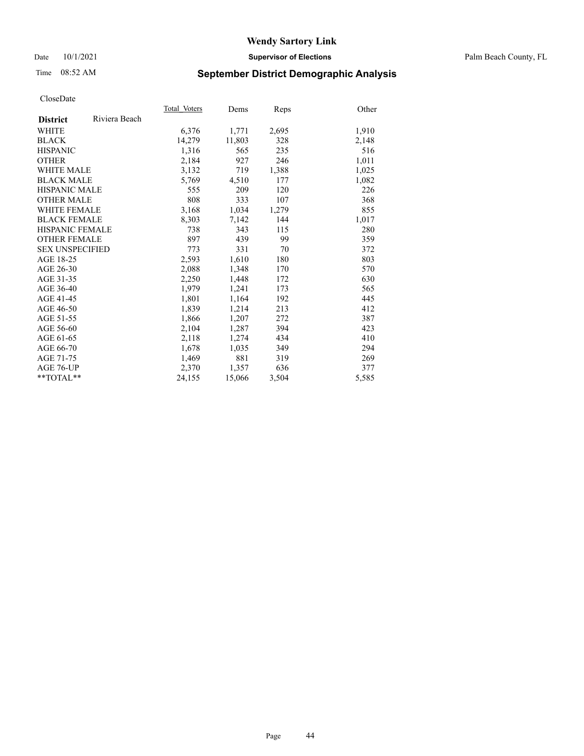# Wendy Sartory Link

Date 10/1/2021 **Supervisor of Elections** Palm Beach County, FL

Time 08:52 AM

## September District Demographic Analysis

CloseDate

| **District** Riviera Beach | Total Voters | Dems | Reps | Other |
|---|---|---|---|---|
| WHITE | 6,376 | 1,771 | 2,695 | 1,910 |
| BLACK | 14,279 | 11,803 | 328 | 2,148 |
| HISPANIC | 1,316 | 565 | 235 | 516 |
| OTHER | 2,184 | 927 | 246 | 1,011 |
| WHITE MALE | 3,132 | 719 | 1,388 | 1,025 |
| BLACK MALE | 5,769 | 4,510 | 177 | 1,082 |
| HISPANIC MALE | 555 | 209 | 120 | 226 |
| OTHER MALE | 808 | 333 | 107 | 368 |
| WHITE FEMALE | 3,168 | 1,034 | 1,279 | 855 |
| BLACK FEMALE | 8,303 | 7,142 | 144 | 1,017 |
| HISPANIC FEMALE | 738 | 343 | 115 | 280 |
| OTHER FEMALE | 897 | 439 | 99 | 359 |
| SEX UNSPECIFIED | 773 | 331 | 70 | 372 |
| AGE 18-25 | 2,593 | 1,610 | 180 | 803 |
| AGE 26-30 | 2,088 | 1,348 | 170 | 570 |
| AGE 31-35 | 2,250 | 1,448 | 172 | 630 |
| AGE 36-40 | 1,979 | 1,241 | 173 | 565 |
| AGE 41-45 | 1,801 | 1,164 | 192 | 445 |
| AGE 46-50 | 1,839 | 1,214 | 213 | 412 |
| AGE 51-55 | 1,866 | 1,207 | 272 | 387 |
| AGE 56-60 | 2,104 | 1,287 | 394 | 423 |
| AGE 61-65 | 2,118 | 1,274 | 434 | 410 |
| AGE 66-70 | 1,678 | 1,035 | 349 | 294 |
| AGE 71-75 | 1,469 | 881 | 319 | 269 |
| AGE 76-UP | 2,370 | 1,357 | 636 | 377 |
| **TOTAL** | 24,155 | 15,066 | 3,504 | 5,585 |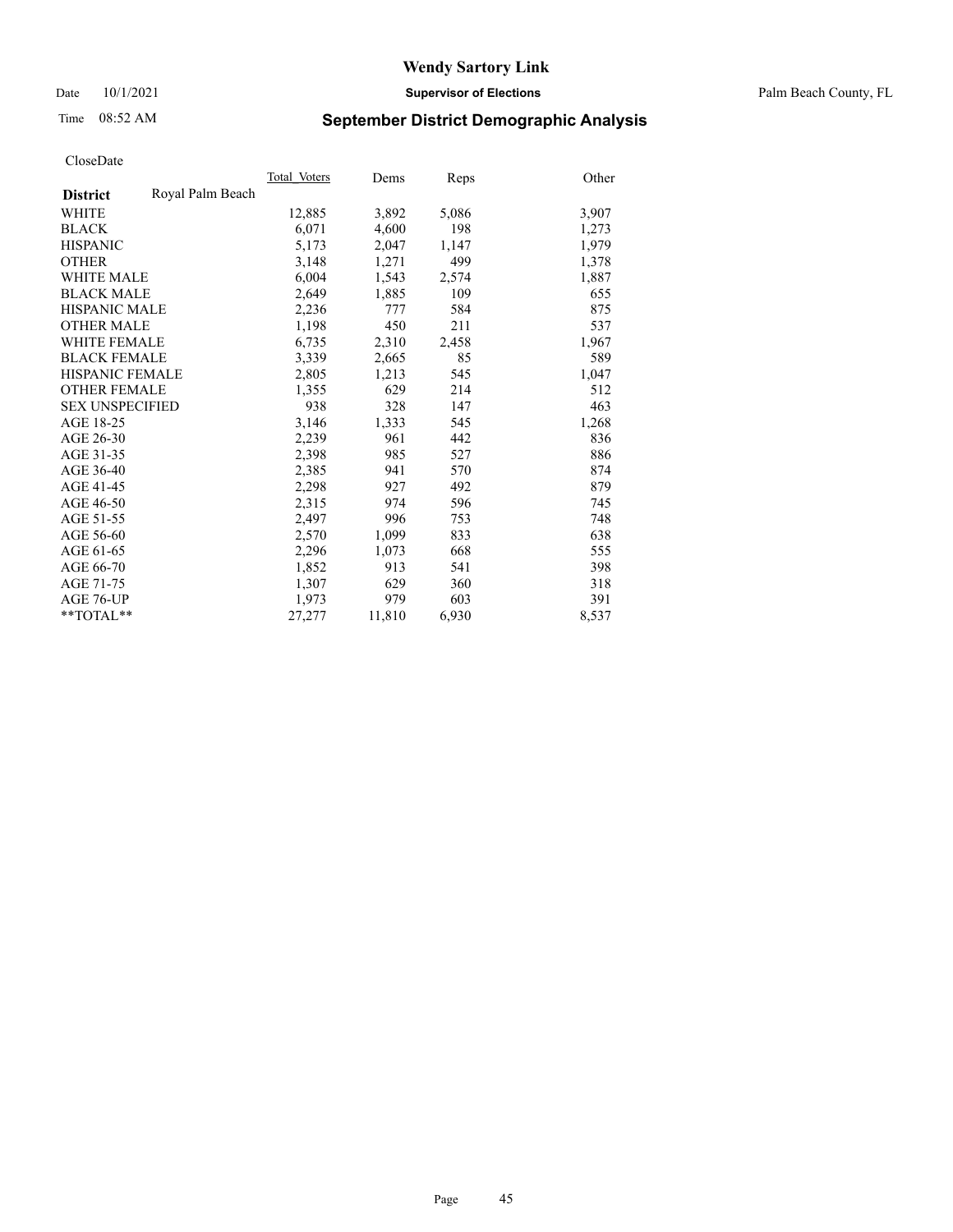# Wendy Sartory Link

Date 10/1/2021 **Supervisor of Elections** Palm Beach County, FL

Time 08:52 AM **September District Demographic Analysis**

CloseDate

| | Total_Voters | Dems | Reps | Other |
|---|---|---|---|---|
| **District** Royal Palm Beach | | | | |
| WHITE | 12,885 | 3,892 | 5,086 | 3,907 |
| BLACK | 6,071 | 4,600 | 198 | 1,273 |
| HISPANIC | 5,173 | 2,047 | 1,147 | 1,979 |
| OTHER | 3,148 | 1,271 | 499 | 1,378 |
| WHITE MALE | 6,004 | 1,543 | 2,574 | 1,887 |
| BLACK MALE | 2,649 | 1,885 | 109 | 655 |
| HISPANIC MALE | 2,236 | 777 | 584 | 875 |
| OTHER MALE | 1,198 | 450 | 211 | 537 |
| WHITE FEMALE | 6,735 | 2,310 | 2,458 | 1,967 |
| BLACK FEMALE | 3,339 | 2,665 | 85 | 589 |
| HISPANIC FEMALE | 2,805 | 1,213 | 545 | 1,047 |
| OTHER FEMALE | 1,355 | 629 | 214 | 512 |
| SEX UNSPECIFIED | 938 | 328 | 147 | 463 |
| AGE 18-25 | 3,146 | 1,333 | 545 | 1,268 |
| AGE 26-30 | 2,239 | 961 | 442 | 836 |
| AGE 31-35 | 2,398 | 985 | 527 | 886 |
| AGE 36-40 | 2,385 | 941 | 570 | 874 |
| AGE 41-45 | 2,298 | 927 | 492 | 879 |
| AGE 46-50 | 2,315 | 974 | 596 | 745 |
| AGE 51-55 | 2,497 | 996 | 753 | 748 |
| AGE 56-60 | 2,570 | 1,099 | 833 | 638 |
| AGE 61-65 | 2,296 | 1,073 | 668 | 555 |
| AGE 66-70 | 1,852 | 913 | 541 | 398 |
| AGE 71-75 | 1,307 | 629 | 360 | 318 |
| AGE 76-UP | 1,973 | 979 | 603 | 391 |
| **TOTAL** | 27,277 | 11,810 | 6,930 | 8,537 |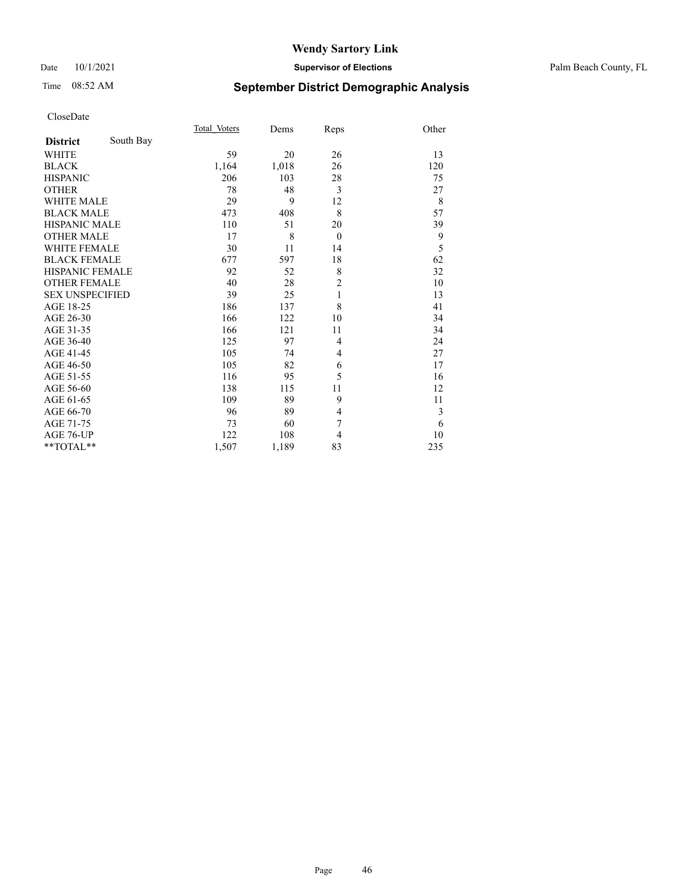# Wendy Sartory Link

Date 10/1/2021 **Supervisor of Elections** Palm Beach County, FL

Time 08:52 AM **September District Demographic Analysis**

CloseDate

| **District** South Bay | Total_Voters | Dems | Reps | Other |
|---|---|---|---|---|
| WHITE | 59 | 20 | 26 | 13 |
| BLACK | 1,164 | 1,018 | 26 | 120 |
| HISPANIC | 206 | 103 | 28 | 75 |
| OTHER | 78 | 48 | 3 | 27 |
| WHITE MALE | 29 | 9 | 12 | 8 |
| BLACK MALE | 473 | 408 | 8 | 57 |
| HISPANIC MALE | 110 | 51 | 20 | 39 |
| OTHER MALE | 17 | 8 | 0 | 9 |
| WHITE FEMALE | 30 | 11 | 14 | 5 |
| BLACK FEMALE | 677 | 597 | 18 | 62 |
| HISPANIC FEMALE | 92 | 52 | 8 | 32 |
| OTHER FEMALE | 40 | 28 | 2 | 10 |
| SEX UNSPECIFIED | 39 | 25 | 1 | 13 |
| AGE 18-25 | 186 | 137 | 8 | 41 |
| AGE 26-30 | 166 | 122 | 10 | 34 |
| AGE 31-35 | 166 | 121 | 11 | 34 |
| AGE 36-40 | 125 | 97 | 4 | 24 |
| AGE 41-45 | 105 | 74 | 4 | 27 |
| AGE 46-50 | 105 | 82 | 6 | 17 |
| AGE 51-55 | 116 | 95 | 5 | 16 |
| AGE 56-60 | 138 | 115 | 11 | 12 |
| AGE 61-65 | 109 | 89 | 9 | 11 |
| AGE 66-70 | 96 | 89 | 4 | 3 |
| AGE 71-75 | 73 | 60 | 7 | 6 |
| AGE 76-UP | 122 | 108 | 4 | 10 |
| **TOTAL** | 1,507 | 1,189 | 83 | 235 |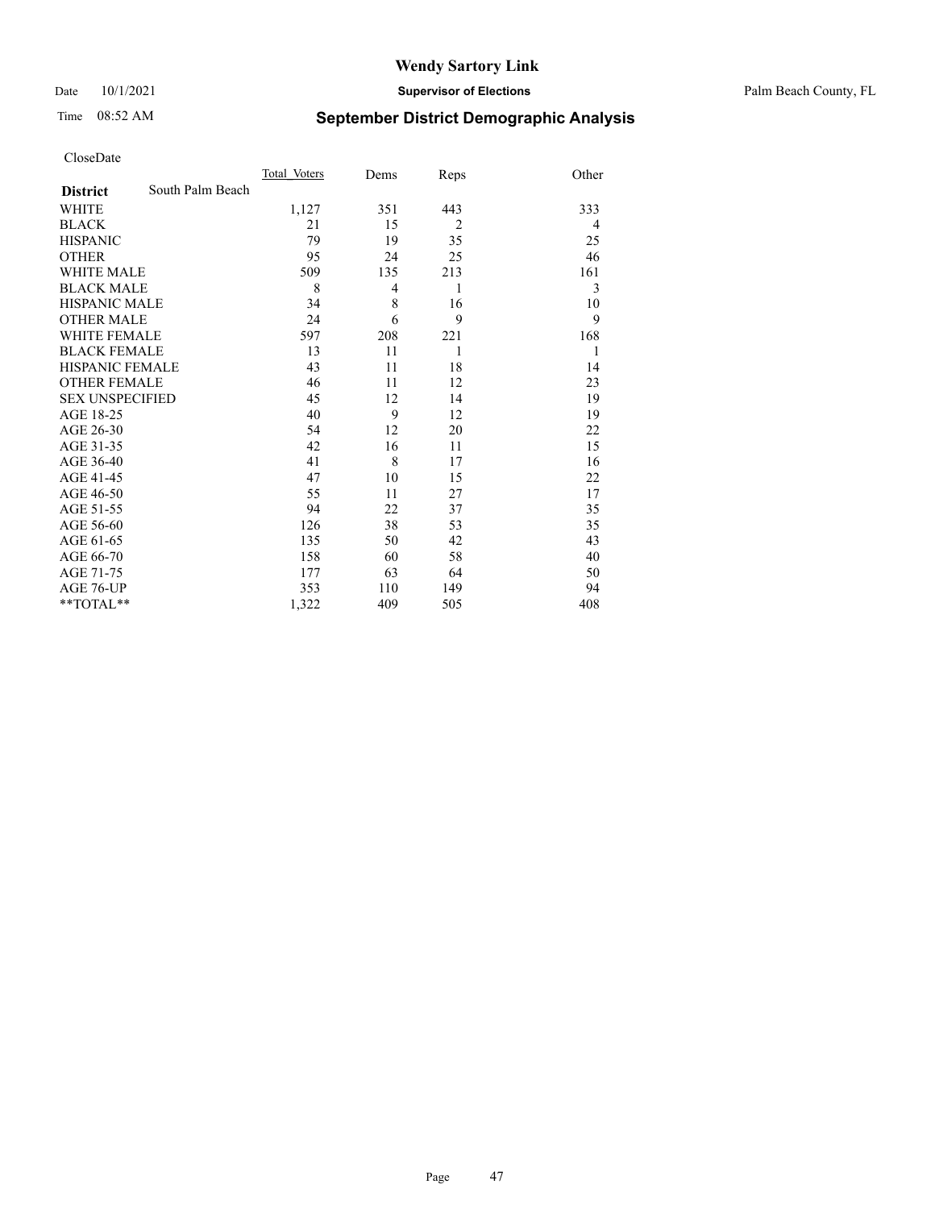# Wendy Sartory Link

Date 10/1/2021 **Supervisor of Elections** Palm Beach County, FL

Time 08:52 AM **September District Demographic Analysis**

CloseDate

| | Total_Voters | Dems | Reps | Other |
|---|---|---|---|---|
| **District** South Palm Beach | | | | |
| WHITE | 1,127 | 351 | 443 | 333 |
| BLACK | 21 | 15 | 2 | 4 |
| HISPANIC | 79 | 19 | 35 | 25 |
| OTHER | 95 | 24 | 25 | 46 |
| WHITE MALE | 509 | 135 | 213 | 161 |
| BLACK MALE | 8 | 4 | 1 | 3 |
| HISPANIC MALE | 34 | 8 | 16 | 10 |
| OTHER MALE | 24 | 6 | 9 | 9 |
| WHITE FEMALE | 597 | 208 | 221 | 168 |
| BLACK FEMALE | 13 | 11 | 1 | 1 |
| HISPANIC FEMALE | 43 | 11 | 18 | 14 |
| OTHER FEMALE | 46 | 11 | 12 | 23 |
| SEX UNSPECIFIED | 45 | 12 | 14 | 19 |
| AGE 18-25 | 40 | 9 | 12 | 19 |
| AGE 26-30 | 54 | 12 | 20 | 22 |
| AGE 31-35 | 42 | 16 | 11 | 15 |
| AGE 36-40 | 41 | 8 | 17 | 16 |
| AGE 41-45 | 47 | 10 | 15 | 22 |
| AGE 46-50 | 55 | 11 | 27 | 17 |
| AGE 51-55 | 94 | 22 | 37 | 35 |
| AGE 56-60 | 126 | 38 | 53 | 35 |
| AGE 61-65 | 135 | 50 | 42 | 43 |
| AGE 66-70 | 158 | 60 | 58 | 40 |
| AGE 71-75 | 177 | 63 | 64 | 50 |
| AGE 76-UP | 353 | 110 | 149 | 94 |
| **TOTAL** | 1,322 | 409 | 505 | 408 |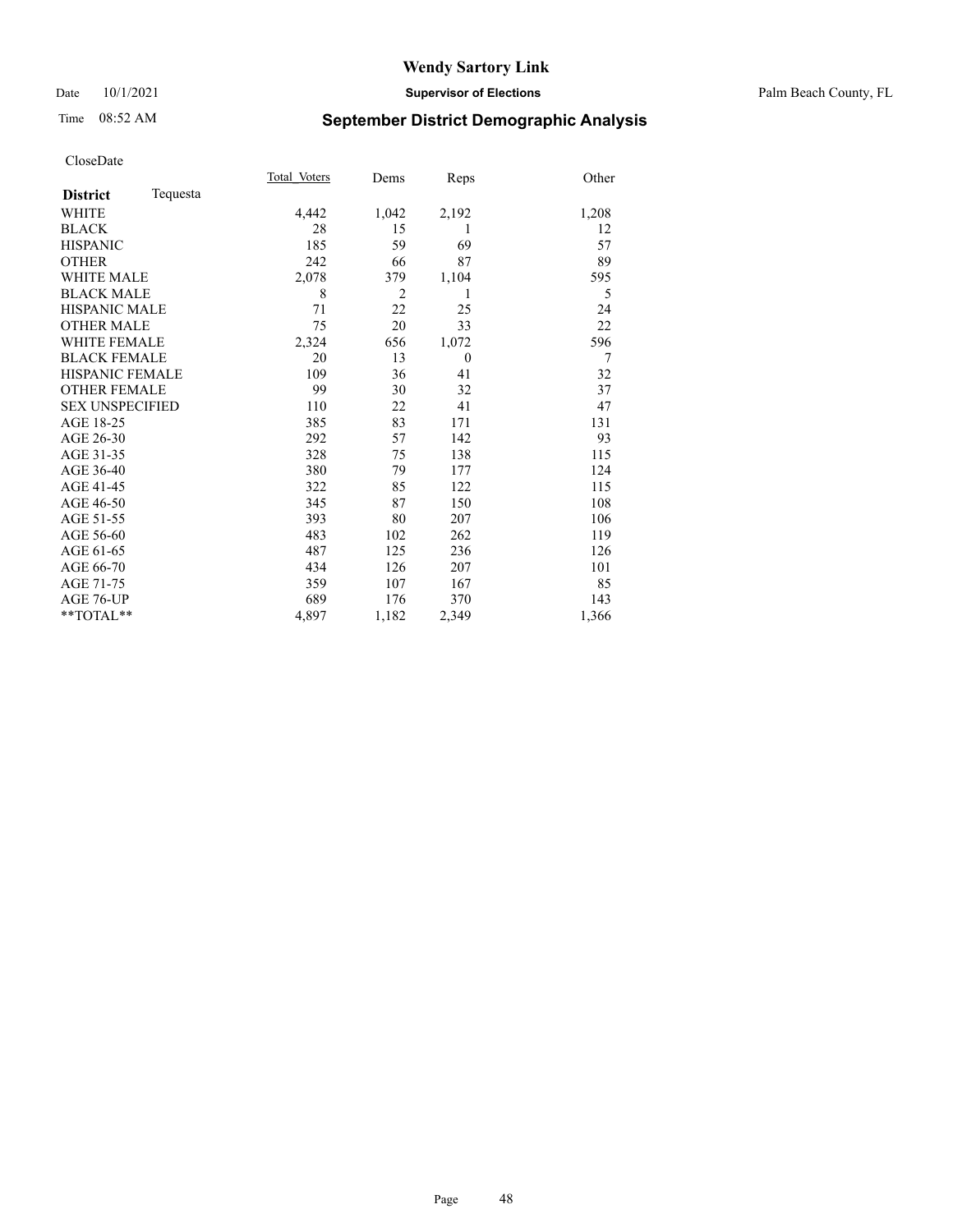CloseDate

| District Tequesta | Total Voters | Dems | Reps | Other |
|---|---|---|---|---|
| WHITE | 4,442 | 1,042 | 2,192 | 1,208 |
| BLACK | 28 | 15 | 1 | 12 |
| HISPANIC | 185 | 59 | 69 | 57 |
| OTHER | 242 | 66 | 87 | 89 |
| WHITE MALE | 2,078 | 379 | 1,104 | 595 |
| BLACK MALE | 8 | 2 | 1 | 5 |
| HISPANIC MALE | 71 | 22 | 25 | 24 |
| OTHER MALE | 75 | 20 | 33 | 22 |
| WHITE FEMALE | 2,324 | 656 | 1,072 | 596 |
| BLACK FEMALE | 20 | 13 | 0 | 7 |
| HISPANIC FEMALE | 109 | 36 | 41 | 32 |
| OTHER FEMALE | 99 | 30 | 32 | 37 |
| SEX UNSPECIFIED | 110 | 22 | 41 | 47 |
| AGE 18-25 | 385 | 83 | 171 | 131 |
| AGE 26-30 | 292 | 57 | 142 | 93 |
| AGE 31-35 | 328 | 75 | 138 | 115 |
| AGE 36-40 | 380 | 79 | 177 | 124 |
| AGE 41-45 | 322 | 85 | 122 | 115 |
| AGE 46-50 | 345 | 87 | 150 | 108 |
| AGE 51-55 | 393 | 80 | 207 | 106 |
| AGE 56-60 | 483 | 102 | 262 | 119 |
| AGE 61-65 | 487 | 125 | 236 | 126 |
| AGE 66-70 | 434 | 126 | 207 | 101 |
| AGE 71-75 | 359 | 107 | 167 | 85 |
| AGE 76-UP | 689 | 176 | 370 | 143 |
| **TOTAL** | 4,897 | 1,182 | 2,349 | 1,366 |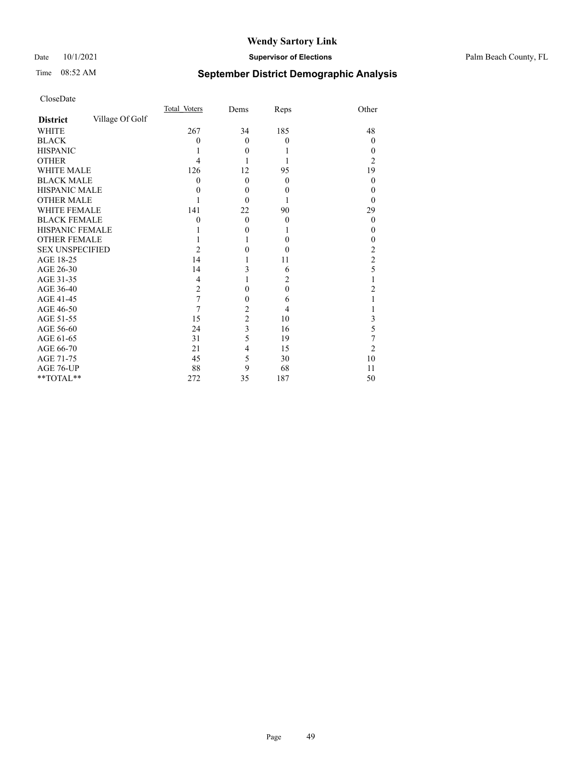CloseDate

| District | Village Of Golf | Total_Voters | Dems | Reps | Other |
|---|---|---|---|---|---|
| WHITE | | 267 | 34 | 185 | 48 |
| BLACK | | 0 | 0 | 0 | 0 |
| HISPANIC | | 1 | 0 | 1 | 0 |
| OTHER | | 4 | 1 | 1 | 2 |
| WHITE MALE | | 126 | 12 | 95 | 19 |
| BLACK MALE | | 0 | 0 | 0 | 0 |
| HISPANIC MALE | | 0 | 0 | 0 | 0 |
| OTHER MALE | | 1 | 0 | 1 | 0 |
| WHITE FEMALE | | 141 | 22 | 90 | 29 |
| BLACK FEMALE | | 0 | 0 | 0 | 0 |
| HISPANIC FEMALE | | 1 | 0 | 1 | 0 |
| OTHER FEMALE | | 1 | 1 | 0 | 0 |
| SEX UNSPECIFIED | | 2 | 0 | 0 | 2 |
| AGE 18-25 | | 14 | 1 | 11 | 2 |
| AGE 26-30 | | 14 | 3 | 6 | 5 |
| AGE 31-35 | | 4 | 1 | 2 | 1 |
| AGE 36-40 | | 2 | 0 | 0 | 2 |
| AGE 41-45 | | 7 | 0 | 6 | 1 |
| AGE 46-50 | | 7 | 2 | 4 | 1 |
| AGE 51-55 | | 15 | 2 | 10 | 3 |
| AGE 56-60 | | 24 | 3 | 16 | 5 |
| AGE 61-65 | | 31 | 5 | 19 | 7 |
| AGE 66-70 | | 21 | 4 | 15 | 2 |
| AGE 71-75 | | 45 | 5 | 30 | 10 |
| AGE 76-UP | | 88 | 9 | 68 | 11 |
| **TOTAL** | | 272 | 35 | 187 | 50 |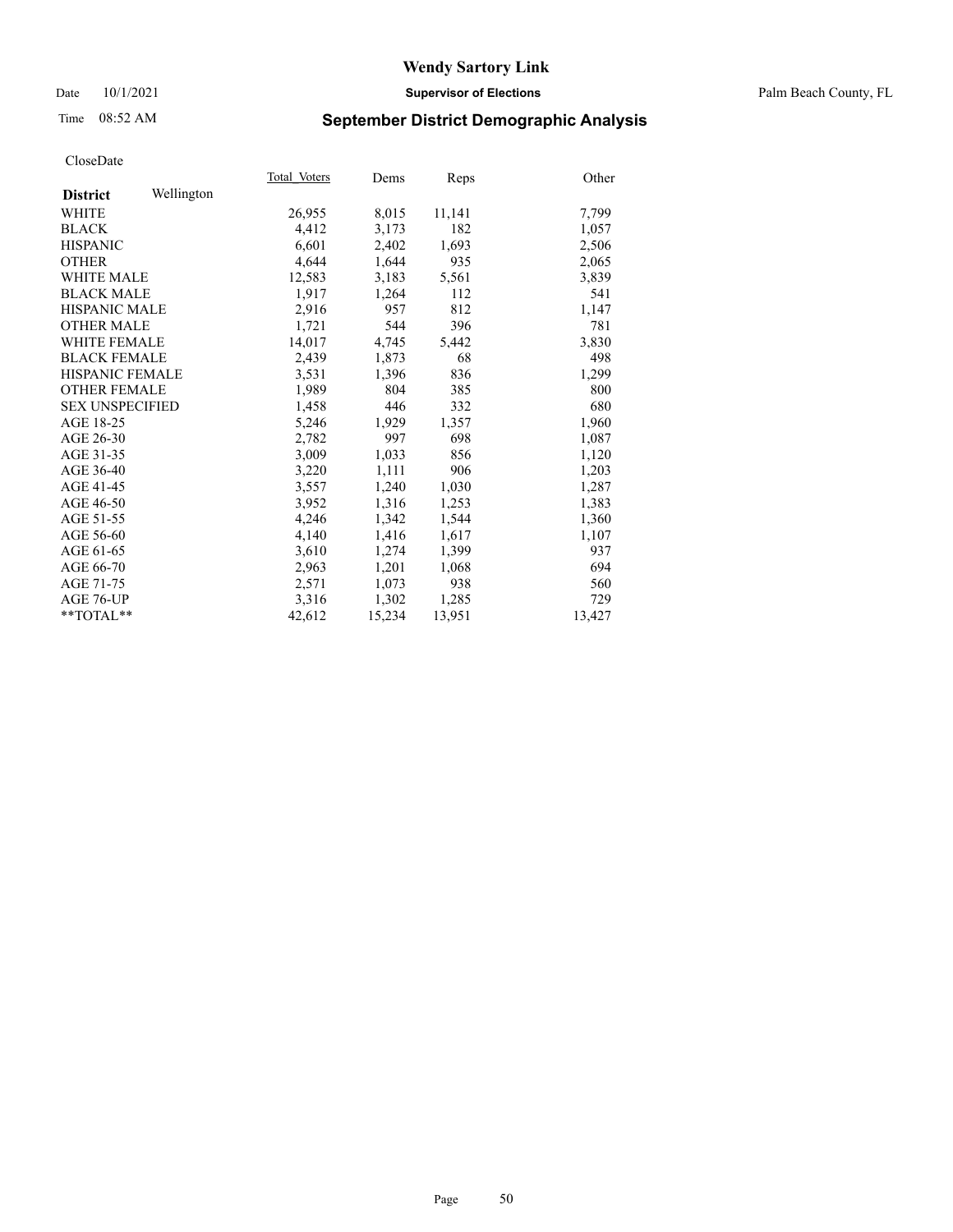# Wendy Sartory Link

Date 10/1/2021 **Supervisor of Elections** Palm Beach County, FL

Time 08:52 AM **September District Demographic Analysis**

CloseDate

| **District** Wellington | Total Voters | Dems | Reps | Other |
|---|---|---|---|---|
| WHITE | 26,955 | 8,015 | 11,141 | 7,799 |
| BLACK | 4,412 | 3,173 | 182 | 1,057 |
| HISPANIC | 6,601 | 2,402 | 1,693 | 2,506 |
| OTHER | 4,644 | 1,644 | 935 | 2,065 |
| WHITE MALE | 12,583 | 3,183 | 5,561 | 3,839 |
| BLACK MALE | 1,917 | 1,264 | 112 | 541 |
| HISPANIC MALE | 2,916 | 957 | 812 | 1,147 |
| OTHER MALE | 1,721 | 544 | 396 | 781 |
| WHITE FEMALE | 14,017 | 4,745 | 5,442 | 3,830 |
| BLACK FEMALE | 2,439 | 1,873 | 68 | 498 |
| HISPANIC FEMALE | 3,531 | 1,396 | 836 | 1,299 |
| OTHER FEMALE | 1,989 | 804 | 385 | 800 |
| SEX UNSPECIFIED | 1,458 | 446 | 332 | 680 |
| AGE 18-25 | 5,246 | 1,929 | 1,357 | 1,960 |
| AGE 26-30 | 2,782 | 997 | 698 | 1,087 |
| AGE 31-35 | 3,009 | 1,033 | 856 | 1,120 |
| AGE 36-40 | 3,220 | 1,111 | 906 | 1,203 |
| AGE 41-45 | 3,557 | 1,240 | 1,030 | 1,287 |
| AGE 46-50 | 3,952 | 1,316 | 1,253 | 1,383 |
| AGE 51-55 | 4,246 | 1,342 | 1,544 | 1,360 |
| AGE 56-60 | 4,140 | 1,416 | 1,617 | 1,107 |
| AGE 61-65 | 3,610 | 1,274 | 1,399 | 937 |
| AGE 66-70 | 2,963 | 1,201 | 1,068 | 694 |
| AGE 71-75 | 2,571 | 1,073 | 938 | 560 |
| AGE 76-UP | 3,316 | 1,302 | 1,285 | 729 |
| **TOTAL** | 42,612 | 15,234 | 13,951 | 13,427 |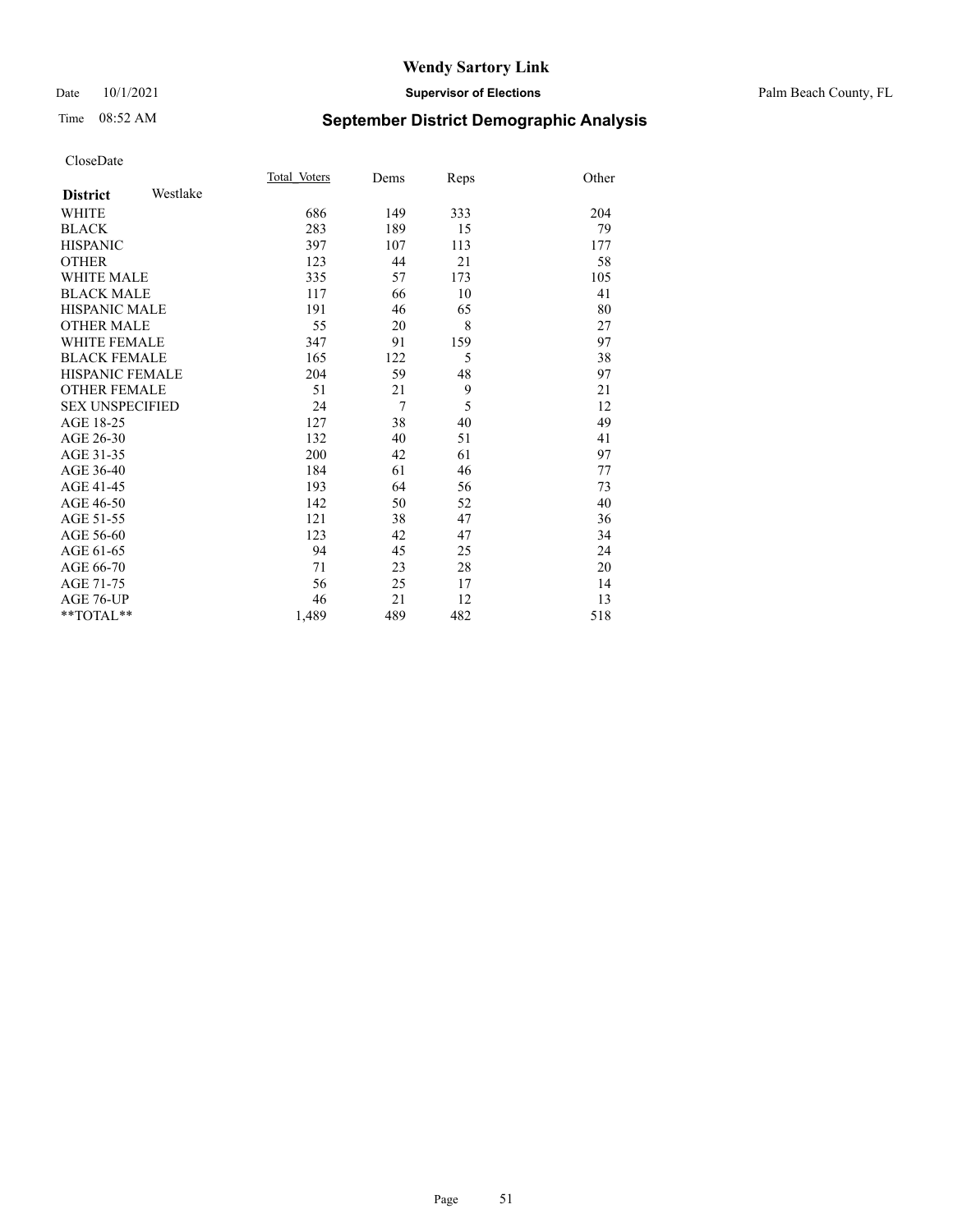# Wendy Sartory Link

Date 10/1/2021 **Supervisor of Elections** Palm Beach County, FL

Time 08:52 AM **September District Demographic Analysis**

CloseDate

| **District** Westlake | Total_Voters | Dems | Reps | Other |
|---|---|---|---|---|
| WHITE | 686 | 149 | 333 | 204 |
| BLACK | 283 | 189 | 15 | 79 |
| HISPANIC | 397 | 107 | 113 | 177 |
| OTHER | 123 | 44 | 21 | 58 |
| WHITE MALE | 335 | 57 | 173 | 105 |
| BLACK MALE | 117 | 66 | 10 | 41 |
| HISPANIC MALE | 191 | 46 | 65 | 80 |
| OTHER MALE | 55 | 20 | 8 | 27 |
| WHITE FEMALE | 347 | 91 | 159 | 97 |
| BLACK FEMALE | 165 | 122 | 5 | 38 |
| HISPANIC FEMALE | 204 | 59 | 48 | 97 |
| OTHER FEMALE | 51 | 21 | 9 | 21 |
| SEX UNSPECIFIED | 24 | 7 | 5 | 12 |
| AGE 18-25 | 127 | 38 | 40 | 49 |
| AGE 26-30 | 132 | 40 | 51 | 41 |
| AGE 31-35 | 200 | 42 | 61 | 97 |
| AGE 36-40 | 184 | 61 | 46 | 77 |
| AGE 41-45 | 193 | 64 | 56 | 73 |
| AGE 46-50 | 142 | 50 | 52 | 40 |
| AGE 51-55 | 121 | 38 | 47 | 36 |
| AGE 56-60 | 123 | 42 | 47 | 34 |
| AGE 61-65 | 94 | 45 | 25 | 24 |
| AGE 66-70 | 71 | 23 | 28 | 20 |
| AGE 71-75 | 56 | 25 | 17 | 14 |
| AGE 76-UP | 46 | 21 | 12 | 13 |
| **TOTAL** | 1,489 | 489 | 482 | 518 |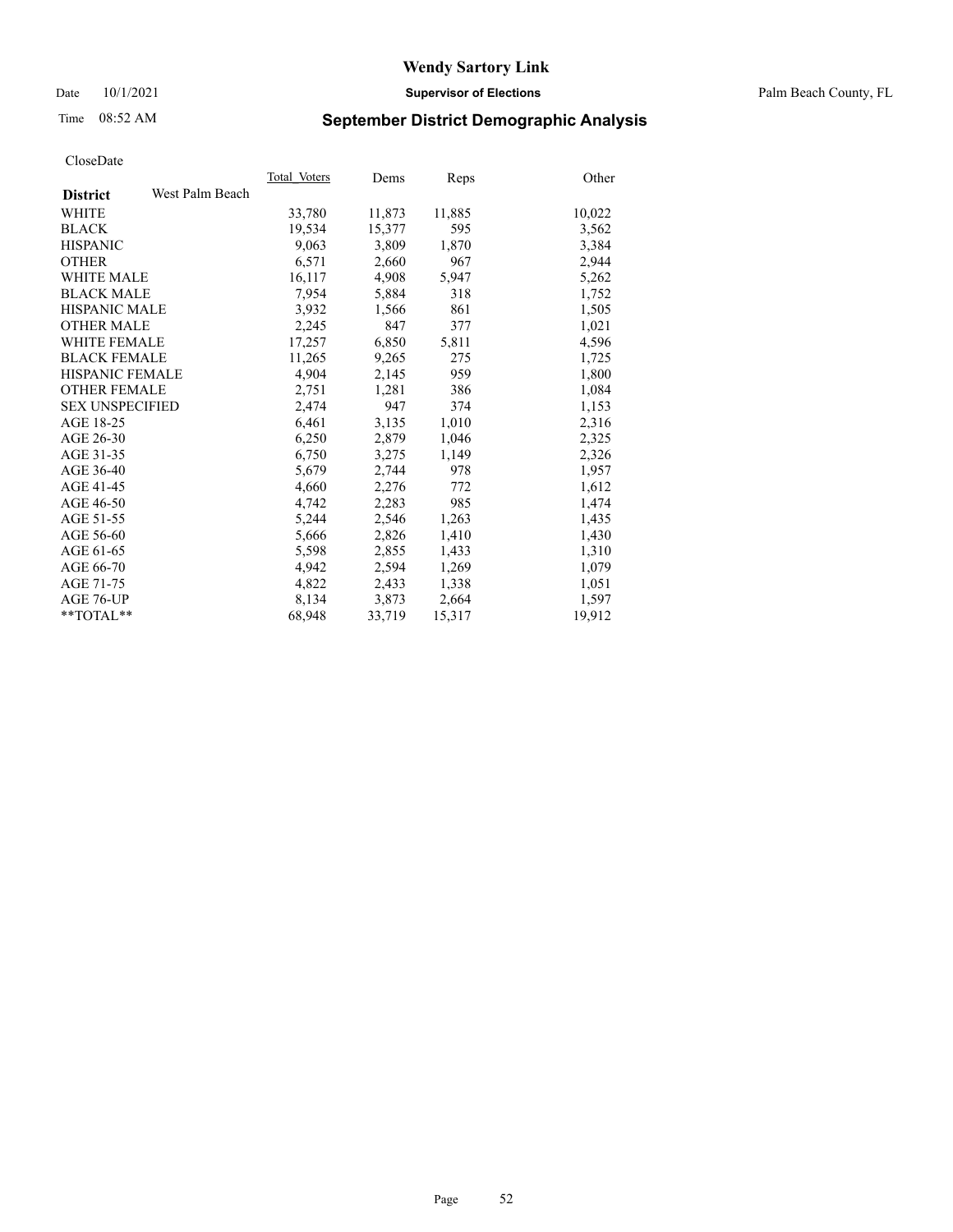# Wendy Sartory Link

Date 10/1/2021 **Supervisor of Elections** Palm Beach County, FL

Time 08:52 AM

## September District Demographic Analysis

CloseDate

| **District** West Palm Beach | Total Voters | Dems | Reps | Other |
|---|---|---|---|---|
| WHITE | 33,780 | 11,873 | 11,885 | 10,022 |
| BLACK | 19,534 | 15,377 | 595 | 3,562 |
| HISPANIC | 9,063 | 3,809 | 1,870 | 3,384 |
| OTHER | 6,571 | 2,660 | 967 | 2,944 |
| WHITE MALE | 16,117 | 4,908 | 5,947 | 5,262 |
| BLACK MALE | 7,954 | 5,884 | 318 | 1,752 |
| HISPANIC MALE | 3,932 | 1,566 | 861 | 1,505 |
| OTHER MALE | 2,245 | 847 | 377 | 1,021 |
| WHITE FEMALE | 17,257 | 6,850 | 5,811 | 4,596 |
| BLACK FEMALE | 11,265 | 9,265 | 275 | 1,725 |
| HISPANIC FEMALE | 4,904 | 2,145 | 959 | 1,800 |
| OTHER FEMALE | 2,751 | 1,281 | 386 | 1,084 |
| SEX UNSPECIFIED | 2,474 | 947 | 374 | 1,153 |
| AGE 18-25 | 6,461 | 3,135 | 1,010 | 2,316 |
| AGE 26-30 | 6,250 | 2,879 | 1,046 | 2,325 |
| AGE 31-35 | 6,750 | 3,275 | 1,149 | 2,326 |
| AGE 36-40 | 5,679 | 2,744 | 978 | 1,957 |
| AGE 41-45 | 4,660 | 2,276 | 772 | 1,612 |
| AGE 46-50 | 4,742 | 2,283 | 985 | 1,474 |
| AGE 51-55 | 5,244 | 2,546 | 1,263 | 1,435 |
| AGE 56-60 | 5,666 | 2,826 | 1,410 | 1,430 |
| AGE 61-65 | 5,598 | 2,855 | 1,433 | 1,310 |
| AGE 66-70 | 4,942 | 2,594 | 1,269 | 1,079 |
| AGE 71-75 | 4,822 | 2,433 | 1,338 | 1,051 |
| AGE 76-UP | 8,134 | 3,873 | 2,664 | 1,597 |
| **TOTAL** | 68,948 | 33,719 | 15,317 | 19,912 |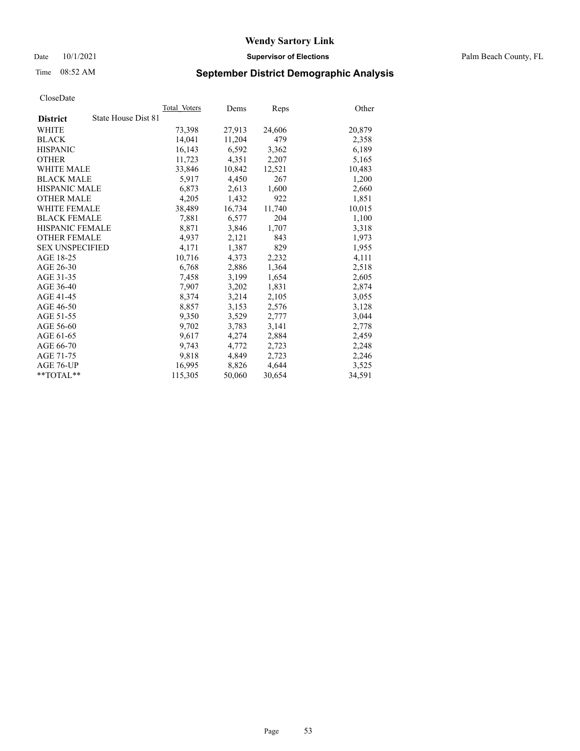# Wendy Sartory Link

Date 10/1/2021 **Supervisor of Elections** Palm Beach County, FL

Time 08:52 AM **September District Demographic Analysis**

CloseDate

| **District** State House Dist 81 | Total Voters | Dems | Reps | Other |
|---|---|---|---|---|
| WHITE | 73,398 | 27,913 | 24,606 | 20,879 |
| BLACK | 14,041 | 11,204 | 479 | 2,358 |
| HISPANIC | 16,143 | 6,592 | 3,362 | 6,189 |
| OTHER | 11,723 | 4,351 | 2,207 | 5,165 |
| WHITE MALE | 33,846 | 10,842 | 12,521 | 10,483 |
| BLACK MALE | 5,917 | 4,450 | 267 | 1,200 |
| HISPANIC MALE | 6,873 | 2,613 | 1,600 | 2,660 |
| OTHER MALE | 4,205 | 1,432 | 922 | 1,851 |
| WHITE FEMALE | 38,489 | 16,734 | 11,740 | 10,015 |
| BLACK FEMALE | 7,881 | 6,577 | 204 | 1,100 |
| HISPANIC FEMALE | 8,871 | 3,846 | 1,707 | 3,318 |
| OTHER FEMALE | 4,937 | 2,121 | 843 | 1,973 |
| SEX UNSPECIFIED | 4,171 | 1,387 | 829 | 1,955 |
| AGE 18-25 | 10,716 | 4,373 | 2,232 | 4,111 |
| AGE 26-30 | 6,768 | 2,886 | 1,364 | 2,518 |
| AGE 31-35 | 7,458 | 3,199 | 1,654 | 2,605 |
| AGE 36-40 | 7,907 | 3,202 | 1,831 | 2,874 |
| AGE 41-45 | 8,374 | 3,214 | 2,105 | 3,055 |
| AGE 46-50 | 8,857 | 3,153 | 2,576 | 3,128 |
| AGE 51-55 | 9,350 | 3,529 | 2,777 | 3,044 |
| AGE 56-60 | 9,702 | 3,783 | 3,141 | 2,778 |
| AGE 61-65 | 9,617 | 4,274 | 2,884 | 2,459 |
| AGE 66-70 | 9,743 | 4,772 | 2,723 | 2,248 |
| AGE 71-75 | 9,818 | 4,849 | 2,723 | 2,246 |
| AGE 76-UP | 16,995 | 8,826 | 4,644 | 3,525 |
| **TOTAL** | 115,305 | 50,060 | 30,654 | 34,591 |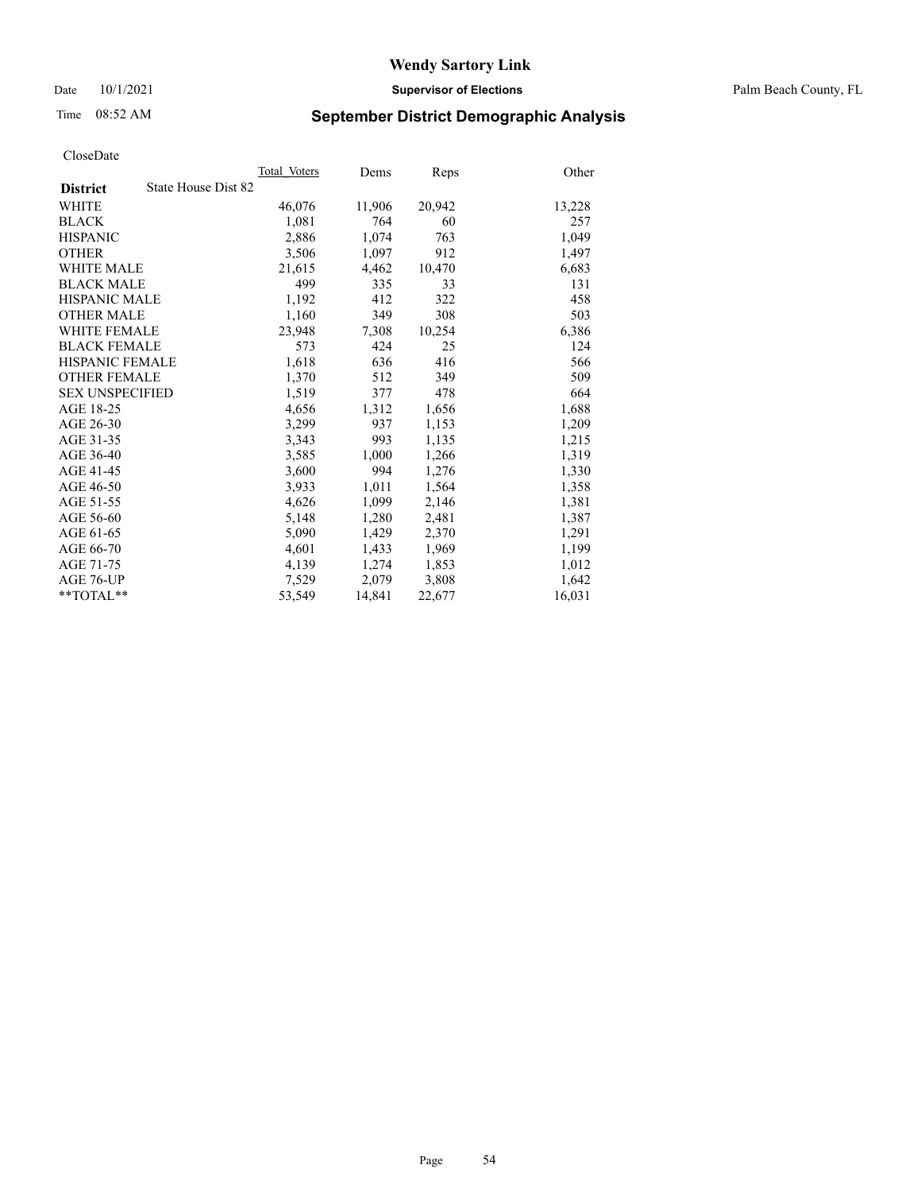# Wendy Sartory Link

Date 10/1/2021 **Supervisor of Elections** Palm Beach County, FL

Time 08:52 AM **September District Demographic Analysis**

CloseDate

| **District** State House Dist 82 | Total Voters | Dems | Reps | Other |
|---|---|---|---|---|
| WHITE | 46,076 | 11,906 | 20,942 | 13,228 |
| BLACK | 1,081 | 764 | 60 | 257 |
| HISPANIC | 2,886 | 1,074 | 763 | 1,049 |
| OTHER | 3,506 | 1,097 | 912 | 1,497 |
| WHITE MALE | 21,615 | 4,462 | 10,470 | 6,683 |
| BLACK MALE | 499 | 335 | 33 | 131 |
| HISPANIC MALE | 1,192 | 412 | 322 | 458 |
| OTHER MALE | 1,160 | 349 | 308 | 503 |
| WHITE FEMALE | 23,948 | 7,308 | 10,254 | 6,386 |
| BLACK FEMALE | 573 | 424 | 25 | 124 |
| HISPANIC FEMALE | 1,618 | 636 | 416 | 566 |
| OTHER FEMALE | 1,370 | 512 | 349 | 509 |
| SEX UNSPECIFIED | 1,519 | 377 | 478 | 664 |
| AGE 18-25 | 4,656 | 1,312 | 1,656 | 1,688 |
| AGE 26-30 | 3,299 | 937 | 1,153 | 1,209 |
| AGE 31-35 | 3,343 | 993 | 1,135 | 1,215 |
| AGE 36-40 | 3,585 | 1,000 | 1,266 | 1,319 |
| AGE 41-45 | 3,600 | 994 | 1,276 | 1,330 |
| AGE 46-50 | 3,933 | 1,011 | 1,564 | 1,358 |
| AGE 51-55 | 4,626 | 1,099 | 2,146 | 1,381 |
| AGE 56-60 | 5,148 | 1,280 | 2,481 | 1,387 |
| AGE 61-65 | 5,090 | 1,429 | 2,370 | 1,291 |
| AGE 66-70 | 4,601 | 1,433 | 1,969 | 1,199 |
| AGE 71-75 | 4,139 | 1,274 | 1,853 | 1,012 |
| AGE 76-UP | 7,529 | 2,079 | 3,808 | 1,642 |
| **TOTAL** | 53,549 | 14,841 | 22,677 | 16,031 |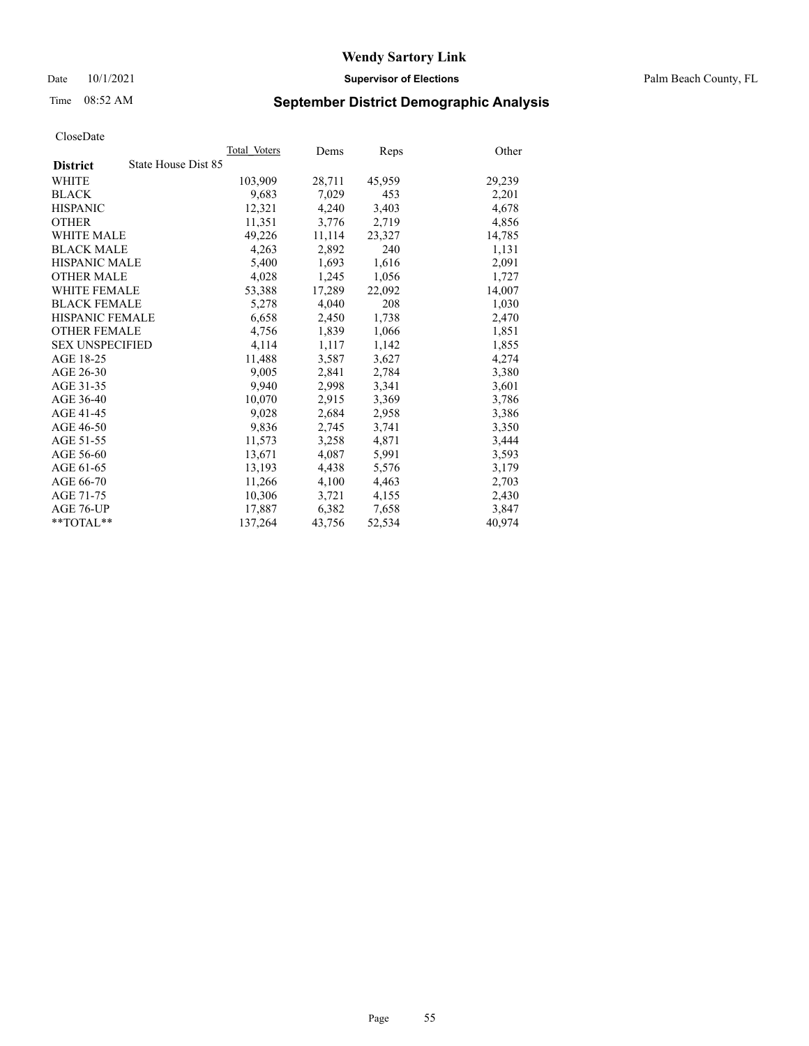# Wendy Sartory Link

Date 10/1/2021 **Supervisor of Elections** Palm Beach County, FL

Time 08:52 AM **September District Demographic Analysis**

CloseDate

| District | State House Dist 85 | Total Voters | Dems | Reps | Other |
|---|---|---|---|---|---|
| WHITE | | 103,909 | 28,711 | 45,959 | 29,239 |
| BLACK | | 9,683 | 7,029 | 453 | 2,201 |
| HISPANIC | | 12,321 | 4,240 | 3,403 | 4,678 |
| OTHER | | 11,351 | 3,776 | 2,719 | 4,856 |
| WHITE MALE | | 49,226 | 11,114 | 23,327 | 14,785 |
| BLACK MALE | | 4,263 | 2,892 | 240 | 1,131 |
| HISPANIC MALE | | 5,400 | 1,693 | 1,616 | 2,091 |
| OTHER MALE | | 4,028 | 1,245 | 1,056 | 1,727 |
| WHITE FEMALE | | 53,388 | 17,289 | 22,092 | 14,007 |
| BLACK FEMALE | | 5,278 | 4,040 | 208 | 1,030 |
| HISPANIC FEMALE | | 6,658 | 2,450 | 1,738 | 2,470 |
| OTHER FEMALE | | 4,756 | 1,839 | 1,066 | 1,851 |
| SEX UNSPECIFIED | | 4,114 | 1,117 | 1,142 | 1,855 |
| AGE 18-25 | | 11,488 | 3,587 | 3,627 | 4,274 |
| AGE 26-30 | | 9,005 | 2,841 | 2,784 | 3,380 |
| AGE 31-35 | | 9,940 | 2,998 | 3,341 | 3,601 |
| AGE 36-40 | | 10,070 | 2,915 | 3,369 | 3,786 |
| AGE 41-45 | | 9,028 | 2,684 | 2,958 | 3,386 |
| AGE 46-50 | | 9,836 | 2,745 | 3,741 | 3,350 |
| AGE 51-55 | | 11,573 | 3,258 | 4,871 | 3,444 |
| AGE 56-60 | | 13,671 | 4,087 | 5,991 | 3,593 |
| AGE 61-65 | | 13,193 | 4,438 | 5,576 | 3,179 |
| AGE 66-70 | | 11,266 | 4,100 | 4,463 | 2,703 |
| AGE 71-75 | | 10,306 | 3,721 | 4,155 | 2,430 |
| AGE 76-UP | | 17,887 | 6,382 | 7,658 | 3,847 |
| **TOTAL** | | 137,264 | 43,756 | 52,534 | 40,974 |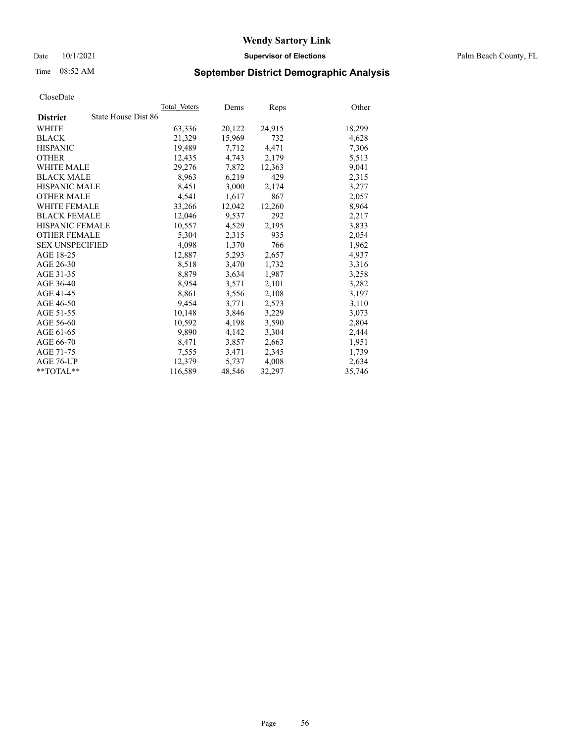# Wendy Sartory Link

Date 10/1/2021 **Supervisor of Elections** Palm Beach County, FL

Time 08:52 AM **September District Demographic Analysis**

CloseDate

| **District** State House Dist 86 | Total Voters | Dems | Reps | Other |
|---|---|---|---|---|
| WHITE | 63,336 | 20,122 | 24,915 | 18,299 |
| BLACK | 21,329 | 15,969 | 732 | 4,628 |
| HISPANIC | 19,489 | 7,712 | 4,471 | 7,306 |
| OTHER | 12,435 | 4,743 | 2,179 | 5,513 |
| WHITE MALE | 29,276 | 7,872 | 12,363 | 9,041 |
| BLACK MALE | 8,963 | 6,219 | 429 | 2,315 |
| HISPANIC MALE | 8,451 | 3,000 | 2,174 | 3,277 |
| OTHER MALE | 4,541 | 1,617 | 867 | 2,057 |
| WHITE FEMALE | 33,266 | 12,042 | 12,260 | 8,964 |
| BLACK FEMALE | 12,046 | 9,537 | 292 | 2,217 |
| HISPANIC FEMALE | 10,557 | 4,529 | 2,195 | 3,833 |
| OTHER FEMALE | 5,304 | 2,315 | 935 | 2,054 |
| SEX UNSPECIFIED | 4,098 | 1,370 | 766 | 1,962 |
| AGE 18-25 | 12,887 | 5,293 | 2,657 | 4,937 |
| AGE 26-30 | 8,518 | 3,470 | 1,732 | 3,316 |
| AGE 31-35 | 8,879 | 3,634 | 1,987 | 3,258 |
| AGE 36-40 | 8,954 | 3,571 | 2,101 | 3,282 |
| AGE 41-45 | 8,861 | 3,556 | 2,108 | 3,197 |
| AGE 46-50 | 9,454 | 3,771 | 2,573 | 3,110 |
| AGE 51-55 | 10,148 | 3,846 | 3,229 | 3,073 |
| AGE 56-60 | 10,592 | 4,198 | 3,590 | 2,804 |
| AGE 61-65 | 9,890 | 4,142 | 3,304 | 2,444 |
| AGE 66-70 | 8,471 | 3,857 | 2,663 | 1,951 |
| AGE 71-75 | 7,555 | 3,471 | 2,345 | 1,739 |
| AGE 76-UP | 12,379 | 5,737 | 4,008 | 2,634 |
| **TOTAL** | 116,589 | 48,546 | 32,297 | 35,746 |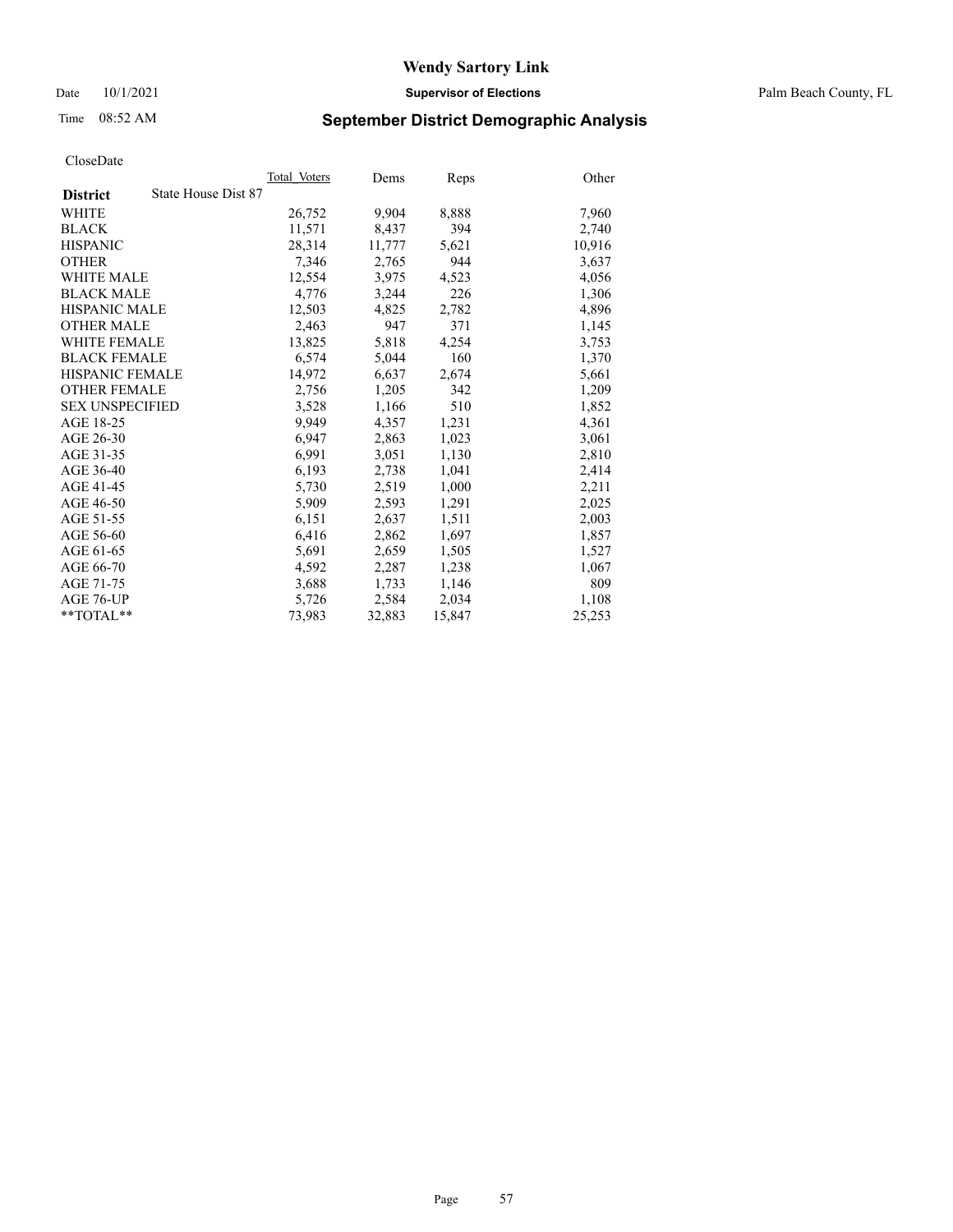# Wendy Sartory Link

Date 10/1/2021 **Supervisor of Elections** Palm Beach County, FL

Time 08:52 AM **September District Demographic Analysis**

CloseDate

| **District** State House Dist 87 | Total Voters | Dems | Reps | Other |
|---|---|---|---|---|
| WHITE | 26,752 | 9,904 | 8,888 | 7,960 |
| BLACK | 11,571 | 8,437 | 394 | 2,740 |
| HISPANIC | 28,314 | 11,777 | 5,621 | 10,916 |
| OTHER | 7,346 | 2,765 | 944 | 3,637 |
| WHITE MALE | 12,554 | 3,975 | 4,523 | 4,056 |
| BLACK MALE | 4,776 | 3,244 | 226 | 1,306 |
| HISPANIC MALE | 12,503 | 4,825 | 2,782 | 4,896 |
| OTHER MALE | 2,463 | 947 | 371 | 1,145 |
| WHITE FEMALE | 13,825 | 5,818 | 4,254 | 3,753 |
| BLACK FEMALE | 6,574 | 5,044 | 160 | 1,370 |
| HISPANIC FEMALE | 14,972 | 6,637 | 2,674 | 5,661 |
| OTHER FEMALE | 2,756 | 1,205 | 342 | 1,209 |
| SEX UNSPECIFIED | 3,528 | 1,166 | 510 | 1,852 |
| AGE 18-25 | 9,949 | 4,357 | 1,231 | 4,361 |
| AGE 26-30 | 6,947 | 2,863 | 1,023 | 3,061 |
| AGE 31-35 | 6,991 | 3,051 | 1,130 | 2,810 |
| AGE 36-40 | 6,193 | 2,738 | 1,041 | 2,414 |
| AGE 41-45 | 5,730 | 2,519 | 1,000 | 2,211 |
| AGE 46-50 | 5,909 | 2,593 | 1,291 | 2,025 |
| AGE 51-55 | 6,151 | 2,637 | 1,511 | 2,003 |
| AGE 56-60 | 6,416 | 2,862 | 1,697 | 1,857 |
| AGE 61-65 | 5,691 | 2,659 | 1,505 | 1,527 |
| AGE 66-70 | 4,592 | 2,287 | 1,238 | 1,067 |
| AGE 71-75 | 3,688 | 1,733 | 1,146 | 809 |
| AGE 76-UP | 5,726 | 2,584 | 2,034 | 1,108 |
| **TOTAL** | 73,983 | 32,883 | 15,847 | 25,253 |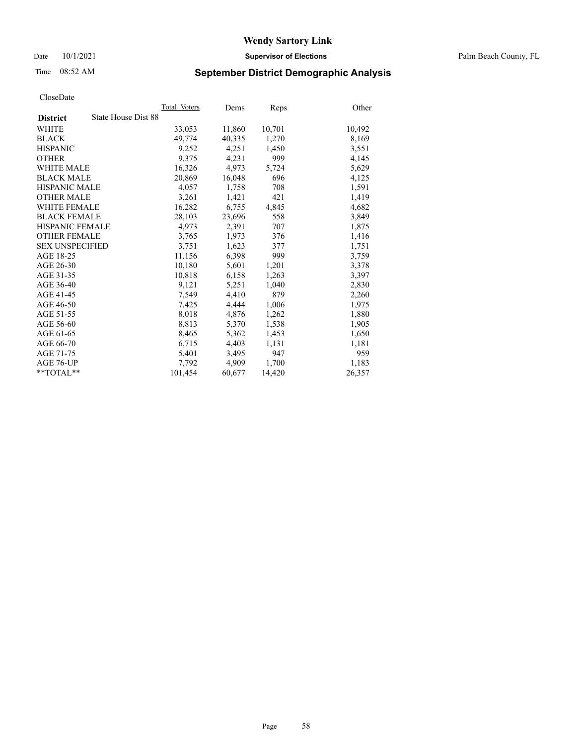# Wendy Sartory Link

Date 10/1/2021 **Supervisor of Elections** Palm Beach County, FL

Time 08:52 AM

## September District Demographic Analysis

CloseDate

| **District** State House Dist 88 | Total Voters | Dems | Reps | Other |
|---|---|---|---|---|
| WHITE | 33,053 | 11,860 | 10,701 | 10,492 |
| BLACK | 49,774 | 40,335 | 1,270 | 8,169 |
| HISPANIC | 9,252 | 4,251 | 1,450 | 3,551 |
| OTHER | 9,375 | 4,231 | 999 | 4,145 |
| WHITE MALE | 16,326 | 4,973 | 5,724 | 5,629 |
| BLACK MALE | 20,869 | 16,048 | 696 | 4,125 |
| HISPANIC MALE | 4,057 | 1,758 | 708 | 1,591 |
| OTHER MALE | 3,261 | 1,421 | 421 | 1,419 |
| WHITE FEMALE | 16,282 | 6,755 | 4,845 | 4,682 |
| BLACK FEMALE | 28,103 | 23,696 | 558 | 3,849 |
| HISPANIC FEMALE | 4,973 | 2,391 | 707 | 1,875 |
| OTHER FEMALE | 3,765 | 1,973 | 376 | 1,416 |
| SEX UNSPECIFIED | 3,751 | 1,623 | 377 | 1,751 |
| AGE 18-25 | 11,156 | 6,398 | 999 | 3,759 |
| AGE 26-30 | 10,180 | 5,601 | 1,201 | 3,378 |
| AGE 31-35 | 10,818 | 6,158 | 1,263 | 3,397 |
| AGE 36-40 | 9,121 | 5,251 | 1,040 | 2,830 |
| AGE 41-45 | 7,549 | 4,410 | 879 | 2,260 |
| AGE 46-50 | 7,425 | 4,444 | 1,006 | 1,975 |
| AGE 51-55 | 8,018 | 4,876 | 1,262 | 1,880 |
| AGE 56-60 | 8,813 | 5,370 | 1,538 | 1,905 |
| AGE 61-65 | 8,465 | 5,362 | 1,453 | 1,650 |
| AGE 66-70 | 6,715 | 4,403 | 1,131 | 1,181 |
| AGE 71-75 | 5,401 | 3,495 | 947 | 959 |
| AGE 76-UP | 7,792 | 4,909 | 1,700 | 1,183 |
| **TOTAL** | 101,454 | 60,677 | 14,420 | 26,357 |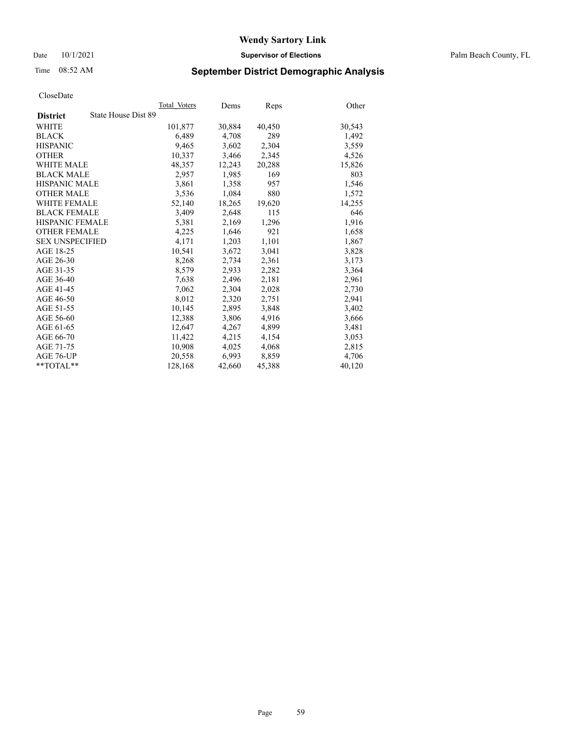CloseDate

| District | State House Dist 89 | Total_Voters | Dems | Reps | Other |
|---|---|---|---|---|---|
| WHITE | | 101,877 | 30,884 | 40,450 | 30,543 |
| BLACK | | 6,489 | 4,708 | 289 | 1,492 |
| HISPANIC | | 9,465 | 3,602 | 2,304 | 3,559 |
| OTHER | | 10,337 | 3,466 | 2,345 | 4,526 |
| WHITE MALE | | 48,357 | 12,243 | 20,288 | 15,826 |
| BLACK MALE | | 2,957 | 1,985 | 169 | 803 |
| HISPANIC MALE | | 3,861 | 1,358 | 957 | 1,546 |
| OTHER MALE | | 3,536 | 1,084 | 880 | 1,572 |
| WHITE FEMALE | | 52,140 | 18,265 | 19,620 | 14,255 |
| BLACK FEMALE | | 3,409 | 2,648 | 115 | 646 |
| HISPANIC FEMALE | | 5,381 | 2,169 | 1,296 | 1,916 |
| OTHER FEMALE | | 4,225 | 1,646 | 921 | 1,658 |
| SEX UNSPECIFIED | | 4,171 | 1,203 | 1,101 | 1,867 |
| AGE 18-25 | | 10,541 | 3,672 | 3,041 | 3,828 |
| AGE 26-30 | | 8,268 | 2,734 | 2,361 | 3,173 |
| AGE 31-35 | | 8,579 | 2,933 | 2,282 | 3,364 |
| AGE 36-40 | | 7,638 | 2,496 | 2,181 | 2,961 |
| AGE 41-45 | | 7,062 | 2,304 | 2,028 | 2,730 |
| AGE 46-50 | | 8,012 | 2,320 | 2,751 | 2,941 |
| AGE 51-55 | | 10,145 | 2,895 | 3,848 | 3,402 |
| AGE 56-60 | | 12,388 | 3,806 | 4,916 | 3,666 |
| AGE 61-65 | | 12,647 | 4,267 | 4,899 | 3,481 |
| AGE 66-70 | | 11,422 | 4,215 | 4,154 | 3,053 |
| AGE 71-75 | | 10,908 | 4,025 | 4,068 | 2,815 |
| AGE 76-UP | | 20,558 | 6,993 | 8,859 | 4,706 |
| **TOTAL** | | 128,168 | 42,660 | 45,388 | 40,120 |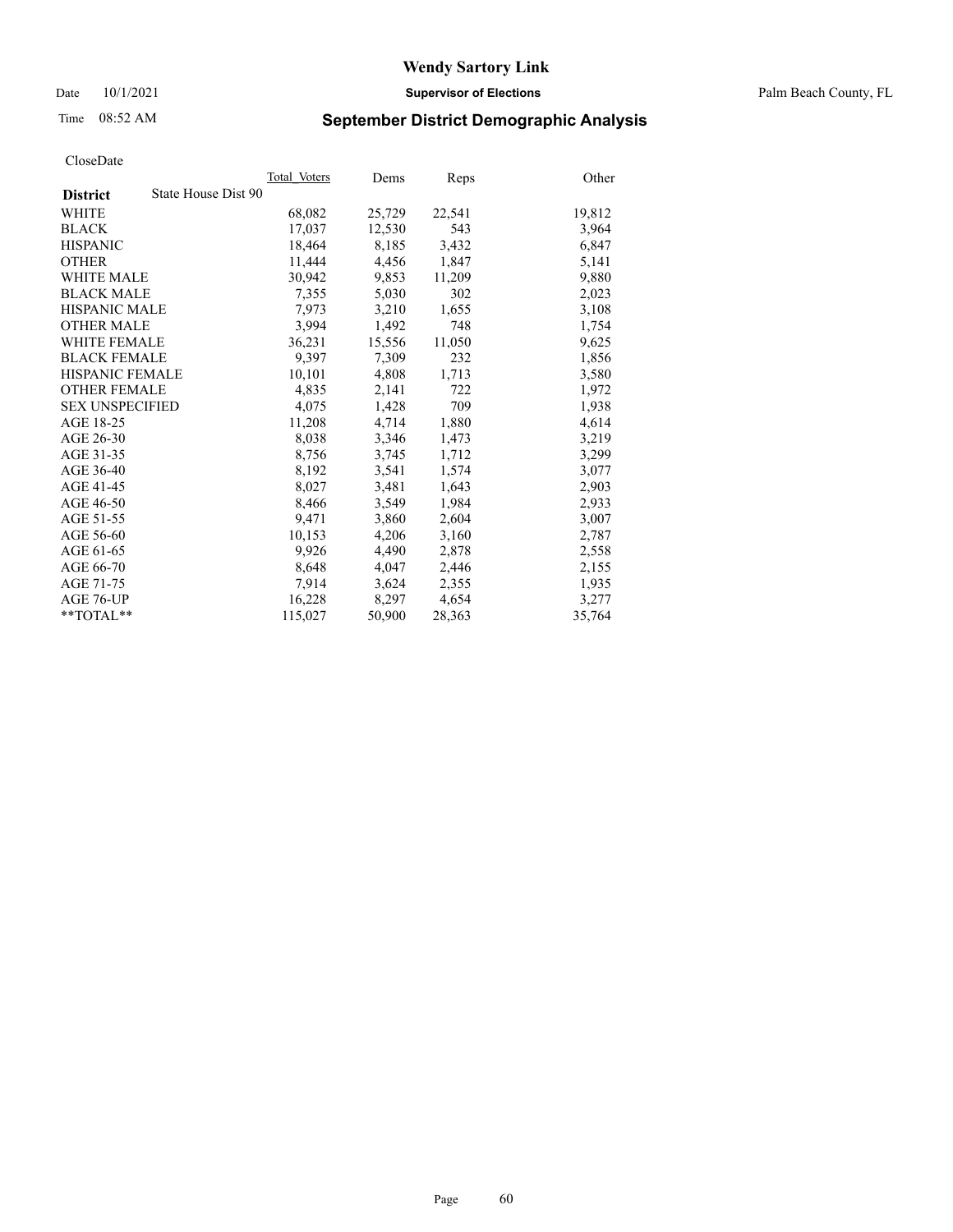# Wendy Sartory Link

Date 10/1/2021 **Supervisor of Elections** Palm Beach County, FL

Time 08:52 AM **September District Demographic Analysis**

CloseDate

| **District** State House Dist 90 | Total Voters | Dems | Reps | Other |
|---|---|---|---|---|
| WHITE | 68,082 | 25,729 | 22,541 | 19,812 |
| BLACK | 17,037 | 12,530 | 543 | 3,964 |
| HISPANIC | 18,464 | 8,185 | 3,432 | 6,847 |
| OTHER | 11,444 | 4,456 | 1,847 | 5,141 |
| WHITE MALE | 30,942 | 9,853 | 11,209 | 9,880 |
| BLACK MALE | 7,355 | 5,030 | 302 | 2,023 |
| HISPANIC MALE | 7,973 | 3,210 | 1,655 | 3,108 |
| OTHER MALE | 3,994 | 1,492 | 748 | 1,754 |
| WHITE FEMALE | 36,231 | 15,556 | 11,050 | 9,625 |
| BLACK FEMALE | 9,397 | 7,309 | 232 | 1,856 |
| HISPANIC FEMALE | 10,101 | 4,808 | 1,713 | 3,580 |
| OTHER FEMALE | 4,835 | 2,141 | 722 | 1,972 |
| SEX UNSPECIFIED | 4,075 | 1,428 | 709 | 1,938 |
| AGE 18-25 | 11,208 | 4,714 | 1,880 | 4,614 |
| AGE 26-30 | 8,038 | 3,346 | 1,473 | 3,219 |
| AGE 31-35 | 8,756 | 3,745 | 1,712 | 3,299 |
| AGE 36-40 | 8,192 | 3,541 | 1,574 | 3,077 |
| AGE 41-45 | 8,027 | 3,481 | 1,643 | 2,903 |
| AGE 46-50 | 8,466 | 3,549 | 1,984 | 2,933 |
| AGE 51-55 | 9,471 | 3,860 | 2,604 | 3,007 |
| AGE 56-60 | 10,153 | 4,206 | 3,160 | 2,787 |
| AGE 61-65 | 9,926 | 4,490 | 2,878 | 2,558 |
| AGE 66-70 | 8,648 | 4,047 | 2,446 | 2,155 |
| AGE 71-75 | 7,914 | 3,624 | 2,355 | 1,935 |
| AGE 76-UP | 16,228 | 8,297 | 4,654 | 3,277 |
| **TOTAL** | 115,027 | 50,900 | 28,363 | 35,764 |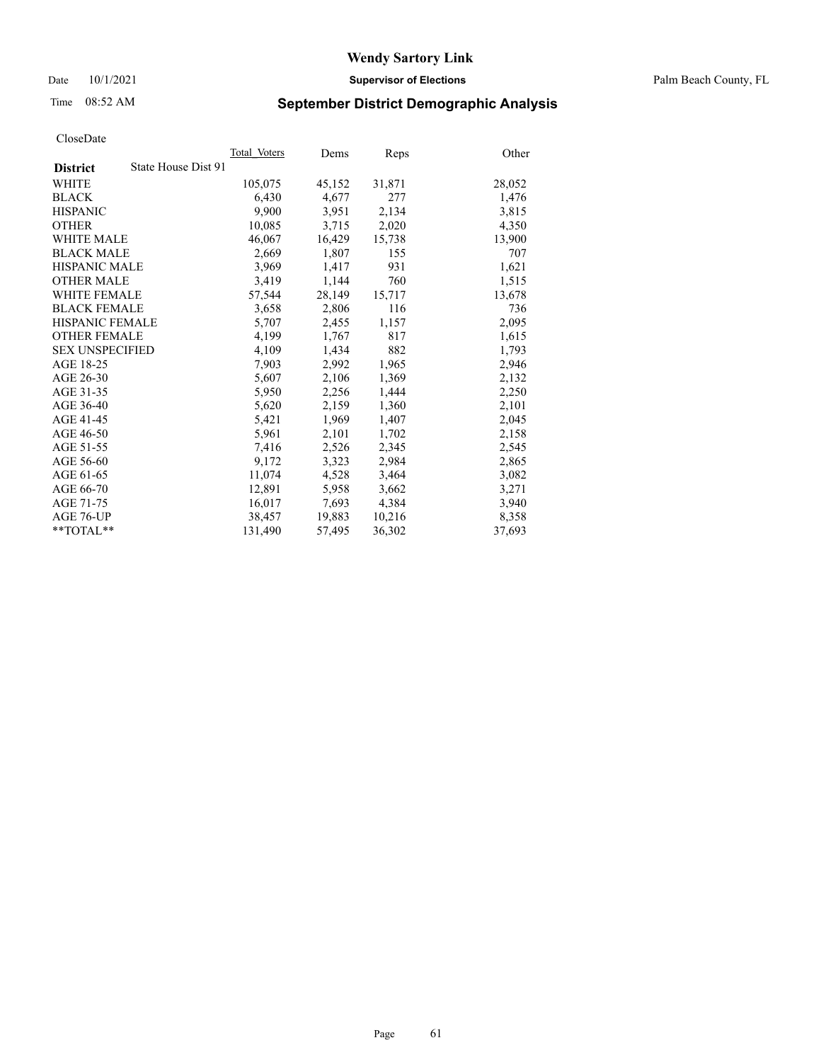# Wendy Sartory Link

Date 10/1/2021 **Supervisor of Elections** Palm Beach County, FL

Time 08:52 AM

## September District Demographic Analysis

CloseDate

| **District** State House Dist 91 | Total_Voters | Dems | Reps | Other |
|---|---|---|---|---|
| WHITE | 105,075 | 45,152 | 31,871 | 28,052 |
| BLACK | 6,430 | 4,677 | 277 | 1,476 |
| HISPANIC | 9,900 | 3,951 | 2,134 | 3,815 |
| OTHER | 10,085 | 3,715 | 2,020 | 4,350 |
| WHITE MALE | 46,067 | 16,429 | 15,738 | 13,900 |
| BLACK MALE | 2,669 | 1,807 | 155 | 707 |
| HISPANIC MALE | 3,969 | 1,417 | 931 | 1,621 |
| OTHER MALE | 3,419 | 1,144 | 760 | 1,515 |
| WHITE FEMALE | 57,544 | 28,149 | 15,717 | 13,678 |
| BLACK FEMALE | 3,658 | 2,806 | 116 | 736 |
| HISPANIC FEMALE | 5,707 | 2,455 | 1,157 | 2,095 |
| OTHER FEMALE | 4,199 | 1,767 | 817 | 1,615 |
| SEX UNSPECIFIED | 4,109 | 1,434 | 882 | 1,793 |
| AGE 18-25 | 7,903 | 2,992 | 1,965 | 2,946 |
| AGE 26-30 | 5,607 | 2,106 | 1,369 | 2,132 |
| AGE 31-35 | 5,950 | 2,256 | 1,444 | 2,250 |
| AGE 36-40 | 5,620 | 2,159 | 1,360 | 2,101 |
| AGE 41-45 | 5,421 | 1,969 | 1,407 | 2,045 |
| AGE 46-50 | 5,961 | 2,101 | 1,702 | 2,158 |
| AGE 51-55 | 7,416 | 2,526 | 2,345 | 2,545 |
| AGE 56-60 | 9,172 | 3,323 | 2,984 | 2,865 |
| AGE 61-65 | 11,074 | 4,528 | 3,464 | 3,082 |
| AGE 66-70 | 12,891 | 5,958 | 3,662 | 3,271 |
| AGE 71-75 | 16,017 | 7,693 | 4,384 | 3,940 |
| AGE 76-UP | 38,457 | 19,883 | 10,216 | 8,358 |
| **TOTAL** | 131,490 | 57,495 | 36,302 | 37,693 |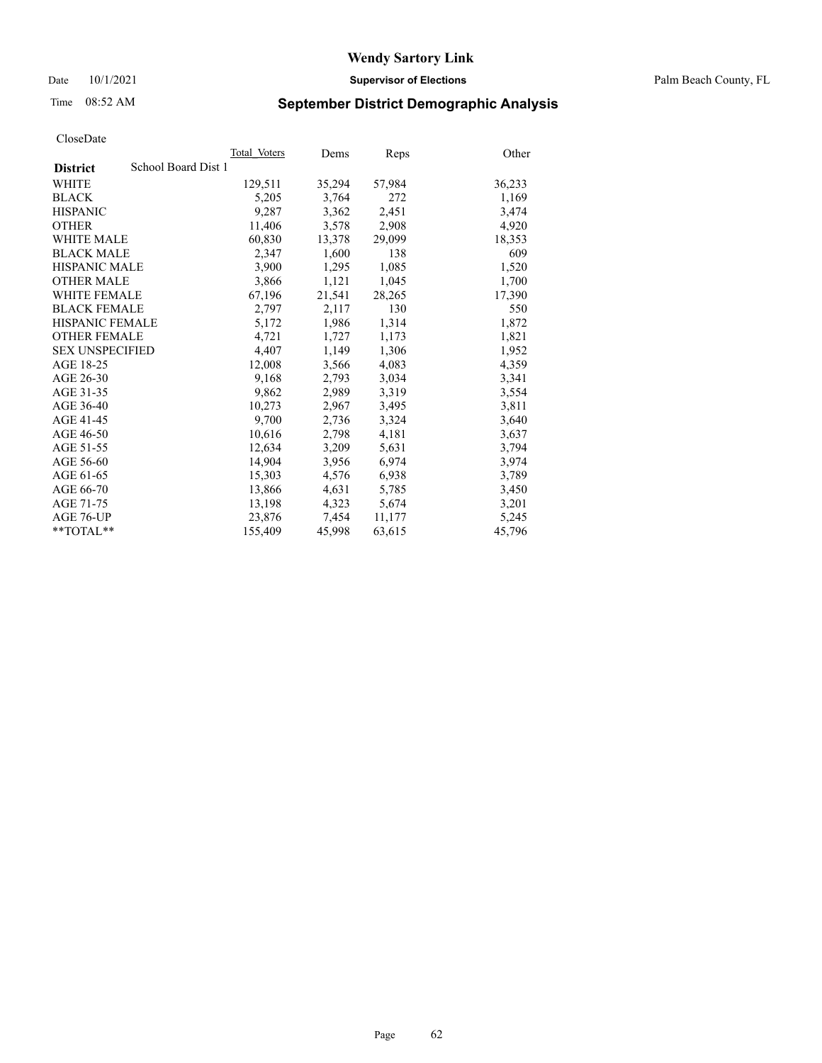# Wendy Sartory Link

Date 10/1/2021 **Supervisor of Elections** Palm Beach County, FL

Time 08:52 AM **September District Demographic Analysis**

CloseDate

| **District** School Board Dist 1 | Total Voters | Dems | Reps | Other |
|---|---|---|---|---|
| WHITE | 129,511 | 35,294 | 57,984 | 36,233 |
| BLACK | 5,205 | 3,764 | 272 | 1,169 |
| HISPANIC | 9,287 | 3,362 | 2,451 | 3,474 |
| OTHER | 11,406 | 3,578 | 2,908 | 4,920 |
| WHITE MALE | 60,830 | 13,378 | 29,099 | 18,353 |
| BLACK MALE | 2,347 | 1,600 | 138 | 609 |
| HISPANIC MALE | 3,900 | 1,295 | 1,085 | 1,520 |
| OTHER MALE | 3,866 | 1,121 | 1,045 | 1,700 |
| WHITE FEMALE | 67,196 | 21,541 | 28,265 | 17,390 |
| BLACK FEMALE | 2,797 | 2,117 | 130 | 550 |
| HISPANIC FEMALE | 5,172 | 1,986 | 1,314 | 1,872 |
| OTHER FEMALE | 4,721 | 1,727 | 1,173 | 1,821 |
| SEX UNSPECIFIED | 4,407 | 1,149 | 1,306 | 1,952 |
| AGE 18-25 | 12,008 | 3,566 | 4,083 | 4,359 |
| AGE 26-30 | 9,168 | 2,793 | 3,034 | 3,341 |
| AGE 31-35 | 9,862 | 2,989 | 3,319 | 3,554 |
| AGE 36-40 | 10,273 | 2,967 | 3,495 | 3,811 |
| AGE 41-45 | 9,700 | 2,736 | 3,324 | 3,640 |
| AGE 46-50 | 10,616 | 2,798 | 4,181 | 3,637 |
| AGE 51-55 | 12,634 | 3,209 | 5,631 | 3,794 |
| AGE 56-60 | 14,904 | 3,956 | 6,974 | 3,974 |
| AGE 61-65 | 15,303 | 4,576 | 6,938 | 3,789 |
| AGE 66-70 | 13,866 | 4,631 | 5,785 | 3,450 |
| AGE 71-75 | 13,198 | 4,323 | 5,674 | 3,201 |
| AGE 76-UP | 23,876 | 7,454 | 11,177 | 5,245 |
| **TOTAL** | 155,409 | 45,998 | 63,615 | 45,796 |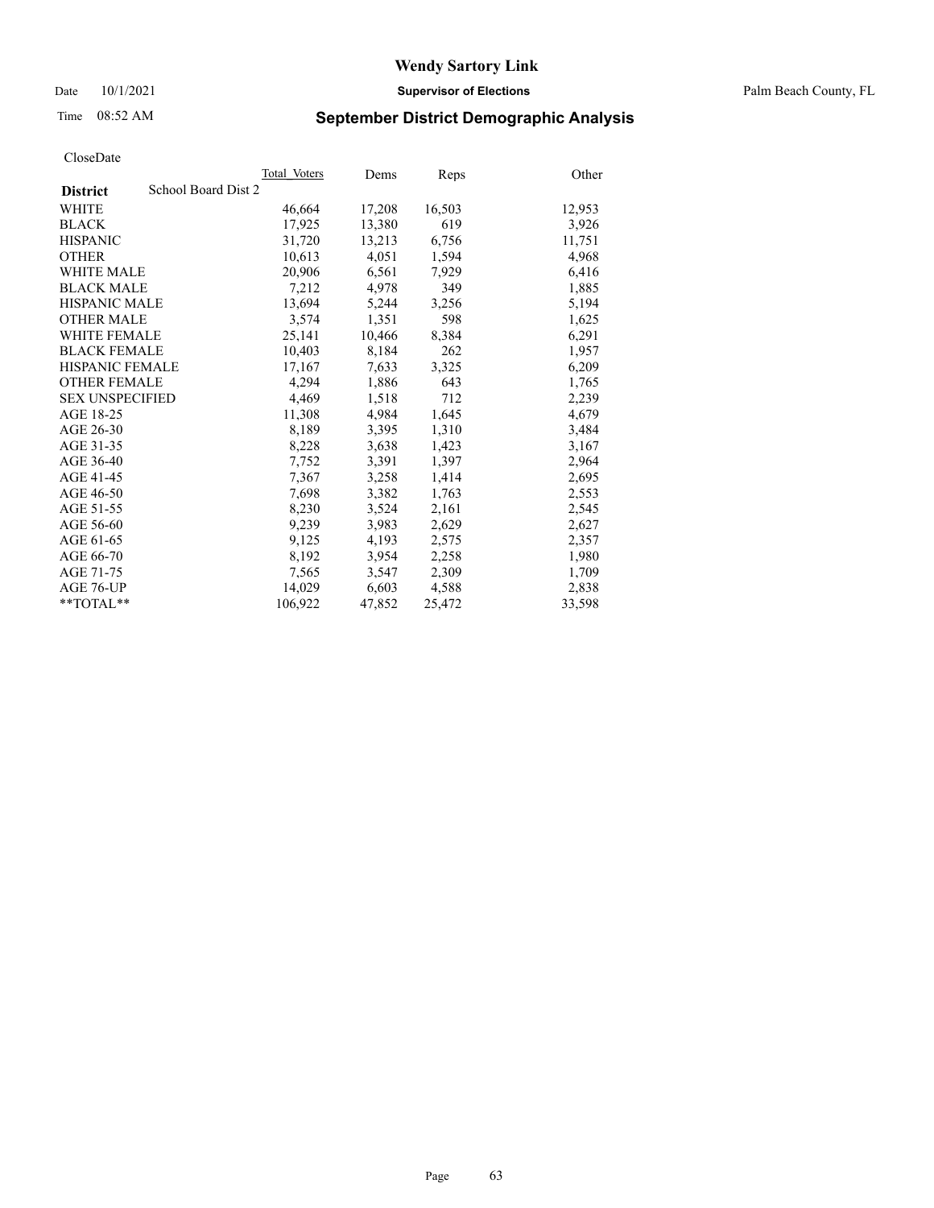# Wendy Sartory Link

Date 10/1/2021 **Supervisor of Elections** Palm Beach County, FL

Time 08:52 AM **September District Demographic Analysis**

CloseDate

| **District** School Board Dist 2 | Total Voters | Dems | Reps | Other |
|---|---|---|---|---|
| WHITE | 46,664 | 17,208 | 16,503 | 12,953 |
| BLACK | 17,925 | 13,380 | 619 | 3,926 |
| HISPANIC | 31,720 | 13,213 | 6,756 | 11,751 |
| OTHER | 10,613 | 4,051 | 1,594 | 4,968 |
| WHITE MALE | 20,906 | 6,561 | 7,929 | 6,416 |
| BLACK MALE | 7,212 | 4,978 | 349 | 1,885 |
| HISPANIC MALE | 13,694 | 5,244 | 3,256 | 5,194 |
| OTHER MALE | 3,574 | 1,351 | 598 | 1,625 |
| WHITE FEMALE | 25,141 | 10,466 | 8,384 | 6,291 |
| BLACK FEMALE | 10,403 | 8,184 | 262 | 1,957 |
| HISPANIC FEMALE | 17,167 | 7,633 | 3,325 | 6,209 |
| OTHER FEMALE | 4,294 | 1,886 | 643 | 1,765 |
| SEX UNSPECIFIED | 4,469 | 1,518 | 712 | 2,239 |
| AGE 18-25 | 11,308 | 4,984 | 1,645 | 4,679 |
| AGE 26-30 | 8,189 | 3,395 | 1,310 | 3,484 |
| AGE 31-35 | 8,228 | 3,638 | 1,423 | 3,167 |
| AGE 36-40 | 7,752 | 3,391 | 1,397 | 2,964 |
| AGE 41-45 | 7,367 | 3,258 | 1,414 | 2,695 |
| AGE 46-50 | 7,698 | 3,382 | 1,763 | 2,553 |
| AGE 51-55 | 8,230 | 3,524 | 2,161 | 2,545 |
| AGE 56-60 | 9,239 | 3,983 | 2,629 | 2,627 |
| AGE 61-65 | 9,125 | 4,193 | 2,575 | 2,357 |
| AGE 66-70 | 8,192 | 3,954 | 2,258 | 1,980 |
| AGE 71-75 | 7,565 | 3,547 | 2,309 | 1,709 |
| AGE 76-UP | 14,029 | 6,603 | 4,588 | 2,838 |
| **TOTAL** | 106,922 | 47,852 | 25,472 | 33,598 |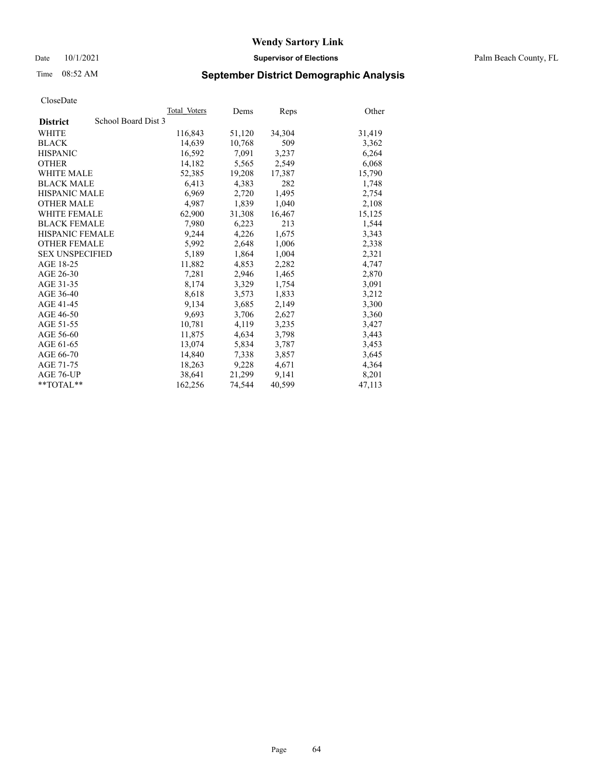# Wendy Sartory Link

Date 10/1/2021 **Supervisor of Elections** Palm Beach County, FL

Time 08:52 AM **September District Demographic Analysis**

CloseDate

| District | School Board Dist 3 | Total_Voters | Dems | Reps | Other |
|---|---|---|---|---|---|
| WHITE | | 116,843 | 51,120 | 34,304 | 31,419 |
| BLACK | | 14,639 | 10,768 | 509 | 3,362 |
| HISPANIC | | 16,592 | 7,091 | 3,237 | 6,264 |
| OTHER | | 14,182 | 5,565 | 2,549 | 6,068 |
| WHITE MALE | | 52,385 | 19,208 | 17,387 | 15,790 |
| BLACK MALE | | 6,413 | 4,383 | 282 | 1,748 |
| HISPANIC MALE | | 6,969 | 2,720 | 1,495 | 2,754 |
| OTHER MALE | | 4,987 | 1,839 | 1,040 | 2,108 |
| WHITE FEMALE | | 62,900 | 31,308 | 16,467 | 15,125 |
| BLACK FEMALE | | 7,980 | 6,223 | 213 | 1,544 |
| HISPANIC FEMALE | | 9,244 | 4,226 | 1,675 | 3,343 |
| OTHER FEMALE | | 5,992 | 2,648 | 1,006 | 2,338 |
| SEX UNSPECIFIED | | 5,189 | 1,864 | 1,004 | 2,321 |
| AGE 18-25 | | 11,882 | 4,853 | 2,282 | 4,747 |
| AGE 26-30 | | 7,281 | 2,946 | 1,465 | 2,870 |
| AGE 31-35 | | 8,174 | 3,329 | 1,754 | 3,091 |
| AGE 36-40 | | 8,618 | 3,573 | 1,833 | 3,212 |
| AGE 41-45 | | 9,134 | 3,685 | 2,149 | 3,300 |
| AGE 46-50 | | 9,693 | 3,706 | 2,627 | 3,360 |
| AGE 51-55 | | 10,781 | 4,119 | 3,235 | 3,427 |
| AGE 56-60 | | 11,875 | 4,634 | 3,798 | 3,443 |
| AGE 61-65 | | 13,074 | 5,834 | 3,787 | 3,453 |
| AGE 66-70 | | 14,840 | 7,338 | 3,857 | 3,645 |
| AGE 71-75 | | 18,263 | 9,228 | 4,671 | 4,364 |
| AGE 76-UP | | 38,641 | 21,299 | 9,141 | 8,201 |
| **TOTAL** | | 162,256 | 74,544 | 40,599 | 47,113 |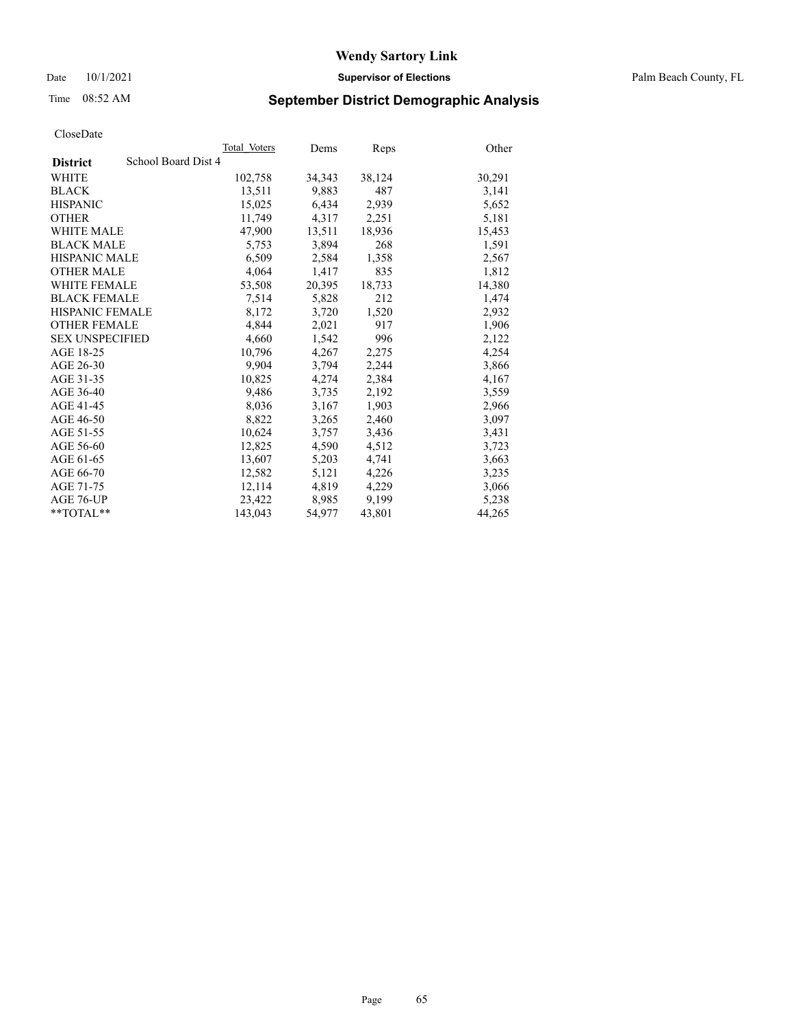# Wendy Sartory Link

Date 10/1/2021 **Supervisor of Elections** Palm Beach County, FL

Time 08:52 AM

## September District Demographic Analysis

CloseDate

| | Total Voters | Dems | Reps | Other |
|---|---|---|---|---|
| **District** School Board Dist 4 | | | | |
| WHITE | 102,758 | 34,343 | 38,124 | 30,291 |
| BLACK | 13,511 | 9,883 | 487 | 3,141 |
| HISPANIC | 15,025 | 6,434 | 2,939 | 5,652 |
| OTHER | 11,749 | 4,317 | 2,251 | 5,181 |
| WHITE MALE | 47,900 | 13,511 | 18,936 | 15,453 |
| BLACK MALE | 5,753 | 3,894 | 268 | 1,591 |
| HISPANIC MALE | 6,509 | 2,584 | 1,358 | 2,567 |
| OTHER MALE | 4,064 | 1,417 | 835 | 1,812 |
| WHITE FEMALE | 53,508 | 20,395 | 18,733 | 14,380 |
| BLACK FEMALE | 7,514 | 5,828 | 212 | 1,474 |
| HISPANIC FEMALE | 8,172 | 3,720 | 1,520 | 2,932 |
| OTHER FEMALE | 4,844 | 2,021 | 917 | 1,906 |
| SEX UNSPECIFIED | 4,660 | 1,542 | 996 | 2,122 |
| AGE 18-25 | 10,796 | 4,267 | 2,275 | 4,254 |
| AGE 26-30 | 9,904 | 3,794 | 2,244 | 3,866 |
| AGE 31-35 | 10,825 | 4,274 | 2,384 | 4,167 |
| AGE 36-40 | 9,486 | 3,735 | 2,192 | 3,559 |
| AGE 41-45 | 8,036 | 3,167 | 1,903 | 2,966 |
| AGE 46-50 | 8,822 | 3,265 | 2,460 | 3,097 |
| AGE 51-55 | 10,624 | 3,757 | 3,436 | 3,431 |
| AGE 56-60 | 12,825 | 4,590 | 4,512 | 3,723 |
| AGE 61-65 | 13,607 | 5,203 | 4,741 | 3,663 |
| AGE 66-70 | 12,582 | 5,121 | 4,226 | 3,235 |
| AGE 71-75 | 12,114 | 4,819 | 4,229 | 3,066 |
| AGE 76-UP | 23,422 | 8,985 | 9,199 | 5,238 |
| **TOTAL** | 143,043 | 54,977 | 43,801 | 44,265 |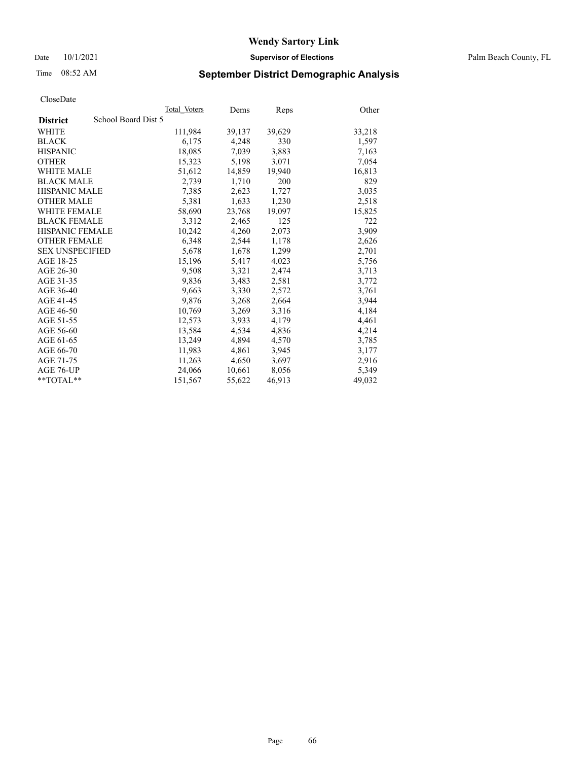**Wendy Sartory Link**

Date 10/1/2021 **Supervisor of Elections** Palm Beach County, FL

Time 08:52 AM **September District Demographic Analysis**

CloseDate

| **District** School Board Dist 5 | Total Voters | Dems | Reps | Other |
|---|---|---|---|---|
| WHITE | 111,984 | 39,137 | 39,629 | 33,218 |
| BLACK | 6,175 | 4,248 | 330 | 1,597 |
| HISPANIC | 18,085 | 7,039 | 3,883 | 7,163 |
| OTHER | 15,323 | 5,198 | 3,071 | 7,054 |
| WHITE MALE | 51,612 | 14,859 | 19,940 | 16,813 |
| BLACK MALE | 2,739 | 1,710 | 200 | 829 |
| HISPANIC MALE | 7,385 | 2,623 | 1,727 | 3,035 |
| OTHER MALE | 5,381 | 1,633 | 1,230 | 2,518 |
| WHITE FEMALE | 58,690 | 23,768 | 19,097 | 15,825 |
| BLACK FEMALE | 3,312 | 2,465 | 125 | 722 |
| HISPANIC FEMALE | 10,242 | 4,260 | 2,073 | 3,909 |
| OTHER FEMALE | 6,348 | 2,544 | 1,178 | 2,626 |
| SEX UNSPECIFIED | 5,678 | 1,678 | 1,299 | 2,701 |
| AGE 18-25 | 15,196 | 5,417 | 4,023 | 5,756 |
| AGE 26-30 | 9,508 | 3,321 | 2,474 | 3,713 |
| AGE 31-35 | 9,836 | 3,483 | 2,581 | 3,772 |
| AGE 36-40 | 9,663 | 3,330 | 2,572 | 3,761 |
| AGE 41-45 | 9,876 | 3,268 | 2,664 | 3,944 |
| AGE 46-50 | 10,769 | 3,269 | 3,316 | 4,184 |
| AGE 51-55 | 12,573 | 3,933 | 4,179 | 4,461 |
| AGE 56-60 | 13,584 | 4,534 | 4,836 | 4,214 |
| AGE 61-65 | 13,249 | 4,894 | 4,570 | 3,785 |
| AGE 66-70 | 11,983 | 4,861 | 3,945 | 3,177 |
| AGE 71-75 | 11,263 | 4,650 | 3,697 | 2,916 |
| AGE 76-UP | 24,066 | 10,661 | 8,056 | 5,349 |
| **TOTAL** | 151,567 | 55,622 | 46,913 | 49,032 |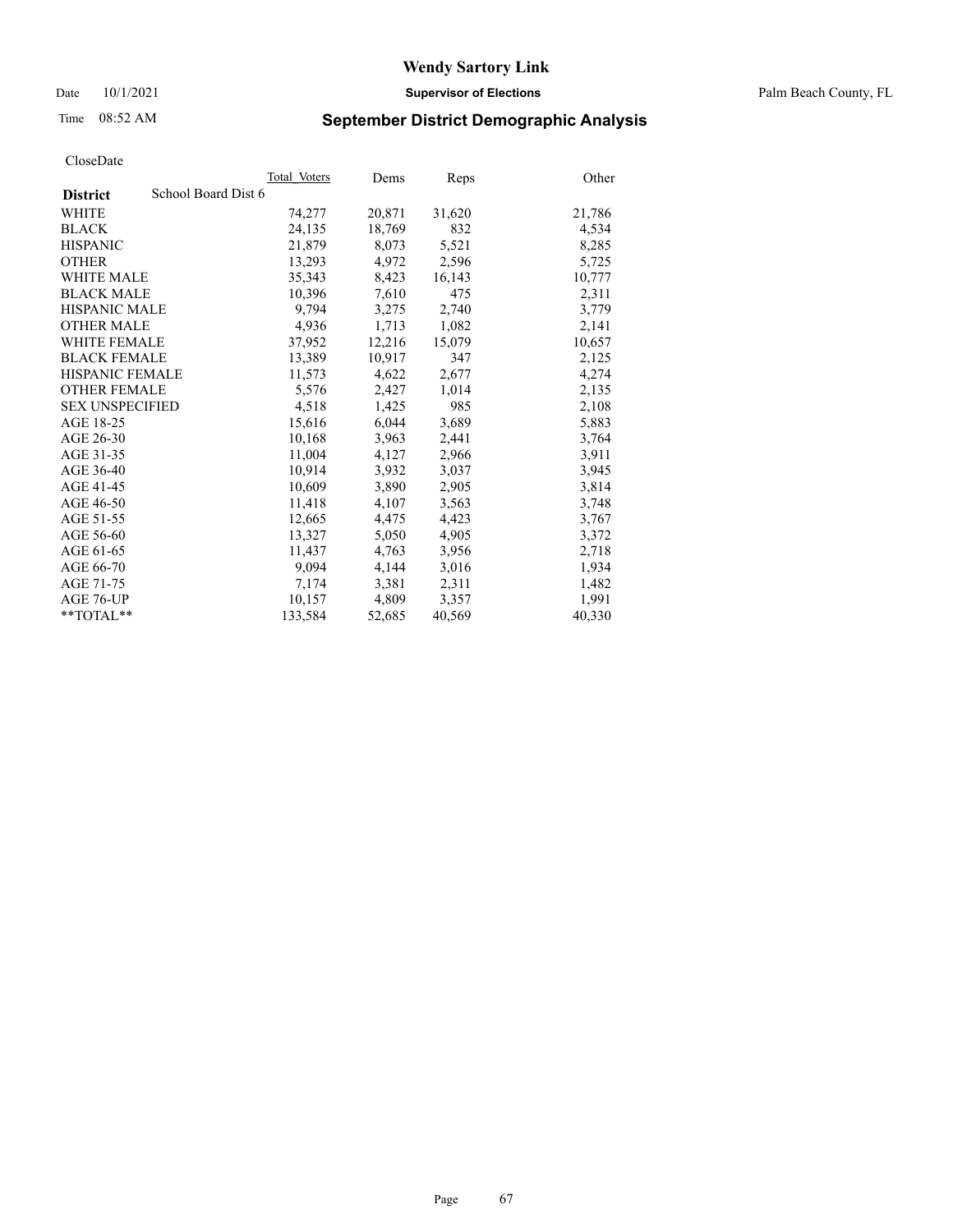# Wendy Sartory Link

Date 10/1/2021 **Supervisor of Elections** Palm Beach County, FL

Time 08:52 AM **September District Demographic Analysis**

CloseDate

| **District** School Board Dist 6 | Total Voters | Dems | Reps | Other |
|---|---|---|---|---|
| WHITE | 74,277 | 20,871 | 31,620 | 21,786 |
| BLACK | 24,135 | 18,769 | 832 | 4,534 |
| HISPANIC | 21,879 | 8,073 | 5,521 | 8,285 |
| OTHER | 13,293 | 4,972 | 2,596 | 5,725 |
| WHITE MALE | 35,343 | 8,423 | 16,143 | 10,777 |
| BLACK MALE | 10,396 | 7,610 | 475 | 2,311 |
| HISPANIC MALE | 9,794 | 3,275 | 2,740 | 3,779 |
| OTHER MALE | 4,936 | 1,713 | 1,082 | 2,141 |
| WHITE FEMALE | 37,952 | 12,216 | 15,079 | 10,657 |
| BLACK FEMALE | 13,389 | 10,917 | 347 | 2,125 |
| HISPANIC FEMALE | 11,573 | 4,622 | 2,677 | 4,274 |
| OTHER FEMALE | 5,576 | 2,427 | 1,014 | 2,135 |
| SEX UNSPECIFIED | 4,518 | 1,425 | 985 | 2,108 |
| AGE 18-25 | 15,616 | 6,044 | 3,689 | 5,883 |
| AGE 26-30 | 10,168 | 3,963 | 2,441 | 3,764 |
| AGE 31-35 | 11,004 | 4,127 | 2,966 | 3,911 |
| AGE 36-40 | 10,914 | 3,932 | 3,037 | 3,945 |
| AGE 41-45 | 10,609 | 3,890 | 2,905 | 3,814 |
| AGE 46-50 | 11,418 | 4,107 | 3,563 | 3,748 |
| AGE 51-55 | 12,665 | 4,475 | 4,423 | 3,767 |
| AGE 56-60 | 13,327 | 5,050 | 4,905 | 3,372 |
| AGE 61-65 | 11,437 | 4,763 | 3,956 | 2,718 |
| AGE 66-70 | 9,094 | 4,144 | 3,016 | 1,934 |
| AGE 71-75 | 7,174 | 3,381 | 2,311 | 1,482 |
| AGE 76-UP | 10,157 | 4,809 | 3,357 | 1,991 |
| **TOTAL** | 133,584 | 52,685 | 40,569 | 40,330 |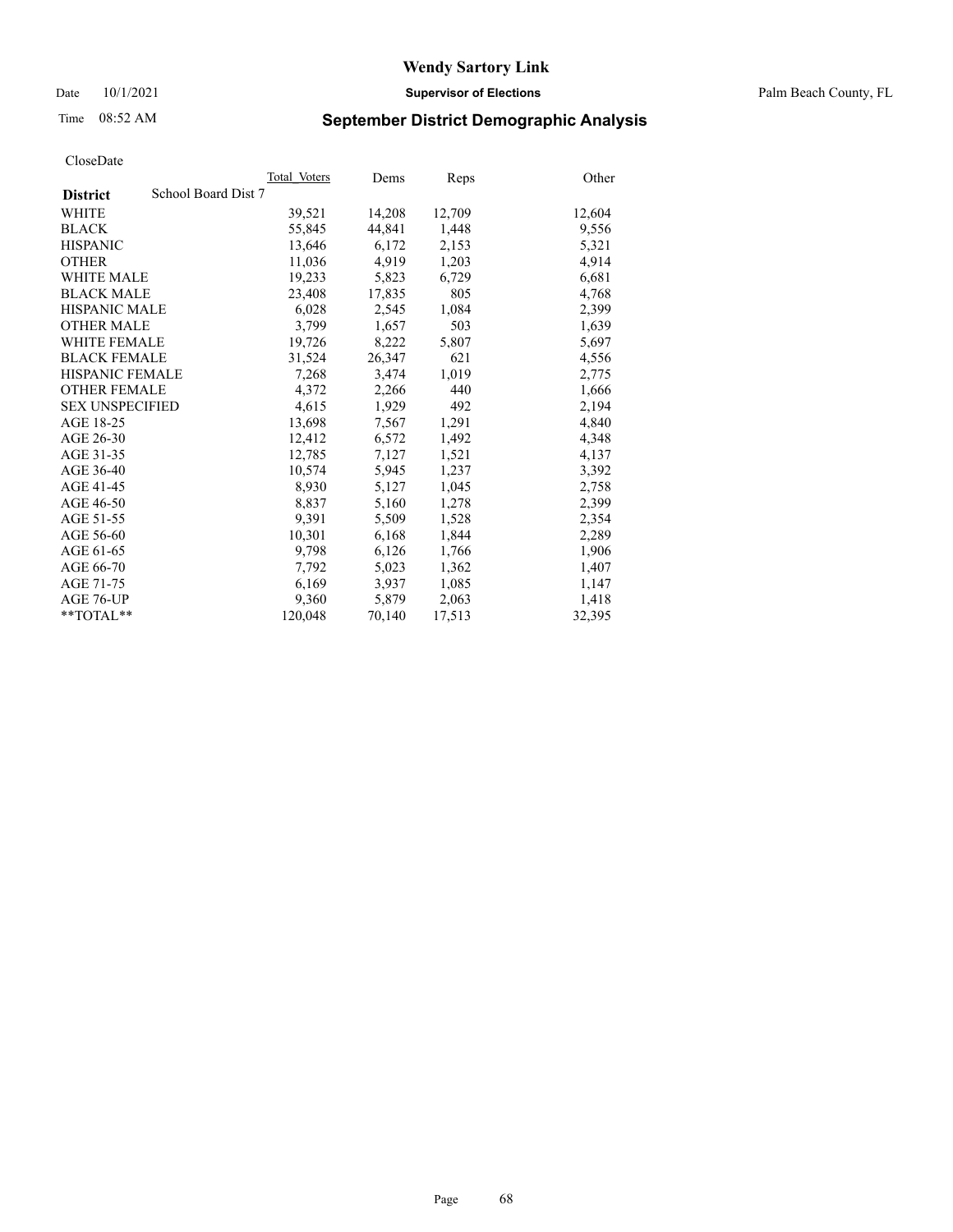# Wendy Sartory Link

Date 10/1/2021 **Supervisor of Elections** Palm Beach County, FL

Time 08:52 AM

## September District Demographic Analysis

CloseDate

| | Total Voters | Dems | Reps | Other |
|---|---|---|---|---|
| **District** School Board Dist 7 | | | | |
| WHITE | 39,521 | 14,208 | 12,709 | 12,604 |
| BLACK | 55,845 | 44,841 | 1,448 | 9,556 |
| HISPANIC | 13,646 | 6,172 | 2,153 | 5,321 |
| OTHER | 11,036 | 4,919 | 1,203 | 4,914 |
| WHITE MALE | 19,233 | 5,823 | 6,729 | 6,681 |
| BLACK MALE | 23,408 | 17,835 | 805 | 4,768 |
| HISPANIC MALE | 6,028 | 2,545 | 1,084 | 2,399 |
| OTHER MALE | 3,799 | 1,657 | 503 | 1,639 |
| WHITE FEMALE | 19,726 | 8,222 | 5,807 | 5,697 |
| BLACK FEMALE | 31,524 | 26,347 | 621 | 4,556 |
| HISPANIC FEMALE | 7,268 | 3,474 | 1,019 | 2,775 |
| OTHER FEMALE | 4,372 | 2,266 | 440 | 1,666 |
| SEX UNSPECIFIED | 4,615 | 1,929 | 492 | 2,194 |
| AGE 18-25 | 13,698 | 7,567 | 1,291 | 4,840 |
| AGE 26-30 | 12,412 | 6,572 | 1,492 | 4,348 |
| AGE 31-35 | 12,785 | 7,127 | 1,521 | 4,137 |
| AGE 36-40 | 10,574 | 5,945 | 1,237 | 3,392 |
| AGE 41-45 | 8,930 | 5,127 | 1,045 | 2,758 |
| AGE 46-50 | 8,837 | 5,160 | 1,278 | 2,399 |
| AGE 51-55 | 9,391 | 5,509 | 1,528 | 2,354 |
| AGE 56-60 | 10,301 | 6,168 | 1,844 | 2,289 |
| AGE 61-65 | 9,798 | 6,126 | 1,766 | 1,906 |
| AGE 66-70 | 7,792 | 5,023 | 1,362 | 1,407 |
| AGE 71-75 | 6,169 | 3,937 | 1,085 | 1,147 |
| AGE 76-UP | 9,360 | 5,879 | 2,063 | 1,418 |
| **TOTAL** | 120,048 | 70,140 | 17,513 | 32,395 |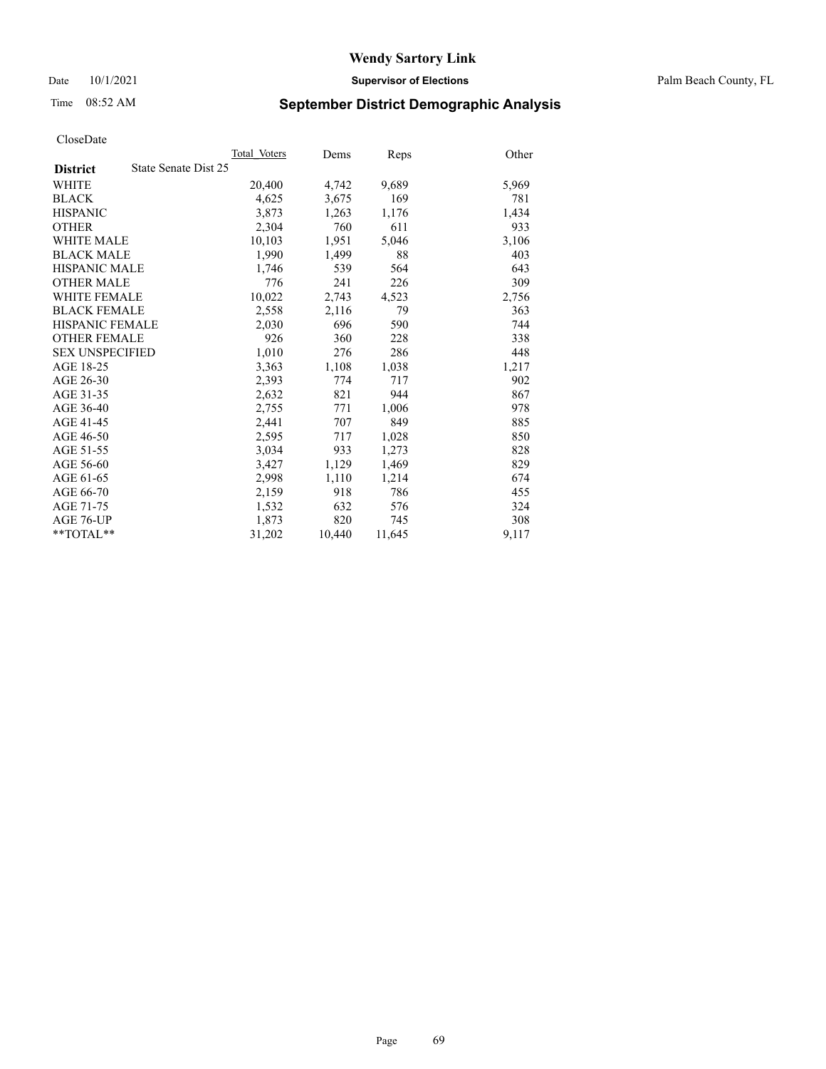# Wendy Sartory Link

Date 10/1/2021 **Supervisor of Elections** Palm Beach County, FL

Time 08:52 AM **September District Demographic Analysis**

CloseDate

| **District** State Senate Dist 25 | Total_Voters | Dems | Reps | Other |
|---|---|---|---|---|
| WHITE | 20,400 | 4,742 | 9,689 | 5,969 |
| BLACK | 4,625 | 3,675 | 169 | 781 |
| HISPANIC | 3,873 | 1,263 | 1,176 | 1,434 |
| OTHER | 2,304 | 760 | 611 | 933 |
| WHITE MALE | 10,103 | 1,951 | 5,046 | 3,106 |
| BLACK MALE | 1,990 | 1,499 | 88 | 403 |
| HISPANIC MALE | 1,746 | 539 | 564 | 643 |
| OTHER MALE | 776 | 241 | 226 | 309 |
| WHITE FEMALE | 10,022 | 2,743 | 4,523 | 2,756 |
| BLACK FEMALE | 2,558 | 2,116 | 79 | 363 |
| HISPANIC FEMALE | 2,030 | 696 | 590 | 744 |
| OTHER FEMALE | 926 | 360 | 228 | 338 |
| SEX UNSPECIFIED | 1,010 | 276 | 286 | 448 |
| AGE 18-25 | 3,363 | 1,108 | 1,038 | 1,217 |
| AGE 26-30 | 2,393 | 774 | 717 | 902 |
| AGE 31-35 | 2,632 | 821 | 944 | 867 |
| AGE 36-40 | 2,755 | 771 | 1,006 | 978 |
| AGE 41-45 | 2,441 | 707 | 849 | 885 |
| AGE 46-50 | 2,595 | 717 | 1,028 | 850 |
| AGE 51-55 | 3,034 | 933 | 1,273 | 828 |
| AGE 56-60 | 3,427 | 1,129 | 1,469 | 829 |
| AGE 61-65 | 2,998 | 1,110 | 1,214 | 674 |
| AGE 66-70 | 2,159 | 918 | 786 | 455 |
| AGE 71-75 | 1,532 | 632 | 576 | 324 |
| AGE 76-UP | 1,873 | 820 | 745 | 308 |
| **TOTAL** | 31,202 | 10,440 | 11,645 | 9,117 |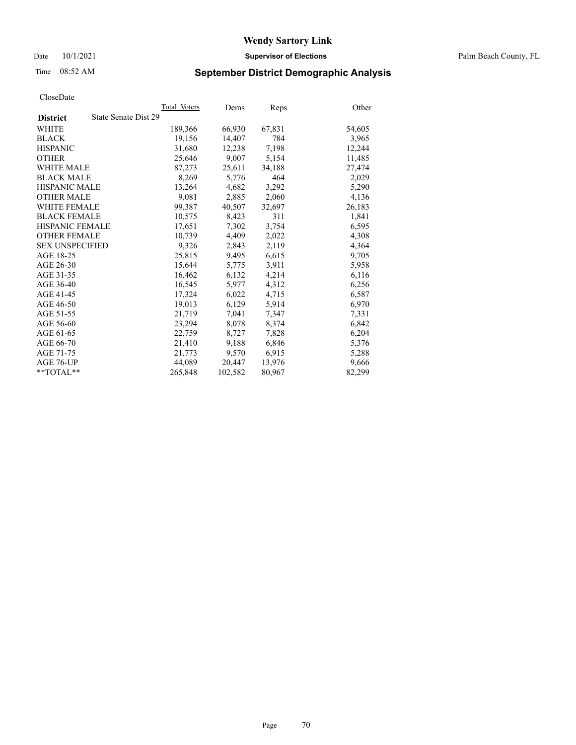# Wendy Sartory Link

Date 10/1/2021 **Supervisor of Elections** Palm Beach County, FL

Time 08:52 AM **September District Demographic Analysis**

CloseDate

| **District** State Senate Dist 29 | Total Voters | Dems | Reps | Other |
|---|---|---|---|---|
| WHITE | 189,366 | 66,930 | 67,831 | 54,605 |
| BLACK | 19,156 | 14,407 | 784 | 3,965 |
| HISPANIC | 31,680 | 12,238 | 7,198 | 12,244 |
| OTHER | 25,646 | 9,007 | 5,154 | 11,485 |
| WHITE MALE | 87,273 | 25,611 | 34,188 | 27,474 |
| BLACK MALE | 8,269 | 5,776 | 464 | 2,029 |
| HISPANIC MALE | 13,264 | 4,682 | 3,292 | 5,290 |
| OTHER MALE | 9,081 | 2,885 | 2,060 | 4,136 |
| WHITE FEMALE | 99,387 | 40,507 | 32,697 | 26,183 |
| BLACK FEMALE | 10,575 | 8,423 | 311 | 1,841 |
| HISPANIC FEMALE | 17,651 | 7,302 | 3,754 | 6,595 |
| OTHER FEMALE | 10,739 | 4,409 | 2,022 | 4,308 |
| SEX UNSPECIFIED | 9,326 | 2,843 | 2,119 | 4,364 |
| AGE 18-25 | 25,815 | 9,495 | 6,615 | 9,705 |
| AGE 26-30 | 15,644 | 5,775 | 3,911 | 5,958 |
| AGE 31-35 | 16,462 | 6,132 | 4,214 | 6,116 |
| AGE 36-40 | 16,545 | 5,977 | 4,312 | 6,256 |
| AGE 41-45 | 17,324 | 6,022 | 4,715 | 6,587 |
| AGE 46-50 | 19,013 | 6,129 | 5,914 | 6,970 |
| AGE 51-55 | 21,719 | 7,041 | 7,347 | 7,331 |
| AGE 56-60 | 23,294 | 8,078 | 8,374 | 6,842 |
| AGE 61-65 | 22,759 | 8,727 | 7,828 | 6,204 |
| AGE 66-70 | 21,410 | 9,188 | 6,846 | 5,376 |
| AGE 71-75 | 21,773 | 9,570 | 6,915 | 5,288 |
| AGE 76-UP | 44,089 | 20,447 | 13,976 | 9,666 |
| **TOTAL** | 265,848 | 102,582 | 80,967 | 82,299 |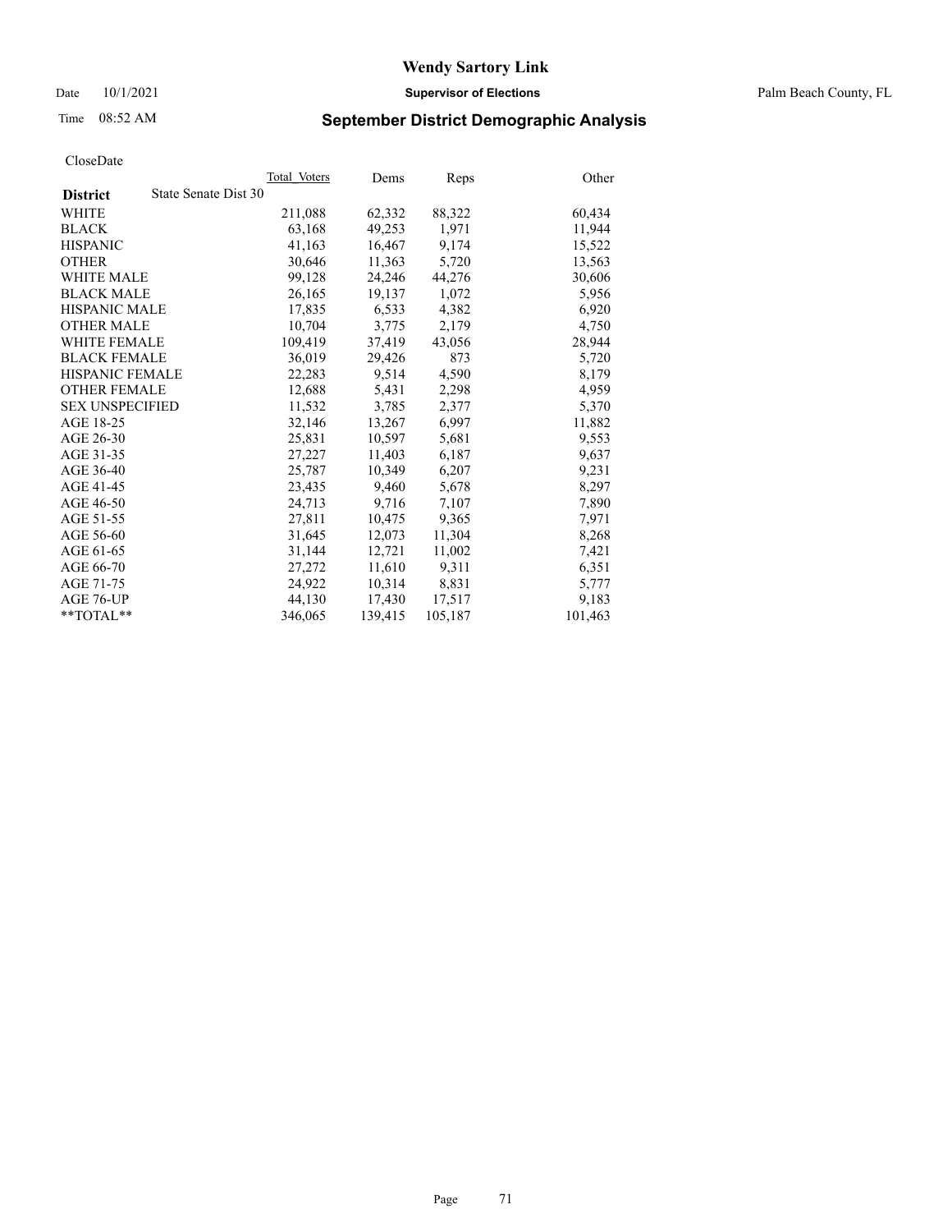**Wendy Sartory Link**

Date 10/1/2021 **Supervisor of Elections** Palm Beach County, FL

Time 08:52 AM **September District Demographic Analysis**

CloseDate

| **District** State Senate Dist 30 | Total Voters | Dems | Reps | Other |
|---|---|---|---|---|
| WHITE | 211,088 | 62,332 | 88,322 | 60,434 |
| BLACK | 63,168 | 49,253 | 1,971 | 11,944 |
| HISPANIC | 41,163 | 16,467 | 9,174 | 15,522 |
| OTHER | 30,646 | 11,363 | 5,720 | 13,563 |
| WHITE MALE | 99,128 | 24,246 | 44,276 | 30,606 |
| BLACK MALE | 26,165 | 19,137 | 1,072 | 5,956 |
| HISPANIC MALE | 17,835 | 6,533 | 4,382 | 6,920 |
| OTHER MALE | 10,704 | 3,775 | 2,179 | 4,750 |
| WHITE FEMALE | 109,419 | 37,419 | 43,056 | 28,944 |
| BLACK FEMALE | 36,019 | 29,426 | 873 | 5,720 |
| HISPANIC FEMALE | 22,283 | 9,514 | 4,590 | 8,179 |
| OTHER FEMALE | 12,688 | 5,431 | 2,298 | 4,959 |
| SEX UNSPECIFIED | 11,532 | 3,785 | 2,377 | 5,370 |
| AGE 18-25 | 32,146 | 13,267 | 6,997 | 11,882 |
| AGE 26-30 | 25,831 | 10,597 | 5,681 | 9,553 |
| AGE 31-35 | 27,227 | 11,403 | 6,187 | 9,637 |
| AGE 36-40 | 25,787 | 10,349 | 6,207 | 9,231 |
| AGE 41-45 | 23,435 | 9,460 | 5,678 | 8,297 |
| AGE 46-50 | 24,713 | 9,716 | 7,107 | 7,890 |
| AGE 51-55 | 27,811 | 10,475 | 9,365 | 7,971 |
| AGE 56-60 | 31,645 | 12,073 | 11,304 | 8,268 |
| AGE 61-65 | 31,144 | 12,721 | 11,002 | 7,421 |
| AGE 66-70 | 27,272 | 11,610 | 9,311 | 6,351 |
| AGE 71-75 | 24,922 | 10,314 | 8,831 | 5,777 |
| AGE 76-UP | 44,130 | 17,430 | 17,517 | 9,183 |
| **TOTAL** | 346,065 | 139,415 | 105,187 | 101,463 |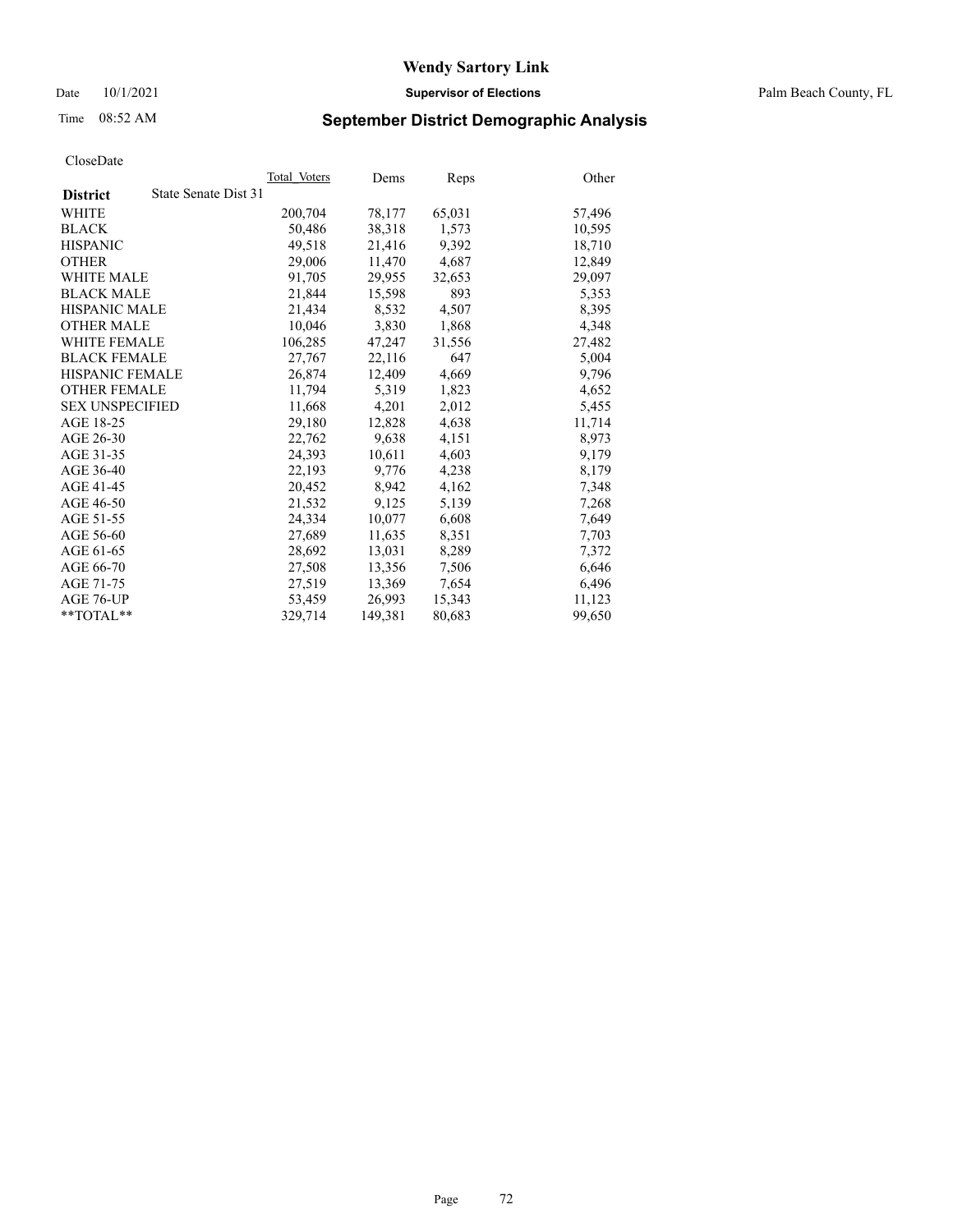# Wendy Sartory Link

Date 10/1/2021 **Supervisor of Elections** Palm Beach County, FL

Time 08:52 AM

## September District Demographic Analysis

CloseDate

| **District** State Senate Dist 31 | Total Voters | Dems | Reps | Other |
|---|---|---|---|---|
| WHITE | 200,704 | 78,177 | 65,031 | 57,496 |
| BLACK | 50,486 | 38,318 | 1,573 | 10,595 |
| HISPANIC | 49,518 | 21,416 | 9,392 | 18,710 |
| OTHER | 29,006 | 11,470 | 4,687 | 12,849 |
| WHITE MALE | 91,705 | 29,955 | 32,653 | 29,097 |
| BLACK MALE | 21,844 | 15,598 | 893 | 5,353 |
| HISPANIC MALE | 21,434 | 8,532 | 4,507 | 8,395 |
| OTHER MALE | 10,046 | 3,830 | 1,868 | 4,348 |
| WHITE FEMALE | 106,285 | 47,247 | 31,556 | 27,482 |
| BLACK FEMALE | 27,767 | 22,116 | 647 | 5,004 |
| HISPANIC FEMALE | 26,874 | 12,409 | 4,669 | 9,796 |
| OTHER FEMALE | 11,794 | 5,319 | 1,823 | 4,652 |
| SEX UNSPECIFIED | 11,668 | 4,201 | 2,012 | 5,455 |
| AGE 18-25 | 29,180 | 12,828 | 4,638 | 11,714 |
| AGE 26-30 | 22,762 | 9,638 | 4,151 | 8,973 |
| AGE 31-35 | 24,393 | 10,611 | 4,603 | 9,179 |
| AGE 36-40 | 22,193 | 9,776 | 4,238 | 8,179 |
| AGE 41-45 | 20,452 | 8,942 | 4,162 | 7,348 |
| AGE 46-50 | 21,532 | 9,125 | 5,139 | 7,268 |
| AGE 51-55 | 24,334 | 10,077 | 6,608 | 7,649 |
| AGE 56-60 | 27,689 | 11,635 | 8,351 | 7,703 |
| AGE 61-65 | 28,692 | 13,031 | 8,289 | 7,372 |
| AGE 66-70 | 27,508 | 13,356 | 7,506 | 6,646 |
| AGE 71-75 | 27,519 | 13,369 | 7,654 | 6,496 |
| AGE 76-UP | 53,459 | 26,993 | 15,343 | 11,123 |
| **TOTAL** | 329,714 | 149,381 | 80,683 | 99,650 |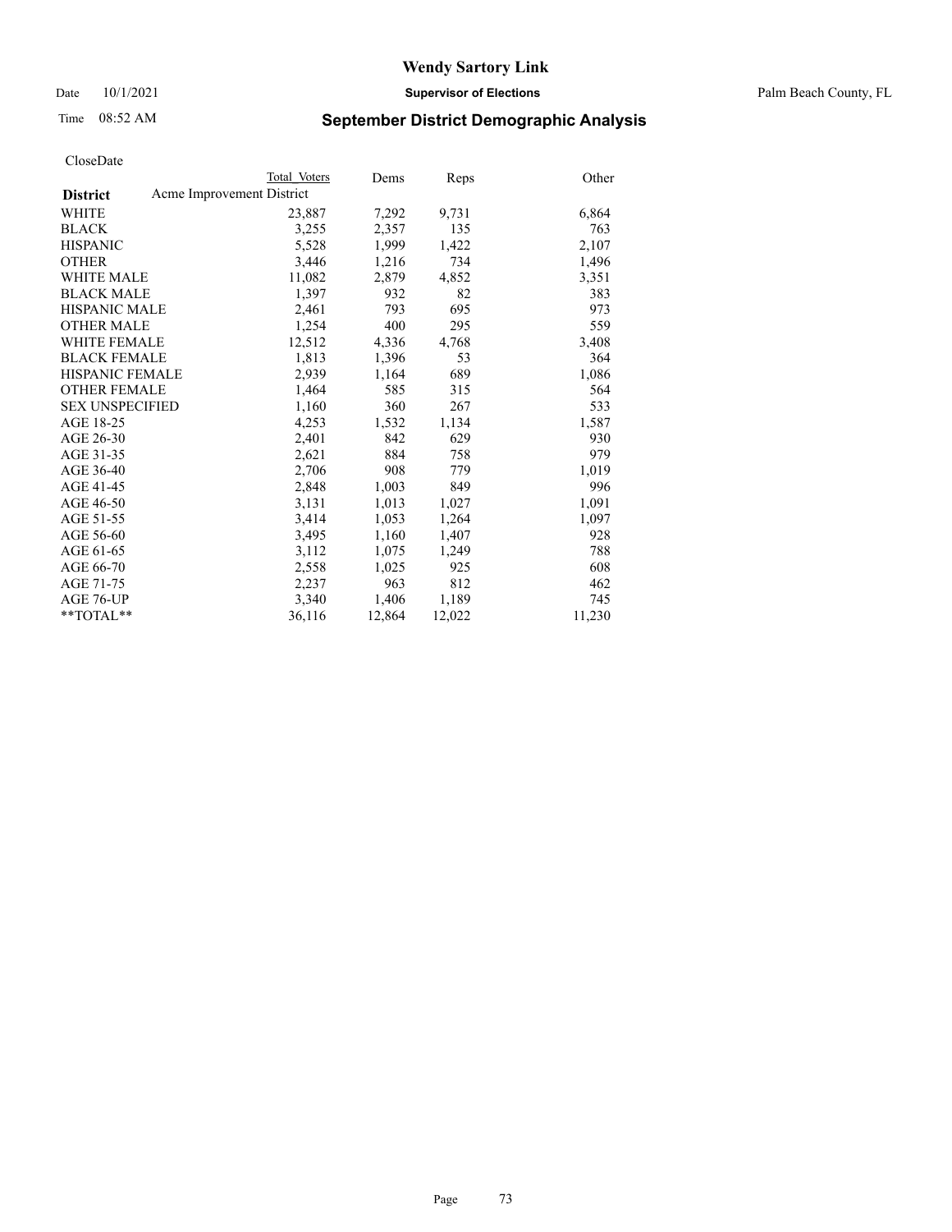# Wendy Sartory Link

Date 10/1/2021 **Supervisor of Elections** Palm Beach County, FL

Time 08:52 AM

## September District Demographic Analysis

CloseDate

| **District** | Total Voters | Dems | Reps | Other |
|---|---|---|---|---|
| Acme Improvement District | | | | |
| WHITE | 23,887 | 7,292 | 9,731 | 6,864 |
| BLACK | 3,255 | 2,357 | 135 | 763 |
| HISPANIC | 5,528 | 1,999 | 1,422 | 2,107 |
| OTHER | 3,446 | 1,216 | 734 | 1,496 |
| WHITE MALE | 11,082 | 2,879 | 4,852 | 3,351 |
| BLACK MALE | 1,397 | 932 | 82 | 383 |
| HISPANIC MALE | 2,461 | 793 | 695 | 973 |
| OTHER MALE | 1,254 | 400 | 295 | 559 |
| WHITE FEMALE | 12,512 | 4,336 | 4,768 | 3,408 |
| BLACK FEMALE | 1,813 | 1,396 | 53 | 364 |
| HISPANIC FEMALE | 2,939 | 1,164 | 689 | 1,086 |
| OTHER FEMALE | 1,464 | 585 | 315 | 564 |
| SEX UNSPECIFIED | 1,160 | 360 | 267 | 533 |
| AGE 18-25 | 4,253 | 1,532 | 1,134 | 1,587 |
| AGE 26-30 | 2,401 | 842 | 629 | 930 |
| AGE 31-35 | 2,621 | 884 | 758 | 979 |
| AGE 36-40 | 2,706 | 908 | 779 | 1,019 |
| AGE 41-45 | 2,848 | 1,003 | 849 | 996 |
| AGE 46-50 | 3,131 | 1,013 | 1,027 | 1,091 |
| AGE 51-55 | 3,414 | 1,053 | 1,264 | 1,097 |
| AGE 56-60 | 3,495 | 1,160 | 1,407 | 928 |
| AGE 61-65 | 3,112 | 1,075 | 1,249 | 788 |
| AGE 66-70 | 2,558 | 1,025 | 925 | 608 |
| AGE 71-75 | 2,237 | 963 | 812 | 462 |
| AGE 76-UP | 3,340 | 1,406 | 1,189 | 745 |
| **TOTAL** | 36,116 | 12,864 | 12,022 | 11,230 |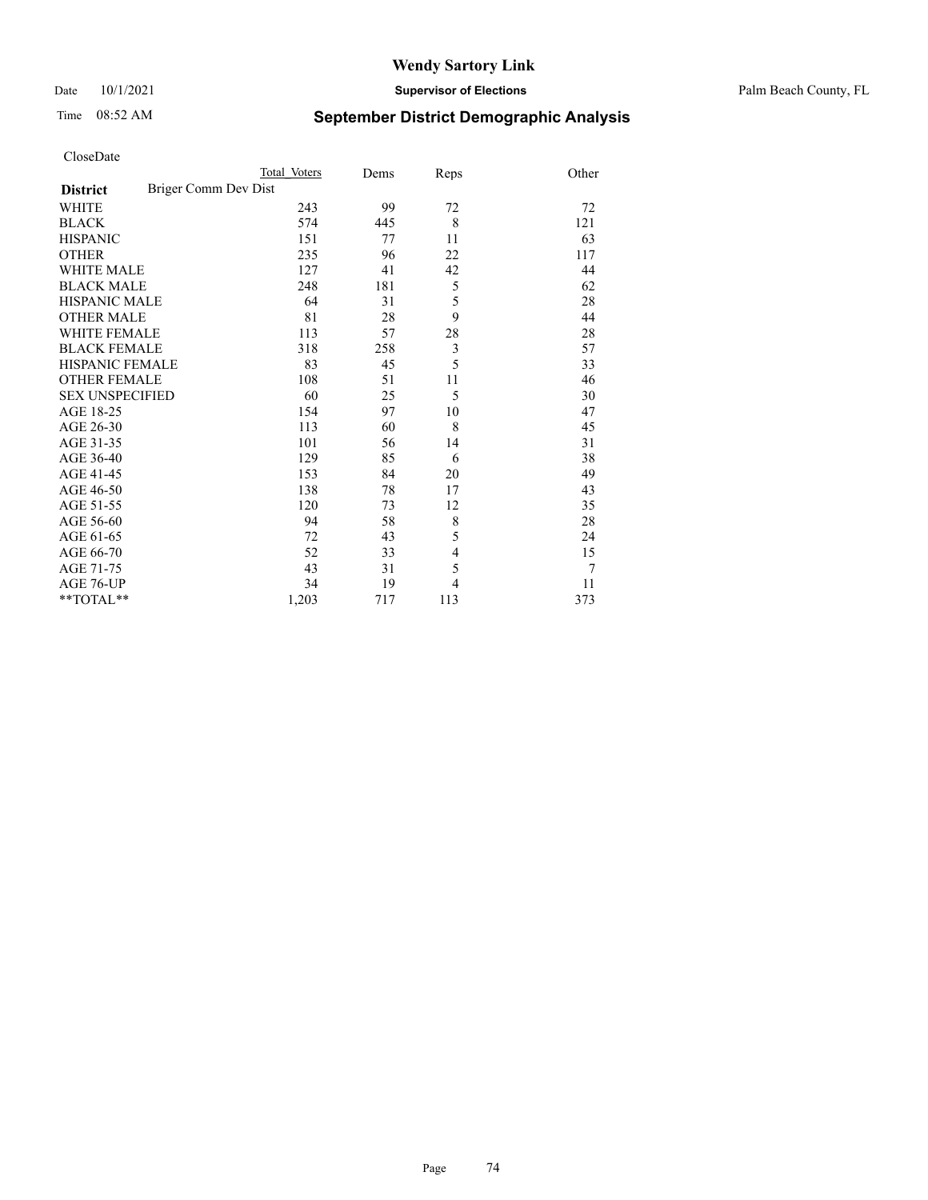# Wendy Sartory Link

Date 10/1/2021 **Supervisor of Elections** Palm Beach County, FL

Time 08:52 AM **September District Demographic Analysis**

CloseDate

| | Total Voters | Dems | Reps | Other |
|---|---|---|---|---|
| **District** Briger Comm Dev Dist | | | | |
| WHITE | 243 | 99 | 72 | 72 |
| BLACK | 574 | 445 | 8 | 121 |
| HISPANIC | 151 | 77 | 11 | 63 |
| OTHER | 235 | 96 | 22 | 117 |
| WHITE MALE | 127 | 41 | 42 | 44 |
| BLACK MALE | 248 | 181 | 5 | 62 |
| HISPANIC MALE | 64 | 31 | 5 | 28 |
| OTHER MALE | 81 | 28 | 9 | 44 |
| WHITE FEMALE | 113 | 57 | 28 | 28 |
| BLACK FEMALE | 318 | 258 | 3 | 57 |
| HISPANIC FEMALE | 83 | 45 | 5 | 33 |
| OTHER FEMALE | 108 | 51 | 11 | 46 |
| SEX UNSPECIFIED | 60 | 25 | 5 | 30 |
| AGE 18-25 | 154 | 97 | 10 | 47 |
| AGE 26-30 | 113 | 60 | 8 | 45 |
| AGE 31-35 | 101 | 56 | 14 | 31 |
| AGE 36-40 | 129 | 85 | 6 | 38 |
| AGE 41-45 | 153 | 84 | 20 | 49 |
| AGE 46-50 | 138 | 78 | 17 | 43 |
| AGE 51-55 | 120 | 73 | 12 | 35 |
| AGE 56-60 | 94 | 58 | 8 | 28 |
| AGE 61-65 | 72 | 43 | 5 | 24 |
| AGE 66-70 | 52 | 33 | 4 | 15 |
| AGE 71-75 | 43 | 31 | 5 | 7 |
| AGE 76-UP | 34 | 19 | 4 | 11 |
| **TOTAL** | 1,203 | 717 | 113 | 373 |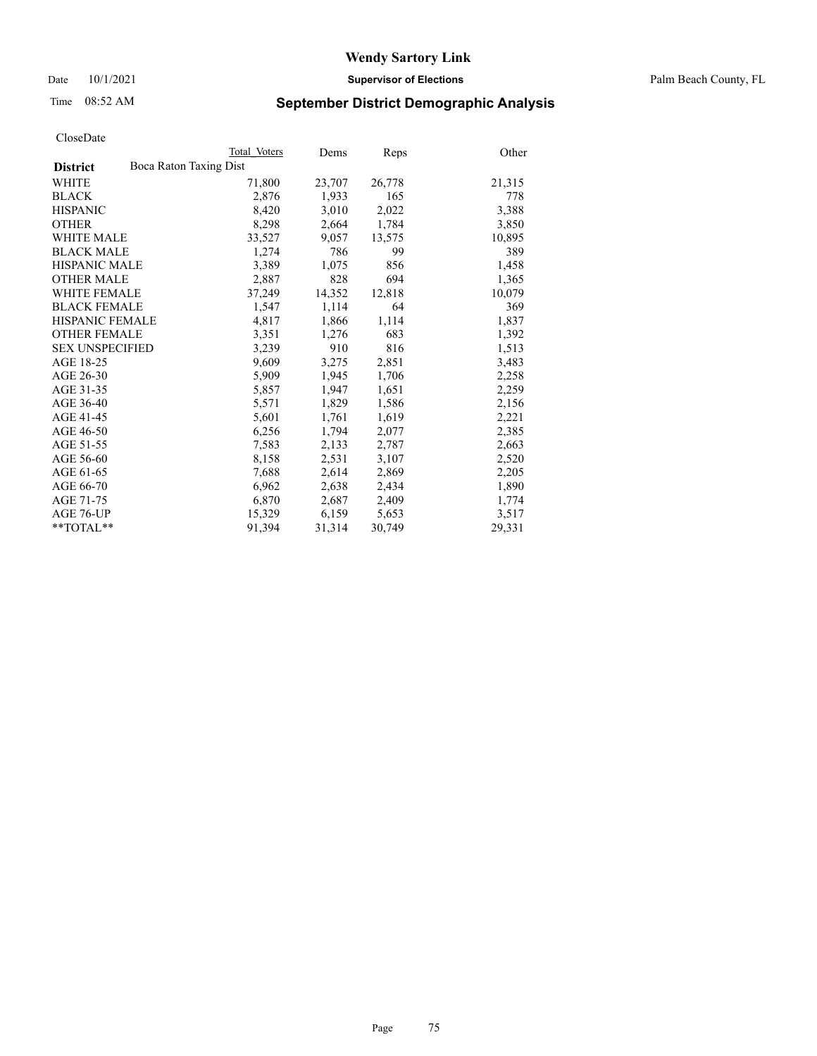# Wendy Sartory Link

Date 10/1/2021 **Supervisor of Elections** Palm Beach County, FL

Time 08:52 AM **September District Demographic Analysis**

CloseDate

| | Total Voters | Dems | Reps | Other |
|---|---|---|---|---|
| **District** Boca Raton Taxing Dist | | | | |
| WHITE | 71,800 | 23,707 | 26,778 | 21,315 |
| BLACK | 2,876 | 1,933 | 165 | 778 |
| HISPANIC | 8,420 | 3,010 | 2,022 | 3,388 |
| OTHER | 8,298 | 2,664 | 1,784 | 3,850 |
| WHITE MALE | 33,527 | 9,057 | 13,575 | 10,895 |
| BLACK MALE | 1,274 | 786 | 99 | 389 |
| HISPANIC MALE | 3,389 | 1,075 | 856 | 1,458 |
| OTHER MALE | 2,887 | 828 | 694 | 1,365 |
| WHITE FEMALE | 37,249 | 14,352 | 12,818 | 10,079 |
| BLACK FEMALE | 1,547 | 1,114 | 64 | 369 |
| HISPANIC FEMALE | 4,817 | 1,866 | 1,114 | 1,837 |
| OTHER FEMALE | 3,351 | 1,276 | 683 | 1,392 |
| SEX UNSPECIFIED | 3,239 | 910 | 816 | 1,513 |
| AGE 18-25 | 9,609 | 3,275 | 2,851 | 3,483 |
| AGE 26-30 | 5,909 | 1,945 | 1,706 | 2,258 |
| AGE 31-35 | 5,857 | 1,947 | 1,651 | 2,259 |
| AGE 36-40 | 5,571 | 1,829 | 1,586 | 2,156 |
| AGE 41-45 | 5,601 | 1,761 | 1,619 | 2,221 |
| AGE 46-50 | 6,256 | 1,794 | 2,077 | 2,385 |
| AGE 51-55 | 7,583 | 2,133 | 2,787 | 2,663 |
| AGE 56-60 | 8,158 | 2,531 | 3,107 | 2,520 |
| AGE 61-65 | 7,688 | 2,614 | 2,869 | 2,205 |
| AGE 66-70 | 6,962 | 2,638 | 2,434 | 1,890 |
| AGE 71-75 | 6,870 | 2,687 | 2,409 | 1,774 |
| AGE 76-UP | 15,329 | 6,159 | 5,653 | 3,517 |
| **TOTAL** | 91,394 | 31,314 | 30,749 | 29,331 |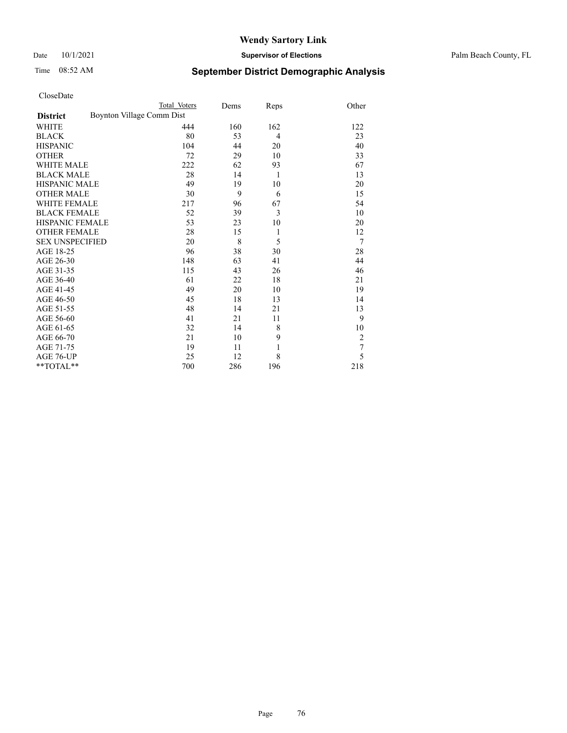# Wendy Sartory Link

Date 10/1/2021 **Supervisor of Elections** Palm Beach County, FL

Time 08:52 AM **September District Demographic Analysis**

CloseDate

| **District** | Total Voters | Dems | Reps | Other |
|---|---|---|---|---|
| Boynton Village Comm Dist | | | | |
| WHITE | 444 | 160 | 162 | 122 |
| BLACK | 80 | 53 | 4 | 23 |
| HISPANIC | 104 | 44 | 20 | 40 |
| OTHER | 72 | 29 | 10 | 33 |
| WHITE MALE | 222 | 62 | 93 | 67 |
| BLACK MALE | 28 | 14 | 1 | 13 |
| HISPANIC MALE | 49 | 19 | 10 | 20 |
| OTHER MALE | 30 | 9 | 6 | 15 |
| WHITE FEMALE | 217 | 96 | 67 | 54 |
| BLACK FEMALE | 52 | 39 | 3 | 10 |
| HISPANIC FEMALE | 53 | 23 | 10 | 20 |
| OTHER FEMALE | 28 | 15 | 1 | 12 |
| SEX UNSPECIFIED | 20 | 8 | 5 | 7 |
| AGE 18-25 | 96 | 38 | 30 | 28 |
| AGE 26-30 | 148 | 63 | 41 | 44 |
| AGE 31-35 | 115 | 43 | 26 | 46 |
| AGE 36-40 | 61 | 22 | 18 | 21 |
| AGE 41-45 | 49 | 20 | 10 | 19 |
| AGE 46-50 | 45 | 18 | 13 | 14 |
| AGE 51-55 | 48 | 14 | 21 | 13 |
| AGE 56-60 | 41 | 21 | 11 | 9 |
| AGE 61-65 | 32 | 14 | 8 | 10 |
| AGE 66-70 | 21 | 10 | 9 | 2 |
| AGE 71-75 | 19 | 11 | 1 | 7 |
| AGE 76-UP | 25 | 12 | 8 | 5 |
| **TOTAL** | 700 | 286 | 196 | 218 |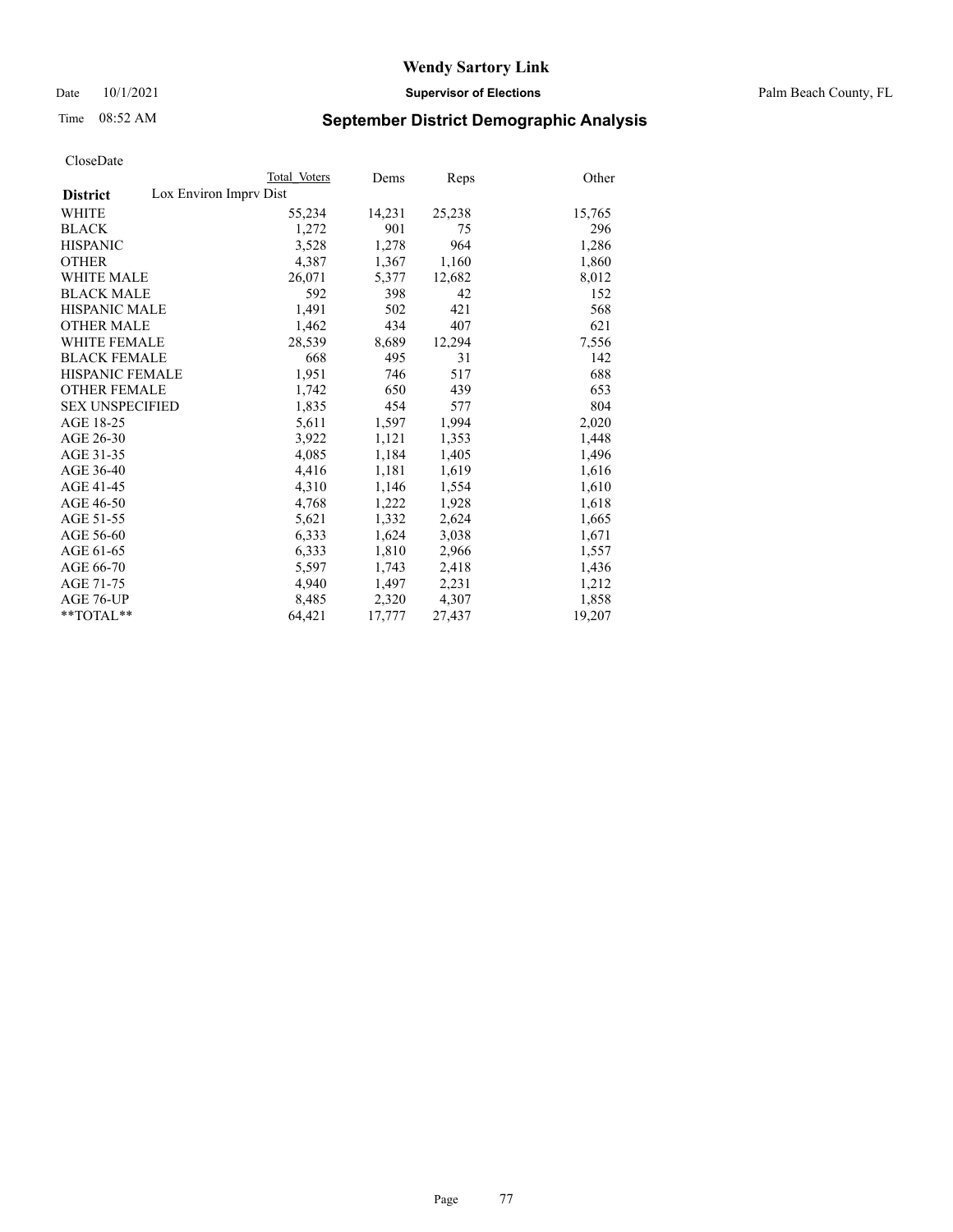# Wendy Sartory Link

Date 10/1/2021 **Supervisor of Elections** Palm Beach County, FL

Time 08:52 AM **September District Demographic Analysis**

CloseDate

| | Total Voters | Dems | Reps | Other |
|---|---|---|---|---|
| **District** Lox Environ Imprv Dist | | | | |
| WHITE | 55,234 | 14,231 | 25,238 | 15,765 |
| BLACK | 1,272 | 901 | 75 | 296 |
| HISPANIC | 3,528 | 1,278 | 964 | 1,286 |
| OTHER | 4,387 | 1,367 | 1,160 | 1,860 |
| WHITE MALE | 26,071 | 5,377 | 12,682 | 8,012 |
| BLACK MALE | 592 | 398 | 42 | 152 |
| HISPANIC MALE | 1,491 | 502 | 421 | 568 |
| OTHER MALE | 1,462 | 434 | 407 | 621 |
| WHITE FEMALE | 28,539 | 8,689 | 12,294 | 7,556 |
| BLACK FEMALE | 668 | 495 | 31 | 142 |
| HISPANIC FEMALE | 1,951 | 746 | 517 | 688 |
| OTHER FEMALE | 1,742 | 650 | 439 | 653 |
| SEX UNSPECIFIED | 1,835 | 454 | 577 | 804 |
| AGE 18-25 | 5,611 | 1,597 | 1,994 | 2,020 |
| AGE 26-30 | 3,922 | 1,121 | 1,353 | 1,448 |
| AGE 31-35 | 4,085 | 1,184 | 1,405 | 1,496 |
| AGE 36-40 | 4,416 | 1,181 | 1,619 | 1,616 |
| AGE 41-45 | 4,310 | 1,146 | 1,554 | 1,610 |
| AGE 46-50 | 4,768 | 1,222 | 1,928 | 1,618 |
| AGE 51-55 | 5,621 | 1,332 | 2,624 | 1,665 |
| AGE 56-60 | 6,333 | 1,624 | 3,038 | 1,671 |
| AGE 61-65 | 6,333 | 1,810 | 2,966 | 1,557 |
| AGE 66-70 | 5,597 | 1,743 | 2,418 | 1,436 |
| AGE 71-75 | 4,940 | 1,497 | 2,231 | 1,212 |
| AGE 76-UP | 8,485 | 2,320 | 4,307 | 1,858 |
| **TOTAL** | 64,421 | 17,777 | 27,437 | 19,207 |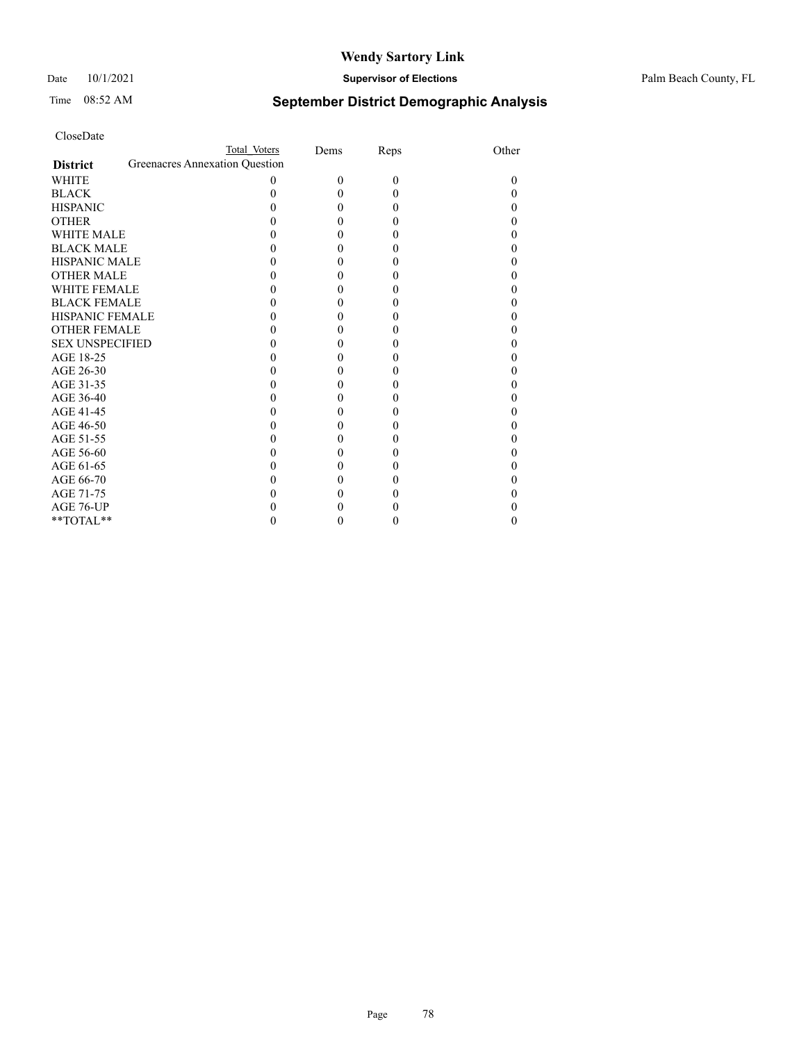CloseDate

| District | Total Voters | Dems | Reps | Other |
|---|---|---|---|---|
| Greenacres Annexation Question | | | | |
| WHITE | 0 | 0 | 0 | 0 |
| BLACK | 0 | 0 | 0 | 0 |
| HISPANIC | 0 | 0 | 0 | 0 |
| OTHER | 0 | 0 | 0 | 0 |
| WHITE MALE | 0 | 0 | 0 | 0 |
| BLACK MALE | 0 | 0 | 0 | 0 |
| HISPANIC MALE | 0 | 0 | 0 | 0 |
| OTHER MALE | 0 | 0 | 0 | 0 |
| WHITE FEMALE | 0 | 0 | 0 | 0 |
| BLACK FEMALE | 0 | 0 | 0 | 0 |
| HISPANIC FEMALE | 0 | 0 | 0 | 0 |
| OTHER FEMALE | 0 | 0 | 0 | 0 |
| SEX UNSPECIFIED | 0 | 0 | 0 | 0 |
| AGE 18-25 | 0 | 0 | 0 | 0 |
| AGE 26-30 | 0 | 0 | 0 | 0 |
| AGE 31-35 | 0 | 0 | 0 | 0 |
| AGE 36-40 | 0 | 0 | 0 | 0 |
| AGE 41-45 | 0 | 0 | 0 | 0 |
| AGE 46-50 | 0 | 0 | 0 | 0 |
| AGE 51-55 | 0 | 0 | 0 | 0 |
| AGE 56-60 | 0 | 0 | 0 | 0 |
| AGE 61-65 | 0 | 0 | 0 | 0 |
| AGE 66-70 | 0 | 0 | 0 | 0 |
| AGE 71-75 | 0 | 0 | 0 | 0 |
| AGE 76-UP | 0 | 0 | 0 | 0 |
| **TOTAL** | 0 | 0 | 0 | 0 |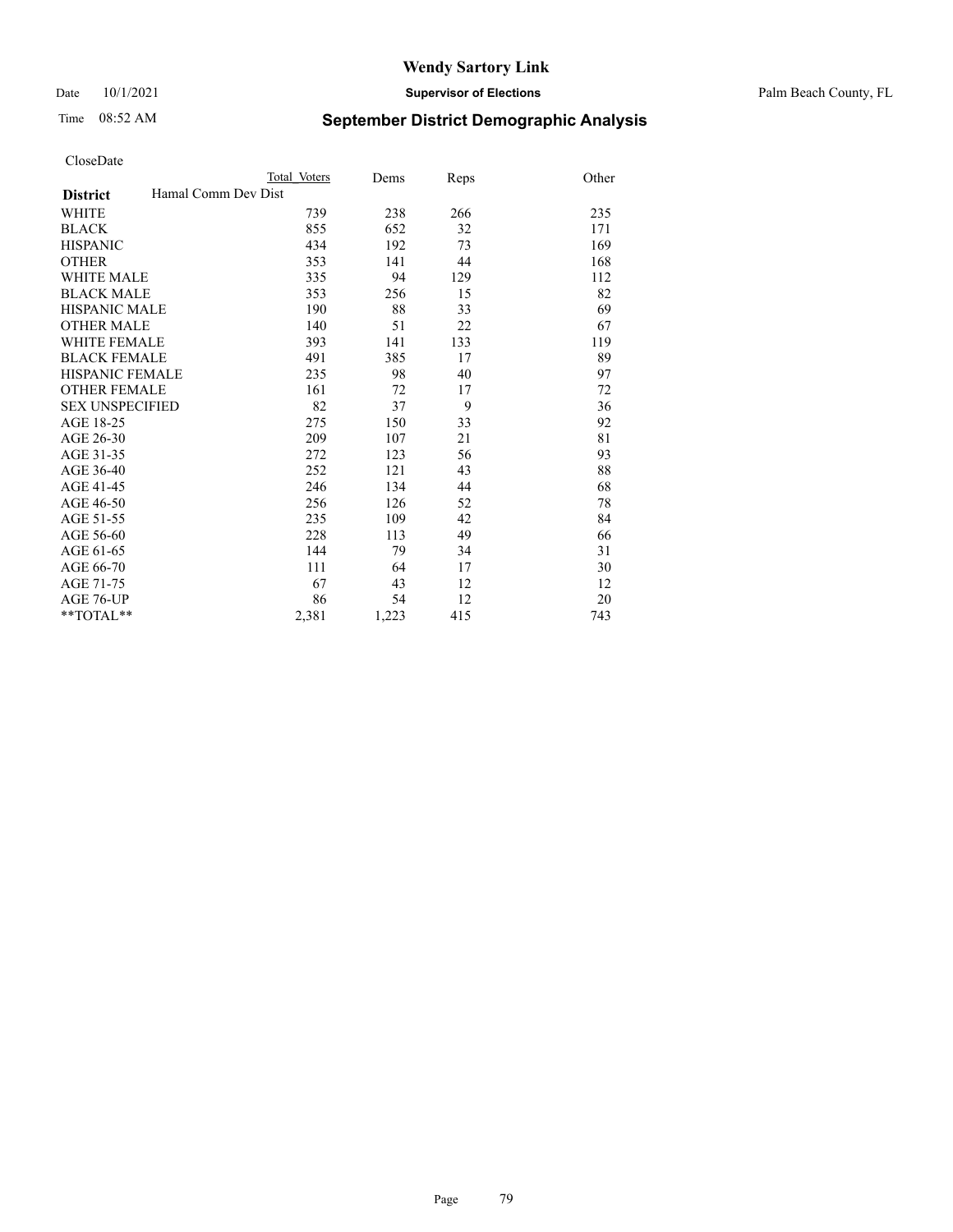# Wendy Sartory Link

Date 10/1/2021 **Supervisor of Elections** Palm Beach County, FL

Time 08:52 AM **September District Demographic Analysis**

CloseDate

| **District** Hamal Comm Dev Dist | Total Voters | Dems | Reps | Other |
|---|---|---|---|---|
| WHITE | 739 | 238 | 266 | 235 |
| BLACK | 855 | 652 | 32 | 171 |
| HISPANIC | 434 | 192 | 73 | 169 |
| OTHER | 353 | 141 | 44 | 168 |
| WHITE MALE | 335 | 94 | 129 | 112 |
| BLACK MALE | 353 | 256 | 15 | 82 |
| HISPANIC MALE | 190 | 88 | 33 | 69 |
| OTHER MALE | 140 | 51 | 22 | 67 |
| WHITE FEMALE | 393 | 141 | 133 | 119 |
| BLACK FEMALE | 491 | 385 | 17 | 89 |
| HISPANIC FEMALE | 235 | 98 | 40 | 97 |
| OTHER FEMALE | 161 | 72 | 17 | 72 |
| SEX UNSPECIFIED | 82 | 37 | 9 | 36 |
| AGE 18-25 | 275 | 150 | 33 | 92 |
| AGE 26-30 | 209 | 107 | 21 | 81 |
| AGE 31-35 | 272 | 123 | 56 | 93 |
| AGE 36-40 | 252 | 121 | 43 | 88 |
| AGE 41-45 | 246 | 134 | 44 | 68 |
| AGE 46-50 | 256 | 126 | 52 | 78 |
| AGE 51-55 | 235 | 109 | 42 | 84 |
| AGE 56-60 | 228 | 113 | 49 | 66 |
| AGE 61-65 | 144 | 79 | 34 | 31 |
| AGE 66-70 | 111 | 64 | 17 | 30 |
| AGE 71-75 | 67 | 43 | 12 | 12 |
| AGE 76-UP | 86 | 54 | 12 | 20 |
| **TOTAL** | 2,381 | 1,223 | 415 | 743 |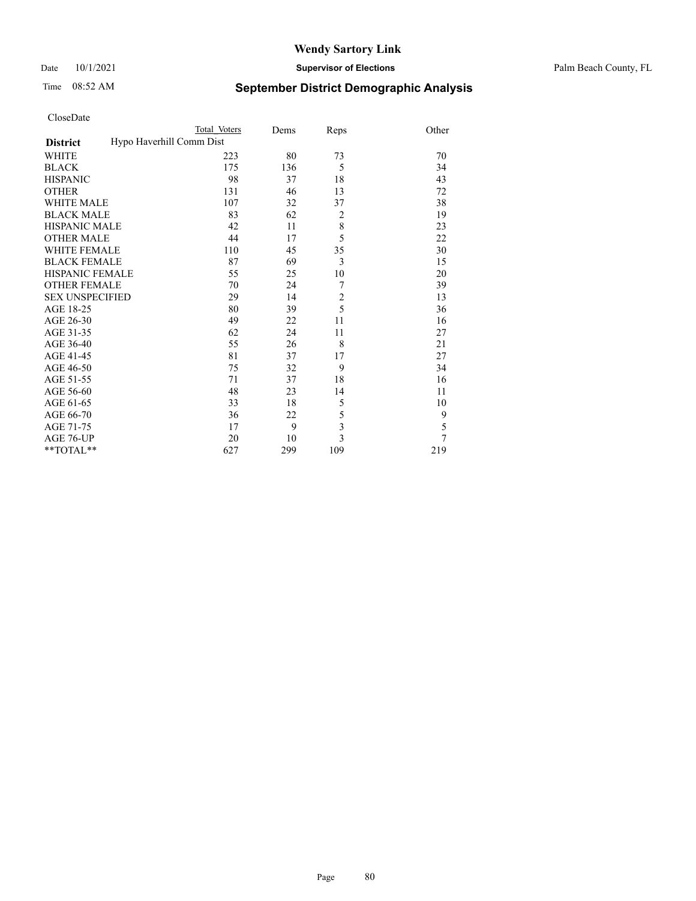CloseDate

| District | Total Voters | Dems | Reps | Other |
|---|---|---|---|---|
| Hypo Haverhill Comm Dist | | | | |
| WHITE | 223 | 80 | 73 | 70 |
| BLACK | 175 | 136 | 5 | 34 |
| HISPANIC | 98 | 37 | 18 | 43 |
| OTHER | 131 | 46 | 13 | 72 |
| WHITE MALE | 107 | 32 | 37 | 38 |
| BLACK MALE | 83 | 62 | 2 | 19 |
| HISPANIC MALE | 42 | 11 | 8 | 23 |
| OTHER MALE | 44 | 17 | 5 | 22 |
| WHITE FEMALE | 110 | 45 | 35 | 30 |
| BLACK FEMALE | 87 | 69 | 3 | 15 |
| HISPANIC FEMALE | 55 | 25 | 10 | 20 |
| OTHER FEMALE | 70 | 24 | 7 | 39 |
| SEX UNSPECIFIED | 29 | 14 | 2 | 13 |
| AGE 18-25 | 80 | 39 | 5 | 36 |
| AGE 26-30 | 49 | 22 | 11 | 16 |
| AGE 31-35 | 62 | 24 | 11 | 27 |
| AGE 36-40 | 55 | 26 | 8 | 21 |
| AGE 41-45 | 81 | 37 | 17 | 27 |
| AGE 46-50 | 75 | 32 | 9 | 34 |
| AGE 51-55 | 71 | 37 | 18 | 16 |
| AGE 56-60 | 48 | 23 | 14 | 11 |
| AGE 61-65 | 33 | 18 | 5 | 10 |
| AGE 66-70 | 36 | 22 | 5 | 9 |
| AGE 71-75 | 17 | 9 | 3 | 5 |
| AGE 76-UP | 20 | 10 | 3 | 7 |
| **TOTAL** | 627 | 299 | 109 | 219 |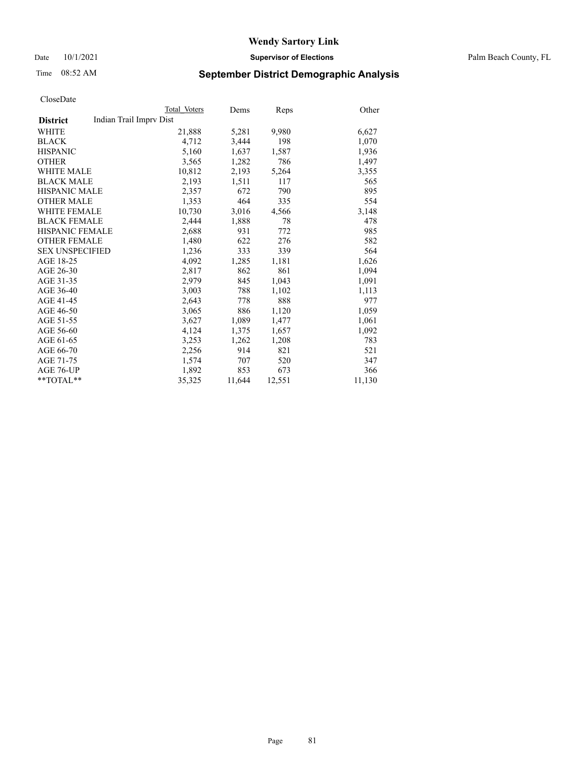# Wendy Sartory Link

Date 10/1/2021 **Supervisor of Elections** Palm Beach County, FL

Time 08:52 AM

## September District Demographic Analysis

CloseDate

| **District** | Total Voters | Dems | Reps | Other |
|---|---|---|---|---|
| Indian Trail Imprv Dist | | | | |
| WHITE | 21,888 | 5,281 | 9,980 | 6,627 |
| BLACK | 4,712 | 3,444 | 198 | 1,070 |
| HISPANIC | 5,160 | 1,637 | 1,587 | 1,936 |
| OTHER | 3,565 | 1,282 | 786 | 1,497 |
| WHITE MALE | 10,812 | 2,193 | 5,264 | 3,355 |
| BLACK MALE | 2,193 | 1,511 | 117 | 565 |
| HISPANIC MALE | 2,357 | 672 | 790 | 895 |
| OTHER MALE | 1,353 | 464 | 335 | 554 |
| WHITE FEMALE | 10,730 | 3,016 | 4,566 | 3,148 |
| BLACK FEMALE | 2,444 | 1,888 | 78 | 478 |
| HISPANIC FEMALE | 2,688 | 931 | 772 | 985 |
| OTHER FEMALE | 1,480 | 622 | 276 | 582 |
| SEX UNSPECIFIED | 1,236 | 333 | 339 | 564 |
| AGE 18-25 | 4,092 | 1,285 | 1,181 | 1,626 |
| AGE 26-30 | 2,817 | 862 | 861 | 1,094 |
| AGE 31-35 | 2,979 | 845 | 1,043 | 1,091 |
| AGE 36-40 | 3,003 | 788 | 1,102 | 1,113 |
| AGE 41-45 | 2,643 | 778 | 888 | 977 |
| AGE 46-50 | 3,065 | 886 | 1,120 | 1,059 |
| AGE 51-55 | 3,627 | 1,089 | 1,477 | 1,061 |
| AGE 56-60 | 4,124 | 1,375 | 1,657 | 1,092 |
| AGE 61-65 | 3,253 | 1,262 | 1,208 | 783 |
| AGE 66-70 | 2,256 | 914 | 821 | 521 |
| AGE 71-75 | 1,574 | 707 | 520 | 347 |
| AGE 76-UP | 1,892 | 853 | 673 | 366 |
| **TOTAL** | 35,325 | 11,644 | 12,551 | 11,130 |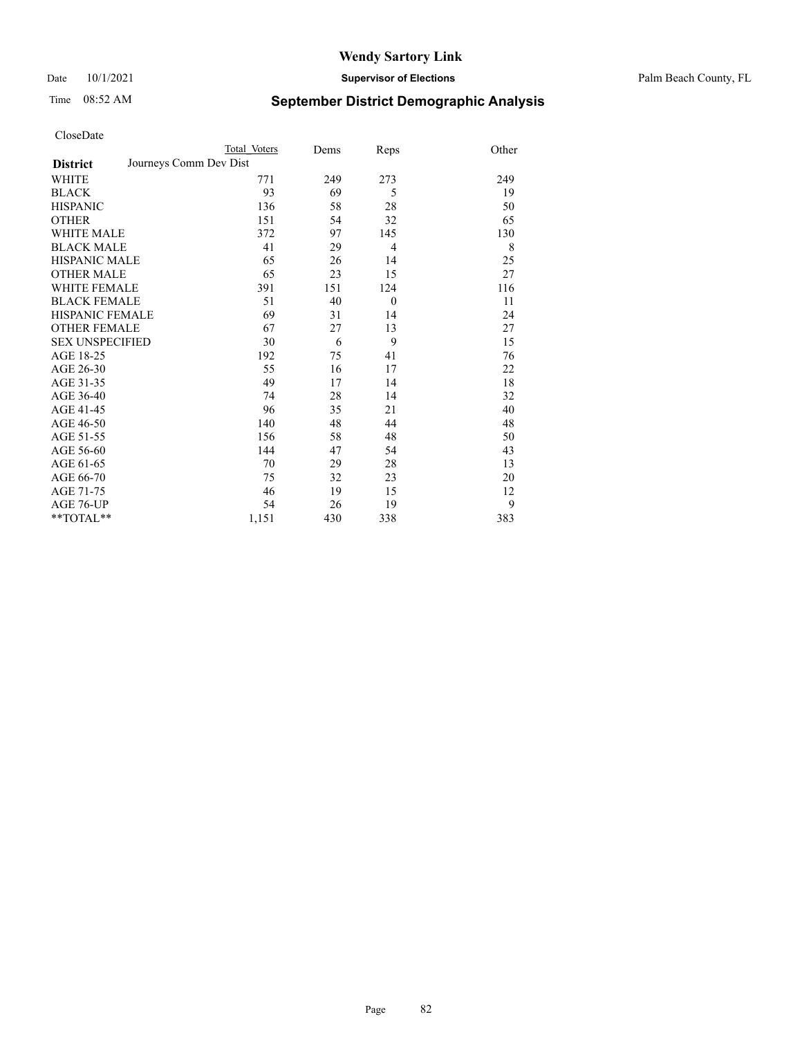# Wendy Sartory Link

Date 10/1/2021 **Supervisor of Elections** Palm Beach County, FL

Time 08:52 AM **September District Demographic Analysis**

CloseDate

| | Total Voters | Dems | Reps | Other |
|---|---|---|---|---|
| **District** Journeys Comm Dev Dist | | | | |
| WHITE | 771 | 249 | 273 | 249 |
| BLACK | 93 | 69 | 5 | 19 |
| HISPANIC | 136 | 58 | 28 | 50 |
| OTHER | 151 | 54 | 32 | 65 |
| WHITE MALE | 372 | 97 | 145 | 130 |
| BLACK MALE | 41 | 29 | 4 | 8 |
| HISPANIC MALE | 65 | 26 | 14 | 25 |
| OTHER MALE | 65 | 23 | 15 | 27 |
| WHITE FEMALE | 391 | 151 | 124 | 116 |
| BLACK FEMALE | 51 | 40 | 0 | 11 |
| HISPANIC FEMALE | 69 | 31 | 14 | 24 |
| OTHER FEMALE | 67 | 27 | 13 | 27 |
| SEX UNSPECIFIED | 30 | 6 | 9 | 15 |
| AGE 18-25 | 192 | 75 | 41 | 76 |
| AGE 26-30 | 55 | 16 | 17 | 22 |
| AGE 31-35 | 49 | 17 | 14 | 18 |
| AGE 36-40 | 74 | 28 | 14 | 32 |
| AGE 41-45 | 96 | 35 | 21 | 40 |
| AGE 46-50 | 140 | 48 | 44 | 48 |
| AGE 51-55 | 156 | 58 | 48 | 50 |
| AGE 56-60 | 144 | 47 | 54 | 43 |
| AGE 61-65 | 70 | 29 | 28 | 13 |
| AGE 66-70 | 75 | 32 | 23 | 20 |
| AGE 71-75 | 46 | 19 | 15 | 12 |
| AGE 76-UP | 54 | 26 | 19 | 9 |
| **TOTAL** | 1,151 | 430 | 338 | 383 |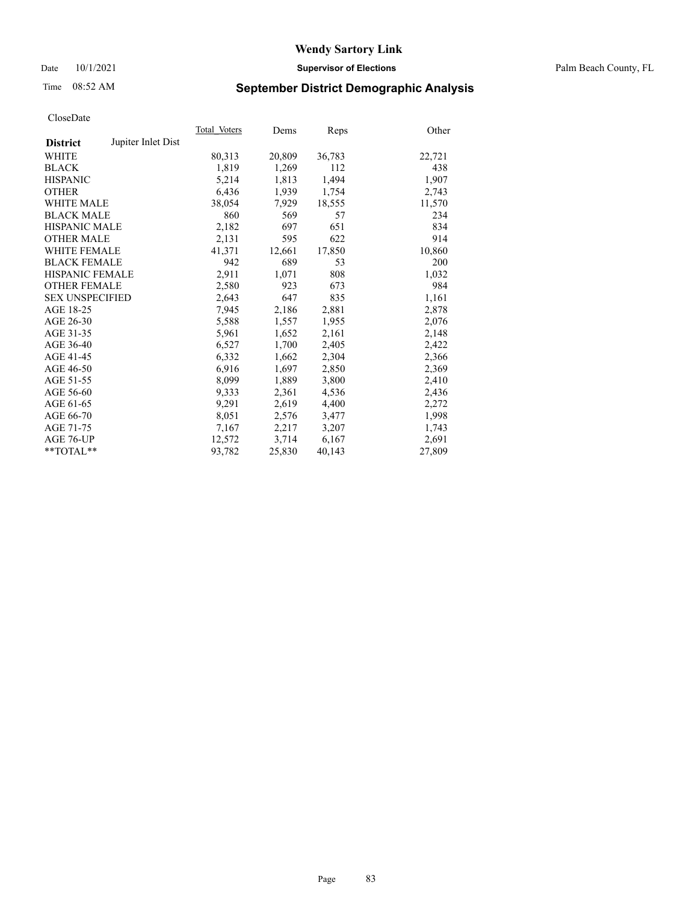# Wendy Sartory Link

Date 10/1/2021 **Supervisor of Elections** Palm Beach County, FL

Time 08:52 AM **September District Demographic Analysis**

CloseDate

| **District** Jupiter Inlet Dist | Total Voters | Dems | Reps | Other |
|---|---|---|---|---|
| WHITE | 80,313 | 20,809 | 36,783 | 22,721 |
| BLACK | 1,819 | 1,269 | 112 | 438 |
| HISPANIC | 5,214 | 1,813 | 1,494 | 1,907 |
| OTHER | 6,436 | 1,939 | 1,754 | 2,743 |
| WHITE MALE | 38,054 | 7,929 | 18,555 | 11,570 |
| BLACK MALE | 860 | 569 | 57 | 234 |
| HISPANIC MALE | 2,182 | 697 | 651 | 834 |
| OTHER MALE | 2,131 | 595 | 622 | 914 |
| WHITE FEMALE | 41,371 | 12,661 | 17,850 | 10,860 |
| BLACK FEMALE | 942 | 689 | 53 | 200 |
| HISPANIC FEMALE | 2,911 | 1,071 | 808 | 1,032 |
| OTHER FEMALE | 2,580 | 923 | 673 | 984 |
| SEX UNSPECIFIED | 2,643 | 647 | 835 | 1,161 |
| AGE 18-25 | 7,945 | 2,186 | 2,881 | 2,878 |
| AGE 26-30 | 5,588 | 1,557 | 1,955 | 2,076 |
| AGE 31-35 | 5,961 | 1,652 | 2,161 | 2,148 |
| AGE 36-40 | 6,527 | 1,700 | 2,405 | 2,422 |
| AGE 41-45 | 6,332 | 1,662 | 2,304 | 2,366 |
| AGE 46-50 | 6,916 | 1,697 | 2,850 | 2,369 |
| AGE 51-55 | 8,099 | 1,889 | 3,800 | 2,410 |
| AGE 56-60 | 9,333 | 2,361 | 4,536 | 2,436 |
| AGE 61-65 | 9,291 | 2,619 | 4,400 | 2,272 |
| AGE 66-70 | 8,051 | 2,576 | 3,477 | 1,998 |
| AGE 71-75 | 7,167 | 2,217 | 3,207 | 1,743 |
| AGE 76-UP | 12,572 | 3,714 | 6,167 | 2,691 |
| **TOTAL** | 93,782 | 25,830 | 40,143 | 27,809 |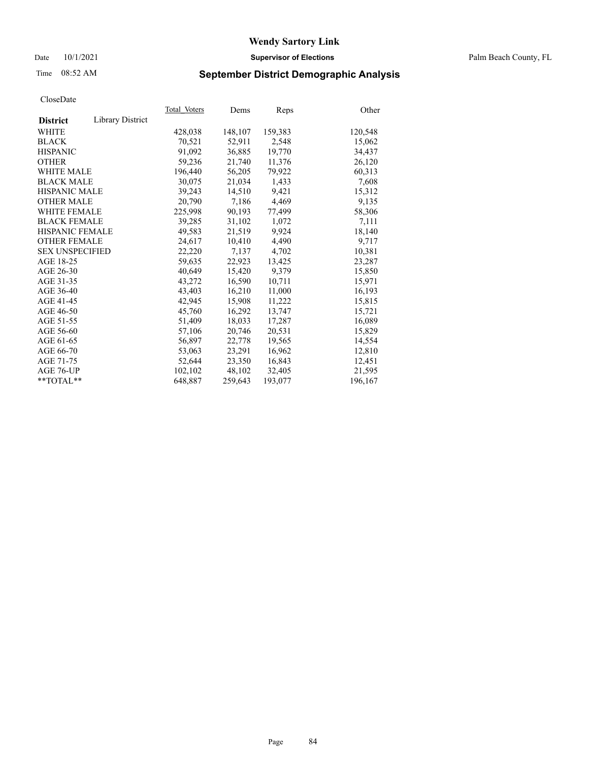# Wendy Sartory Link

Date 10/1/2021 **Supervisor of Elections** Palm Beach County, FL

Time 08:52 AM **September District Demographic Analysis**

CloseDate

| **District** Library District | Total Voters | Dems | Reps | Other |
|---|---|---|---|---|
| WHITE | 428,038 | 148,107 | 159,383 | 120,548 |
| BLACK | 70,521 | 52,911 | 2,548 | 15,062 |
| HISPANIC | 91,092 | 36,885 | 19,770 | 34,437 |
| OTHER | 59,236 | 21,740 | 11,376 | 26,120 |
| WHITE MALE | 196,440 | 56,205 | 79,922 | 60,313 |
| BLACK MALE | 30,075 | 21,034 | 1,433 | 7,608 |
| HISPANIC MALE | 39,243 | 14,510 | 9,421 | 15,312 |
| OTHER MALE | 20,790 | 7,186 | 4,469 | 9,135 |
| WHITE FEMALE | 225,998 | 90,193 | 77,499 | 58,306 |
| BLACK FEMALE | 39,285 | 31,102 | 1,072 | 7,111 |
| HISPANIC FEMALE | 49,583 | 21,519 | 9,924 | 18,140 |
| OTHER FEMALE | 24,617 | 10,410 | 4,490 | 9,717 |
| SEX UNSPECIFIED | 22,220 | 7,137 | 4,702 | 10,381 |
| AGE 18-25 | 59,635 | 22,923 | 13,425 | 23,287 |
| AGE 26-30 | 40,649 | 15,420 | 9,379 | 15,850 |
| AGE 31-35 | 43,272 | 16,590 | 10,711 | 15,971 |
| AGE 36-40 | 43,403 | 16,210 | 11,000 | 16,193 |
| AGE 41-45 | 42,945 | 15,908 | 11,222 | 15,815 |
| AGE 46-50 | 45,760 | 16,292 | 13,747 | 15,721 |
| AGE 51-55 | 51,409 | 18,033 | 17,287 | 16,089 |
| AGE 56-60 | 57,106 | 20,746 | 20,531 | 15,829 |
| AGE 61-65 | 56,897 | 22,778 | 19,565 | 14,554 |
| AGE 66-70 | 53,063 | 23,291 | 16,962 | 12,810 |
| AGE 71-75 | 52,644 | 23,350 | 16,843 | 12,451 |
| AGE 76-UP | 102,102 | 48,102 | 32,405 | 21,595 |
| **TOTAL** | 648,887 | 259,643 | 193,077 | 196,167 |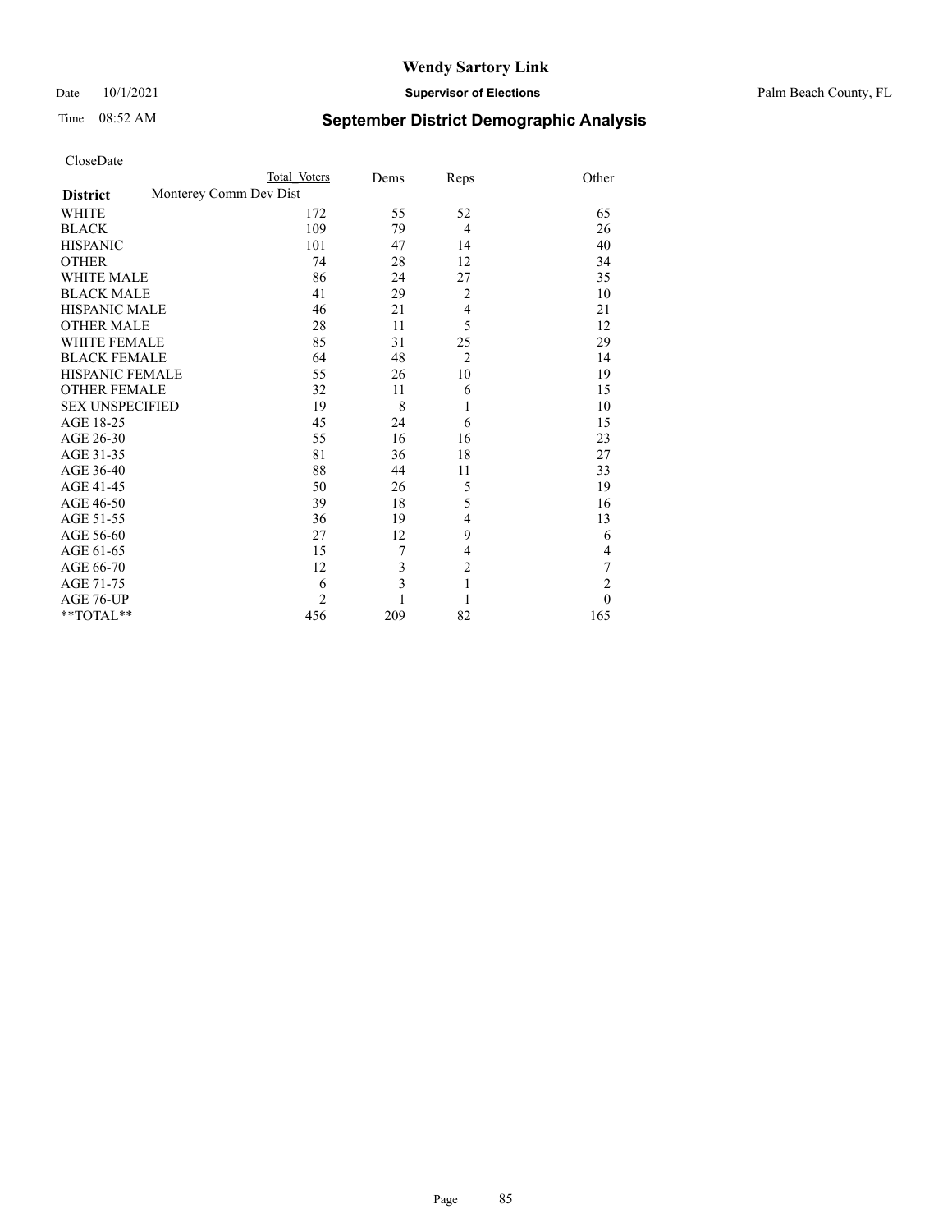# Wendy Sartory Link

Date 10/1/2021 **Supervisor of Elections** Palm Beach County, FL

Time 08:52 AM **September District Demographic Analysis**

CloseDate

| | Total Voters | Dems | Reps | Other |
|---|---|---|---|---|
| **District** Monterey Comm Dev Dist | | | | |
| WHITE | 172 | 55 | 52 | 65 |
| BLACK | 109 | 79 | 4 | 26 |
| HISPANIC | 101 | 47 | 14 | 40 |
| OTHER | 74 | 28 | 12 | 34 |
| WHITE MALE | 86 | 24 | 27 | 35 |
| BLACK MALE | 41 | 29 | 2 | 10 |
| HISPANIC MALE | 46 | 21 | 4 | 21 |
| OTHER MALE | 28 | 11 | 5 | 12 |
| WHITE FEMALE | 85 | 31 | 25 | 29 |
| BLACK FEMALE | 64 | 48 | 2 | 14 |
| HISPANIC FEMALE | 55 | 26 | 10 | 19 |
| OTHER FEMALE | 32 | 11 | 6 | 15 |
| SEX UNSPECIFIED | 19 | 8 | 1 | 10 |
| AGE 18-25 | 45 | 24 | 6 | 15 |
| AGE 26-30 | 55 | 16 | 16 | 23 |
| AGE 31-35 | 81 | 36 | 18 | 27 |
| AGE 36-40 | 88 | 44 | 11 | 33 |
| AGE 41-45 | 50 | 26 | 5 | 19 |
| AGE 46-50 | 39 | 18 | 5 | 16 |
| AGE 51-55 | 36 | 19 | 4 | 13 |
| AGE 56-60 | 27 | 12 | 9 | 6 |
| AGE 61-65 | 15 | 7 | 4 | 4 |
| AGE 66-70 | 12 | 3 | 2 | 7 |
| AGE 71-75 | 6 | 3 | 1 | 2 |
| AGE 76-UP | 2 | 1 | 1 | 0 |
| **TOTAL** | 456 | 209 | 82 | 165 |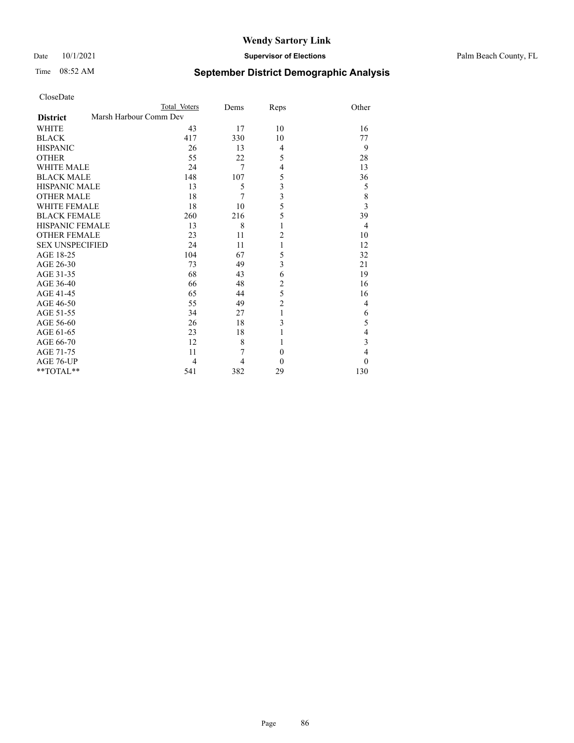# Wendy Sartory Link

Date 10/1/2021 **Supervisor of Elections** Palm Beach County, FL

Time 08:52 AM **September District Demographic Analysis**

CloseDate

| | Total Voters | Dems | Reps | Other |
|---|---|---|---|---|
| **District** Marsh Harbour Comm Dev | | | | |
| WHITE | 43 | 17 | 10 | 16 |
| BLACK | 417 | 330 | 10 | 77 |
| HISPANIC | 26 | 13 | 4 | 9 |
| OTHER | 55 | 22 | 5 | 28 |
| WHITE MALE | 24 | 7 | 4 | 13 |
| BLACK MALE | 148 | 107 | 5 | 36 |
| HISPANIC MALE | 13 | 5 | 3 | 5 |
| OTHER MALE | 18 | 7 | 3 | 8 |
| WHITE FEMALE | 18 | 10 | 5 | 3 |
| BLACK FEMALE | 260 | 216 | 5 | 39 |
| HISPANIC FEMALE | 13 | 8 | 1 | 4 |
| OTHER FEMALE | 23 | 11 | 2 | 10 |
| SEX UNSPECIFIED | 24 | 11 | 1 | 12 |
| AGE 18-25 | 104 | 67 | 5 | 32 |
| AGE 26-30 | 73 | 49 | 3 | 21 |
| AGE 31-35 | 68 | 43 | 6 | 19 |
| AGE 36-40 | 66 | 48 | 2 | 16 |
| AGE 41-45 | 65 | 44 | 5 | 16 |
| AGE 46-50 | 55 | 49 | 2 | 4 |
| AGE 51-55 | 34 | 27 | 1 | 6 |
| AGE 56-60 | 26 | 18 | 3 | 5 |
| AGE 61-65 | 23 | 18 | 1 | 4 |
| AGE 66-70 | 12 | 8 | 1 | 3 |
| AGE 71-75 | 11 | 7 | 0 | 4 |
| AGE 76-UP | 4 | 4 | 0 | 0 |
| **TOTAL** | 541 | 382 | 29 | 130 |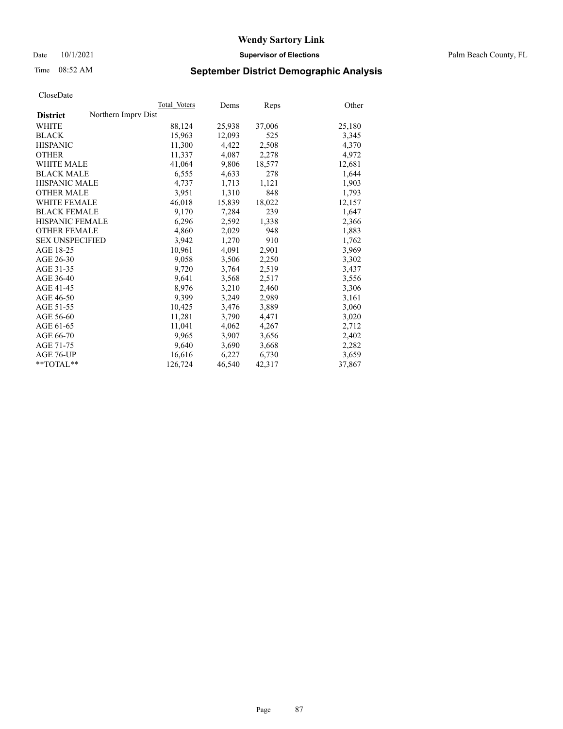**Wendy Sartory Link**

Date 10/1/2021 **Supervisor of Elections** Palm Beach County, FL

Time 08:52 AM

## September District Demographic Analysis

CloseDate

| | Total Voters | Dems | Reps | Other |
|---|---|---|---|---|
| **District** Northern Imprv Dist | | | | |
| WHITE | 88,124 | 25,938 | 37,006 | 25,180 |
| BLACK | 15,963 | 12,093 | 525 | 3,345 |
| HISPANIC | 11,300 | 4,422 | 2,508 | 4,370 |
| OTHER | 11,337 | 4,087 | 2,278 | 4,972 |
| WHITE MALE | 41,064 | 9,806 | 18,577 | 12,681 |
| BLACK MALE | 6,555 | 4,633 | 278 | 1,644 |
| HISPANIC MALE | 4,737 | 1,713 | 1,121 | 1,903 |
| OTHER MALE | 3,951 | 1,310 | 848 | 1,793 |
| WHITE FEMALE | 46,018 | 15,839 | 18,022 | 12,157 |
| BLACK FEMALE | 9,170 | 7,284 | 239 | 1,647 |
| HISPANIC FEMALE | 6,296 | 2,592 | 1,338 | 2,366 |
| OTHER FEMALE | 4,860 | 2,029 | 948 | 1,883 |
| SEX UNSPECIFIED | 3,942 | 1,270 | 910 | 1,762 |
| AGE 18-25 | 10,961 | 4,091 | 2,901 | 3,969 |
| AGE 26-30 | 9,058 | 3,506 | 2,250 | 3,302 |
| AGE 31-35 | 9,720 | 3,764 | 2,519 | 3,437 |
| AGE 36-40 | 9,641 | 3,568 | 2,517 | 3,556 |
| AGE 41-45 | 8,976 | 3,210 | 2,460 | 3,306 |
| AGE 46-50 | 9,399 | 3,249 | 2,989 | 3,161 |
| AGE 51-55 | 10,425 | 3,476 | 3,889 | 3,060 |
| AGE 56-60 | 11,281 | 3,790 | 4,471 | 3,020 |
| AGE 61-65 | 11,041 | 4,062 | 4,267 | 2,712 |
| AGE 66-70 | 9,965 | 3,907 | 3,656 | 2,402 |
| AGE 71-75 | 9,640 | 3,690 | 3,668 | 2,282 |
| AGE 76-UP | 16,616 | 6,227 | 6,730 | 3,659 |
| **TOTAL** | 126,724 | 46,540 | 42,317 | 37,867 |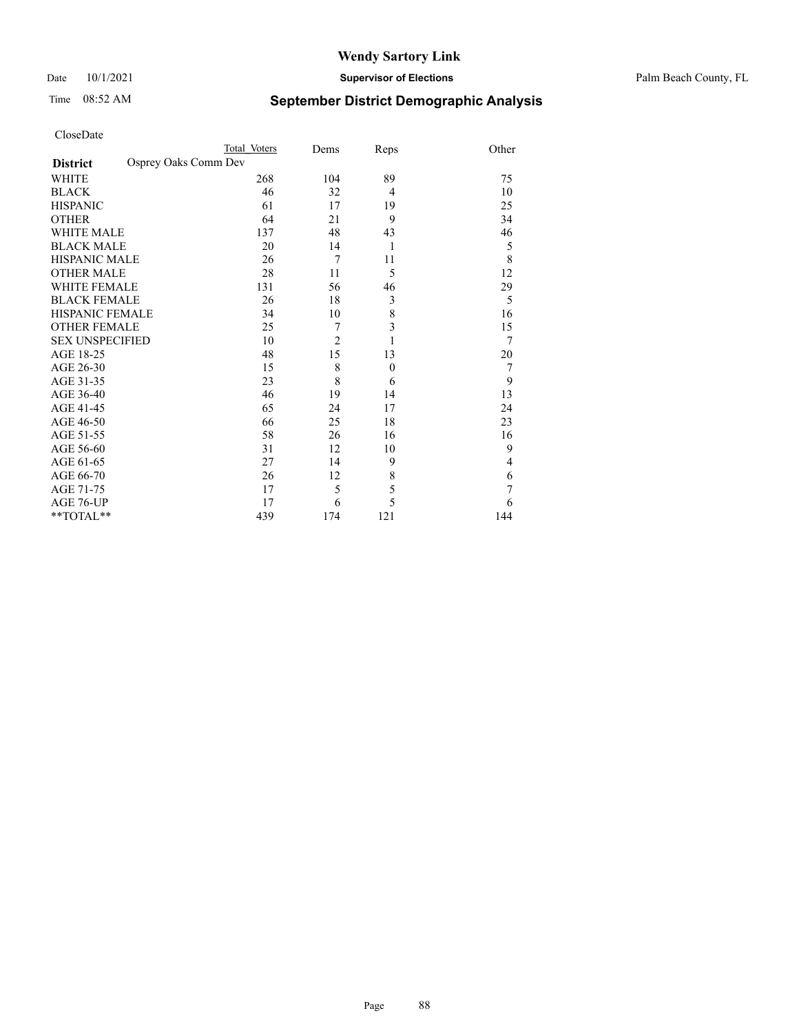# Wendy Sartory Link

Date 10/1/2021 **Supervisor of Elections** Palm Beach County, FL

Time 08:52 AM **September District Demographic Analysis**

CloseDate

| **District** | Osprey Oaks Comm Dev | Total Voters | Dems | Reps | Other |
|---|---|---|---|---|---|
| WHITE | | 268 | 104 | 89 | 75 |
| BLACK | | 46 | 32 | 4 | 10 |
| HISPANIC | | 61 | 17 | 19 | 25 |
| OTHER | | 64 | 21 | 9 | 34 |
| WHITE MALE | | 137 | 48 | 43 | 46 |
| BLACK MALE | | 20 | 14 | 1 | 5 |
| HISPANIC MALE | | 26 | 7 | 11 | 8 |
| OTHER MALE | | 28 | 11 | 5 | 12 |
| WHITE FEMALE | | 131 | 56 | 46 | 29 |
| BLACK FEMALE | | 26 | 18 | 3 | 5 |
| HISPANIC FEMALE | | 34 | 10 | 8 | 16 |
| OTHER FEMALE | | 25 | 7 | 3 | 15 |
| SEX UNSPECIFIED | | 10 | 2 | 1 | 7 |
| AGE 18-25 | | 48 | 15 | 13 | 20 |
| AGE 26-30 | | 15 | 8 | 0 | 7 |
| AGE 31-35 | | 23 | 8 | 6 | 9 |
| AGE 36-40 | | 46 | 19 | 14 | 13 |
| AGE 41-45 | | 65 | 24 | 17 | 24 |
| AGE 46-50 | | 66 | 25 | 18 | 23 |
| AGE 51-55 | | 58 | 26 | 16 | 16 |
| AGE 56-60 | | 31 | 12 | 10 | 9 |
| AGE 61-65 | | 27 | 14 | 9 | 4 |
| AGE 66-70 | | 26 | 12 | 8 | 6 |
| AGE 71-75 | | 17 | 5 | 5 | 7 |
| AGE 76-UP | | 17 | 6 | 5 | 6 |
| **TOTAL** | | 439 | 174 | 121 | 144 |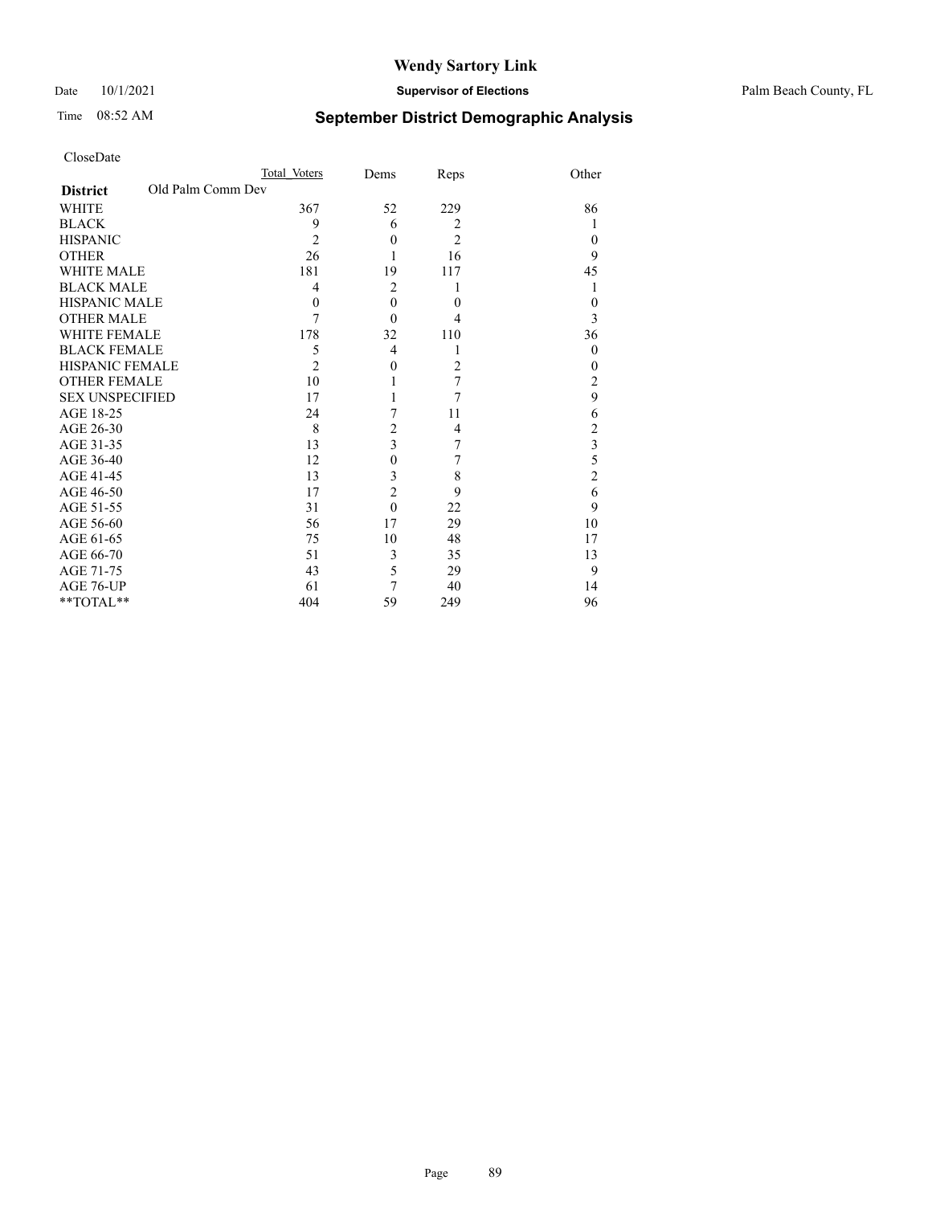# Wendy Sartory Link

Date 10/1/2021 **Supervisor of Elections** Palm Beach County, FL

Time 08:52 AM **September District Demographic Analysis**

CloseDate

| **District** Old Palm Comm Dev | Total Voters | Dems | Reps | Other |
|---|---|---|---|---|
| WHITE | 367 | 52 | 229 | 86 |
| BLACK | 9 | 6 | 2 | 1 |
| HISPANIC | 2 | 0 | 2 | 0 |
| OTHER | 26 | 1 | 16 | 9 |
| WHITE MALE | 181 | 19 | 117 | 45 |
| BLACK MALE | 4 | 2 | 1 | 1 |
| HISPANIC MALE | 0 | 0 | 0 | 0 |
| OTHER MALE | 7 | 0 | 4 | 3 |
| WHITE FEMALE | 178 | 32 | 110 | 36 |
| BLACK FEMALE | 5 | 4 | 1 | 0 |
| HISPANIC FEMALE | 2 | 0 | 2 | 0 |
| OTHER FEMALE | 10 | 1 | 7 | 2 |
| SEX UNSPECIFIED | 17 | 1 | 7 | 9 |
| AGE 18-25 | 24 | 7 | 11 | 6 |
| AGE 26-30 | 8 | 2 | 4 | 2 |
| AGE 31-35 | 13 | 3 | 7 | 3 |
| AGE 36-40 | 12 | 0 | 7 | 5 |
| AGE 41-45 | 13 | 3 | 8 | 2 |
| AGE 46-50 | 17 | 2 | 9 | 6 |
| AGE 51-55 | 31 | 0 | 22 | 9 |
| AGE 56-60 | 56 | 17 | 29 | 10 |
| AGE 61-65 | 75 | 10 | 48 | 17 |
| AGE 66-70 | 51 | 3 | 35 | 13 |
| AGE 71-75 | 43 | 5 | 29 | 9 |
| AGE 76-UP | 61 | 7 | 40 | 14 |
| **TOTAL** | 404 | 59 | 249 | 96 |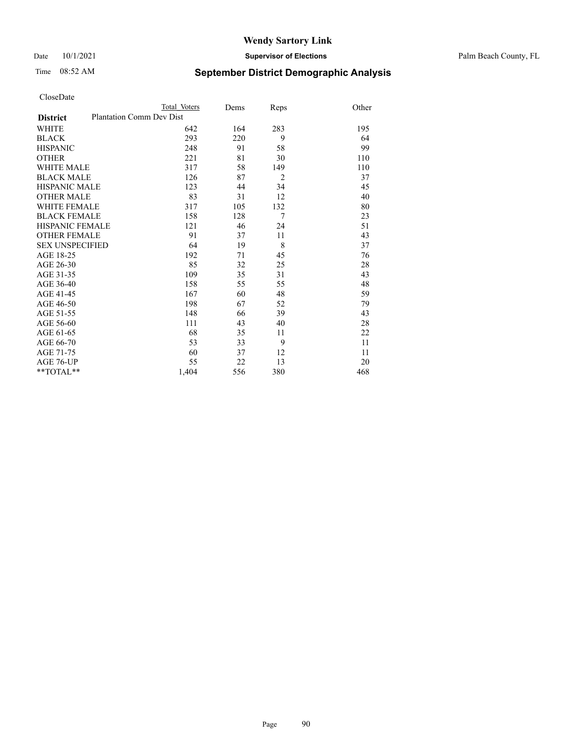# Wendy Sartory Link

Date 10/1/2021 **Supervisor of Elections** Palm Beach County, FL

Time 08:52 AM **September District Demographic Analysis**

CloseDate

| **District** | Plantation Comm Dev Dist | Total Voters | Dems | Reps | Other |
|---|---|---|---|---|---|
| WHITE | | 642 | 164 | 283 | 195 |
| BLACK | | 293 | 220 | 9 | 64 |
| HISPANIC | | 248 | 91 | 58 | 99 |
| OTHER | | 221 | 81 | 30 | 110 |
| WHITE MALE | | 317 | 58 | 149 | 110 |
| BLACK MALE | | 126 | 87 | 2 | 37 |
| HISPANIC MALE | | 123 | 44 | 34 | 45 |
| OTHER MALE | | 83 | 31 | 12 | 40 |
| WHITE FEMALE | | 317 | 105 | 132 | 80 |
| BLACK FEMALE | | 158 | 128 | 7 | 23 |
| HISPANIC FEMALE | | 121 | 46 | 24 | 51 |
| OTHER FEMALE | | 91 | 37 | 11 | 43 |
| SEX UNSPECIFIED | | 64 | 19 | 8 | 37 |
| AGE 18-25 | | 192 | 71 | 45 | 76 |
| AGE 26-30 | | 85 | 32 | 25 | 28 |
| AGE 31-35 | | 109 | 35 | 31 | 43 |
| AGE 36-40 | | 158 | 55 | 55 | 48 |
| AGE 41-45 | | 167 | 60 | 48 | 59 |
| AGE 46-50 | | 198 | 67 | 52 | 79 |
| AGE 51-55 | | 148 | 66 | 39 | 43 |
| AGE 56-60 | | 111 | 43 | 40 | 28 |
| AGE 61-65 | | 68 | 35 | 11 | 22 |
| AGE 66-70 | | 53 | 33 | 9 | 11 |
| AGE 71-75 | | 60 | 37 | 12 | 11 |
| AGE 76-UP | | 55 | 22 | 13 | 20 |
| **TOTAL** | | 1,404 | 556 | 380 | 468 |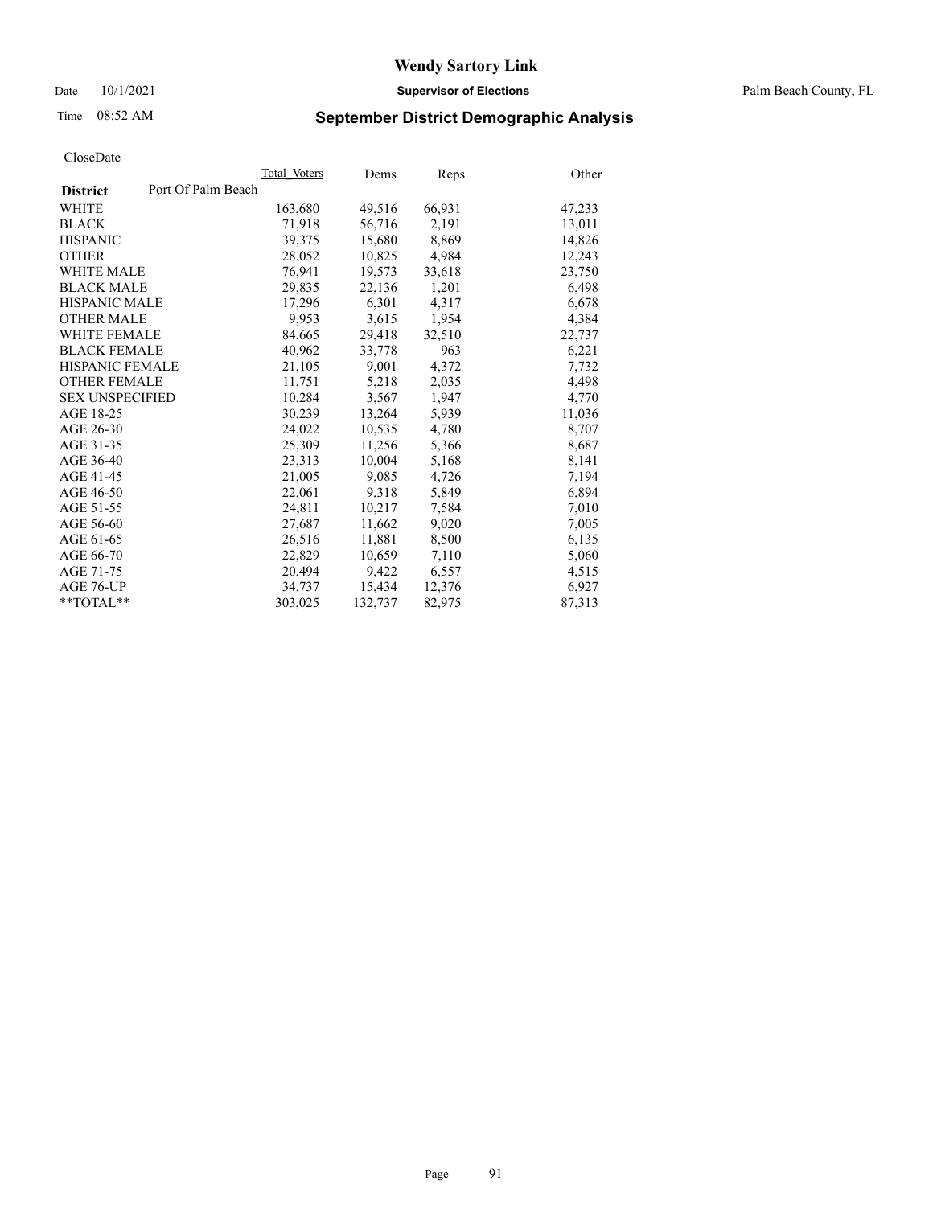# Wendy Sartory Link

Date 10/1/2021 **Supervisor of Elections** Palm Beach County, FL

Time 08:52 AM

## September District Demographic Analysis

CloseDate

| | Total Voters | Dems | Reps | Other |
|---|---|---|---|---|
| **District** Port Of Palm Beach | | | | |
| WHITE | 163,680 | 49,516 | 66,931 | 47,233 |
| BLACK | 71,918 | 56,716 | 2,191 | 13,011 |
| HISPANIC | 39,375 | 15,680 | 8,869 | 14,826 |
| OTHER | 28,052 | 10,825 | 4,984 | 12,243 |
| WHITE MALE | 76,941 | 19,573 | 33,618 | 23,750 |
| BLACK MALE | 29,835 | 22,136 | 1,201 | 6,498 |
| HISPANIC MALE | 17,296 | 6,301 | 4,317 | 6,678 |
| OTHER MALE | 9,953 | 3,615 | 1,954 | 4,384 |
| WHITE FEMALE | 84,665 | 29,418 | 32,510 | 22,737 |
| BLACK FEMALE | 40,962 | 33,778 | 963 | 6,221 |
| HISPANIC FEMALE | 21,105 | 9,001 | 4,372 | 7,732 |
| OTHER FEMALE | 11,751 | 5,218 | 2,035 | 4,498 |
| SEX UNSPECIFIED | 10,284 | 3,567 | 1,947 | 4,770 |
| AGE 18-25 | 30,239 | 13,264 | 5,939 | 11,036 |
| AGE 26-30 | 24,022 | 10,535 | 4,780 | 8,707 |
| AGE 31-35 | 25,309 | 11,256 | 5,366 | 8,687 |
| AGE 36-40 | 23,313 | 10,004 | 5,168 | 8,141 |
| AGE 41-45 | 21,005 | 9,085 | 4,726 | 7,194 |
| AGE 46-50 | 22,061 | 9,318 | 5,849 | 6,894 |
| AGE 51-55 | 24,811 | 10,217 | 7,584 | 7,010 |
| AGE 56-60 | 27,687 | 11,662 | 9,020 | 7,005 |
| AGE 61-65 | 26,516 | 11,881 | 8,500 | 6,135 |
| AGE 66-70 | 22,829 | 10,659 | 7,110 | 5,060 |
| AGE 71-75 | 20,494 | 9,422 | 6,557 | 4,515 |
| AGE 76-UP | 34,737 | 15,434 | 12,376 | 6,927 |
| **TOTAL** | 303,025 | 132,737 | 82,975 | 87,313 |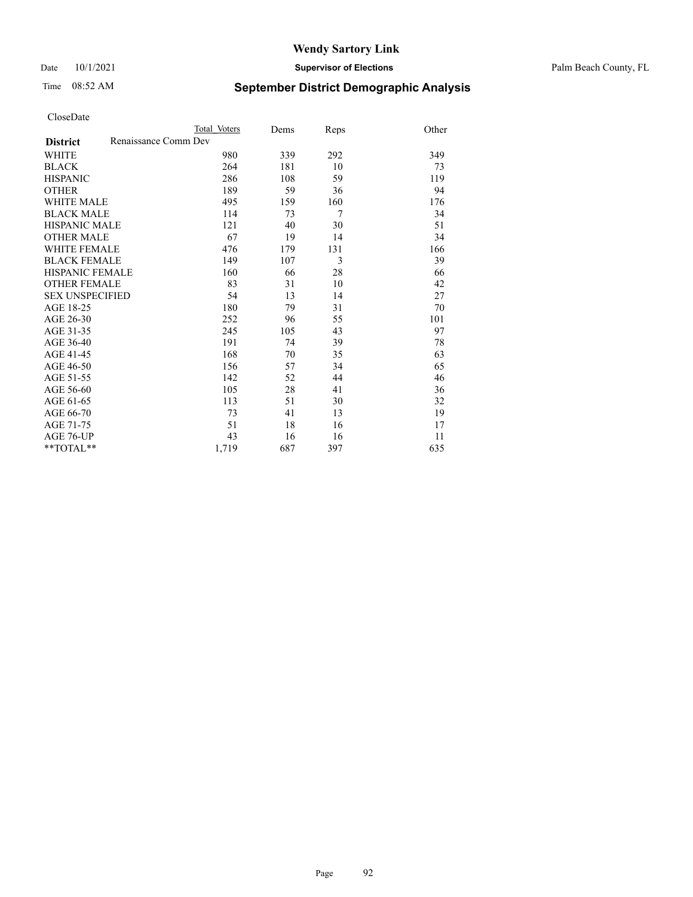# Wendy Sartory Link

Date 10/1/2021 **Supervisor of Elections** Palm Beach County, FL

Time 08:52 AM **September District Demographic Analysis**

CloseDate

| | Total Voters | Dems | Reps | Other |
|---|---|---|---|---|
| **District** Renaissance Comm Dev | | | | |
| WHITE | 980 | 339 | 292 | 349 |
| BLACK | 264 | 181 | 10 | 73 |
| HISPANIC | 286 | 108 | 59 | 119 |
| OTHER | 189 | 59 | 36 | 94 |
| WHITE MALE | 495 | 159 | 160 | 176 |
| BLACK MALE | 114 | 73 | 7 | 34 |
| HISPANIC MALE | 121 | 40 | 30 | 51 |
| OTHER MALE | 67 | 19 | 14 | 34 |
| WHITE FEMALE | 476 | 179 | 131 | 166 |
| BLACK FEMALE | 149 | 107 | 3 | 39 |
| HISPANIC FEMALE | 160 | 66 | 28 | 66 |
| OTHER FEMALE | 83 | 31 | 10 | 42 |
| SEX UNSPECIFIED | 54 | 13 | 14 | 27 |
| AGE 18-25 | 180 | 79 | 31 | 70 |
| AGE 26-30 | 252 | 96 | 55 | 101 |
| AGE 31-35 | 245 | 105 | 43 | 97 |
| AGE 36-40 | 191 | 74 | 39 | 78 |
| AGE 41-45 | 168 | 70 | 35 | 63 |
| AGE 46-50 | 156 | 57 | 34 | 65 |
| AGE 51-55 | 142 | 52 | 44 | 46 |
| AGE 56-60 | 105 | 28 | 41 | 36 |
| AGE 61-65 | 113 | 51 | 30 | 32 |
| AGE 66-70 | 73 | 41 | 13 | 19 |
| AGE 71-75 | 51 | 18 | 16 | 17 |
| AGE 76-UP | 43 | 16 | 16 | 11 |
| **TOTAL** | 1,719 | 687 | 397 | 635 |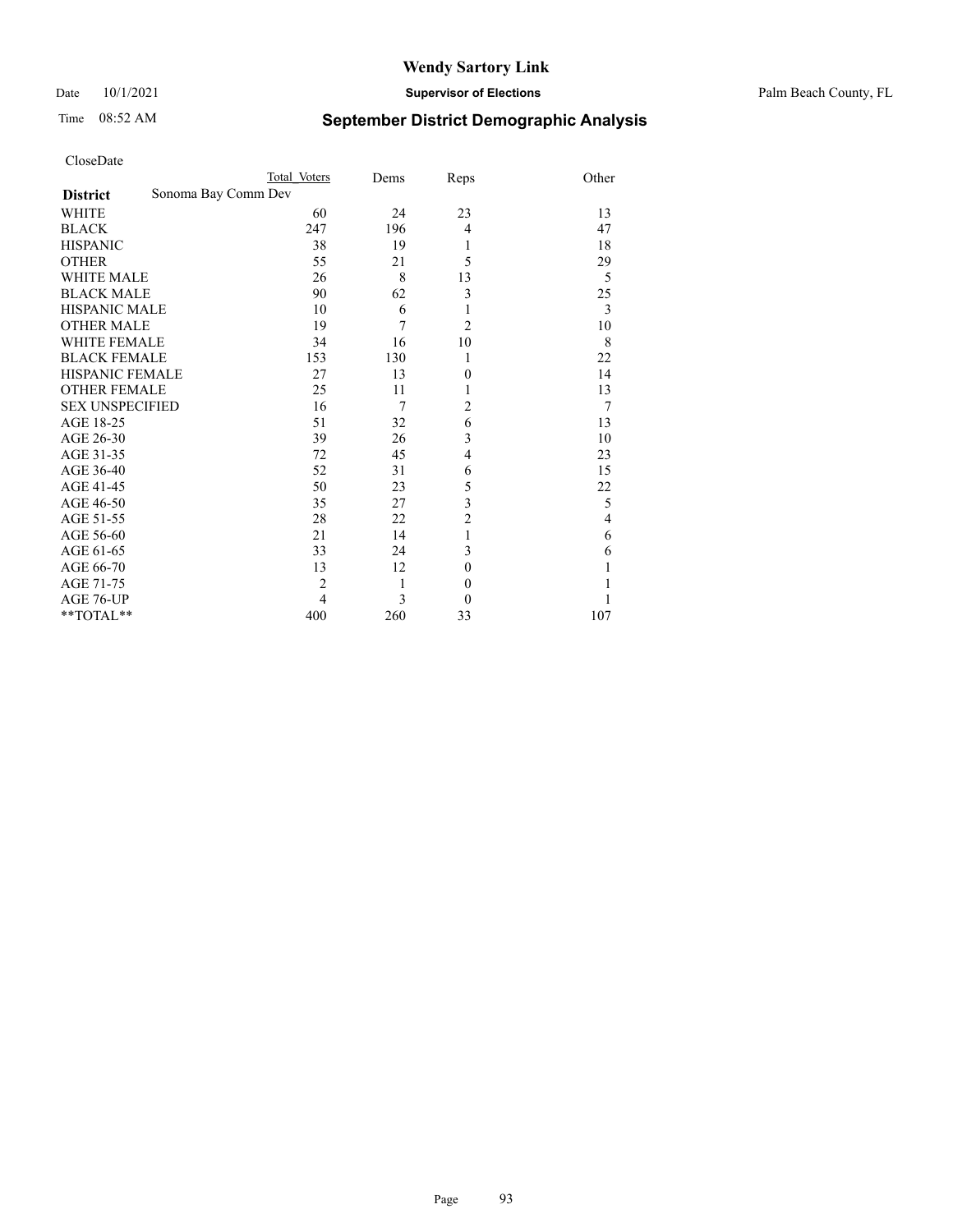# Wendy Sartory Link

Date 10/1/2021 **Supervisor of Elections** Palm Beach County, FL

Time 08:52 AM **September District Demographic Analysis**

CloseDate

| District | Total Voters | Dems | Reps | Other |
|---|---|---|---|---|
| Sonoma Bay Comm Dev | | | | |
| WHITE | 60 | 24 | 23 | 13 |
| BLACK | 247 | 196 | 4 | 47 |
| HISPANIC | 38 | 19 | 1 | 18 |
| OTHER | 55 | 21 | 5 | 29 |
| WHITE MALE | 26 | 8 | 13 | 5 |
| BLACK MALE | 90 | 62 | 3 | 25 |
| HISPANIC MALE | 10 | 6 | 1 | 3 |
| OTHER MALE | 19 | 7 | 2 | 10 |
| WHITE FEMALE | 34 | 16 | 10 | 8 |
| BLACK FEMALE | 153 | 130 | 1 | 22 |
| HISPANIC FEMALE | 27 | 13 | 0 | 14 |
| OTHER FEMALE | 25 | 11 | 1 | 13 |
| SEX UNSPECIFIED | 16 | 7 | 2 | 7 |
| AGE 18-25 | 51 | 32 | 6 | 13 |
| AGE 26-30 | 39 | 26 | 3 | 10 |
| AGE 31-35 | 72 | 45 | 4 | 23 |
| AGE 36-40 | 52 | 31 | 6 | 15 |
| AGE 41-45 | 50 | 23 | 5 | 22 |
| AGE 46-50 | 35 | 27 | 3 | 5 |
| AGE 51-55 | 28 | 22 | 2 | 4 |
| AGE 56-60 | 21 | 14 | 1 | 6 |
| AGE 61-65 | 33 | 24 | 3 | 6 |
| AGE 66-70 | 13 | 12 | 0 | 1 |
| AGE 71-75 | 2 | 1 | 0 | 1 |
| AGE 76-UP | 4 | 3 | 0 | 1 |
| **TOTAL** | 400 | 260 | 33 | 107 |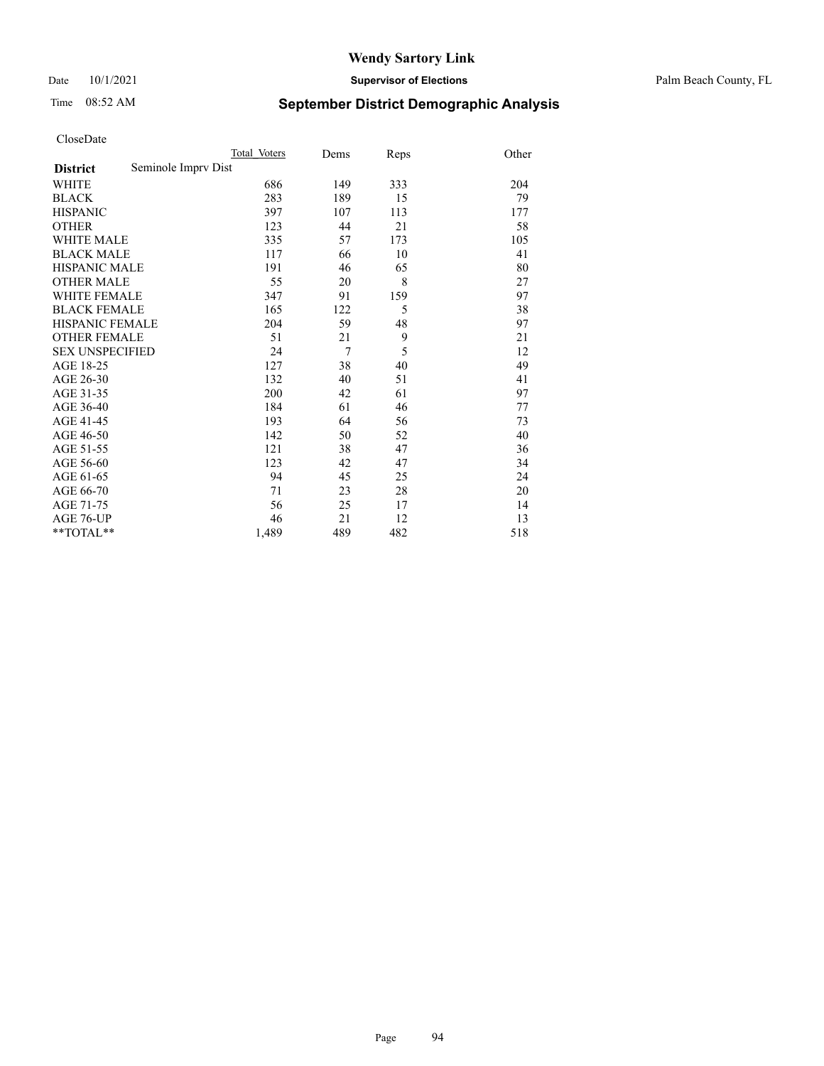# Wendy Sartory Link

Date 10/1/2021 **Supervisor of Elections** Palm Beach County, FL

Time 08:52 AM **September District Demographic Analysis**

CloseDate

| | Total Voters | Dems | Reps | Other |
|---|---|---|---|---|
| **District** Seminole Imprv Dist | | | | |
| WHITE | 686 | 149 | 333 | 204 |
| BLACK | 283 | 189 | 15 | 79 |
| HISPANIC | 397 | 107 | 113 | 177 |
| OTHER | 123 | 44 | 21 | 58 |
| WHITE MALE | 335 | 57 | 173 | 105 |
| BLACK MALE | 117 | 66 | 10 | 41 |
| HISPANIC MALE | 191 | 46 | 65 | 80 |
| OTHER MALE | 55 | 20 | 8 | 27 |
| WHITE FEMALE | 347 | 91 | 159 | 97 |
| BLACK FEMALE | 165 | 122 | 5 | 38 |
| HISPANIC FEMALE | 204 | 59 | 48 | 97 |
| OTHER FEMALE | 51 | 21 | 9 | 21 |
| SEX UNSPECIFIED | 24 | 7 | 5 | 12 |
| AGE 18-25 | 127 | 38 | 40 | 49 |
| AGE 26-30 | 132 | 40 | 51 | 41 |
| AGE 31-35 | 200 | 42 | 61 | 97 |
| AGE 36-40 | 184 | 61 | 46 | 77 |
| AGE 41-45 | 193 | 64 | 56 | 73 |
| AGE 46-50 | 142 | 50 | 52 | 40 |
| AGE 51-55 | 121 | 38 | 47 | 36 |
| AGE 56-60 | 123 | 42 | 47 | 34 |
| AGE 61-65 | 94 | 45 | 25 | 24 |
| AGE 66-70 | 71 | 23 | 28 | 20 |
| AGE 71-75 | 56 | 25 | 17 | 14 |
| AGE 76-UP | 46 | 21 | 12 | 13 |
| **TOTAL** | 1,489 | 489 | 482 | 518 |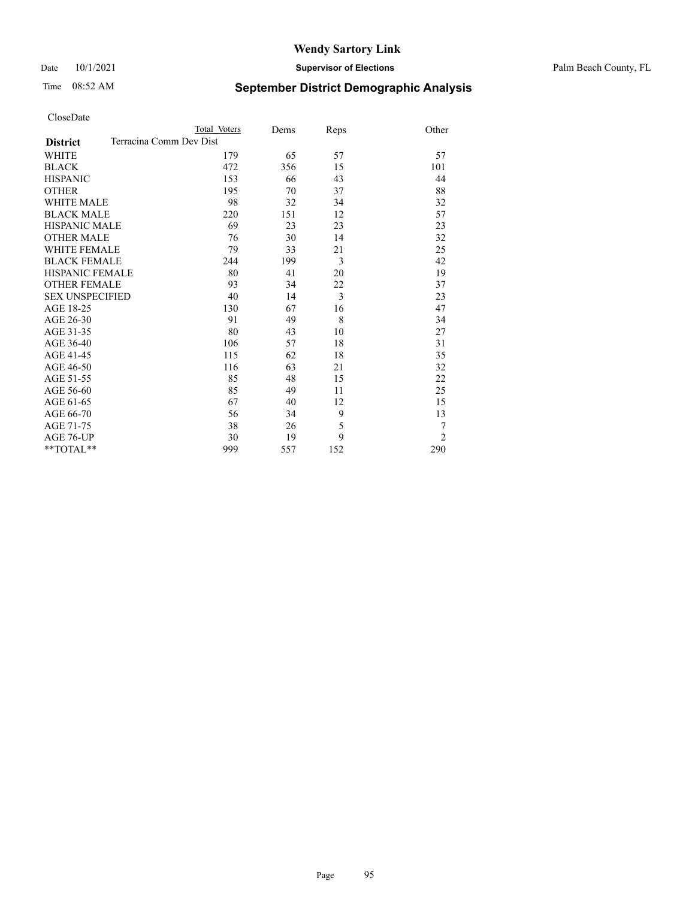# Wendy Sartory Link

Date 10/1/2021 **Supervisor of Elections** Palm Beach County, FL

Time 08:52 AM **September District Demographic Analysis**

CloseDate

| **District** | Total Voters | Dems | Reps | Other |
|---|---|---|---|---|
| Terracina Comm Dev Dist | | | | |
| WHITE | 179 | 65 | 57 | 57 |
| BLACK | 472 | 356 | 15 | 101 |
| HISPANIC | 153 | 66 | 43 | 44 |
| OTHER | 195 | 70 | 37 | 88 |
| WHITE MALE | 98 | 32 | 34 | 32 |
| BLACK MALE | 220 | 151 | 12 | 57 |
| HISPANIC MALE | 69 | 23 | 23 | 23 |
| OTHER MALE | 76 | 30 | 14 | 32 |
| WHITE FEMALE | 79 | 33 | 21 | 25 |
| BLACK FEMALE | 244 | 199 | 3 | 42 |
| HISPANIC FEMALE | 80 | 41 | 20 | 19 |
| OTHER FEMALE | 93 | 34 | 22 | 37 |
| SEX UNSPECIFIED | 40 | 14 | 3 | 23 |
| AGE 18-25 | 130 | 67 | 16 | 47 |
| AGE 26-30 | 91 | 49 | 8 | 34 |
| AGE 31-35 | 80 | 43 | 10 | 27 |
| AGE 36-40 | 106 | 57 | 18 | 31 |
| AGE 41-45 | 115 | 62 | 18 | 35 |
| AGE 46-50 | 116 | 63 | 21 | 32 |
| AGE 51-55 | 85 | 48 | 15 | 22 |
| AGE 56-60 | 85 | 49 | 11 | 25 |
| AGE 61-65 | 67 | 40 | 12 | 15 |
| AGE 66-70 | 56 | 34 | 9 | 13 |
| AGE 71-75 | 38 | 26 | 5 | 7 |
| AGE 76-UP | 30 | 19 | 9 | 2 |
| **TOTAL** | 999 | 557 | 152 | 290 |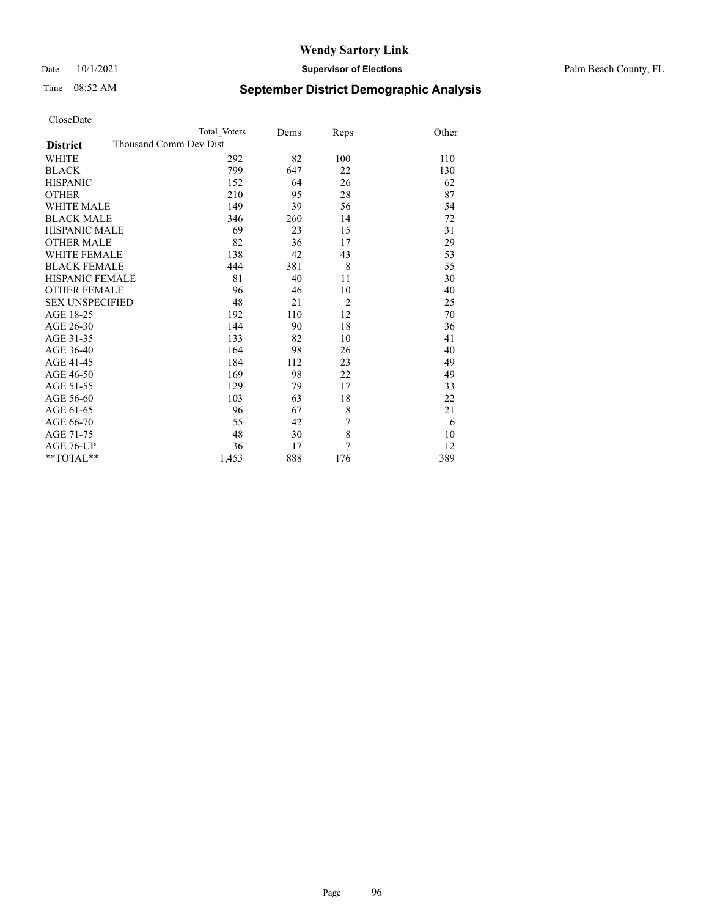# Wendy Sartory Link

Date 10/1/2021 **Supervisor of Elections** Palm Beach County, FL

Time 08:52 AM

## September District Demographic Analysis

CloseDate

| District | Total Voters | Dems | Reps | Other |
|---|---|---|---|---|
| Thousand Comm Dev Dist | | | | |
| WHITE | 292 | 82 | 100 | 110 |
| BLACK | 799 | 647 | 22 | 130 |
| HISPANIC | 152 | 64 | 26 | 62 |
| OTHER | 210 | 95 | 28 | 87 |
| WHITE MALE | 149 | 39 | 56 | 54 |
| BLACK MALE | 346 | 260 | 14 | 72 |
| HISPANIC MALE | 69 | 23 | 15 | 31 |
| OTHER MALE | 82 | 36 | 17 | 29 |
| WHITE FEMALE | 138 | 42 | 43 | 53 |
| BLACK FEMALE | 444 | 381 | 8 | 55 |
| HISPANIC FEMALE | 81 | 40 | 11 | 30 |
| OTHER FEMALE | 96 | 46 | 10 | 40 |
| SEX UNSPECIFIED | 48 | 21 | 2 | 25 |
| AGE 18-25 | 192 | 110 | 12 | 70 |
| AGE 26-30 | 144 | 90 | 18 | 36 |
| AGE 31-35 | 133 | 82 | 10 | 41 |
| AGE 36-40 | 164 | 98 | 26 | 40 |
| AGE 41-45 | 184 | 112 | 23 | 49 |
| AGE 46-50 | 169 | 98 | 22 | 49 |
| AGE 51-55 | 129 | 79 | 17 | 33 |
| AGE 56-60 | 103 | 63 | 18 | 22 |
| AGE 61-65 | 96 | 67 | 8 | 21 |
| AGE 66-70 | 55 | 42 | 7 | 6 |
| AGE 71-75 | 48 | 30 | 8 | 10 |
| AGE 76-UP | 36 | 17 | 7 | 12 |
| **TOTAL** | 1,453 | 888 | 176 | 389 |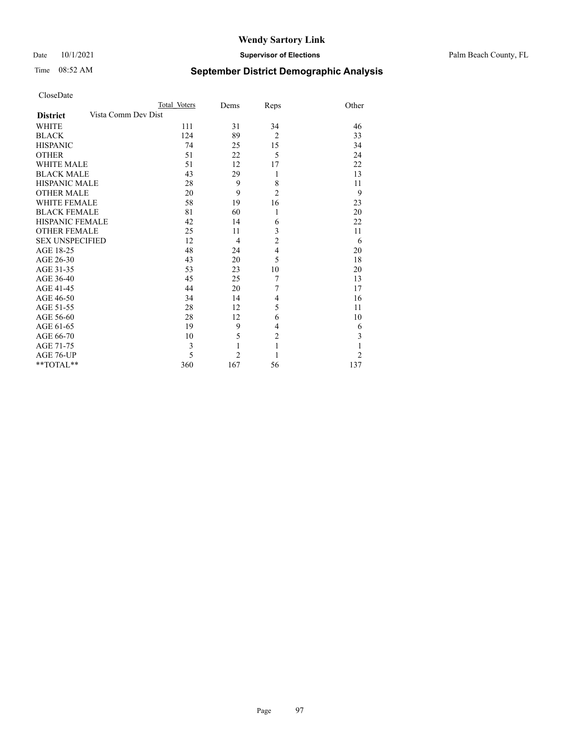# Wendy Sartory Link

Date 10/1/2021 **Supervisor of Elections** Palm Beach County, FL

Time 08:52 AM

## September District Demographic Analysis

CloseDate

| **District** | Vista Comm Dev Dist | Total Voters | Dems | Reps | Other |
|---|---|---|---|---|---|
| WHITE | | 111 | 31 | 34 | 46 |
| BLACK | | 124 | 89 | 2 | 33 |
| HISPANIC | | 74 | 25 | 15 | 34 |
| OTHER | | 51 | 22 | 5 | 24 |
| WHITE MALE | | 51 | 12 | 17 | 22 |
| BLACK MALE | | 43 | 29 | 1 | 13 |
| HISPANIC MALE | | 28 | 9 | 8 | 11 |
| OTHER MALE | | 20 | 9 | 2 | 9 |
| WHITE FEMALE | | 58 | 19 | 16 | 23 |
| BLACK FEMALE | | 81 | 60 | 1 | 20 |
| HISPANIC FEMALE | | 42 | 14 | 6 | 22 |
| OTHER FEMALE | | 25 | 11 | 3 | 11 |
| SEX UNSPECIFIED | | 12 | 4 | 2 | 6 |
| AGE 18-25 | | 48 | 24 | 4 | 20 |
| AGE 26-30 | | 43 | 20 | 5 | 18 |
| AGE 31-35 | | 53 | 23 | 10 | 20 |
| AGE 36-40 | | 45 | 25 | 7 | 13 |
| AGE 41-45 | | 44 | 20 | 7 | 17 |
| AGE 46-50 | | 34 | 14 | 4 | 16 |
| AGE 51-55 | | 28 | 12 | 5 | 11 |
| AGE 56-60 | | 28 | 12 | 6 | 10 |
| AGE 61-65 | | 19 | 9 | 4 | 6 |
| AGE 66-70 | | 10 | 5 | 2 | 3 |
| AGE 71-75 | | 3 | 1 | 1 | 1 |
| AGE 76-UP | | 5 | 2 | 1 | 2 |
| **TOTAL** | | 360 | 167 | 56 | 137 |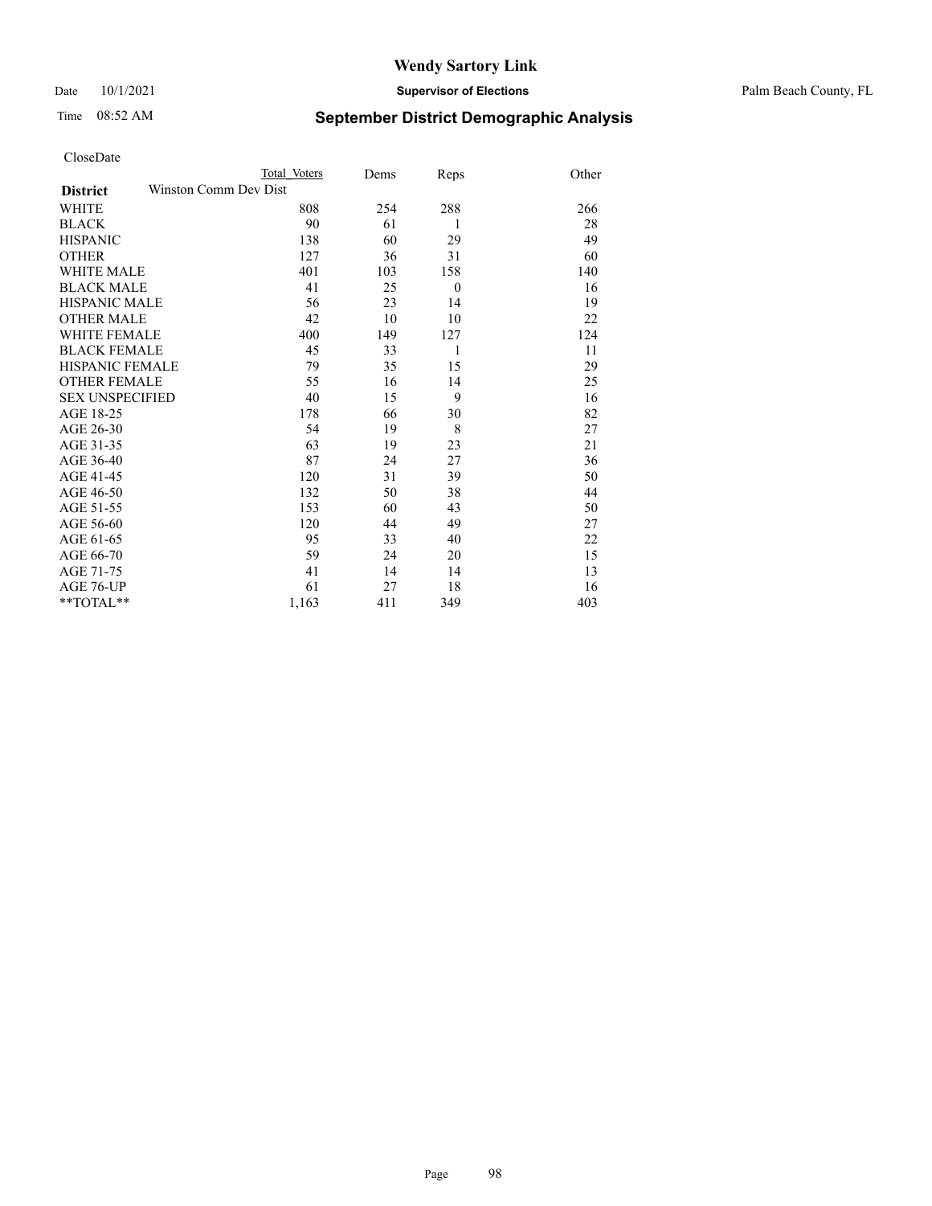# Wendy Sartory Link

Date 10/1/2021 **Supervisor of Elections** Palm Beach County, FL

Time 08:52 AM **September District Demographic Analysis**

CloseDate

| | Total Voters | Dems | Reps | Other |
|---|---|---|---|---|
| **District** Winston Comm Dev Dist | | | | |
| WHITE | 808 | 254 | 288 | 266 |
| BLACK | 90 | 61 | 1 | 28 |
| HISPANIC | 138 | 60 | 29 | 49 |
| OTHER | 127 | 36 | 31 | 60 |
| WHITE MALE | 401 | 103 | 158 | 140 |
| BLACK MALE | 41 | 25 | 0 | 16 |
| HISPANIC MALE | 56 | 23 | 14 | 19 |
| OTHER MALE | 42 | 10 | 10 | 22 |
| WHITE FEMALE | 400 | 149 | 127 | 124 |
| BLACK FEMALE | 45 | 33 | 1 | 11 |
| HISPANIC FEMALE | 79 | 35 | 15 | 29 |
| OTHER FEMALE | 55 | 16 | 14 | 25 |
| SEX UNSPECIFIED | 40 | 15 | 9 | 16 |
| AGE 18-25 | 178 | 66 | 30 | 82 |
| AGE 26-30 | 54 | 19 | 8 | 27 |
| AGE 31-35 | 63 | 19 | 23 | 21 |
| AGE 36-40 | 87 | 24 | 27 | 36 |
| AGE 41-45 | 120 | 31 | 39 | 50 |
| AGE 46-50 | 132 | 50 | 38 | 44 |
| AGE 51-55 | 153 | 60 | 43 | 50 |
| AGE 56-60 | 120 | 44 | 49 | 27 |
| AGE 61-65 | 95 | 33 | 40 | 22 |
| AGE 66-70 | 59 | 24 | 20 | 15 |
| AGE 71-75 | 41 | 14 | 14 | 13 |
| AGE 76-UP | 61 | 27 | 18 | 16 |
| **TOTAL** | 1,163 | 411 | 349 | 403 |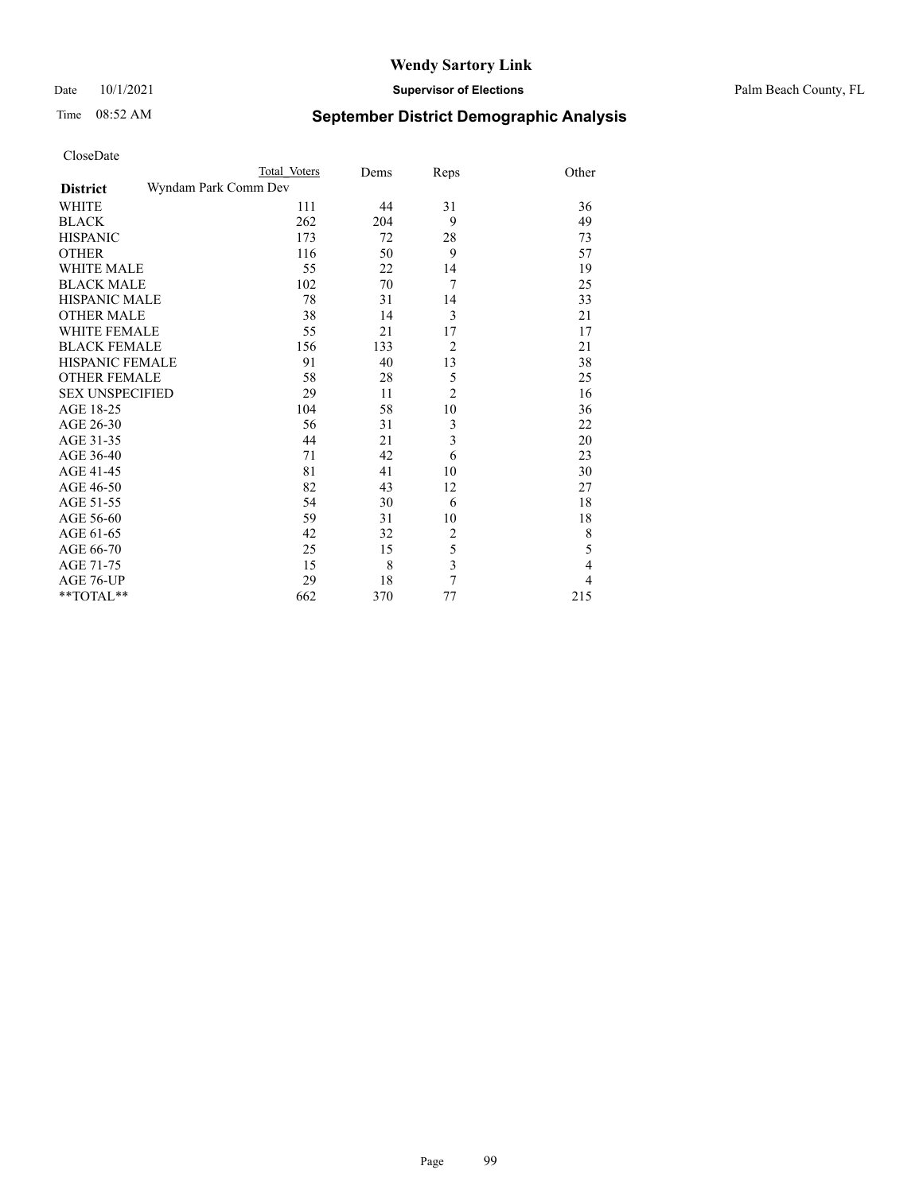# Wendy Sartory Link

Date 10/1/2021 **Supervisor of Elections** Palm Beach County, FL

Time 08:52 AM **September District Demographic Analysis**

CloseDate

| District | Total Voters | Dems | Reps | Other |
|---|---|---|---|---|
| **Wyndam Park Comm Dev** | | | | |
| WHITE | 111 | 44 | 31 | 36 |
| BLACK | 262 | 204 | 9 | 49 |
| HISPANIC | 173 | 72 | 28 | 73 |
| OTHER | 116 | 50 | 9 | 57 |
| WHITE MALE | 55 | 22 | 14 | 19 |
| BLACK MALE | 102 | 70 | 7 | 25 |
| HISPANIC MALE | 78 | 31 | 14 | 33 |
| OTHER MALE | 38 | 14 | 3 | 21 |
| WHITE FEMALE | 55 | 21 | 17 | 17 |
| BLACK FEMALE | 156 | 133 | 2 | 21 |
| HISPANIC FEMALE | 91 | 40 | 13 | 38 |
| OTHER FEMALE | 58 | 28 | 5 | 25 |
| SEX UNSPECIFIED | 29 | 11 | 2 | 16 |
| AGE 18-25 | 104 | 58 | 10 | 36 |
| AGE 26-30 | 56 | 31 | 3 | 22 |
| AGE 31-35 | 44 | 21 | 3 | 20 |
| AGE 36-40 | 71 | 42 | 6 | 23 |
| AGE 41-45 | 81 | 41 | 10 | 30 |
| AGE 46-50 | 82 | 43 | 12 | 27 |
| AGE 51-55 | 54 | 30 | 6 | 18 |
| AGE 56-60 | 59 | 31 | 10 | 18 |
| AGE 61-65 | 42 | 32 | 2 | 8 |
| AGE 66-70 | 25 | 15 | 5 | 5 |
| AGE 71-75 | 15 | 8 | 3 | 4 |
| AGE 76-UP | 29 | 18 | 7 | 4 |
| **TOTAL** | 662 | 370 | 77 | 215 |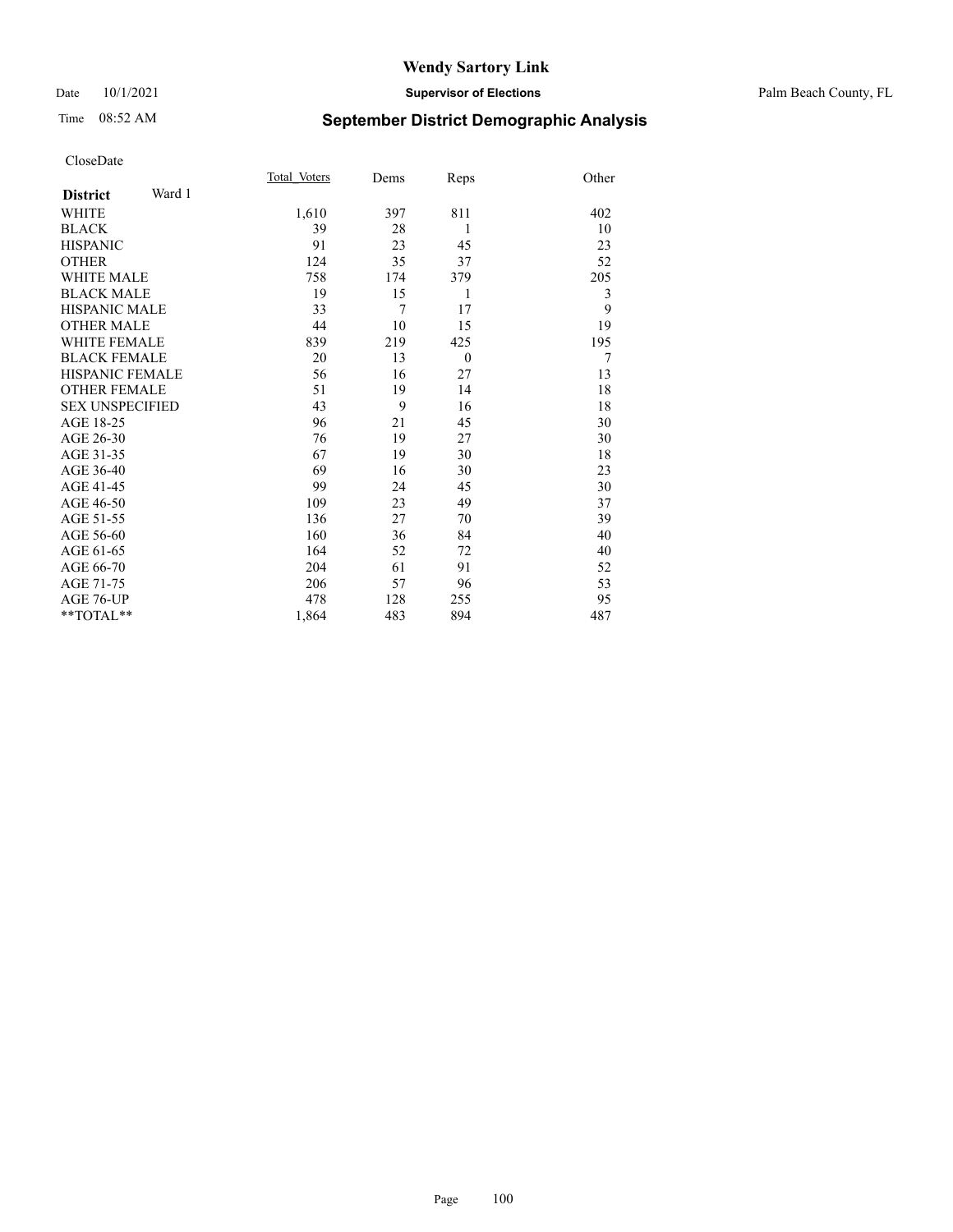# Wendy Sartory Link

Date 10/1/2021 **Supervisor of Elections** Palm Beach County, FL

Time 08:52 AM

## September District Demographic Analysis

CloseDate

| **District** Ward 1 | Total_Voters | Dems | Reps | Other |
|---|---|---|---|---|
| WHITE | 1,610 | 397 | 811 | 402 |
| BLACK | 39 | 28 | 1 | 10 |
| HISPANIC | 91 | 23 | 45 | 23 |
| OTHER | 124 | 35 | 37 | 52 |
| WHITE MALE | 758 | 174 | 379 | 205 |
| BLACK MALE | 19 | 15 | 1 | 3 |
| HISPANIC MALE | 33 | 7 | 17 | 9 |
| OTHER MALE | 44 | 10 | 15 | 19 |
| WHITE FEMALE | 839 | 219 | 425 | 195 |
| BLACK FEMALE | 20 | 13 | 0 | 7 |
| HISPANIC FEMALE | 56 | 16 | 27 | 13 |
| OTHER FEMALE | 51 | 19 | 14 | 18 |
| SEX UNSPECIFIED | 43 | 9 | 16 | 18 |
| AGE 18-25 | 96 | 21 | 45 | 30 |
| AGE 26-30 | 76 | 19 | 27 | 30 |
| AGE 31-35 | 67 | 19 | 30 | 18 |
| AGE 36-40 | 69 | 16 | 30 | 23 |
| AGE 41-45 | 99 | 24 | 45 | 30 |
| AGE 46-50 | 109 | 23 | 49 | 37 |
| AGE 51-55 | 136 | 27 | 70 | 39 |
| AGE 56-60 | 160 | 36 | 84 | 40 |
| AGE 61-65 | 164 | 52 | 72 | 40 |
| AGE 66-70 | 204 | 61 | 91 | 52 |
| AGE 71-75 | 206 | 57 | 96 | 53 |
| AGE 76-UP | 478 | 128 | 255 | 95 |
| **TOTAL** | 1,864 | 483 | 894 | 487 |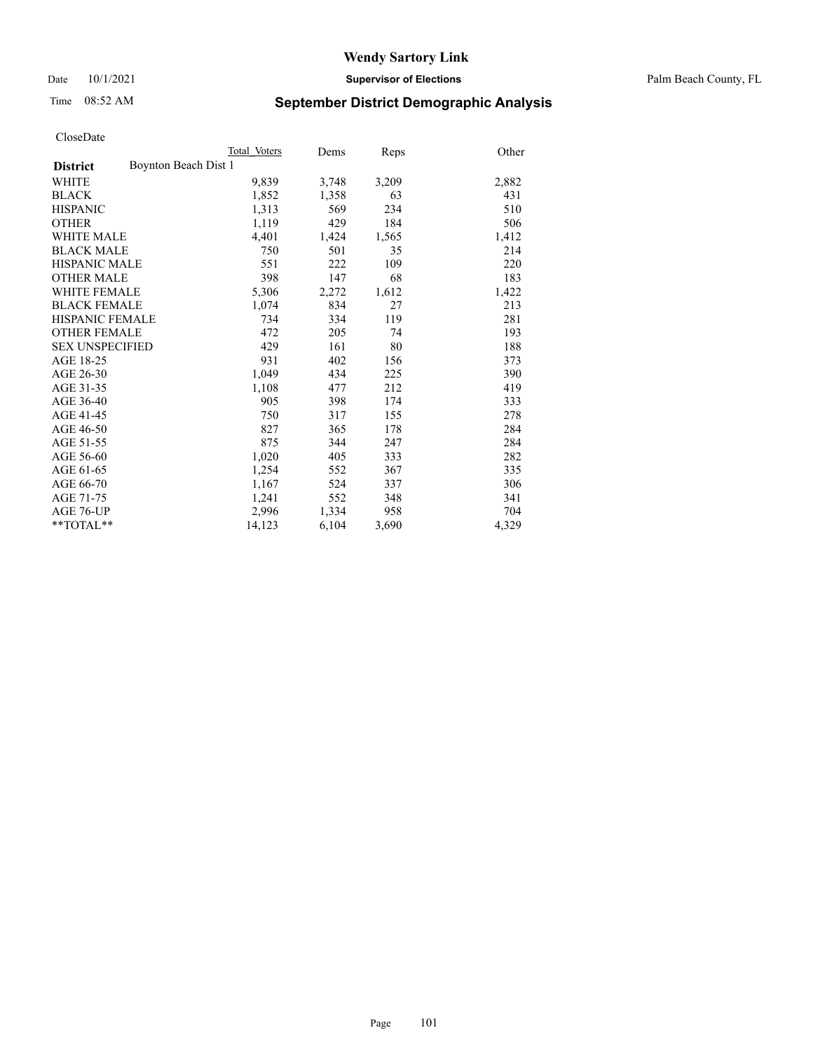CloseDate

| | Total Voters | Dems | Reps | Other |
|---|---|---|---|---|
| **District** Boynton Beach Dist 1 | | | | |
| WHITE | 9,839 | 3,748 | 3,209 | 2,882 |
| BLACK | 1,852 | 1,358 | 63 | 431 |
| HISPANIC | 1,313 | 569 | 234 | 510 |
| OTHER | 1,119 | 429 | 184 | 506 |
| WHITE MALE | 4,401 | 1,424 | 1,565 | 1,412 |
| BLACK MALE | 750 | 501 | 35 | 214 |
| HISPANIC MALE | 551 | 222 | 109 | 220 |
| OTHER MALE | 398 | 147 | 68 | 183 |
| WHITE FEMALE | 5,306 | 2,272 | 1,612 | 1,422 |
| BLACK FEMALE | 1,074 | 834 | 27 | 213 |
| HISPANIC FEMALE | 734 | 334 | 119 | 281 |
| OTHER FEMALE | 472 | 205 | 74 | 193 |
| SEX UNSPECIFIED | 429 | 161 | 80 | 188 |
| AGE 18-25 | 931 | 402 | 156 | 373 |
| AGE 26-30 | 1,049 | 434 | 225 | 390 |
| AGE 31-35 | 1,108 | 477 | 212 | 419 |
| AGE 36-40 | 905 | 398 | 174 | 333 |
| AGE 41-45 | 750 | 317 | 155 | 278 |
| AGE 46-50 | 827 | 365 | 178 | 284 |
| AGE 51-55 | 875 | 344 | 247 | 284 |
| AGE 56-60 | 1,020 | 405 | 333 | 282 |
| AGE 61-65 | 1,254 | 552 | 367 | 335 |
| AGE 66-70 | 1,167 | 524 | 337 | 306 |
| AGE 71-75 | 1,241 | 552 | 348 | 341 |
| AGE 76-UP | 2,996 | 1,334 | 958 | 704 |
| **TOTAL** | 14,123 | 6,104 | 3,690 | 4,329 |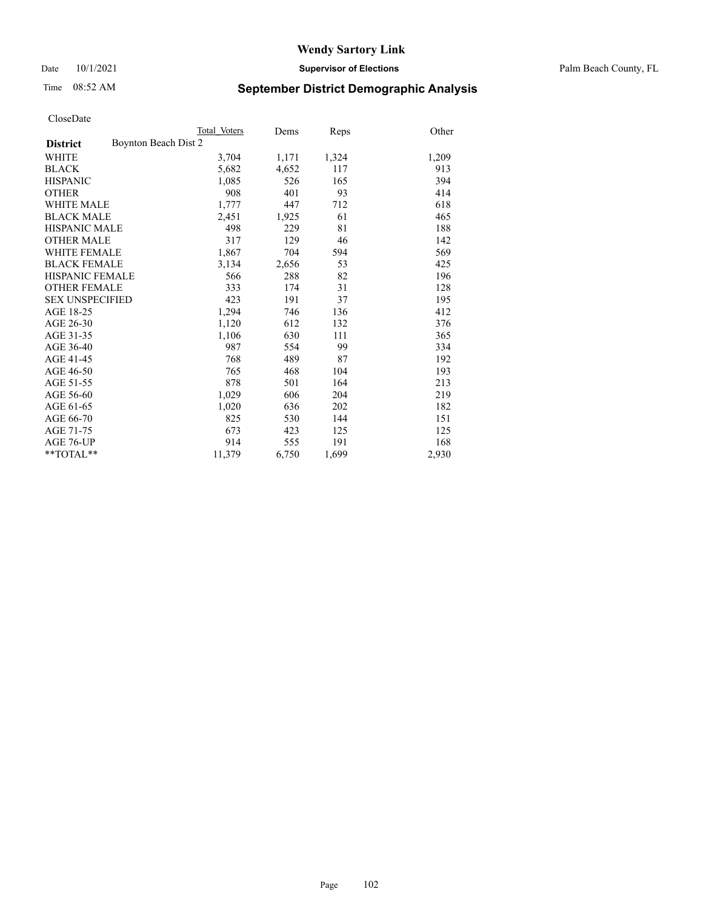# Wendy Sartory Link

Date 10/1/2021 **Supervisor of Elections** Palm Beach County, FL

Time 08:52 AM **September District Demographic Analysis**

CloseDate

| | Total Voters | Dems | Reps | Other |
|---|---|---|---|---|
| **District** Boynton Beach Dist 2 | | | | |
| WHITE | 3,704 | 1,171 | 1,324 | 1,209 |
| BLACK | 5,682 | 4,652 | 117 | 913 |
| HISPANIC | 1,085 | 526 | 165 | 394 |
| OTHER | 908 | 401 | 93 | 414 |
| WHITE MALE | 1,777 | 447 | 712 | 618 |
| BLACK MALE | 2,451 | 1,925 | 61 | 465 |
| HISPANIC MALE | 498 | 229 | 81 | 188 |
| OTHER MALE | 317 | 129 | 46 | 142 |
| WHITE FEMALE | 1,867 | 704 | 594 | 569 |
| BLACK FEMALE | 3,134 | 2,656 | 53 | 425 |
| HISPANIC FEMALE | 566 | 288 | 82 | 196 |
| OTHER FEMALE | 333 | 174 | 31 | 128 |
| SEX UNSPECIFIED | 423 | 191 | 37 | 195 |
| AGE 18-25 | 1,294 | 746 | 136 | 412 |
| AGE 26-30 | 1,120 | 612 | 132 | 376 |
| AGE 31-35 | 1,106 | 630 | 111 | 365 |
| AGE 36-40 | 987 | 554 | 99 | 334 |
| AGE 41-45 | 768 | 489 | 87 | 192 |
| AGE 46-50 | 765 | 468 | 104 | 193 |
| AGE 51-55 | 878 | 501 | 164 | 213 |
| AGE 56-60 | 1,029 | 606 | 204 | 219 |
| AGE 61-65 | 1,020 | 636 | 202 | 182 |
| AGE 66-70 | 825 | 530 | 144 | 151 |
| AGE 71-75 | 673 | 423 | 125 | 125 |
| AGE 76-UP | 914 | 555 | 191 | 168 |
| **TOTAL** | 11,379 | 6,750 | 1,699 | 2,930 |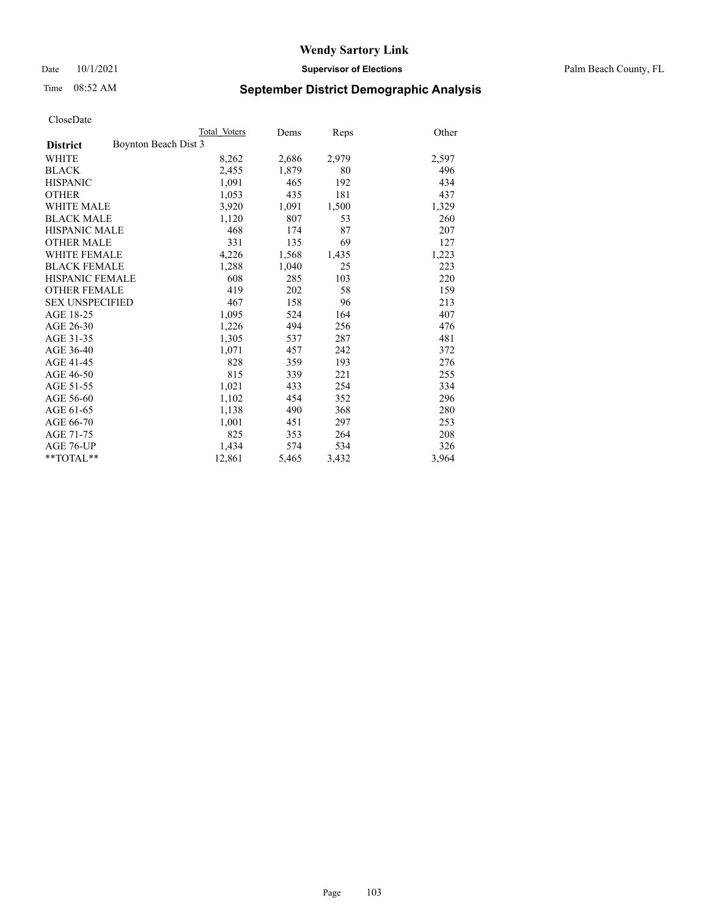# Wendy Sartory Link

Date 10/1/2021 **Supervisor of Elections** Palm Beach County, FL

Time 08:52 AM **September District Demographic Analysis**

CloseDate

| District | Boynton Beach Dist 3 | Total Voters | Dems | Reps | Other |
|---|---|---|---|---|---|
| WHITE | | 8,262 | 2,686 | 2,979 | 2,597 |
| BLACK | | 2,455 | 1,879 | 80 | 496 |
| HISPANIC | | 1,091 | 465 | 192 | 434 |
| OTHER | | 1,053 | 435 | 181 | 437 |
| WHITE MALE | | 3,920 | 1,091 | 1,500 | 1,329 |
| BLACK MALE | | 1,120 | 807 | 53 | 260 |
| HISPANIC MALE | | 468 | 174 | 87 | 207 |
| OTHER MALE | | 331 | 135 | 69 | 127 |
| WHITE FEMALE | | 4,226 | 1,568 | 1,435 | 1,223 |
| BLACK FEMALE | | 1,288 | 1,040 | 25 | 223 |
| HISPANIC FEMALE | | 608 | 285 | 103 | 220 |
| OTHER FEMALE | | 419 | 202 | 58 | 159 |
| SEX UNSPECIFIED | | 467 | 158 | 96 | 213 |
| AGE 18-25 | | 1,095 | 524 | 164 | 407 |
| AGE 26-30 | | 1,226 | 494 | 256 | 476 |
| AGE 31-35 | | 1,305 | 537 | 287 | 481 |
| AGE 36-40 | | 1,071 | 457 | 242 | 372 |
| AGE 41-45 | | 828 | 359 | 193 | 276 |
| AGE 46-50 | | 815 | 339 | 221 | 255 |
| AGE 51-55 | | 1,021 | 433 | 254 | 334 |
| AGE 56-60 | | 1,102 | 454 | 352 | 296 |
| AGE 61-65 | | 1,138 | 490 | 368 | 280 |
| AGE 66-70 | | 1,001 | 451 | 297 | 253 |
| AGE 71-75 | | 825 | 353 | 264 | 208 |
| AGE 76-UP | | 1,434 | 574 | 534 | 326 |
| **TOTAL** | | 12,861 | 5,465 | 3,432 | 3,964 |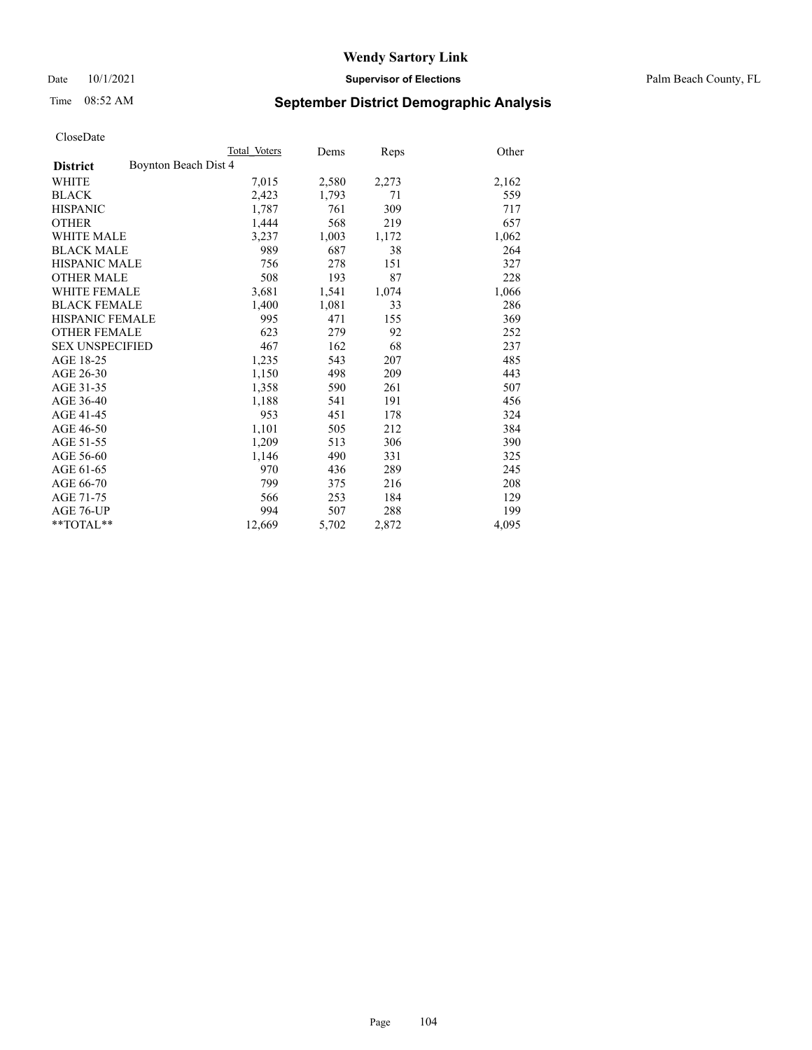# Wendy Sartory Link

Date 10/1/2021 **Supervisor of Elections** Palm Beach County, FL

Time 08:52 AM **September District Demographic Analysis**

CloseDate

| **District** | Boynton Beach Dist 4 | Total Voters | Dems | Reps | Other |
|---|---|---|---|---|---|
| WHITE | | 7,015 | 2,580 | 2,273 | 2,162 |
| BLACK | | 2,423 | 1,793 | 71 | 559 |
| HISPANIC | | 1,787 | 761 | 309 | 717 |
| OTHER | | 1,444 | 568 | 219 | 657 |
| WHITE MALE | | 3,237 | 1,003 | 1,172 | 1,062 |
| BLACK MALE | | 989 | 687 | 38 | 264 |
| HISPANIC MALE | | 756 | 278 | 151 | 327 |
| OTHER MALE | | 508 | 193 | 87 | 228 |
| WHITE FEMALE | | 3,681 | 1,541 | 1,074 | 1,066 |
| BLACK FEMALE | | 1,400 | 1,081 | 33 | 286 |
| HISPANIC FEMALE | | 995 | 471 | 155 | 369 |
| OTHER FEMALE | | 623 | 279 | 92 | 252 |
| SEX UNSPECIFIED | | 467 | 162 | 68 | 237 |
| AGE 18-25 | | 1,235 | 543 | 207 | 485 |
| AGE 26-30 | | 1,150 | 498 | 209 | 443 |
| AGE 31-35 | | 1,358 | 590 | 261 | 507 |
| AGE 36-40 | | 1,188 | 541 | 191 | 456 |
| AGE 41-45 | | 953 | 451 | 178 | 324 |
| AGE 46-50 | | 1,101 | 505 | 212 | 384 |
| AGE 51-55 | | 1,209 | 513 | 306 | 390 |
| AGE 56-60 | | 1,146 | 490 | 331 | 325 |
| AGE 61-65 | | 970 | 436 | 289 | 245 |
| AGE 66-70 | | 799 | 375 | 216 | 208 |
| AGE 71-75 | | 566 | 253 | 184 | 129 |
| AGE 76-UP | | 994 | 507 | 288 | 199 |
| **TOTAL** | | 12,669 | 5,702 | 2,872 | 4,095 |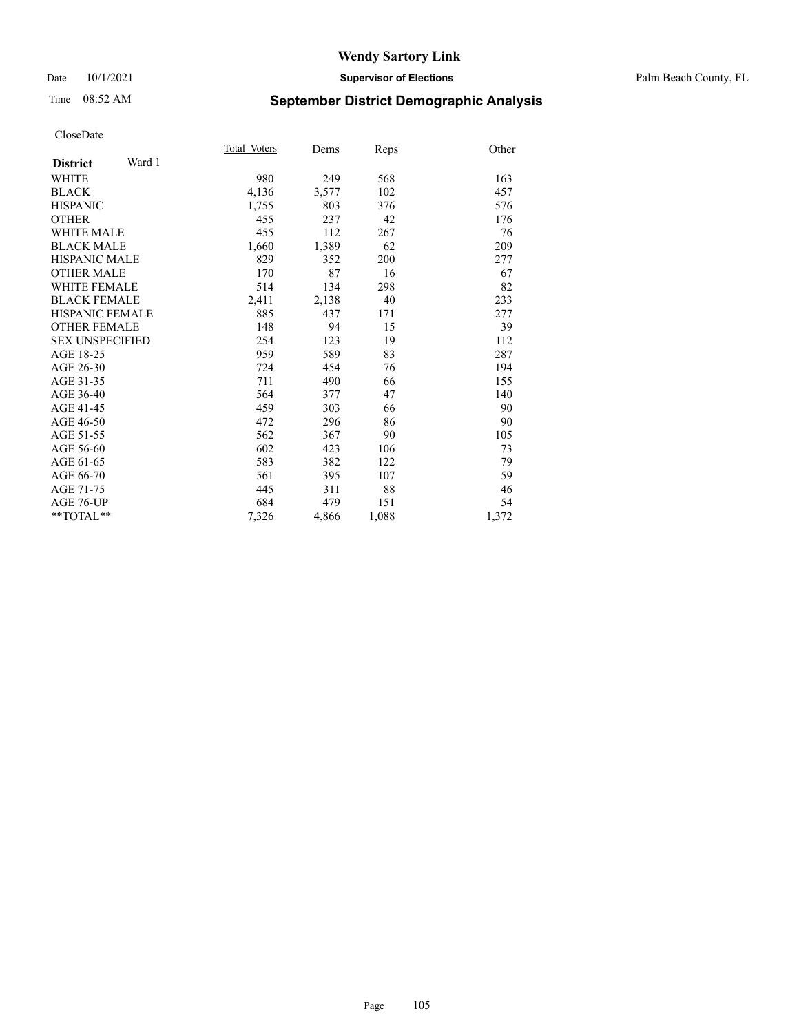# Wendy Sartory Link

Date 10/1/2021 **Supervisor of Elections** Palm Beach County, FL

Time 08:52 AM

## September District Demographic Analysis

CloseDate

| **District** Ward 1 | Total Voters | Dems | Reps | Other |
|---|---|---|---|---|
| WHITE | 980 | 249 | 568 | 163 |
| BLACK | 4,136 | 3,577 | 102 | 457 |
| HISPANIC | 1,755 | 803 | 376 | 576 |
| OTHER | 455 | 237 | 42 | 176 |
| WHITE MALE | 455 | 112 | 267 | 76 |
| BLACK MALE | 1,660 | 1,389 | 62 | 209 |
| HISPANIC MALE | 829 | 352 | 200 | 277 |
| OTHER MALE | 170 | 87 | 16 | 67 |
| WHITE FEMALE | 514 | 134 | 298 | 82 |
| BLACK FEMALE | 2,411 | 2,138 | 40 | 233 |
| HISPANIC FEMALE | 885 | 437 | 171 | 277 |
| OTHER FEMALE | 148 | 94 | 15 | 39 |
| SEX UNSPECIFIED | 254 | 123 | 19 | 112 |
| AGE 18-25 | 959 | 589 | 83 | 287 |
| AGE 26-30 | 724 | 454 | 76 | 194 |
| AGE 31-35 | 711 | 490 | 66 | 155 |
| AGE 36-40 | 564 | 377 | 47 | 140 |
| AGE 41-45 | 459 | 303 | 66 | 90 |
| AGE 46-50 | 472 | 296 | 86 | 90 |
| AGE 51-55 | 562 | 367 | 90 | 105 |
| AGE 56-60 | 602 | 423 | 106 | 73 |
| AGE 61-65 | 583 | 382 | 122 | 79 |
| AGE 66-70 | 561 | 395 | 107 | 59 |
| AGE 71-75 | 445 | 311 | 88 | 46 |
| AGE 76-UP | 684 | 479 | 151 | 54 |
| **TOTAL** | 7,326 | 4,866 | 1,088 | 1,372 |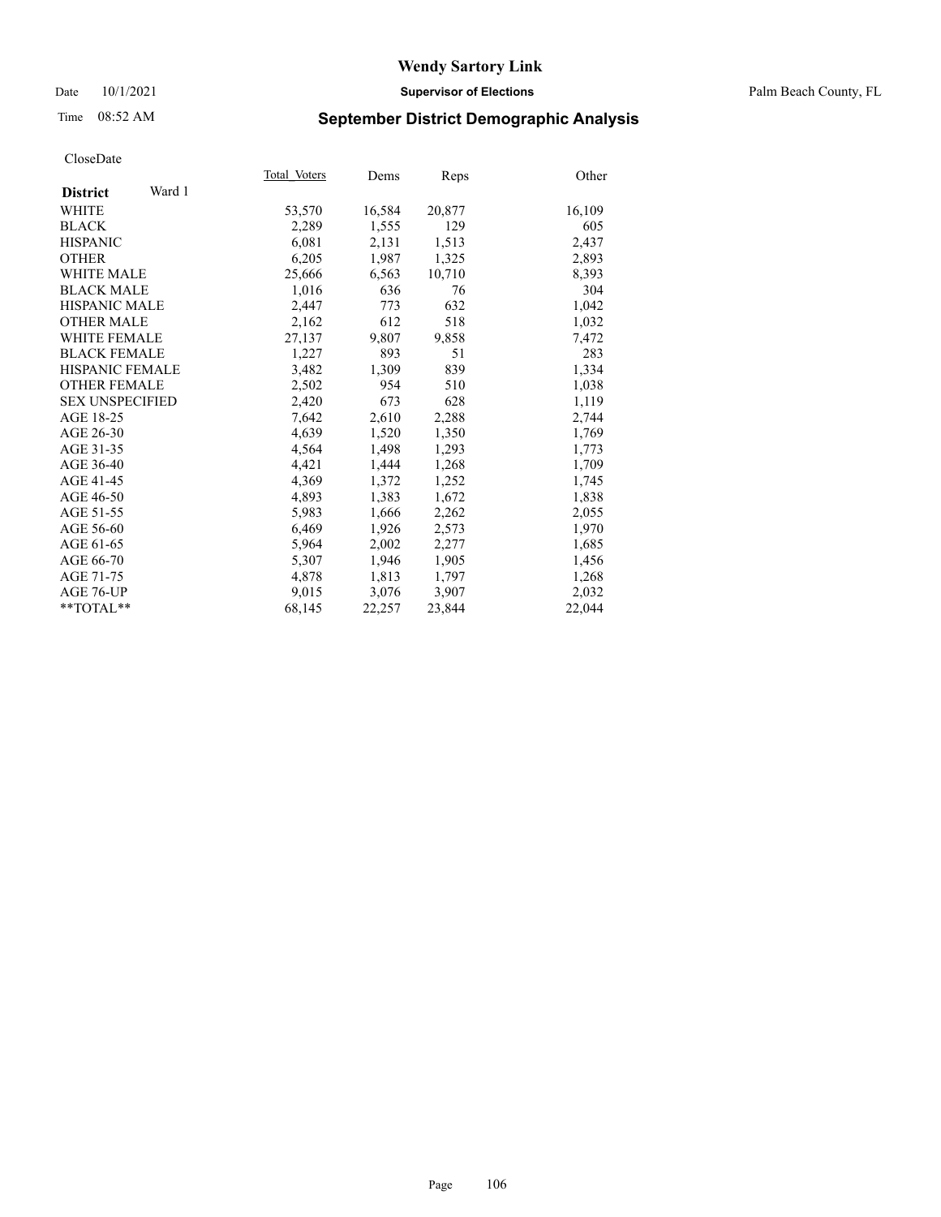# Wendy Sartory Link

Date 10/1/2021 **Supervisor of Elections** Palm Beach County, FL

Time 08:52 AM **September District Demographic Analysis**

CloseDate

| **District** Ward 1 | Total Voters | Dems | Reps | Other |
|---|---|---|---|---|
| WHITE | 53,570 | 16,584 | 20,877 | 16,109 |
| BLACK | 2,289 | 1,555 | 129 | 605 |
| HISPANIC | 6,081 | 2,131 | 1,513 | 2,437 |
| OTHER | 6,205 | 1,987 | 1,325 | 2,893 |
| WHITE MALE | 25,666 | 6,563 | 10,710 | 8,393 |
| BLACK MALE | 1,016 | 636 | 76 | 304 |
| HISPANIC MALE | 2,447 | 773 | 632 | 1,042 |
| OTHER MALE | 2,162 | 612 | 518 | 1,032 |
| WHITE FEMALE | 27,137 | 9,807 | 9,858 | 7,472 |
| BLACK FEMALE | 1,227 | 893 | 51 | 283 |
| HISPANIC FEMALE | 3,482 | 1,309 | 839 | 1,334 |
| OTHER FEMALE | 2,502 | 954 | 510 | 1,038 |
| SEX UNSPECIFIED | 2,420 | 673 | 628 | 1,119 |
| AGE 18-25 | 7,642 | 2,610 | 2,288 | 2,744 |
| AGE 26-30 | 4,639 | 1,520 | 1,350 | 1,769 |
| AGE 31-35 | 4,564 | 1,498 | 1,293 | 1,773 |
| AGE 36-40 | 4,421 | 1,444 | 1,268 | 1,709 |
| AGE 41-45 | 4,369 | 1,372 | 1,252 | 1,745 |
| AGE 46-50 | 4,893 | 1,383 | 1,672 | 1,838 |
| AGE 51-55 | 5,983 | 1,666 | 2,262 | 2,055 |
| AGE 56-60 | 6,469 | 1,926 | 2,573 | 1,970 |
| AGE 61-65 | 5,964 | 2,002 | 2,277 | 1,685 |
| AGE 66-70 | 5,307 | 1,946 | 1,905 | 1,456 |
| AGE 71-75 | 4,878 | 1,813 | 1,797 | 1,268 |
| AGE 76-UP | 9,015 | 3,076 | 3,907 | 2,032 |
| **TOTAL** | 68,145 | 22,257 | 23,844 | 22,044 |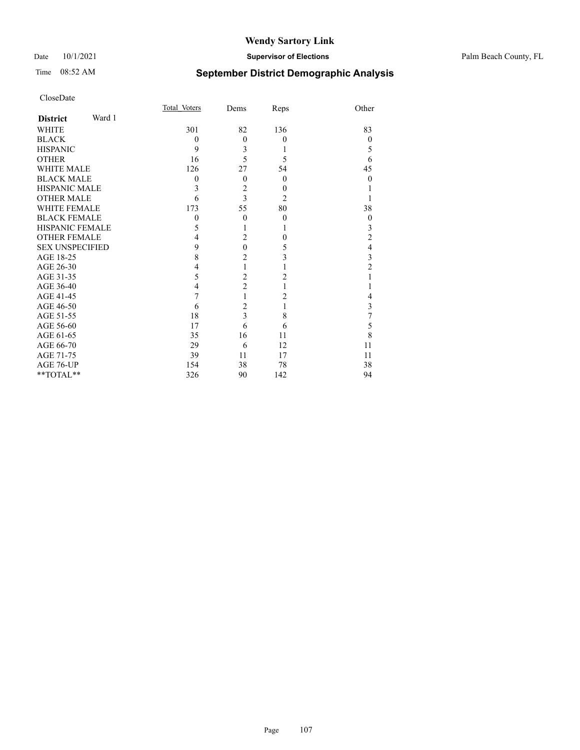# Wendy Sartory Link

Date 10/1/2021 **Supervisor of Elections** Palm Beach County, FL

Time 08:52 AM **September District Demographic Analysis**

CloseDate

| **District** Ward 1 | Total Voters | Dems | Reps | Other |
|---|---|---|---|---|
| WHITE | 301 | 82 | 136 | 83 |
| BLACK | 0 | 0 | 0 | 0 |
| HISPANIC | 9 | 3 | 1 | 5 |
| OTHER | 16 | 5 | 5 | 6 |
| WHITE MALE | 126 | 27 | 54 | 45 |
| BLACK MALE | 0 | 0 | 0 | 0 |
| HISPANIC MALE | 3 | 2 | 0 | 1 |
| OTHER MALE | 6 | 3 | 2 | 1 |
| WHITE FEMALE | 173 | 55 | 80 | 38 |
| BLACK FEMALE | 0 | 0 | 0 | 0 |
| HISPANIC FEMALE | 5 | 1 | 1 | 3 |
| OTHER FEMALE | 4 | 2 | 0 | 2 |
| SEX UNSPECIFIED | 9 | 0 | 5 | 4 |
| AGE 18-25 | 8 | 2 | 3 | 3 |
| AGE 26-30 | 4 | 1 | 1 | 2 |
| AGE 31-35 | 5 | 2 | 2 | 1 |
| AGE 36-40 | 4 | 2 | 1 | 1 |
| AGE 41-45 | 7 | 1 | 2 | 4 |
| AGE 46-50 | 6 | 2 | 1 | 3 |
| AGE 51-55 | 18 | 3 | 8 | 7 |
| AGE 56-60 | 17 | 6 | 6 | 5 |
| AGE 61-65 | 35 | 16 | 11 | 8 |
| AGE 66-70 | 29 | 6 | 12 | 11 |
| AGE 71-75 | 39 | 11 | 17 | 11 |
| AGE 76-UP | 154 | 38 | 78 | 38 |
| **TOTAL** | 326 | 90 | 142 | 94 |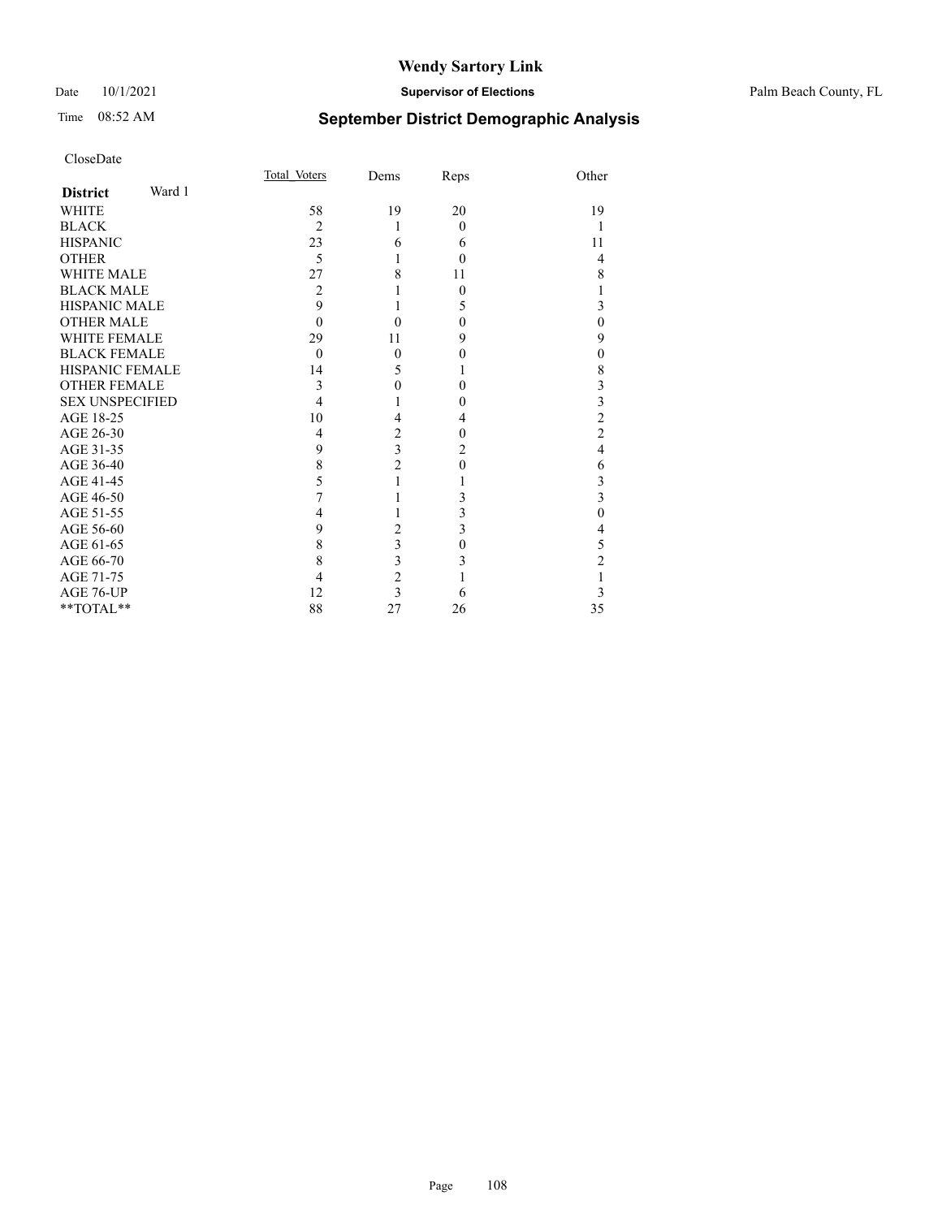# Wendy Sartory Link

Date 10/1/2021 **Supervisor of Elections** Palm Beach County, FL

Time 08:52 AM **September District Demographic Analysis**

CloseDate

| **District** Ward 1 | Total_Voters | Dems | Reps | Other |
|---|---|---|---|---|
| WHITE | 58 | 19 | 20 | 19 |
| BLACK | 2 | 1 | 0 | 1 |
| HISPANIC | 23 | 6 | 6 | 11 |
| OTHER | 5 | 1 | 0 | 4 |
| WHITE MALE | 27 | 8 | 11 | 8 |
| BLACK MALE | 2 | 1 | 0 | 1 |
| HISPANIC MALE | 9 | 1 | 5 | 3 |
| OTHER MALE | 0 | 0 | 0 | 0 |
| WHITE FEMALE | 29 | 11 | 9 | 9 |
| BLACK FEMALE | 0 | 0 | 0 | 0 |
| HISPANIC FEMALE | 14 | 5 | 1 | 8 |
| OTHER FEMALE | 3 | 0 | 0 | 3 |
| SEX UNSPECIFIED | 4 | 1 | 0 | 3 |
| AGE 18-25 | 10 | 4 | 4 | 2 |
| AGE 26-30 | 4 | 2 | 0 | 2 |
| AGE 31-35 | 9 | 3 | 2 | 4 |
| AGE 36-40 | 8 | 2 | 0 | 6 |
| AGE 41-45 | 5 | 1 | 1 | 3 |
| AGE 46-50 | 7 | 1 | 3 | 3 |
| AGE 51-55 | 4 | 1 | 3 | 0 |
| AGE 56-60 | 9 | 2 | 3 | 4 |
| AGE 61-65 | 8 | 3 | 0 | 5 |
| AGE 66-70 | 8 | 3 | 3 | 2 |
| AGE 71-75 | 4 | 2 | 1 | 1 |
| AGE 76-UP | 12 | 3 | 6 | 3 |
| **TOTAL** | 88 | 27 | 26 | 35 |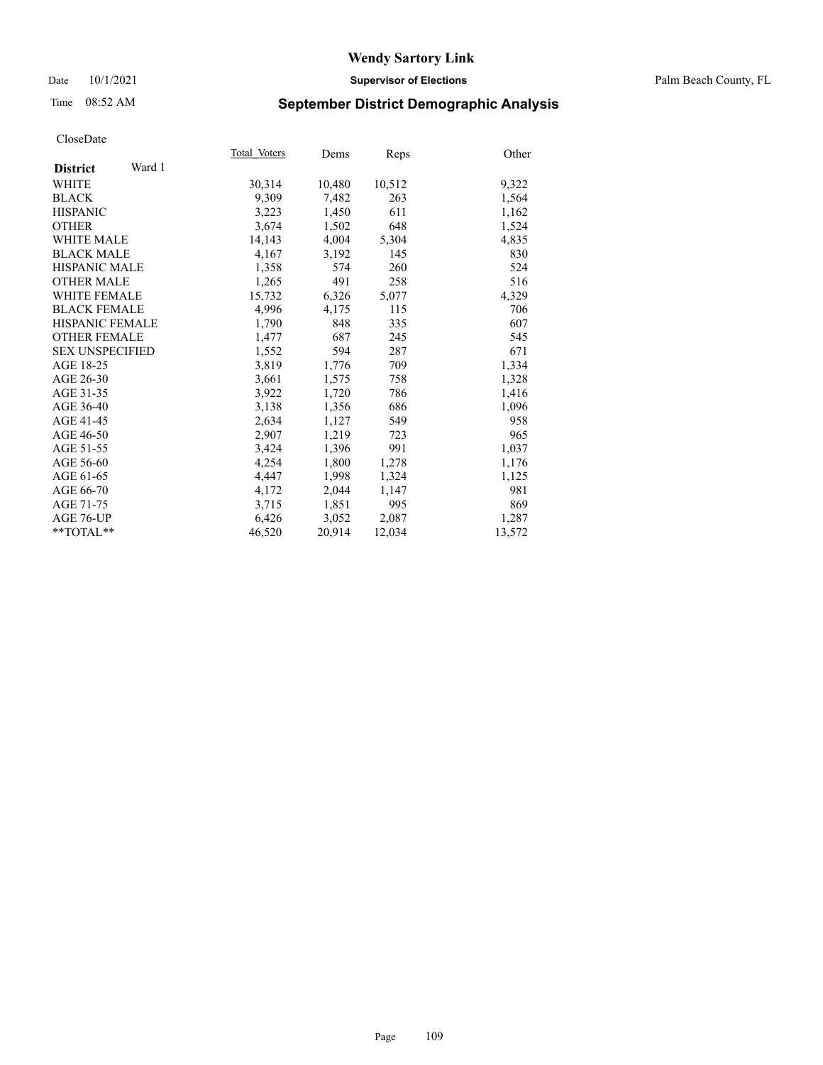# Wendy Sartory Link

Date 10/1/2021 **Supervisor of Elections** Palm Beach County, FL

Time 08:52 AM **September District Demographic Analysis**

CloseDate

| **District** Ward 1 | Total_Voters | Dems | Reps | Other |
|---|---|---|---|---|
| WHITE | 30,314 | 10,480 | 10,512 | 9,322 |
| BLACK | 9,309 | 7,482 | 263 | 1,564 |
| HISPANIC | 3,223 | 1,450 | 611 | 1,162 |
| OTHER | 3,674 | 1,502 | 648 | 1,524 |
| WHITE MALE | 14,143 | 4,004 | 5,304 | 4,835 |
| BLACK MALE | 4,167 | 3,192 | 145 | 830 |
| HISPANIC MALE | 1,358 | 574 | 260 | 524 |
| OTHER MALE | 1,265 | 491 | 258 | 516 |
| WHITE FEMALE | 15,732 | 6,326 | 5,077 | 4,329 |
| BLACK FEMALE | 4,996 | 4,175 | 115 | 706 |
| HISPANIC FEMALE | 1,790 | 848 | 335 | 607 |
| OTHER FEMALE | 1,477 | 687 | 245 | 545 |
| SEX UNSPECIFIED | 1,552 | 594 | 287 | 671 |
| AGE 18-25 | 3,819 | 1,776 | 709 | 1,334 |
| AGE 26-30 | 3,661 | 1,575 | 758 | 1,328 |
| AGE 31-35 | 3,922 | 1,720 | 786 | 1,416 |
| AGE 36-40 | 3,138 | 1,356 | 686 | 1,096 |
| AGE 41-45 | 2,634 | 1,127 | 549 | 958 |
| AGE 46-50 | 2,907 | 1,219 | 723 | 965 |
| AGE 51-55 | 3,424 | 1,396 | 991 | 1,037 |
| AGE 56-60 | 4,254 | 1,800 | 1,278 | 1,176 |
| AGE 61-65 | 4,447 | 1,998 | 1,324 | 1,125 |
| AGE 66-70 | 4,172 | 2,044 | 1,147 | 981 |
| AGE 71-75 | 3,715 | 1,851 | 995 | 869 |
| AGE 76-UP | 6,426 | 3,052 | 2,087 | 1,287 |
| **TOTAL** | 46,520 | 20,914 | 12,034 | 13,572 |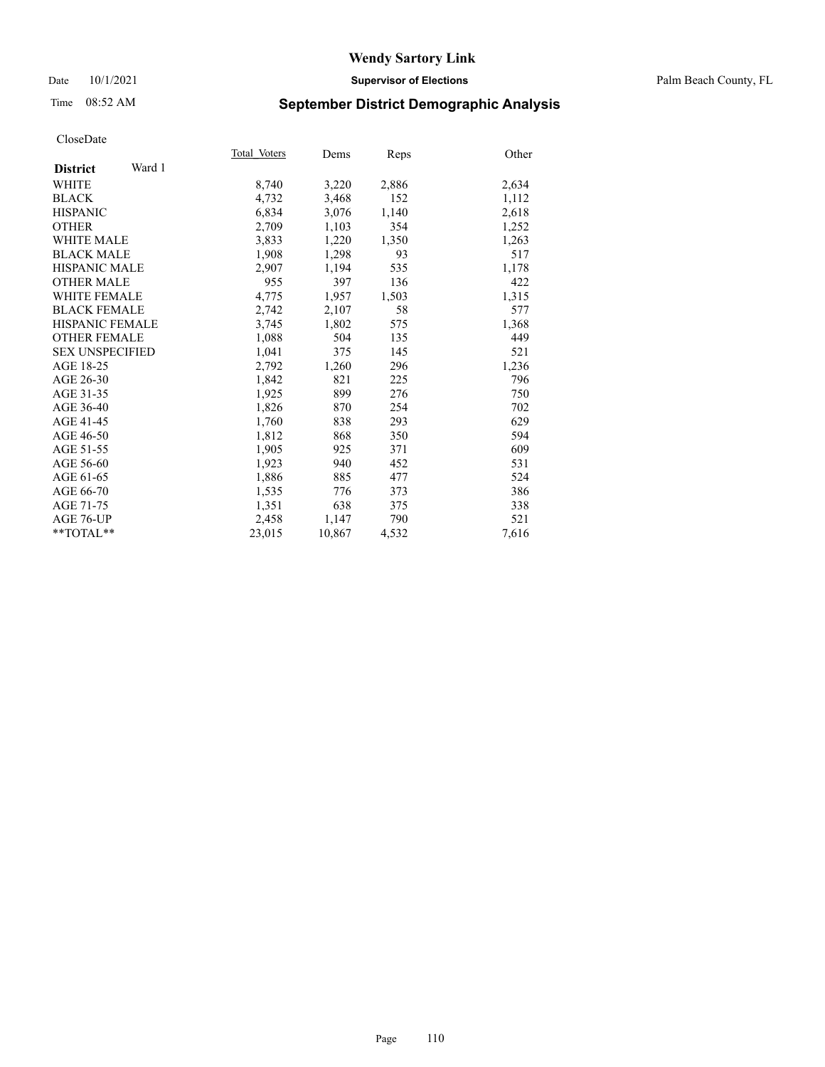# Wendy Sartory Link

Date 10/1/2021 **Supervisor of Elections** Palm Beach County, FL

Time 08:52 AM **September District Demographic Analysis**

CloseDate

| **District** Ward 1 | Total Voters | Dems | Reps | Other |
|---|---|---|---|---|
| WHITE | 8,740 | 3,220 | 2,886 | 2,634 |
| BLACK | 4,732 | 3,468 | 152 | 1,112 |
| HISPANIC | 6,834 | 3,076 | 1,140 | 2,618 |
| OTHER | 2,709 | 1,103 | 354 | 1,252 |
| WHITE MALE | 3,833 | 1,220 | 1,350 | 1,263 |
| BLACK MALE | 1,908 | 1,298 | 93 | 517 |
| HISPANIC MALE | 2,907 | 1,194 | 535 | 1,178 |
| OTHER MALE | 955 | 397 | 136 | 422 |
| WHITE FEMALE | 4,775 | 1,957 | 1,503 | 1,315 |
| BLACK FEMALE | 2,742 | 2,107 | 58 | 577 |
| HISPANIC FEMALE | 3,745 | 1,802 | 575 | 1,368 |
| OTHER FEMALE | 1,088 | 504 | 135 | 449 |
| SEX UNSPECIFIED | 1,041 | 375 | 145 | 521 |
| AGE 18-25 | 2,792 | 1,260 | 296 | 1,236 |
| AGE 26-30 | 1,842 | 821 | 225 | 796 |
| AGE 31-35 | 1,925 | 899 | 276 | 750 |
| AGE 36-40 | 1,826 | 870 | 254 | 702 |
| AGE 41-45 | 1,760 | 838 | 293 | 629 |
| AGE 46-50 | 1,812 | 868 | 350 | 594 |
| AGE 51-55 | 1,905 | 925 | 371 | 609 |
| AGE 56-60 | 1,923 | 940 | 452 | 531 |
| AGE 61-65 | 1,886 | 885 | 477 | 524 |
| AGE 66-70 | 1,535 | 776 | 373 | 386 |
| AGE 71-75 | 1,351 | 638 | 375 | 338 |
| AGE 76-UP | 2,458 | 1,147 | 790 | 521 |
| **TOTAL** | 23,015 | 10,867 | 4,532 | 7,616 |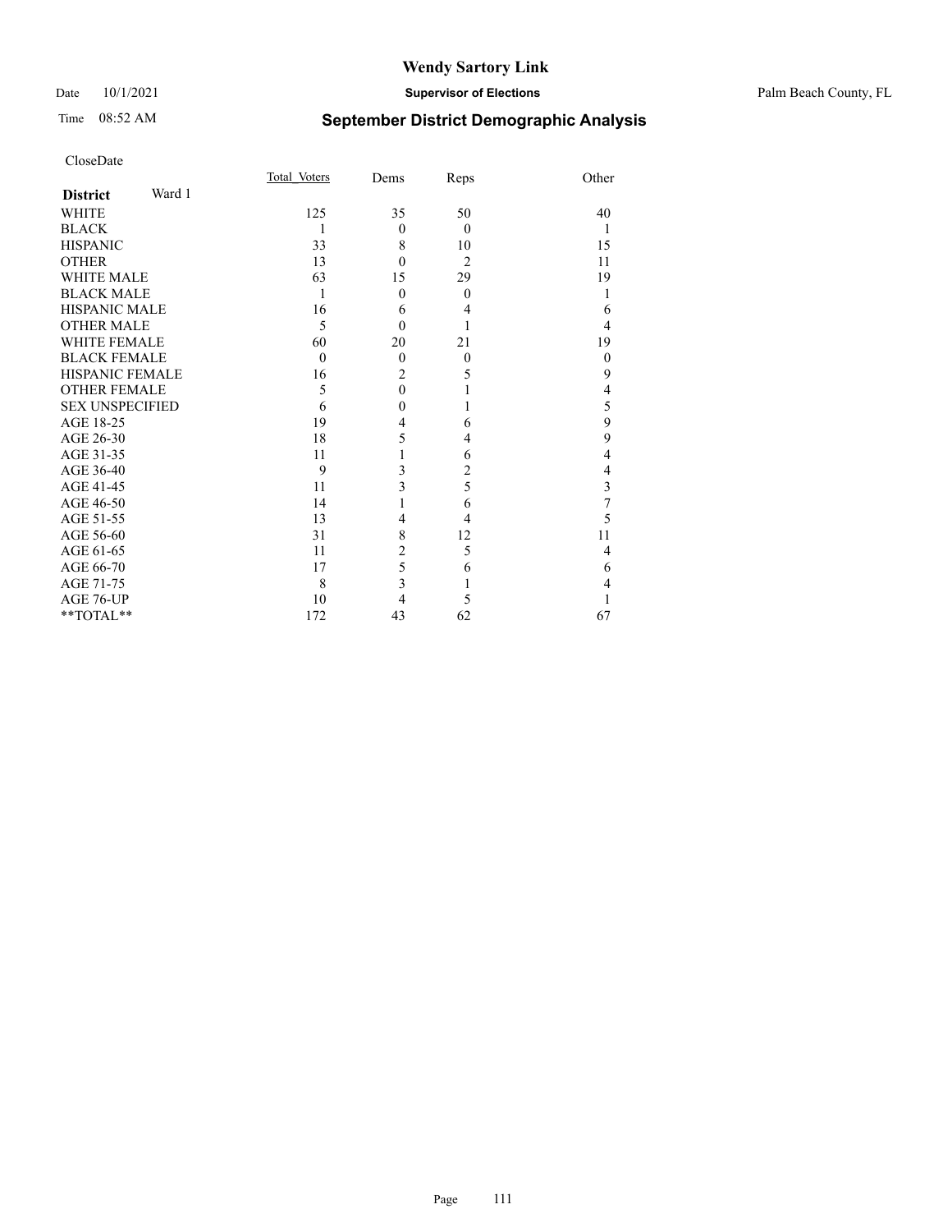# Wendy Sartory Link

Date 10/1/2021 **Supervisor of Elections** Palm Beach County, FL

Time 08:52 AM

## September District Demographic Analysis

CloseDate

| **District** Ward 1 | Total_Voters | Dems | Reps | Other |
|---|---|---|---|---|
| WHITE | 125 | 35 | 50 | 40 |
| BLACK | 1 | 0 | 0 | 1 |
| HISPANIC | 33 | 8 | 10 | 15 |
| OTHER | 13 | 0 | 2 | 11 |
| WHITE MALE | 63 | 15 | 29 | 19 |
| BLACK MALE | 1 | 0 | 0 | 1 |
| HISPANIC MALE | 16 | 6 | 4 | 6 |
| OTHER MALE | 5 | 0 | 1 | 4 |
| WHITE FEMALE | 60 | 20 | 21 | 19 |
| BLACK FEMALE | 0 | 0 | 0 | 0 |
| HISPANIC FEMALE | 16 | 2 | 5 | 9 |
| OTHER FEMALE | 5 | 0 | 1 | 4 |
| SEX UNSPECIFIED | 6 | 0 | 1 | 5 |
| AGE 18-25 | 19 | 4 | 6 | 9 |
| AGE 26-30 | 18 | 5 | 4 | 9 |
| AGE 31-35 | 11 | 1 | 6 | 4 |
| AGE 36-40 | 9 | 3 | 2 | 4 |
| AGE 41-45 | 11 | 3 | 5 | 3 |
| AGE 46-50 | 14 | 1 | 6 | 7 |
| AGE 51-55 | 13 | 4 | 4 | 5 |
| AGE 56-60 | 31 | 8 | 12 | 11 |
| AGE 61-65 | 11 | 2 | 5 | 4 |
| AGE 66-70 | 17 | 5 | 6 | 6 |
| AGE 71-75 | 8 | 3 | 1 | 4 |
| AGE 76-UP | 10 | 4 | 5 | 1 |
| **TOTAL** | 172 | 43 | 62 | 67 |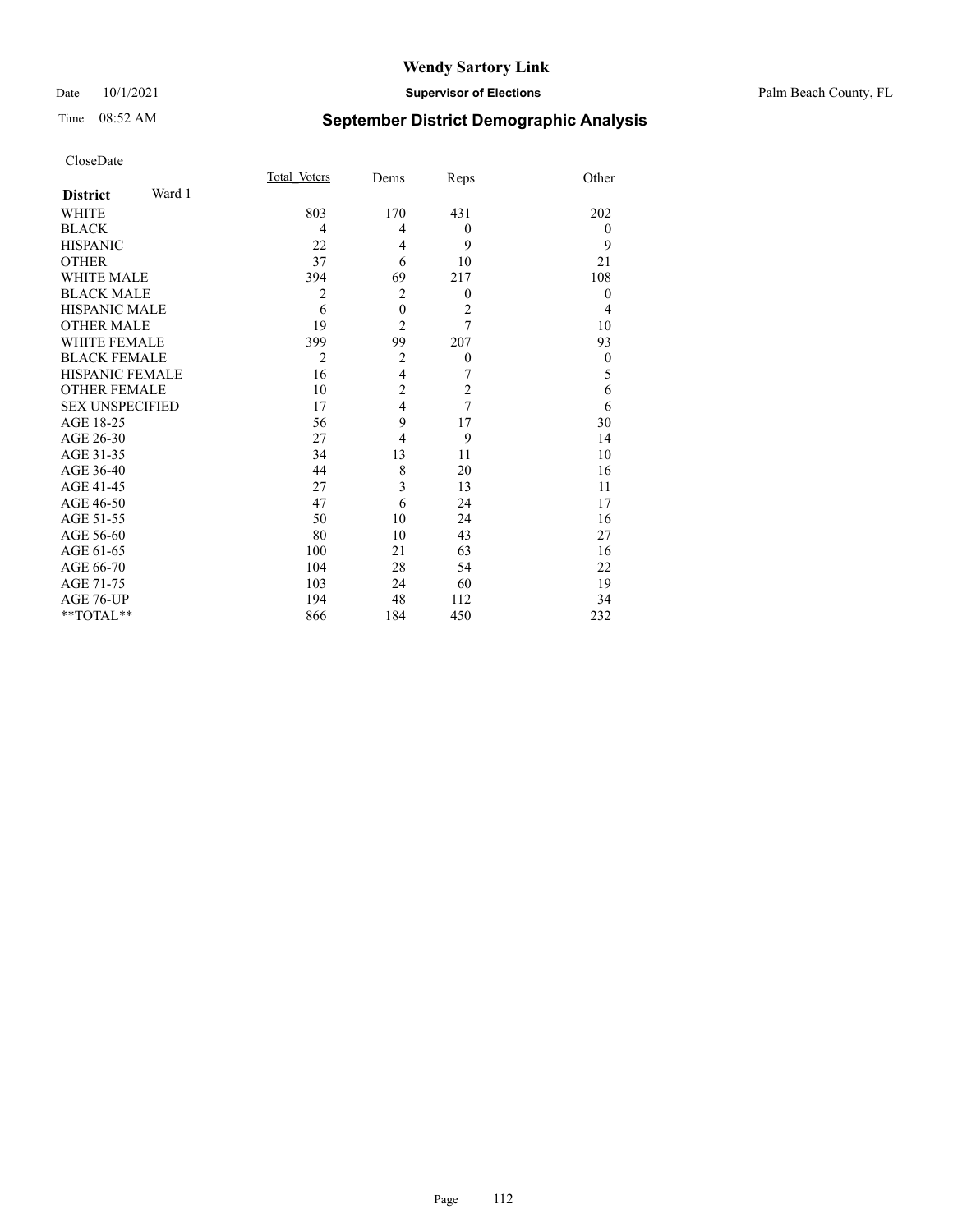# Wendy Sartory Link

Date 10/1/2021 **Supervisor of Elections** Palm Beach County, FL

Time 08:52 AM

## September District Demographic Analysis

CloseDate

| **District** Ward 1 | Total_Voters | Dems | Reps | Other |
|---|---|---|---|---|
| WHITE | 803 | 170 | 431 | 202 |
| BLACK | 4 | 4 | 0 | 0 |
| HISPANIC | 22 | 4 | 9 | 9 |
| OTHER | 37 | 6 | 10 | 21 |
| WHITE MALE | 394 | 69 | 217 | 108 |
| BLACK MALE | 2 | 2 | 0 | 0 |
| HISPANIC MALE | 6 | 0 | 2 | 4 |
| OTHER MALE | 19 | 2 | 7 | 10 |
| WHITE FEMALE | 399 | 99 | 207 | 93 |
| BLACK FEMALE | 2 | 2 | 0 | 0 |
| HISPANIC FEMALE | 16 | 4 | 7 | 5 |
| OTHER FEMALE | 10 | 2 | 2 | 6 |
| SEX UNSPECIFIED | 17 | 4 | 7 | 6 |
| AGE 18-25 | 56 | 9 | 17 | 30 |
| AGE 26-30 | 27 | 4 | 9 | 14 |
| AGE 31-35 | 34 | 13 | 11 | 10 |
| AGE 36-40 | 44 | 8 | 20 | 16 |
| AGE 41-45 | 27 | 3 | 13 | 11 |
| AGE 46-50 | 47 | 6 | 24 | 17 |
| AGE 51-55 | 50 | 10 | 24 | 16 |
| AGE 56-60 | 80 | 10 | 43 | 27 |
| AGE 61-65 | 100 | 21 | 63 | 16 |
| AGE 66-70 | 104 | 28 | 54 | 22 |
| AGE 71-75 | 103 | 24 | 60 | 19 |
| AGE 76-UP | 194 | 48 | 112 | 34 |
| **TOTAL** | 866 | 184 | 450 | 232 |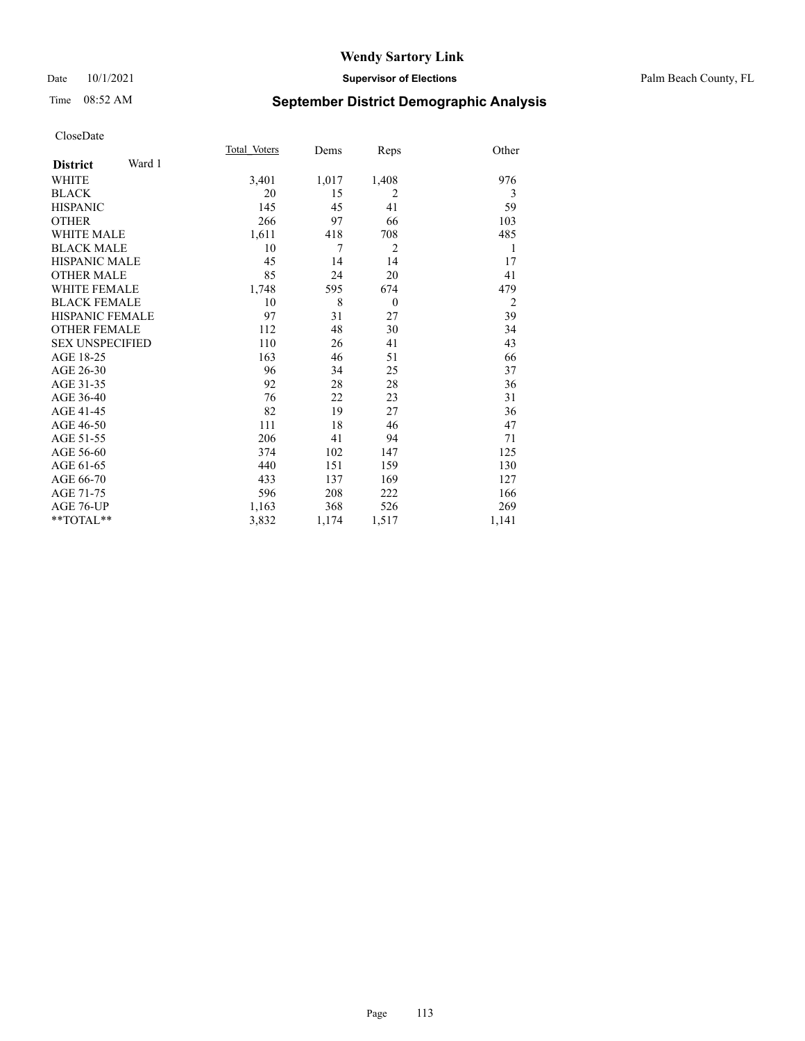# Wendy Sartory Link

Date 10/1/2021 **Supervisor of Elections** Palm Beach County, FL

Time 08:52 AM **September District Demographic Analysis**

CloseDate

| **District** Ward 1 | Total Voters | Dems | Reps | Other |
|---|---|---|---|---|
| WHITE | 3,401 | 1,017 | 1,408 | 976 |
| BLACK | 20 | 15 | 2 | 3 |
| HISPANIC | 145 | 45 | 41 | 59 |
| OTHER | 266 | 97 | 66 | 103 |
| WHITE MALE | 1,611 | 418 | 708 | 485 |
| BLACK MALE | 10 | 7 | 2 | 1 |
| HISPANIC MALE | 45 | 14 | 14 | 17 |
| OTHER MALE | 85 | 24 | 20 | 41 |
| WHITE FEMALE | 1,748 | 595 | 674 | 479 |
| BLACK FEMALE | 10 | 8 | 0 | 2 |
| HISPANIC FEMALE | 97 | 31 | 27 | 39 |
| OTHER FEMALE | 112 | 48 | 30 | 34 |
| SEX UNSPECIFIED | 110 | 26 | 41 | 43 |
| AGE 18-25 | 163 | 46 | 51 | 66 |
| AGE 26-30 | 96 | 34 | 25 | 37 |
| AGE 31-35 | 92 | 28 | 28 | 36 |
| AGE 36-40 | 76 | 22 | 23 | 31 |
| AGE 41-45 | 82 | 19 | 27 | 36 |
| AGE 46-50 | 111 | 18 | 46 | 47 |
| AGE 51-55 | 206 | 41 | 94 | 71 |
| AGE 56-60 | 374 | 102 | 147 | 125 |
| AGE 61-65 | 440 | 151 | 159 | 130 |
| AGE 66-70 | 433 | 137 | 169 | 127 |
| AGE 71-75 | 596 | 208 | 222 | 166 |
| AGE 76-UP | 1,163 | 368 | 526 | 269 |
| **TOTAL** | 3,832 | 1,174 | 1,517 | 1,141 |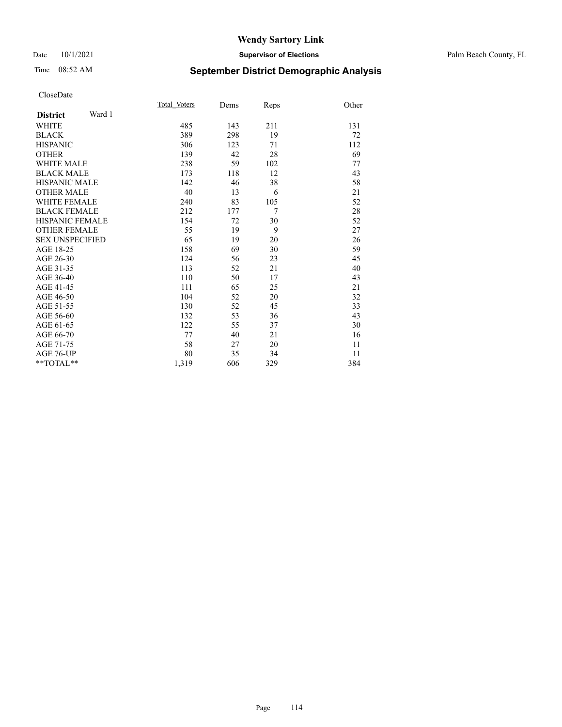Wendy Sartory Link

Date 10/1/2021 **Supervisor of Elections** Palm Beach County, FL

Time 08:52 AM **September District Demographic Analysis**

CloseDate

| **District** Ward 1 | Total Voters | Dems | Reps | Other |
|---|---|---|---|---|
| WHITE | 485 | 143 | 211 | 131 |
| BLACK | 389 | 298 | 19 | 72 |
| HISPANIC | 306 | 123 | 71 | 112 |
| OTHER | 139 | 42 | 28 | 69 |
| WHITE MALE | 238 | 59 | 102 | 77 |
| BLACK MALE | 173 | 118 | 12 | 43 |
| HISPANIC MALE | 142 | 46 | 38 | 58 |
| OTHER MALE | 40 | 13 | 6 | 21 |
| WHITE FEMALE | 240 | 83 | 105 | 52 |
| BLACK FEMALE | 212 | 177 | 7 | 28 |
| HISPANIC FEMALE | 154 | 72 | 30 | 52 |
| OTHER FEMALE | 55 | 19 | 9 | 27 |
| SEX UNSPECIFIED | 65 | 19 | 20 | 26 |
| AGE 18-25 | 158 | 69 | 30 | 59 |
| AGE 26-30 | 124 | 56 | 23 | 45 |
| AGE 31-35 | 113 | 52 | 21 | 40 |
| AGE 36-40 | 110 | 50 | 17 | 43 |
| AGE 41-45 | 111 | 65 | 25 | 21 |
| AGE 46-50 | 104 | 52 | 20 | 32 |
| AGE 51-55 | 130 | 52 | 45 | 33 |
| AGE 56-60 | 132 | 53 | 36 | 43 |
| AGE 61-65 | 122 | 55 | 37 | 30 |
| AGE 66-70 | 77 | 40 | 21 | 16 |
| AGE 71-75 | 58 | 27 | 20 | 11 |
| AGE 76-UP | 80 | 35 | 34 | 11 |
| **TOTAL** | 1,319 | 606 | 329 | 384 |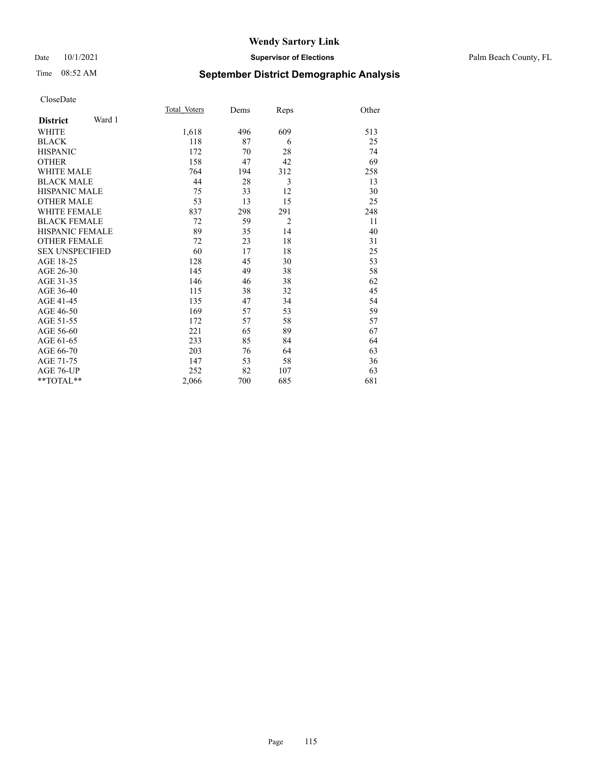# Wendy Sartory Link

Date 10/1/2021 **Supervisor of Elections** Palm Beach County, FL

Time 08:52 AM **September District Demographic Analysis**

CloseDate

| **District** Ward 1 | Total_Voters | Dems | Reps | Other |
|---|---|---|---|---|
| WHITE | 1,618 | 496 | 609 | 513 |
| BLACK | 118 | 87 | 6 | 25 |
| HISPANIC | 172 | 70 | 28 | 74 |
| OTHER | 158 | 47 | 42 | 69 |
| WHITE MALE | 764 | 194 | 312 | 258 |
| BLACK MALE | 44 | 28 | 3 | 13 |
| HISPANIC MALE | 75 | 33 | 12 | 30 |
| OTHER MALE | 53 | 13 | 15 | 25 |
| WHITE FEMALE | 837 | 298 | 291 | 248 |
| BLACK FEMALE | 72 | 59 | 2 | 11 |
| HISPANIC FEMALE | 89 | 35 | 14 | 40 |
| OTHER FEMALE | 72 | 23 | 18 | 31 |
| SEX UNSPECIFIED | 60 | 17 | 18 | 25 |
| AGE 18-25 | 128 | 45 | 30 | 53 |
| AGE 26-30 | 145 | 49 | 38 | 58 |
| AGE 31-35 | 146 | 46 | 38 | 62 |
| AGE 36-40 | 115 | 38 | 32 | 45 |
| AGE 41-45 | 135 | 47 | 34 | 54 |
| AGE 46-50 | 169 | 57 | 53 | 59 |
| AGE 51-55 | 172 | 57 | 58 | 57 |
| AGE 56-60 | 221 | 65 | 89 | 67 |
| AGE 61-65 | 233 | 85 | 84 | 64 |
| AGE 66-70 | 203 | 76 | 64 | 63 |
| AGE 71-75 | 147 | 53 | 58 | 36 |
| AGE 76-UP | 252 | 82 | 107 | 63 |
| **TOTAL** | 2,066 | 700 | 685 | 681 |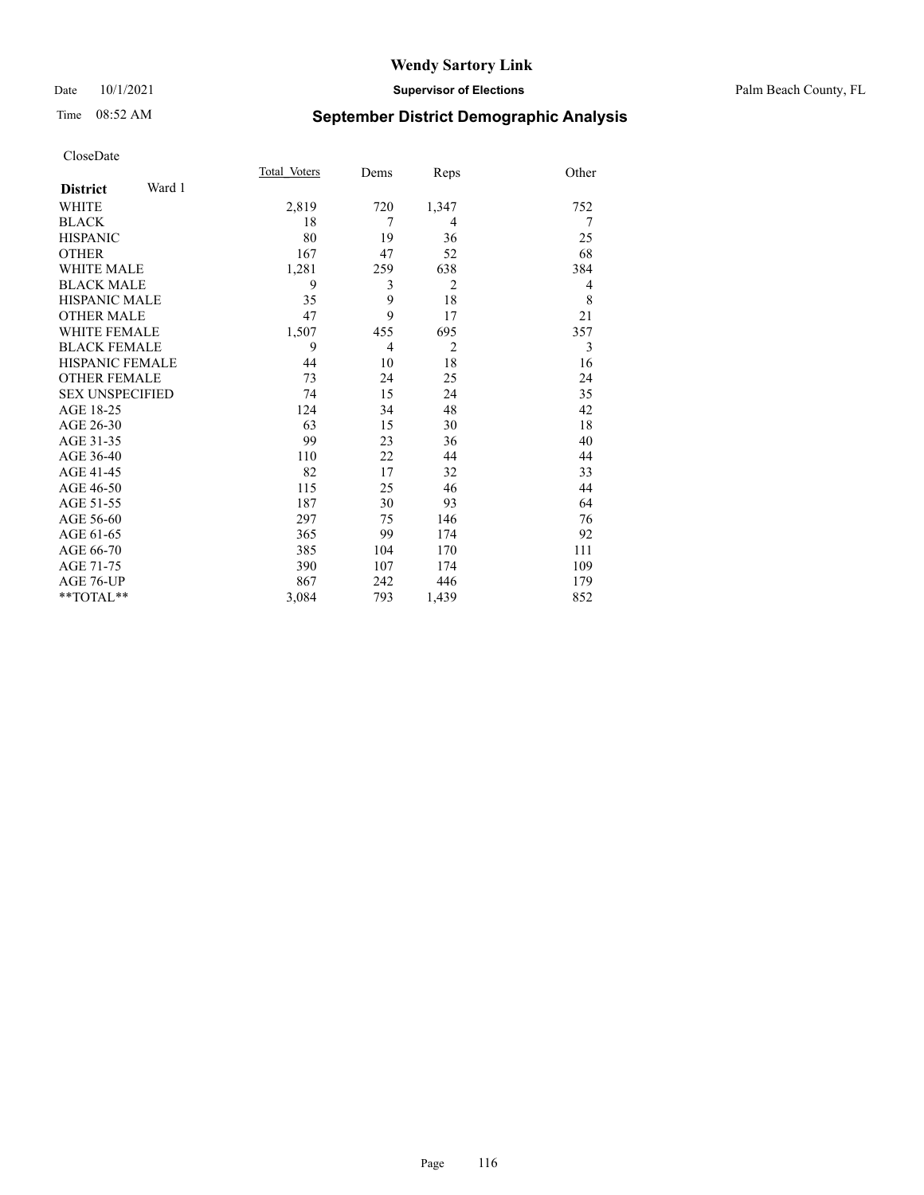# Wendy Sartory Link

Date 10/1/2021 **Supervisor of Elections** Palm Beach County, FL

Time 08:52 AM

## September District Demographic Analysis

CloseDate

| **District** Ward 1 | Total_Voters | Dems | Reps | Other |
|---|---|---|---|---|
| WHITE | 2,819 | 720 | 1,347 | 752 |
| BLACK | 18 | 7 | 4 | 7 |
| HISPANIC | 80 | 19 | 36 | 25 |
| OTHER | 167 | 47 | 52 | 68 |
| WHITE MALE | 1,281 | 259 | 638 | 384 |
| BLACK MALE | 9 | 3 | 2 | 4 |
| HISPANIC MALE | 35 | 9 | 18 | 8 |
| OTHER MALE | 47 | 9 | 17 | 21 |
| WHITE FEMALE | 1,507 | 455 | 695 | 357 |
| BLACK FEMALE | 9 | 4 | 2 | 3 |
| HISPANIC FEMALE | 44 | 10 | 18 | 16 |
| OTHER FEMALE | 73 | 24 | 25 | 24 |
| SEX UNSPECIFIED | 74 | 15 | 24 | 35 |
| AGE 18-25 | 124 | 34 | 48 | 42 |
| AGE 26-30 | 63 | 15 | 30 | 18 |
| AGE 31-35 | 99 | 23 | 36 | 40 |
| AGE 36-40 | 110 | 22 | 44 | 44 |
| AGE 41-45 | 82 | 17 | 32 | 33 |
| AGE 46-50 | 115 | 25 | 46 | 44 |
| AGE 51-55 | 187 | 30 | 93 | 64 |
| AGE 56-60 | 297 | 75 | 146 | 76 |
| AGE 61-65 | 365 | 99 | 174 | 92 |
| AGE 66-70 | 385 | 104 | 170 | 111 |
| AGE 71-75 | 390 | 107 | 174 | 109 |
| AGE 76-UP | 867 | 242 | 446 | 179 |
| **TOTAL** | 3,084 | 793 | 1,439 | 852 |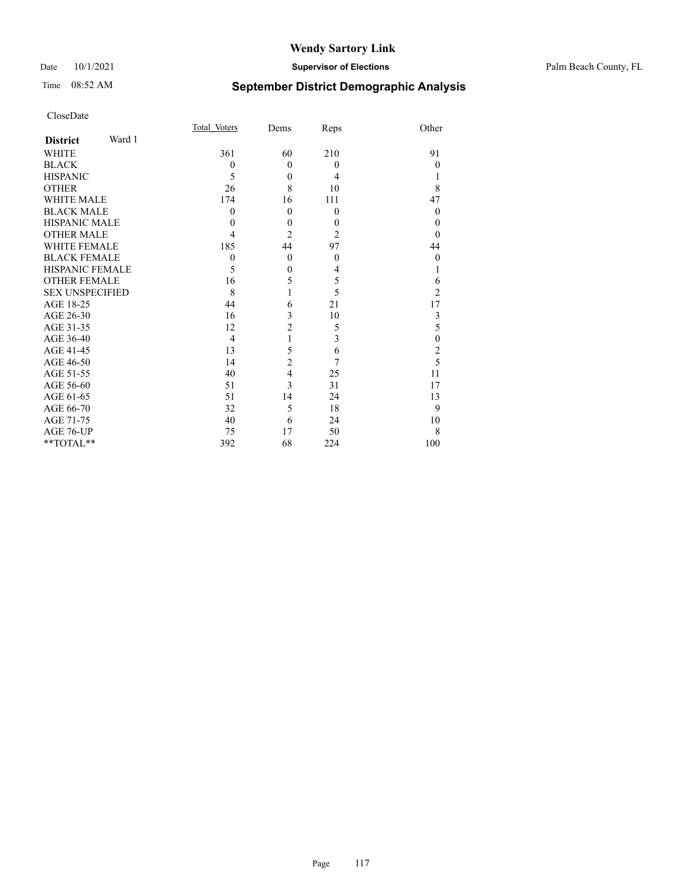# Wendy Sartory Link

Date 10/1/2021 **Supervisor of Elections** Palm Beach County, FL

Time 08:52 AM

## September District Demographic Analysis

CloseDate

| **District** Ward 1 | Total_Voters | Dems | Reps | Other |
|---|---|---|---|---|
| WHITE | 361 | 60 | 210 | 91 |
| BLACK | 0 | 0 | 0 | 0 |
| HISPANIC | 5 | 0 | 4 | 1 |
| OTHER | 26 | 8 | 10 | 8 |
| WHITE MALE | 174 | 16 | 111 | 47 |
| BLACK MALE | 0 | 0 | 0 | 0 |
| HISPANIC MALE | 0 | 0 | 0 | 0 |
| OTHER MALE | 4 | 2 | 2 | 0 |
| WHITE FEMALE | 185 | 44 | 97 | 44 |
| BLACK FEMALE | 0 | 0 | 0 | 0 |
| HISPANIC FEMALE | 5 | 0 | 4 | 1 |
| OTHER FEMALE | 16 | 5 | 5 | 6 |
| SEX UNSPECIFIED | 8 | 1 | 5 | 2 |
| AGE 18-25 | 44 | 6 | 21 | 17 |
| AGE 26-30 | 16 | 3 | 10 | 3 |
| AGE 31-35 | 12 | 2 | 5 | 5 |
| AGE 36-40 | 4 | 1 | 3 | 0 |
| AGE 41-45 | 13 | 5 | 6 | 2 |
| AGE 46-50 | 14 | 2 | 7 | 5 |
| AGE 51-55 | 40 | 4 | 25 | 11 |
| AGE 56-60 | 51 | 3 | 31 | 17 |
| AGE 61-65 | 51 | 14 | 24 | 13 |
| AGE 66-70 | 32 | 5 | 18 | 9 |
| AGE 71-75 | 40 | 6 | 24 | 10 |
| AGE 76-UP | 75 | 17 | 50 | 8 |
| **TOTAL** | 392 | 68 | 224 | 100 |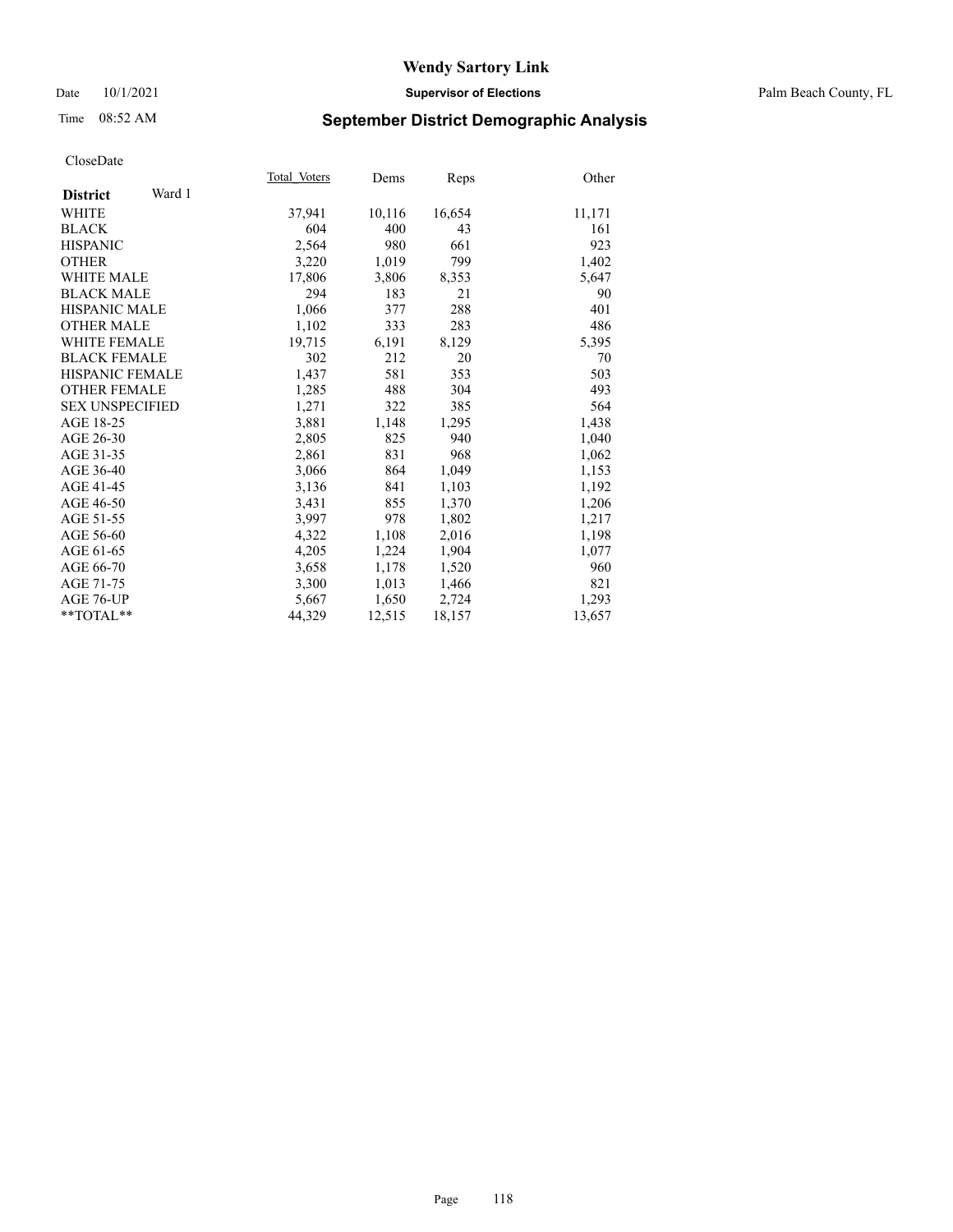# Wendy Sartory Link

Date 10/1/2021 **Supervisor of Elections** Palm Beach County, FL

Time 08:52 AM **September District Demographic Analysis**

CloseDate

| **District** Ward 1 | Total Voters | Dems | Reps | Other |
|---|---|---|---|---|
| WHITE | 37,941 | 10,116 | 16,654 | 11,171 |
| BLACK | 604 | 400 | 43 | 161 |
| HISPANIC | 2,564 | 980 | 661 | 923 |
| OTHER | 3,220 | 1,019 | 799 | 1,402 |
| WHITE MALE | 17,806 | 3,806 | 8,353 | 5,647 |
| BLACK MALE | 294 | 183 | 21 | 90 |
| HISPANIC MALE | 1,066 | 377 | 288 | 401 |
| OTHER MALE | 1,102 | 333 | 283 | 486 |
| WHITE FEMALE | 19,715 | 6,191 | 8,129 | 5,395 |
| BLACK FEMALE | 302 | 212 | 20 | 70 |
| HISPANIC FEMALE | 1,437 | 581 | 353 | 503 |
| OTHER FEMALE | 1,285 | 488 | 304 | 493 |
| SEX UNSPECIFIED | 1,271 | 322 | 385 | 564 |
| AGE 18-25 | 3,881 | 1,148 | 1,295 | 1,438 |
| AGE 26-30 | 2,805 | 825 | 940 | 1,040 |
| AGE 31-35 | 2,861 | 831 | 968 | 1,062 |
| AGE 36-40 | 3,066 | 864 | 1,049 | 1,153 |
| AGE 41-45 | 3,136 | 841 | 1,103 | 1,192 |
| AGE 46-50 | 3,431 | 855 | 1,370 | 1,206 |
| AGE 51-55 | 3,997 | 978 | 1,802 | 1,217 |
| AGE 56-60 | 4,322 | 1,108 | 2,016 | 1,198 |
| AGE 61-65 | 4,205 | 1,224 | 1,904 | 1,077 |
| AGE 66-70 | 3,658 | 1,178 | 1,520 | 960 |
| AGE 71-75 | 3,300 | 1,013 | 1,466 | 821 |
| AGE 76-UP | 5,667 | 1,650 | 2,724 | 1,293 |
| **TOTAL** | 44,329 | 12,515 | 18,157 | 13,657 |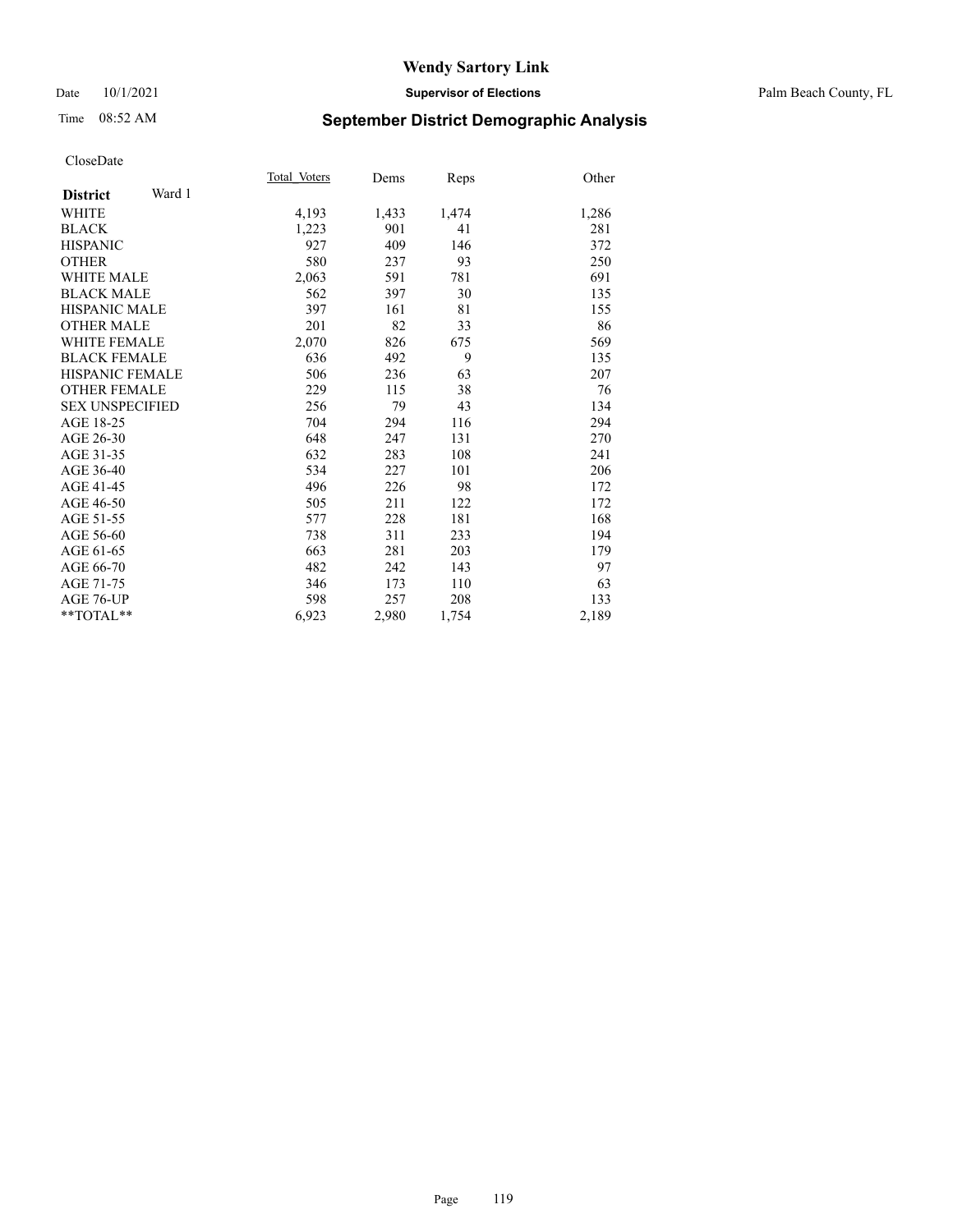# Wendy Sartory Link

Date 10/1/2021 **Supervisor of Elections** Palm Beach County, FL

Time 08:52 AM **September District Demographic Analysis**

CloseDate

| **District** Ward 1 | Total_Voters | Dems | Reps | Other |
|---|---|---|---|---|
| WHITE | 4,193 | 1,433 | 1,474 | 1,286 |
| BLACK | 1,223 | 901 | 41 | 281 |
| HISPANIC | 927 | 409 | 146 | 372 |
| OTHER | 580 | 237 | 93 | 250 |
| WHITE MALE | 2,063 | 591 | 781 | 691 |
| BLACK MALE | 562 | 397 | 30 | 135 |
| HISPANIC MALE | 397 | 161 | 81 | 155 |
| OTHER MALE | 201 | 82 | 33 | 86 |
| WHITE FEMALE | 2,070 | 826 | 675 | 569 |
| BLACK FEMALE | 636 | 492 | 9 | 135 |
| HISPANIC FEMALE | 506 | 236 | 63 | 207 |
| OTHER FEMALE | 229 | 115 | 38 | 76 |
| SEX UNSPECIFIED | 256 | 79 | 43 | 134 |
| AGE 18-25 | 704 | 294 | 116 | 294 |
| AGE 26-30 | 648 | 247 | 131 | 270 |
| AGE 31-35 | 632 | 283 | 108 | 241 |
| AGE 36-40 | 534 | 227 | 101 | 206 |
| AGE 41-45 | 496 | 226 | 98 | 172 |
| AGE 46-50 | 505 | 211 | 122 | 172 |
| AGE 51-55 | 577 | 228 | 181 | 168 |
| AGE 56-60 | 738 | 311 | 233 | 194 |
| AGE 61-65 | 663 | 281 | 203 | 179 |
| AGE 66-70 | 482 | 242 | 143 | 97 |
| AGE 71-75 | 346 | 173 | 110 | 63 |
| AGE 76-UP | 598 | 257 | 208 | 133 |
| **TOTAL** | 6,923 | 2,980 | 1,754 | 2,189 |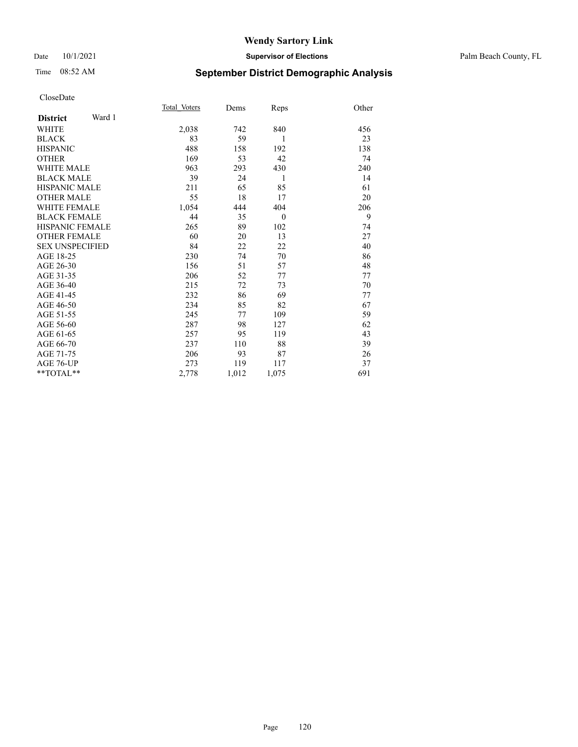# Wendy Sartory Link

Date 10/1/2021 **Supervisor of Elections** Palm Beach County, FL

Time 08:52 AM **September District Demographic Analysis**

CloseDate

| **District** Ward 1 | Total_Voters | Dems | Reps | Other |
|---|---|---|---|---|
| WHITE | 2,038 | 742 | 840 | 456 |
| BLACK | 83 | 59 | 1 | 23 |
| HISPANIC | 488 | 158 | 192 | 138 |
| OTHER | 169 | 53 | 42 | 74 |
| WHITE MALE | 963 | 293 | 430 | 240 |
| BLACK MALE | 39 | 24 | 1 | 14 |
| HISPANIC MALE | 211 | 65 | 85 | 61 |
| OTHER MALE | 55 | 18 | 17 | 20 |
| WHITE FEMALE | 1,054 | 444 | 404 | 206 |
| BLACK FEMALE | 44 | 35 | 0 | 9 |
| HISPANIC FEMALE | 265 | 89 | 102 | 74 |
| OTHER FEMALE | 60 | 20 | 13 | 27 |
| SEX UNSPECIFIED | 84 | 22 | 22 | 40 |
| AGE 18-25 | 230 | 74 | 70 | 86 |
| AGE 26-30 | 156 | 51 | 57 | 48 |
| AGE 31-35 | 206 | 52 | 77 | 77 |
| AGE 36-40 | 215 | 72 | 73 | 70 |
| AGE 41-45 | 232 | 86 | 69 | 77 |
| AGE 46-50 | 234 | 85 | 82 | 67 |
| AGE 51-55 | 245 | 77 | 109 | 59 |
| AGE 56-60 | 287 | 98 | 127 | 62 |
| AGE 61-65 | 257 | 95 | 119 | 43 |
| AGE 66-70 | 237 | 110 | 88 | 39 |
| AGE 71-75 | 206 | 93 | 87 | 26 |
| AGE 76-UP | 273 | 119 | 117 | 37 |
| **TOTAL** | 2,778 | 1,012 | 1,075 | 691 |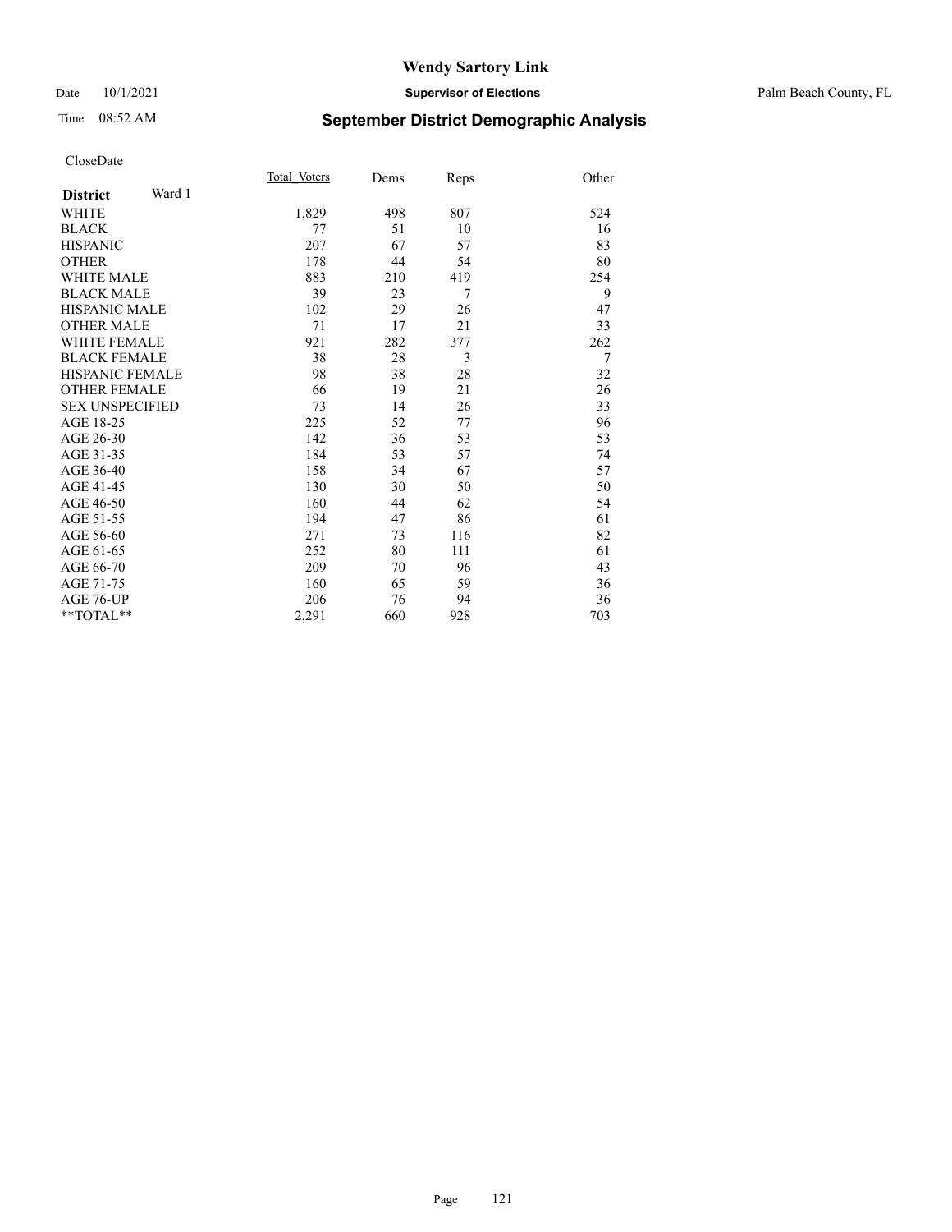# Wendy Sartory Link

Date 10/1/2021 **Supervisor of Elections** Palm Beach County, FL

Time 08:52 AM

## September District Demographic Analysis

CloseDate

| **District** Ward 1 | Total_Voters | Dems | Reps | Other |
|---|---|---|---|---|
| WHITE | 1,829 | 498 | 807 | 524 |
| BLACK | 77 | 51 | 10 | 16 |
| HISPANIC | 207 | 67 | 57 | 83 |
| OTHER | 178 | 44 | 54 | 80 |
| WHITE MALE | 883 | 210 | 419 | 254 |
| BLACK MALE | 39 | 23 | 7 | 9 |
| HISPANIC MALE | 102 | 29 | 26 | 47 |
| OTHER MALE | 71 | 17 | 21 | 33 |
| WHITE FEMALE | 921 | 282 | 377 | 262 |
| BLACK FEMALE | 38 | 28 | 3 | 7 |
| HISPANIC FEMALE | 98 | 38 | 28 | 32 |
| OTHER FEMALE | 66 | 19 | 21 | 26 |
| SEX UNSPECIFIED | 73 | 14 | 26 | 33 |
| AGE 18-25 | 225 | 52 | 77 | 96 |
| AGE 26-30 | 142 | 36 | 53 | 53 |
| AGE 31-35 | 184 | 53 | 57 | 74 |
| AGE 36-40 | 158 | 34 | 67 | 57 |
| AGE 41-45 | 130 | 30 | 50 | 50 |
| AGE 46-50 | 160 | 44 | 62 | 54 |
| AGE 51-55 | 194 | 47 | 86 | 61 |
| AGE 56-60 | 271 | 73 | 116 | 82 |
| AGE 61-65 | 252 | 80 | 111 | 61 |
| AGE 66-70 | 209 | 70 | 96 | 43 |
| AGE 71-75 | 160 | 65 | 59 | 36 |
| AGE 76-UP | 206 | 76 | 94 | 36 |
| **TOTAL** | 2,291 | 660 | 928 | 703 |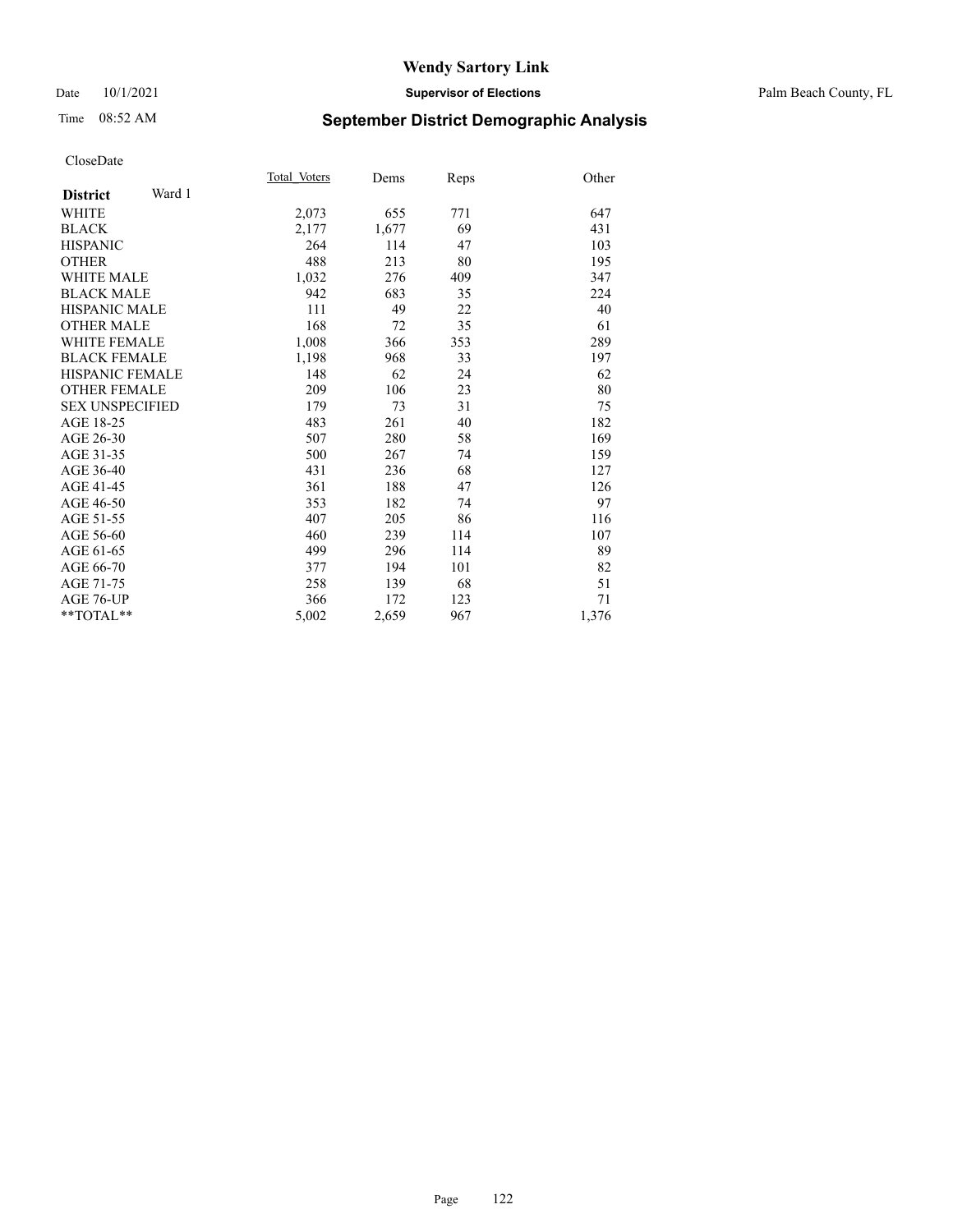Wendy Sartory Link

Date 10/1/2021 **Supervisor of Elections** Palm Beach County, FL

Time 08:52 AM **September District Demographic Analysis**

CloseDate

| **District** Ward 1 | Total Voters | Dems | Reps | Other |
|---|---|---|---|---|
| WHITE | 2,073 | 655 | 771 | 647 |
| BLACK | 2,177 | 1,677 | 69 | 431 |
| HISPANIC | 264 | 114 | 47 | 103 |
| OTHER | 488 | 213 | 80 | 195 |
| WHITE MALE | 1,032 | 276 | 409 | 347 |
| BLACK MALE | 942 | 683 | 35 | 224 |
| HISPANIC MALE | 111 | 49 | 22 | 40 |
| OTHER MALE | 168 | 72 | 35 | 61 |
| WHITE FEMALE | 1,008 | 366 | 353 | 289 |
| BLACK FEMALE | 1,198 | 968 | 33 | 197 |
| HISPANIC FEMALE | 148 | 62 | 24 | 62 |
| OTHER FEMALE | 209 | 106 | 23 | 80 |
| SEX UNSPECIFIED | 179 | 73 | 31 | 75 |
| AGE 18-25 | 483 | 261 | 40 | 182 |
| AGE 26-30 | 507 | 280 | 58 | 169 |
| AGE 31-35 | 500 | 267 | 74 | 159 |
| AGE 36-40 | 431 | 236 | 68 | 127 |
| AGE 41-45 | 361 | 188 | 47 | 126 |
| AGE 46-50 | 353 | 182 | 74 | 97 |
| AGE 51-55 | 407 | 205 | 86 | 116 |
| AGE 56-60 | 460 | 239 | 114 | 107 |
| AGE 61-65 | 499 | 296 | 114 | 89 |
| AGE 66-70 | 377 | 194 | 101 | 82 |
| AGE 71-75 | 258 | 139 | 68 | 51 |
| AGE 76-UP | 366 | 172 | 123 | 71 |
| **TOTAL** | 5,002 | 2,659 | 967 | 1,376 |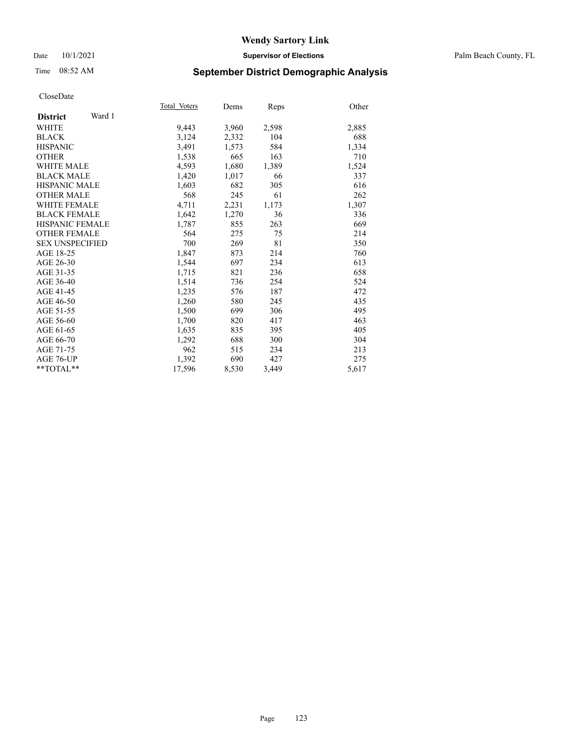# Wendy Sartory Link

Date 10/1/2021 **Supervisor of Elections** Palm Beach County, FL

Time 08:52 AM

## September District Demographic Analysis

CloseDate

| **District** Ward 1 | Total Voters | Dems | Reps | Other |
|---|---|---|---|---|
| WHITE | 9,443 | 3,960 | 2,598 | 2,885 |
| BLACK | 3,124 | 2,332 | 104 | 688 |
| HISPANIC | 3,491 | 1,573 | 584 | 1,334 |
| OTHER | 1,538 | 665 | 163 | 710 |
| WHITE MALE | 4,593 | 1,680 | 1,389 | 1,524 |
| BLACK MALE | 1,420 | 1,017 | 66 | 337 |
| HISPANIC MALE | 1,603 | 682 | 305 | 616 |
| OTHER MALE | 568 | 245 | 61 | 262 |
| WHITE FEMALE | 4,711 | 2,231 | 1,173 | 1,307 |
| BLACK FEMALE | 1,642 | 1,270 | 36 | 336 |
| HISPANIC FEMALE | 1,787 | 855 | 263 | 669 |
| OTHER FEMALE | 564 | 275 | 75 | 214 |
| SEX UNSPECIFIED | 700 | 269 | 81 | 350 |
| AGE 18-25 | 1,847 | 873 | 214 | 760 |
| AGE 26-30 | 1,544 | 697 | 234 | 613 |
| AGE 31-35 | 1,715 | 821 | 236 | 658 |
| AGE 36-40 | 1,514 | 736 | 254 | 524 |
| AGE 41-45 | 1,235 | 576 | 187 | 472 |
| AGE 46-50 | 1,260 | 580 | 245 | 435 |
| AGE 51-55 | 1,500 | 699 | 306 | 495 |
| AGE 56-60 | 1,700 | 820 | 417 | 463 |
| AGE 61-65 | 1,635 | 835 | 395 | 405 |
| AGE 66-70 | 1,292 | 688 | 300 | 304 |
| AGE 71-75 | 962 | 515 | 234 | 213 |
| AGE 76-UP | 1,392 | 690 | 427 | 275 |
| **TOTAL** | 17,596 | 8,530 | 3,449 | 5,617 |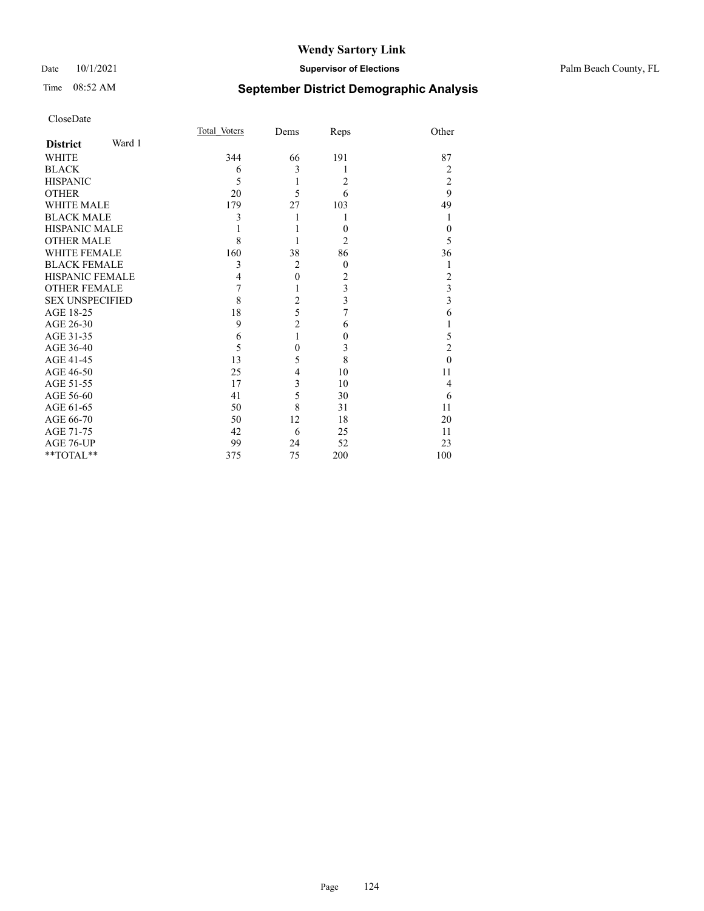# Wendy Sartory Link

Date 10/1/2021 **Supervisor of Elections** Palm Beach County, FL

Time 08:52 AM **September District Demographic Analysis**

CloseDate

| **District** Ward 1 | Total_Voters | Dems | Reps | Other |
|---|---|---|---|---|
| WHITE | 344 | 66 | 191 | 87 |
| BLACK | 6 | 3 | 1 | 2 |
| HISPANIC | 5 | 1 | 2 | 2 |
| OTHER | 20 | 5 | 6 | 9 |
| WHITE MALE | 179 | 27 | 103 | 49 |
| BLACK MALE | 3 | 1 | 1 | 1 |
| HISPANIC MALE | 1 | 1 | 0 | 0 |
| OTHER MALE | 8 | 1 | 2 | 5 |
| WHITE FEMALE | 160 | 38 | 86 | 36 |
| BLACK FEMALE | 3 | 2 | 0 | 1 |
| HISPANIC FEMALE | 4 | 0 | 2 | 2 |
| OTHER FEMALE | 7 | 1 | 3 | 3 |
| SEX UNSPECIFIED | 8 | 2 | 3 | 3 |
| AGE 18-25 | 18 | 5 | 7 | 6 |
| AGE 26-30 | 9 | 2 | 6 | 1 |
| AGE 31-35 | 6 | 1 | 0 | 5 |
| AGE 36-40 | 5 | 0 | 3 | 2 |
| AGE 41-45 | 13 | 5 | 8 | 0 |
| AGE 46-50 | 25 | 4 | 10 | 11 |
| AGE 51-55 | 17 | 3 | 10 | 4 |
| AGE 56-60 | 41 | 5 | 30 | 6 |
| AGE 61-65 | 50 | 8 | 31 | 11 |
| AGE 66-70 | 50 | 12 | 18 | 20 |
| AGE 71-75 | 42 | 6 | 25 | 11 |
| AGE 76-UP | 99 | 24 | 52 | 23 |
| **TOTAL** | 375 | 75 | 200 | 100 |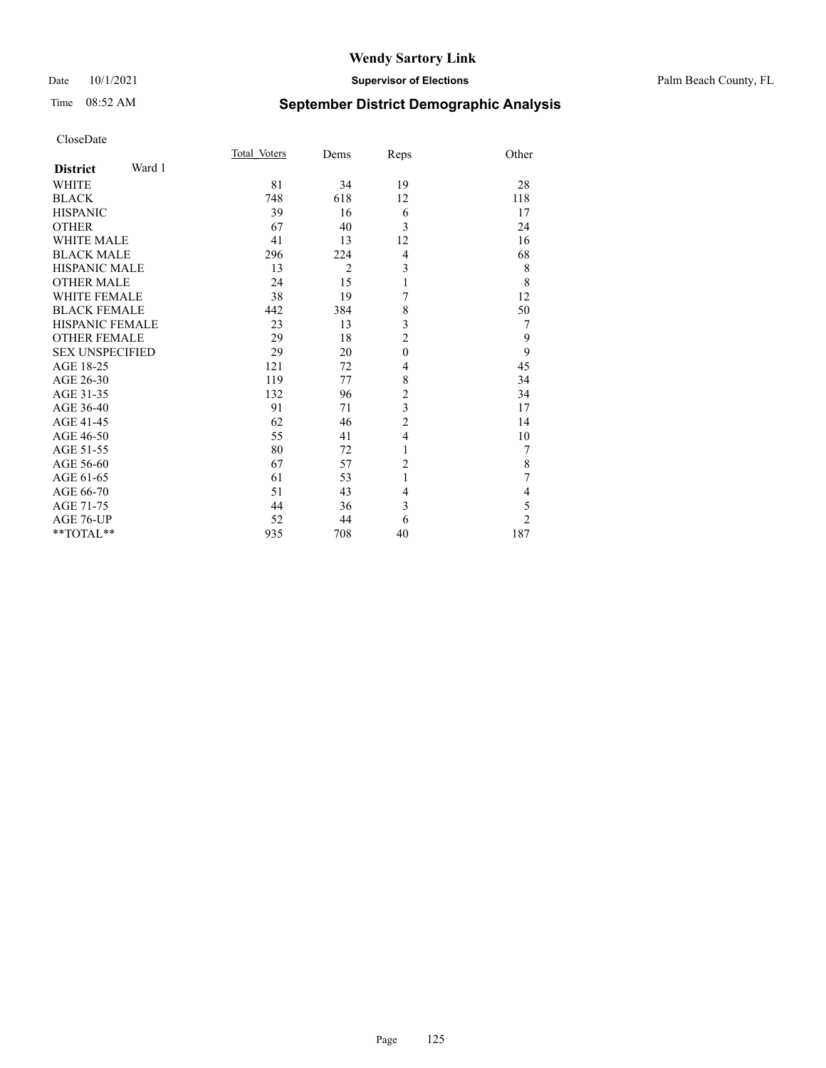# Wendy Sartory Link

Date 10/1/2021 **Supervisor of Elections** Palm Beach County, FL

Time 08:52 AM **September District Demographic Analysis**

CloseDate

| **District** Ward 1 | Total_Voters | Dems | Reps | Other |
|---|---|---|---|---|
| WHITE | 81 | 34 | 19 | 28 |
| BLACK | 748 | 618 | 12 | 118 |
| HISPANIC | 39 | 16 | 6 | 17 |
| OTHER | 67 | 40 | 3 | 24 |
| WHITE MALE | 41 | 13 | 12 | 16 |
| BLACK MALE | 296 | 224 | 4 | 68 |
| HISPANIC MALE | 13 | 2 | 3 | 8 |
| OTHER MALE | 24 | 15 | 1 | 8 |
| WHITE FEMALE | 38 | 19 | 7 | 12 |
| BLACK FEMALE | 442 | 384 | 8 | 50 |
| HISPANIC FEMALE | 23 | 13 | 3 | 7 |
| OTHER FEMALE | 29 | 18 | 2 | 9 |
| SEX UNSPECIFIED | 29 | 20 | 0 | 9 |
| AGE 18-25 | 121 | 72 | 4 | 45 |
| AGE 26-30 | 119 | 77 | 8 | 34 |
| AGE 31-35 | 132 | 96 | 2 | 34 |
| AGE 36-40 | 91 | 71 | 3 | 17 |
| AGE 41-45 | 62 | 46 | 2 | 14 |
| AGE 46-50 | 55 | 41 | 4 | 10 |
| AGE 51-55 | 80 | 72 | 1 | 7 |
| AGE 56-60 | 67 | 57 | 2 | 8 |
| AGE 61-65 | 61 | 53 | 1 | 7 |
| AGE 66-70 | 51 | 43 | 4 | 4 |
| AGE 71-75 | 44 | 36 | 3 | 5 |
| AGE 76-UP | 52 | 44 | 6 | 2 |
| **TOTAL** | 935 | 708 | 40 | 187 |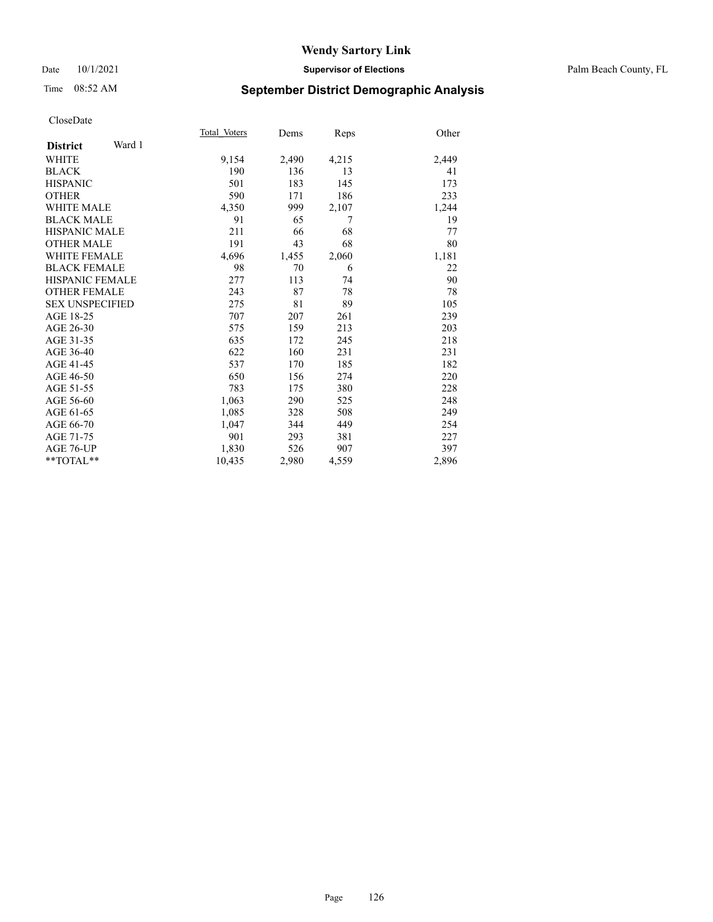# Wendy Sartory Link

Date 10/1/2021 **Supervisor of Elections** Palm Beach County, FL

Time 08:52 AM **September District Demographic Analysis**

CloseDate

| **District** Ward 1 | Total_Voters | Dems | Reps | Other |
|---|---|---|---|---|
| WHITE | 9,154 | 2,490 | 4,215 | 2,449 |
| BLACK | 190 | 136 | 13 | 41 |
| HISPANIC | 501 | 183 | 145 | 173 |
| OTHER | 590 | 171 | 186 | 233 |
| WHITE MALE | 4,350 | 999 | 2,107 | 1,244 |
| BLACK MALE | 91 | 65 | 7 | 19 |
| HISPANIC MALE | 211 | 66 | 68 | 77 |
| OTHER MALE | 191 | 43 | 68 | 80 |
| WHITE FEMALE | 4,696 | 1,455 | 2,060 | 1,181 |
| BLACK FEMALE | 98 | 70 | 6 | 22 |
| HISPANIC FEMALE | 277 | 113 | 74 | 90 |
| OTHER FEMALE | 243 | 87 | 78 | 78 |
| SEX UNSPECIFIED | 275 | 81 | 89 | 105 |
| AGE 18-25 | 707 | 207 | 261 | 239 |
| AGE 26-30 | 575 | 159 | 213 | 203 |
| AGE 31-35 | 635 | 172 | 245 | 218 |
| AGE 36-40 | 622 | 160 | 231 | 231 |
| AGE 41-45 | 537 | 170 | 185 | 182 |
| AGE 46-50 | 650 | 156 | 274 | 220 |
| AGE 51-55 | 783 | 175 | 380 | 228 |
| AGE 56-60 | 1,063 | 290 | 525 | 248 |
| AGE 61-65 | 1,085 | 328 | 508 | 249 |
| AGE 66-70 | 1,047 | 344 | 449 | 254 |
| AGE 71-75 | 901 | 293 | 381 | 227 |
| AGE 76-UP | 1,830 | 526 | 907 | 397 |
| **TOTAL** | 10,435 | 2,980 | 4,559 | 2,896 |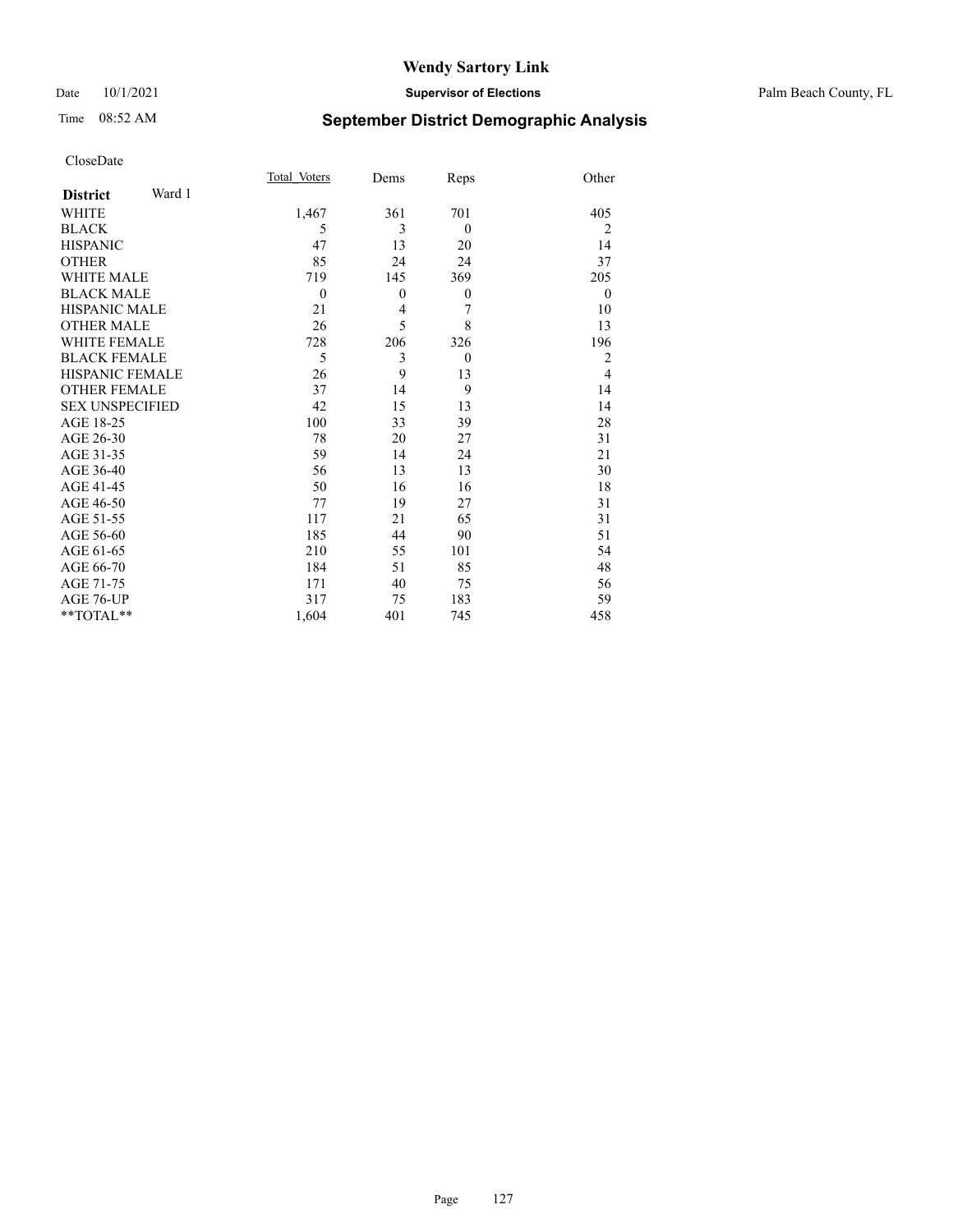**Wendy Sartory Link**

Date 10/1/2021 **Supervisor of Elections** Palm Beach County, FL

Time 08:52 AM

## September District Demographic Analysis

CloseDate

| **District** Ward 1 | Total Voters | Dems | Reps | Other |
|---|---|---|---|---|
| WHITE | 1,467 | 361 | 701 | 405 |
| BLACK | 5 | 3 | 0 | 2 |
| HISPANIC | 47 | 13 | 20 | 14 |
| OTHER | 85 | 24 | 24 | 37 |
| WHITE MALE | 719 | 145 | 369 | 205 |
| BLACK MALE | 0 | 0 | 0 | 0 |
| HISPANIC MALE | 21 | 4 | 7 | 10 |
| OTHER MALE | 26 | 5 | 8 | 13 |
| WHITE FEMALE | 728 | 206 | 326 | 196 |
| BLACK FEMALE | 5 | 3 | 0 | 2 |
| HISPANIC FEMALE | 26 | 9 | 13 | 4 |
| OTHER FEMALE | 37 | 14 | 9 | 14 |
| SEX UNSPECIFIED | 42 | 15 | 13 | 14 |
| AGE 18-25 | 100 | 33 | 39 | 28 |
| AGE 26-30 | 78 | 20 | 27 | 31 |
| AGE 31-35 | 59 | 14 | 24 | 21 |
| AGE 36-40 | 56 | 13 | 13 | 30 |
| AGE 41-45 | 50 | 16 | 16 | 18 |
| AGE 46-50 | 77 | 19 | 27 | 31 |
| AGE 51-55 | 117 | 21 | 65 | 31 |
| AGE 56-60 | 185 | 44 | 90 | 51 |
| AGE 61-65 | 210 | 55 | 101 | 54 |
| AGE 66-70 | 184 | 51 | 85 | 48 |
| AGE 71-75 | 171 | 40 | 75 | 56 |
| AGE 76-UP | 317 | 75 | 183 | 59 |
| **TOTAL** | 1,604 | 401 | 745 | 458 |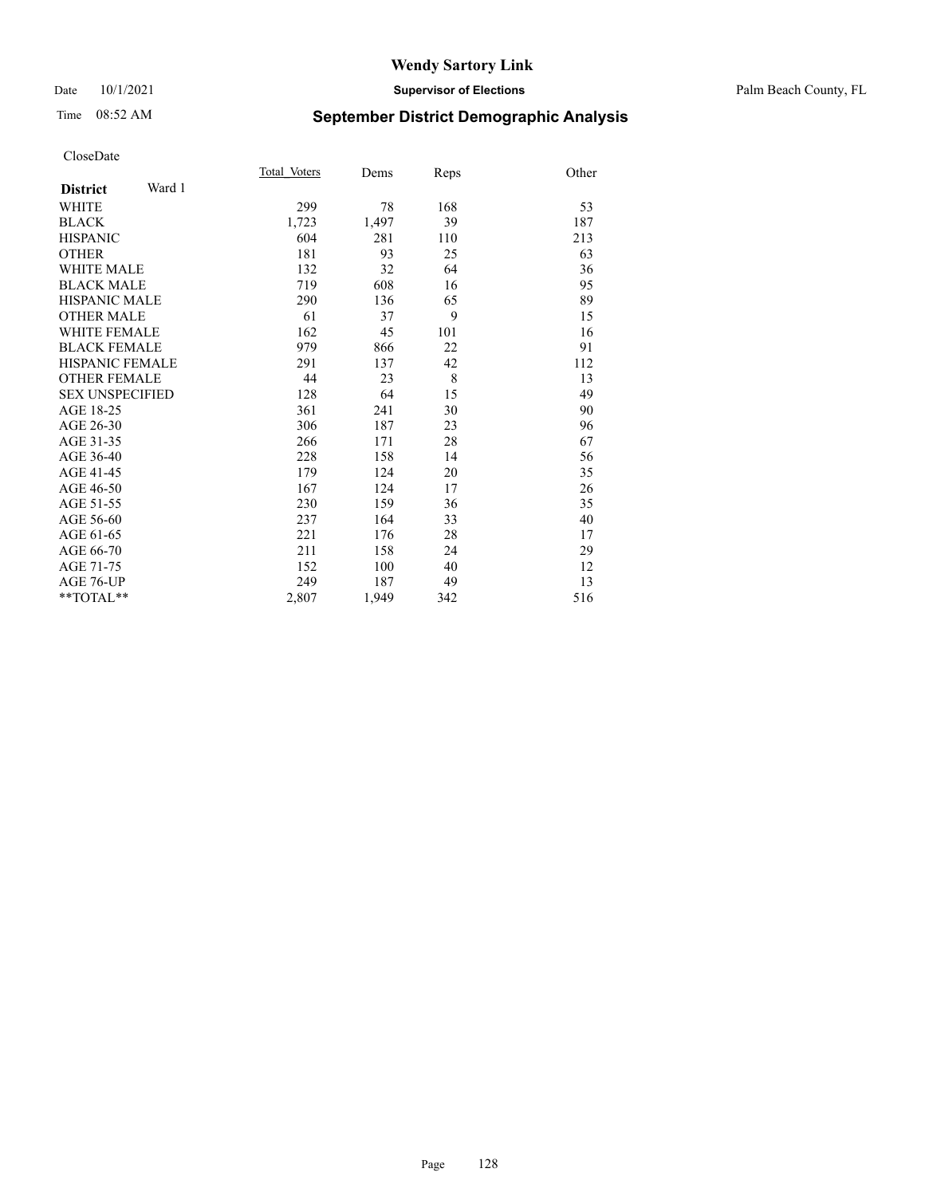# Wendy Sartory Link

Date 10/1/2021 **Supervisor of Elections** Palm Beach County, FL

Time 08:52 AM **September District Demographic Analysis**

CloseDate

| **District** Ward 1 | Total Voters | Dems | Reps | Other |
|---|---|---|---|---|
| WHITE | 299 | 78 | 168 | 53 |
| BLACK | 1,723 | 1,497 | 39 | 187 |
| HISPANIC | 604 | 281 | 110 | 213 |
| OTHER | 181 | 93 | 25 | 63 |
| WHITE MALE | 132 | 32 | 64 | 36 |
| BLACK MALE | 719 | 608 | 16 | 95 |
| HISPANIC MALE | 290 | 136 | 65 | 89 |
| OTHER MALE | 61 | 37 | 9 | 15 |
| WHITE FEMALE | 162 | 45 | 101 | 16 |
| BLACK FEMALE | 979 | 866 | 22 | 91 |
| HISPANIC FEMALE | 291 | 137 | 42 | 112 |
| OTHER FEMALE | 44 | 23 | 8 | 13 |
| SEX UNSPECIFIED | 128 | 64 | 15 | 49 |
| AGE 18-25 | 361 | 241 | 30 | 90 |
| AGE 26-30 | 306 | 187 | 23 | 96 |
| AGE 31-35 | 266 | 171 | 28 | 67 |
| AGE 36-40 | 228 | 158 | 14 | 56 |
| AGE 41-45 | 179 | 124 | 20 | 35 |
| AGE 46-50 | 167 | 124 | 17 | 26 |
| AGE 51-55 | 230 | 159 | 36 | 35 |
| AGE 56-60 | 237 | 164 | 33 | 40 |
| AGE 61-65 | 221 | 176 | 28 | 17 |
| AGE 66-70 | 211 | 158 | 24 | 29 |
| AGE 71-75 | 152 | 100 | 40 | 12 |
| AGE 76-UP | 249 | 187 | 49 | 13 |
| **TOTAL** | 2,807 | 1,949 | 342 | 516 |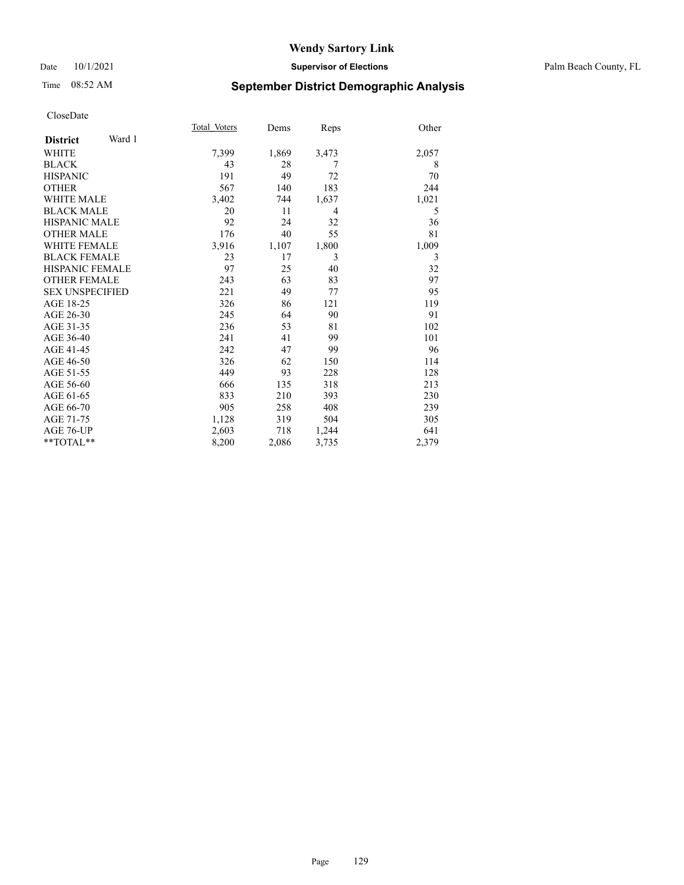# Wendy Sartory Link

Date 10/1/2021 **Supervisor of Elections** Palm Beach County, FL

Time 08:52 AM

## September District Demographic Analysis

CloseDate

| **District** Ward 1 | Total_Voters | Dems | Reps | Other |
|---|---|---|---|---|
| WHITE | 7,399 | 1,869 | 3,473 | 2,057 |
| BLACK | 43 | 28 | 7 | 8 |
| HISPANIC | 191 | 49 | 72 | 70 |
| OTHER | 567 | 140 | 183 | 244 |
| WHITE MALE | 3,402 | 744 | 1,637 | 1,021 |
| BLACK MALE | 20 | 11 | 4 | 5 |
| HISPANIC MALE | 92 | 24 | 32 | 36 |
| OTHER MALE | 176 | 40 | 55 | 81 |
| WHITE FEMALE | 3,916 | 1,107 | 1,800 | 1,009 |
| BLACK FEMALE | 23 | 17 | 3 | 3 |
| HISPANIC FEMALE | 97 | 25 | 40 | 32 |
| OTHER FEMALE | 243 | 63 | 83 | 97 |
| SEX UNSPECIFIED | 221 | 49 | 77 | 95 |
| AGE 18-25 | 326 | 86 | 121 | 119 |
| AGE 26-30 | 245 | 64 | 90 | 91 |
| AGE 31-35 | 236 | 53 | 81 | 102 |
| AGE 36-40 | 241 | 41 | 99 | 101 |
| AGE 41-45 | 242 | 47 | 99 | 96 |
| AGE 46-50 | 326 | 62 | 150 | 114 |
| AGE 51-55 | 449 | 93 | 228 | 128 |
| AGE 56-60 | 666 | 135 | 318 | 213 |
| AGE 61-65 | 833 | 210 | 393 | 230 |
| AGE 66-70 | 905 | 258 | 408 | 239 |
| AGE 71-75 | 1,128 | 319 | 504 | 305 |
| AGE 76-UP | 2,603 | 718 | 1,244 | 641 |
| **TOTAL** | 8,200 | 2,086 | 3,735 | 2,379 |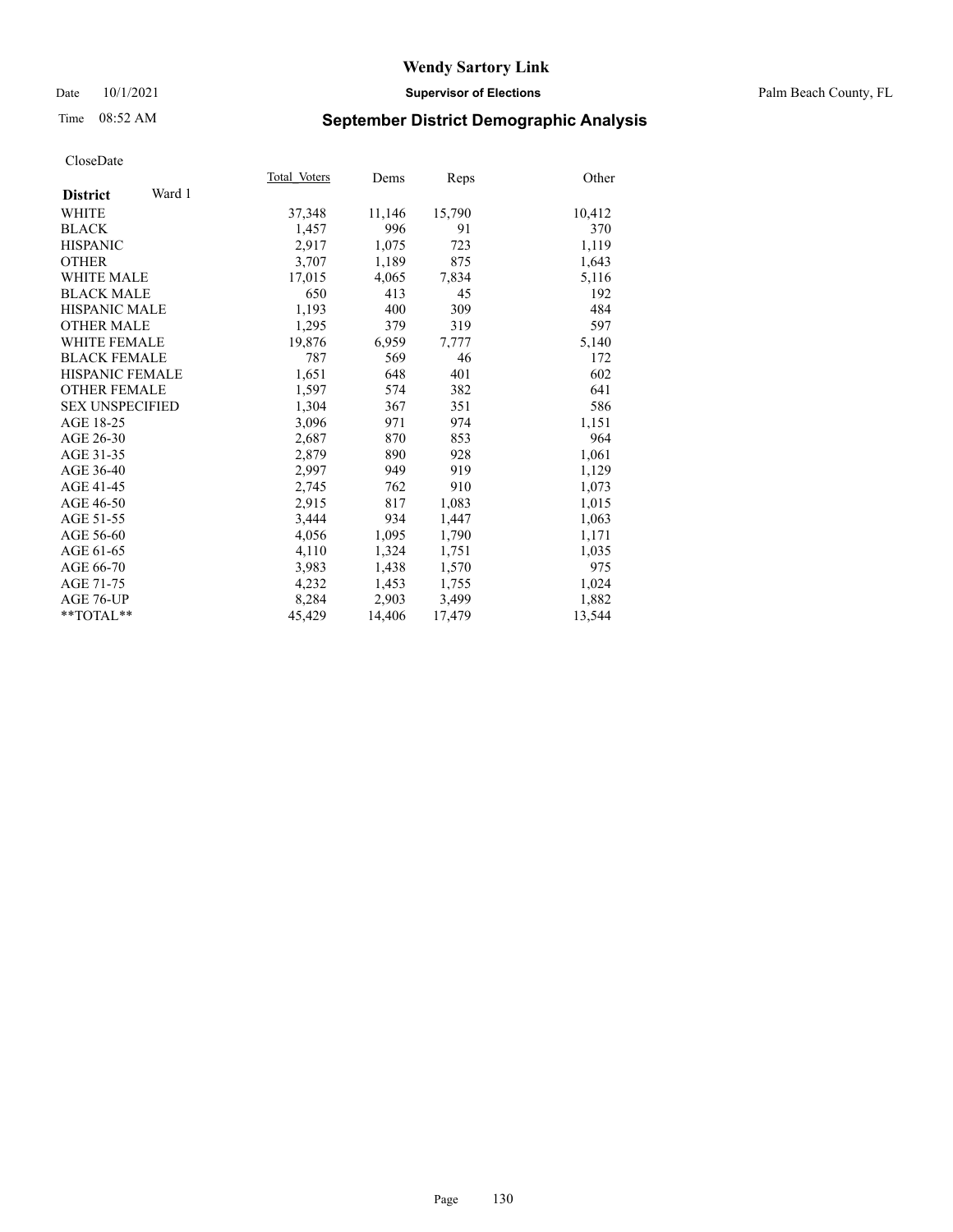# Wendy Sartory Link

Date 10/1/2021 **Supervisor of Elections** Palm Beach County, FL

Time 08:52 AM **September District Demographic Analysis**

CloseDate

| **District** Ward 1 | Total Voters | Dems | Reps | Other |
|---|---|---|---|---|
| WHITE | 37,348 | 11,146 | 15,790 | 10,412 |
| BLACK | 1,457 | 996 | 91 | 370 |
| HISPANIC | 2,917 | 1,075 | 723 | 1,119 |
| OTHER | 3,707 | 1,189 | 875 | 1,643 |
| WHITE MALE | 17,015 | 4,065 | 7,834 | 5,116 |
| BLACK MALE | 650 | 413 | 45 | 192 |
| HISPANIC MALE | 1,193 | 400 | 309 | 484 |
| OTHER MALE | 1,295 | 379 | 319 | 597 |
| WHITE FEMALE | 19,876 | 6,959 | 7,777 | 5,140 |
| BLACK FEMALE | 787 | 569 | 46 | 172 |
| HISPANIC FEMALE | 1,651 | 648 | 401 | 602 |
| OTHER FEMALE | 1,597 | 574 | 382 | 641 |
| SEX UNSPECIFIED | 1,304 | 367 | 351 | 586 |
| AGE 18-25 | 3,096 | 971 | 974 | 1,151 |
| AGE 26-30 | 2,687 | 870 | 853 | 964 |
| AGE 31-35 | 2,879 | 890 | 928 | 1,061 |
| AGE 36-40 | 2,997 | 949 | 919 | 1,129 |
| AGE 41-45 | 2,745 | 762 | 910 | 1,073 |
| AGE 46-50 | 2,915 | 817 | 1,083 | 1,015 |
| AGE 51-55 | 3,444 | 934 | 1,447 | 1,063 |
| AGE 56-60 | 4,056 | 1,095 | 1,790 | 1,171 |
| AGE 61-65 | 4,110 | 1,324 | 1,751 | 1,035 |
| AGE 66-70 | 3,983 | 1,438 | 1,570 | 975 |
| AGE 71-75 | 4,232 | 1,453 | 1,755 | 1,024 |
| AGE 76-UP | 8,284 | 2,903 | 3,499 | 1,882 |
| **TOTAL** | 45,429 | 14,406 | 17,479 | 13,544 |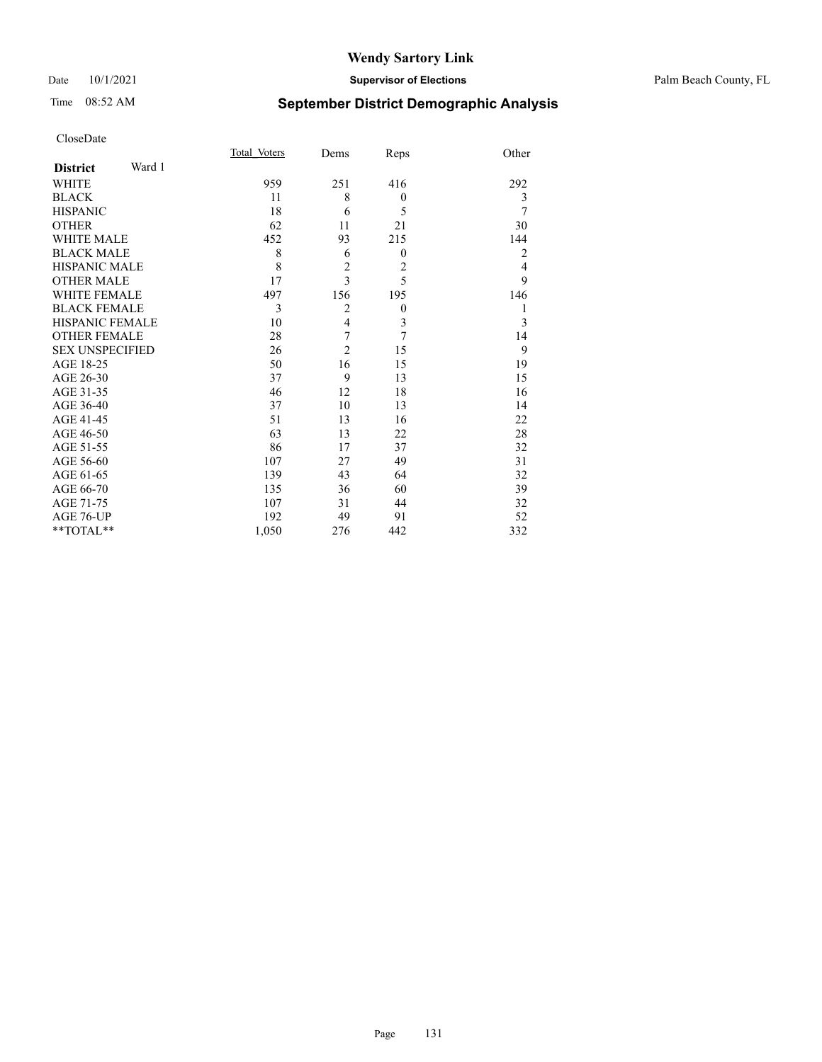# Wendy Sartory Link

Date 10/1/2021 **Supervisor of Elections** Palm Beach County, FL

Time 08:52 AM **September District Demographic Analysis**

CloseDate

| **District** Ward 1 | Total Voters | Dems | Reps | Other |
|---|---|---|---|---|
| WHITE | 959 | 251 | 416 | 292 |
| BLACK | 11 | 8 | 0 | 3 |
| HISPANIC | 18 | 6 | 5 | 7 |
| OTHER | 62 | 11 | 21 | 30 |
| WHITE MALE | 452 | 93 | 215 | 144 |
| BLACK MALE | 8 | 6 | 0 | 2 |
| HISPANIC MALE | 8 | 2 | 2 | 4 |
| OTHER MALE | 17 | 3 | 5 | 9 |
| WHITE FEMALE | 497 | 156 | 195 | 146 |
| BLACK FEMALE | 3 | 2 | 0 | 1 |
| HISPANIC FEMALE | 10 | 4 | 3 | 3 |
| OTHER FEMALE | 28 | 7 | 7 | 14 |
| SEX UNSPECIFIED | 26 | 2 | 15 | 9 |
| AGE 18-25 | 50 | 16 | 15 | 19 |
| AGE 26-30 | 37 | 9 | 13 | 15 |
| AGE 31-35 | 46 | 12 | 18 | 16 |
| AGE 36-40 | 37 | 10 | 13 | 14 |
| AGE 41-45 | 51 | 13 | 16 | 22 |
| AGE 46-50 | 63 | 13 | 22 | 28 |
| AGE 51-55 | 86 | 17 | 37 | 32 |
| AGE 56-60 | 107 | 27 | 49 | 31 |
| AGE 61-65 | 139 | 43 | 64 | 32 |
| AGE 66-70 | 135 | 36 | 60 | 39 |
| AGE 71-75 | 107 | 31 | 44 | 32 |
| AGE 76-UP | 192 | 49 | 91 | 52 |
| **TOTAL** | 1,050 | 276 | 442 | 332 |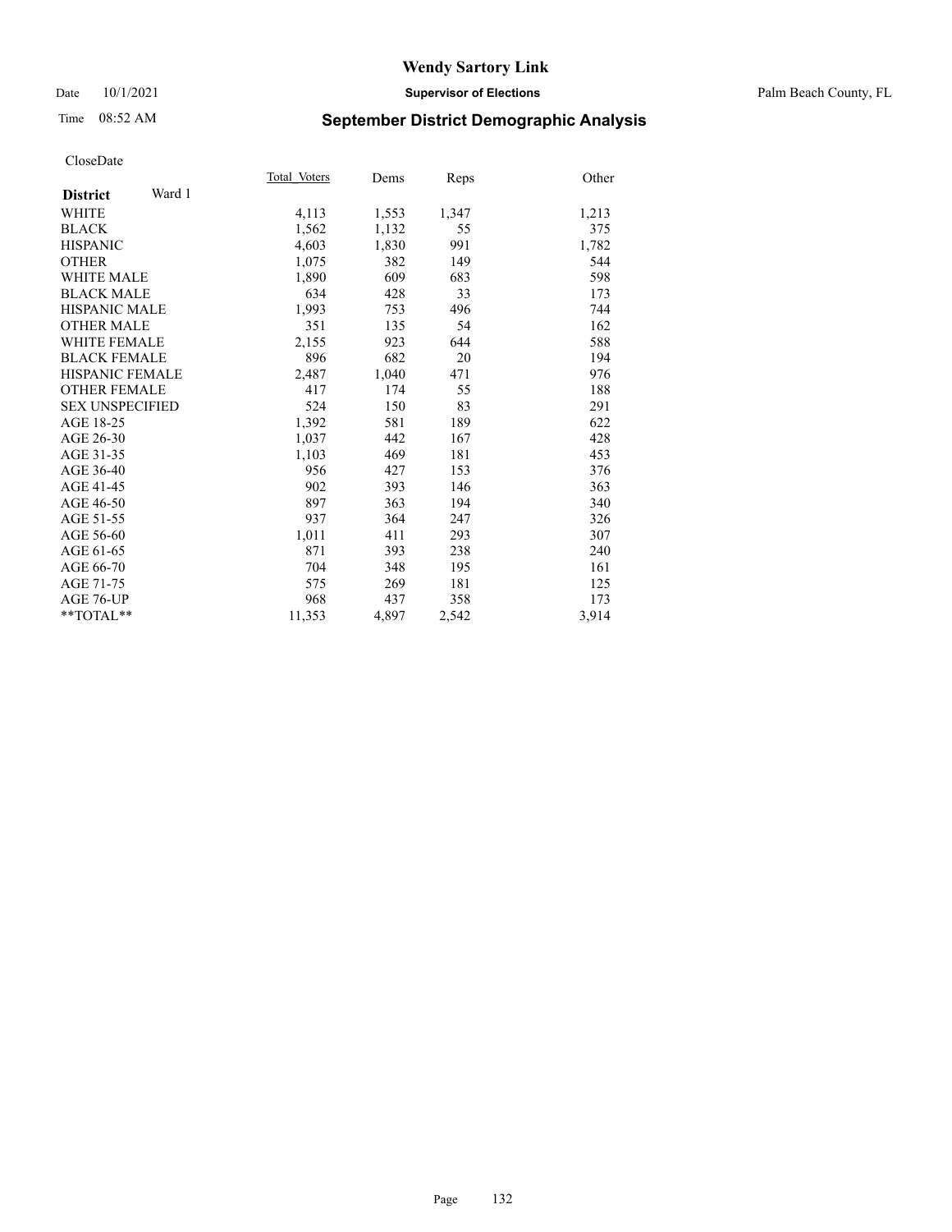# Wendy Sartory Link

Date 10/1/2021 **Supervisor of Elections** Palm Beach County, FL

Time 08:52 AM **September District Demographic Analysis**

CloseDate

| **District** Ward 1 | Total Voters | Dems | Reps | Other |
|---|---|---|---|---|
| WHITE | 4,113 | 1,553 | 1,347 | 1,213 |
| BLACK | 1,562 | 1,132 | 55 | 375 |
| HISPANIC | 4,603 | 1,830 | 991 | 1,782 |
| OTHER | 1,075 | 382 | 149 | 544 |
| WHITE MALE | 1,890 | 609 | 683 | 598 |
| BLACK MALE | 634 | 428 | 33 | 173 |
| HISPANIC MALE | 1,993 | 753 | 496 | 744 |
| OTHER MALE | 351 | 135 | 54 | 162 |
| WHITE FEMALE | 2,155 | 923 | 644 | 588 |
| BLACK FEMALE | 896 | 682 | 20 | 194 |
| HISPANIC FEMALE | 2,487 | 1,040 | 471 | 976 |
| OTHER FEMALE | 417 | 174 | 55 | 188 |
| SEX UNSPECIFIED | 524 | 150 | 83 | 291 |
| AGE 18-25 | 1,392 | 581 | 189 | 622 |
| AGE 26-30 | 1,037 | 442 | 167 | 428 |
| AGE 31-35 | 1,103 | 469 | 181 | 453 |
| AGE 36-40 | 956 | 427 | 153 | 376 |
| AGE 41-45 | 902 | 393 | 146 | 363 |
| AGE 46-50 | 897 | 363 | 194 | 340 |
| AGE 51-55 | 937 | 364 | 247 | 326 |
| AGE 56-60 | 1,011 | 411 | 293 | 307 |
| AGE 61-65 | 871 | 393 | 238 | 240 |
| AGE 66-70 | 704 | 348 | 195 | 161 |
| AGE 71-75 | 575 | 269 | 181 | 125 |
| AGE 76-UP | 968 | 437 | 358 | 173 |
| **TOTAL** | 11,353 | 4,897 | 2,542 | 3,914 |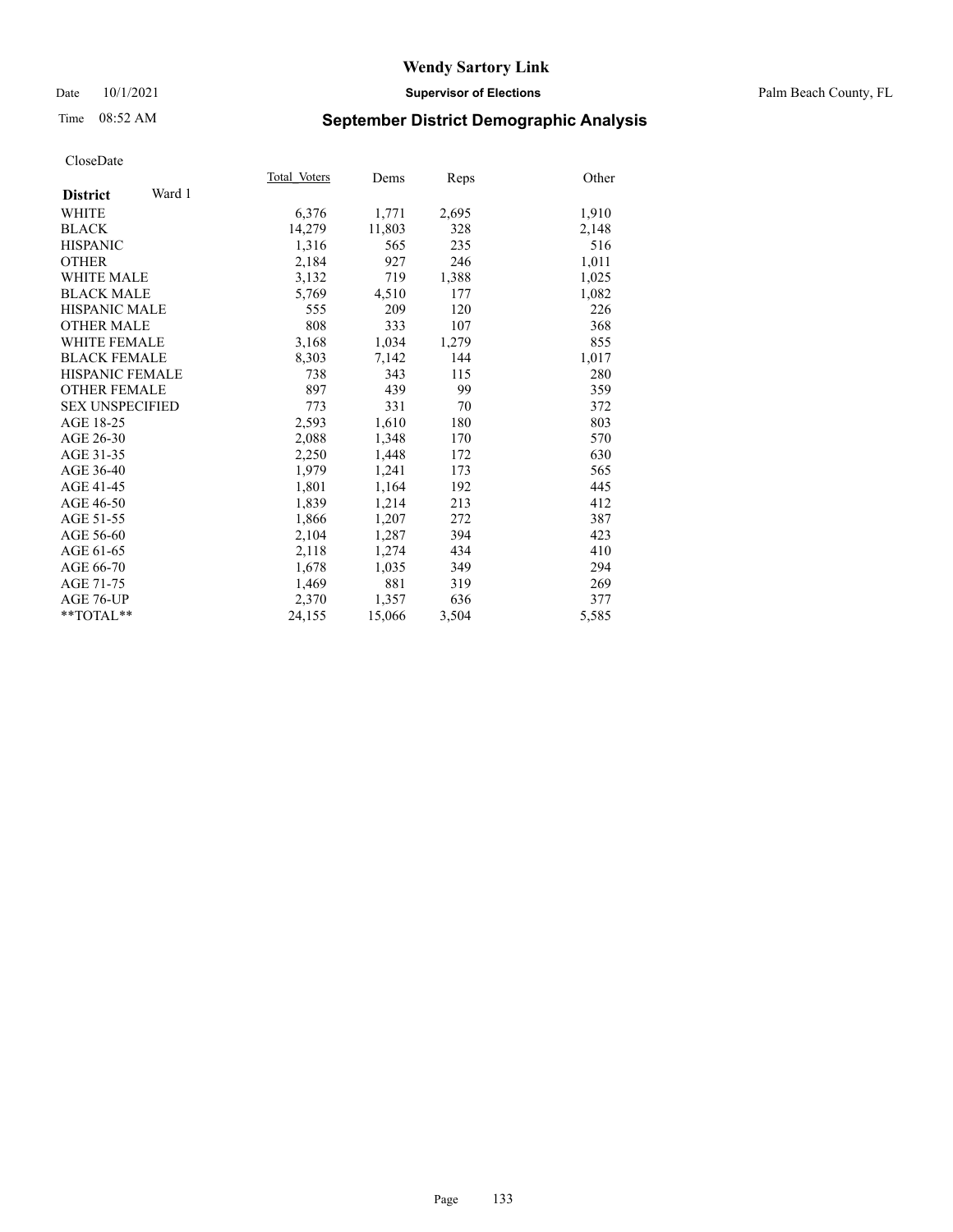CloseDate

| District Ward 1 | Total_Voters | Dems | Reps | Other |
|---|---|---|---|---|
| WHITE | 6,376 | 1,771 | 2,695 | 1,910 |
| BLACK | 14,279 | 11,803 | 328 | 2,148 |
| HISPANIC | 1,316 | 565 | 235 | 516 |
| OTHER | 2,184 | 927 | 246 | 1,011 |
| WHITE MALE | 3,132 | 719 | 1,388 | 1,025 |
| BLACK MALE | 5,769 | 4,510 | 177 | 1,082 |
| HISPANIC MALE | 555 | 209 | 120 | 226 |
| OTHER MALE | 808 | 333 | 107 | 368 |
| WHITE FEMALE | 3,168 | 1,034 | 1,279 | 855 |
| BLACK FEMALE | 8,303 | 7,142 | 144 | 1,017 |
| HISPANIC FEMALE | 738 | 343 | 115 | 280 |
| OTHER FEMALE | 897 | 439 | 99 | 359 |
| SEX UNSPECIFIED | 773 | 331 | 70 | 372 |
| AGE 18-25 | 2,593 | 1,610 | 180 | 803 |
| AGE 26-30 | 2,088 | 1,348 | 170 | 570 |
| AGE 31-35 | 2,250 | 1,448 | 172 | 630 |
| AGE 36-40 | 1,979 | 1,241 | 173 | 565 |
| AGE 41-45 | 1,801 | 1,164 | 192 | 445 |
| AGE 46-50 | 1,839 | 1,214 | 213 | 412 |
| AGE 51-55 | 1,866 | 1,207 | 272 | 387 |
| AGE 56-60 | 2,104 | 1,287 | 394 | 423 |
| AGE 61-65 | 2,118 | 1,274 | 434 | 410 |
| AGE 66-70 | 1,678 | 1,035 | 349 | 294 |
| AGE 71-75 | 1,469 | 881 | 319 | 269 |
| AGE 76-UP | 2,370 | 1,357 | 636 | 377 |
| **TOTAL** | 24,155 | 15,066 | 3,504 | 5,585 |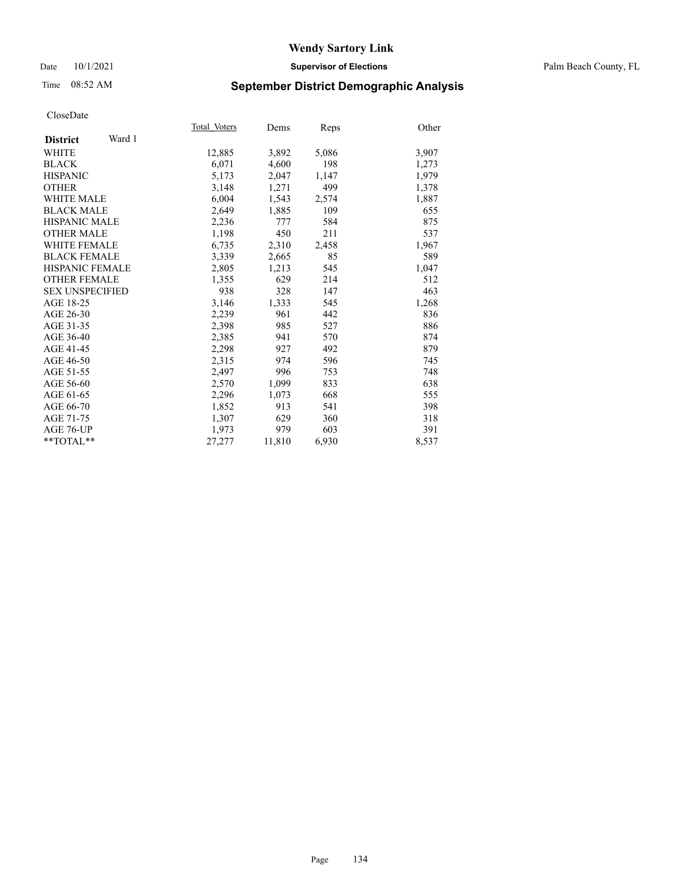# Wendy Sartory Link

Date 10/1/2021 **Supervisor of Elections** Palm Beach County, FL

Time 08:52 AM

## September District Demographic Analysis

CloseDate

| **District** Ward 1 | Total Voters | Dems | Reps | Other |
|---|---|---|---|---|
| WHITE | 12,885 | 3,892 | 5,086 | 3,907 |
| BLACK | 6,071 | 4,600 | 198 | 1,273 |
| HISPANIC | 5,173 | 2,047 | 1,147 | 1,979 |
| OTHER | 3,148 | 1,271 | 499 | 1,378 |
| WHITE MALE | 6,004 | 1,543 | 2,574 | 1,887 |
| BLACK MALE | 2,649 | 1,885 | 109 | 655 |
| HISPANIC MALE | 2,236 | 777 | 584 | 875 |
| OTHER MALE | 1,198 | 450 | 211 | 537 |
| WHITE FEMALE | 6,735 | 2,310 | 2,458 | 1,967 |
| BLACK FEMALE | 3,339 | 2,665 | 85 | 589 |
| HISPANIC FEMALE | 2,805 | 1,213 | 545 | 1,047 |
| OTHER FEMALE | 1,355 | 629 | 214 | 512 |
| SEX UNSPECIFIED | 938 | 328 | 147 | 463 |
| AGE 18-25 | 3,146 | 1,333 | 545 | 1,268 |
| AGE 26-30 | 2,239 | 961 | 442 | 836 |
| AGE 31-35 | 2,398 | 985 | 527 | 886 |
| AGE 36-40 | 2,385 | 941 | 570 | 874 |
| AGE 41-45 | 2,298 | 927 | 492 | 879 |
| AGE 46-50 | 2,315 | 974 | 596 | 745 |
| AGE 51-55 | 2,497 | 996 | 753 | 748 |
| AGE 56-60 | 2,570 | 1,099 | 833 | 638 |
| AGE 61-65 | 2,296 | 1,073 | 668 | 555 |
| AGE 66-70 | 1,852 | 913 | 541 | 398 |
| AGE 71-75 | 1,307 | 629 | 360 | 318 |
| AGE 76-UP | 1,973 | 979 | 603 | 391 |
| **TOTAL** | 27,277 | 11,810 | 6,930 | 8,537 |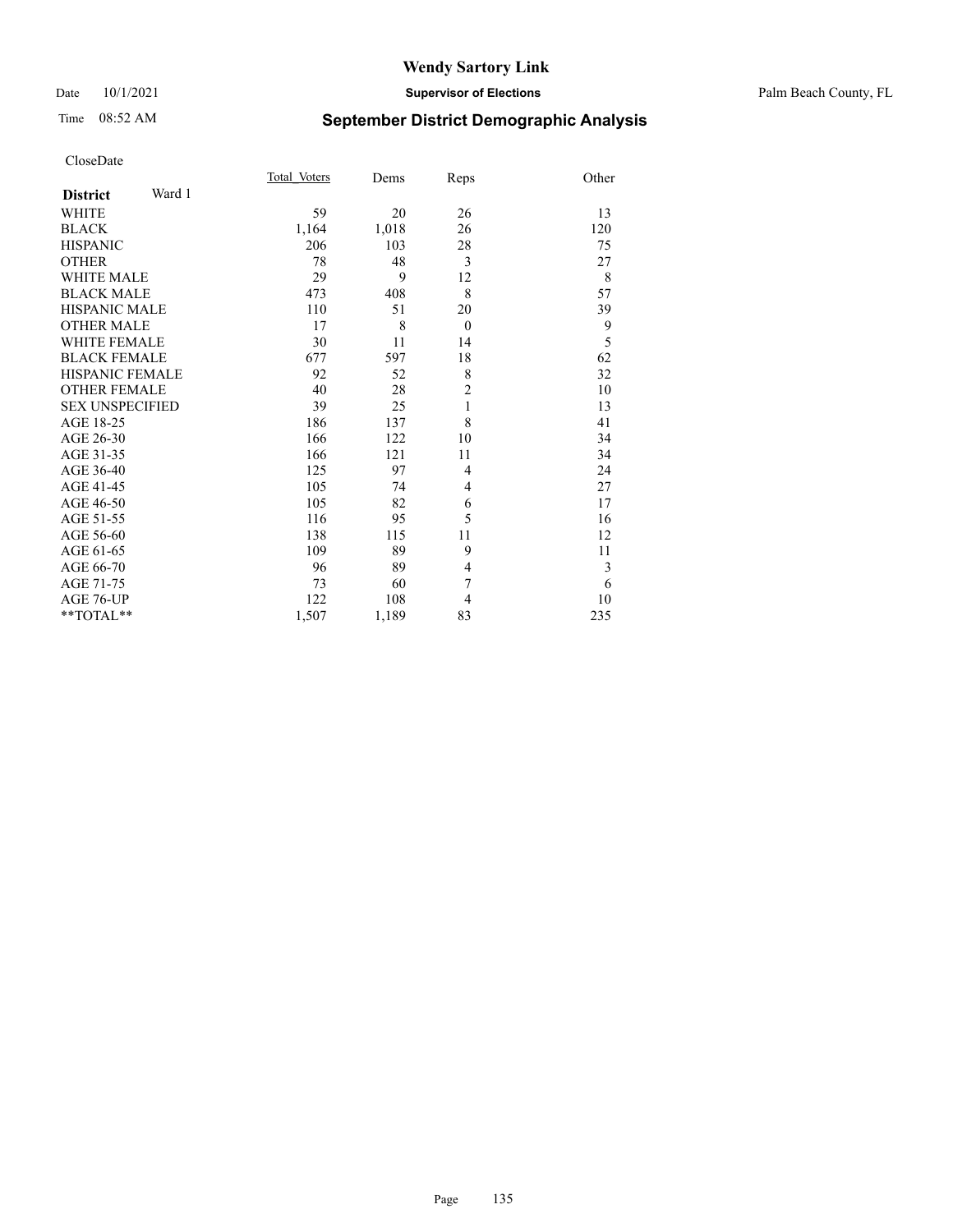# Wendy Sartory Link

Date 10/1/2021 **Supervisor of Elections** Palm Beach County, FL

Time 08:52 AM **September District Demographic Analysis**

CloseDate

| **District** Ward 1 | Total_Voters | Dems | Reps | Other |
|---|---|---|---|---|
| WHITE | 59 | 20 | 26 | 13 |
| BLACK | 1,164 | 1,018 | 26 | 120 |
| HISPANIC | 206 | 103 | 28 | 75 |
| OTHER | 78 | 48 | 3 | 27 |
| WHITE MALE | 29 | 9 | 12 | 8 |
| BLACK MALE | 473 | 408 | 8 | 57 |
| HISPANIC MALE | 110 | 51 | 20 | 39 |
| OTHER MALE | 17 | 8 | 0 | 9 |
| WHITE FEMALE | 30 | 11 | 14 | 5 |
| BLACK FEMALE | 677 | 597 | 18 | 62 |
| HISPANIC FEMALE | 92 | 52 | 8 | 32 |
| OTHER FEMALE | 40 | 28 | 2 | 10 |
| SEX UNSPECIFIED | 39 | 25 | 1 | 13 |
| AGE 18-25 | 186 | 137 | 8 | 41 |
| AGE 26-30 | 166 | 122 | 10 | 34 |
| AGE 31-35 | 166 | 121 | 11 | 34 |
| AGE 36-40 | 125 | 97 | 4 | 24 |
| AGE 41-45 | 105 | 74 | 4 | 27 |
| AGE 46-50 | 105 | 82 | 6 | 17 |
| AGE 51-55 | 116 | 95 | 5 | 16 |
| AGE 56-60 | 138 | 115 | 11 | 12 |
| AGE 61-65 | 109 | 89 | 9 | 11 |
| AGE 66-70 | 96 | 89 | 4 | 3 |
| AGE 71-75 | 73 | 60 | 7 | 6 |
| AGE 76-UP | 122 | 108 | 4 | 10 |
| **TOTAL** | 1,507 | 1,189 | 83 | 235 |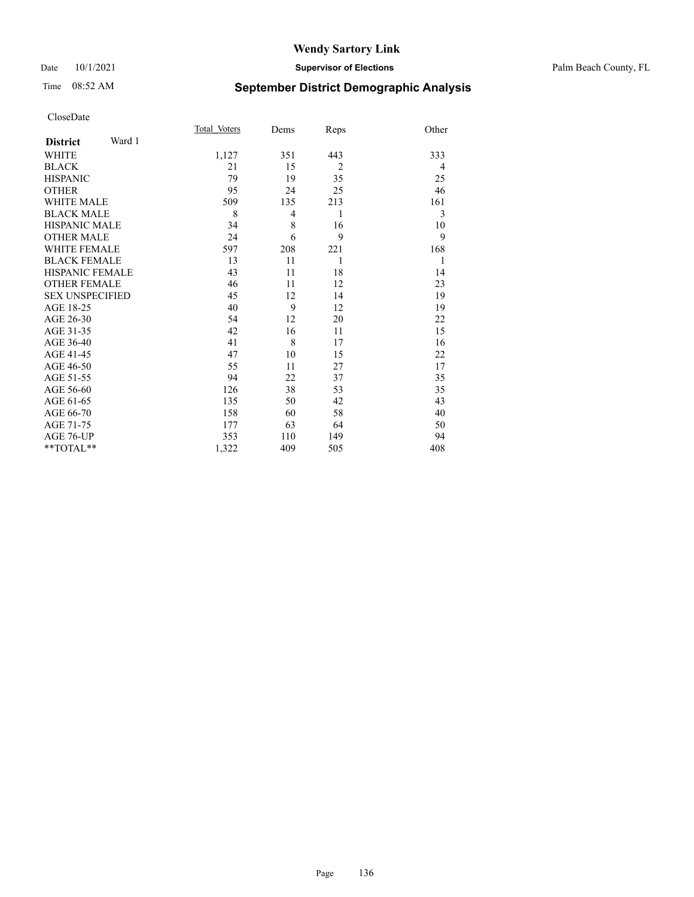# Wendy Sartory Link

Date 10/1/2021 **Supervisor of Elections** Palm Beach County, FL

Time 08:52 AM

## September District Demographic Analysis

CloseDate

| **District** Ward 1 | Total_Voters | Dems | Reps | Other |
|---|---|---|---|---|
| WHITE | 1,127 | 351 | 443 | 333 |
| BLACK | 21 | 15 | 2 | 4 |
| HISPANIC | 79 | 19 | 35 | 25 |
| OTHER | 95 | 24 | 25 | 46 |
| WHITE MALE | 509 | 135 | 213 | 161 |
| BLACK MALE | 8 | 4 | 1 | 3 |
| HISPANIC MALE | 34 | 8 | 16 | 10 |
| OTHER MALE | 24 | 6 | 9 | 9 |
| WHITE FEMALE | 597 | 208 | 221 | 168 |
| BLACK FEMALE | 13 | 11 | 1 | 1 |
| HISPANIC FEMALE | 43 | 11 | 18 | 14 |
| OTHER FEMALE | 46 | 11 | 12 | 23 |
| SEX UNSPECIFIED | 45 | 12 | 14 | 19 |
| AGE 18-25 | 40 | 9 | 12 | 19 |
| AGE 26-30 | 54 | 12 | 20 | 22 |
| AGE 31-35 | 42 | 16 | 11 | 15 |
| AGE 36-40 | 41 | 8 | 17 | 16 |
| AGE 41-45 | 47 | 10 | 15 | 22 |
| AGE 46-50 | 55 | 11 | 27 | 17 |
| AGE 51-55 | 94 | 22 | 37 | 35 |
| AGE 56-60 | 126 | 38 | 53 | 35 |
| AGE 61-65 | 135 | 50 | 42 | 43 |
| AGE 66-70 | 158 | 60 | 58 | 40 |
| AGE 71-75 | 177 | 63 | 64 | 50 |
| AGE 76-UP | 353 | 110 | 149 | 94 |
| **TOTAL** | 1,322 | 409 | 505 | 408 |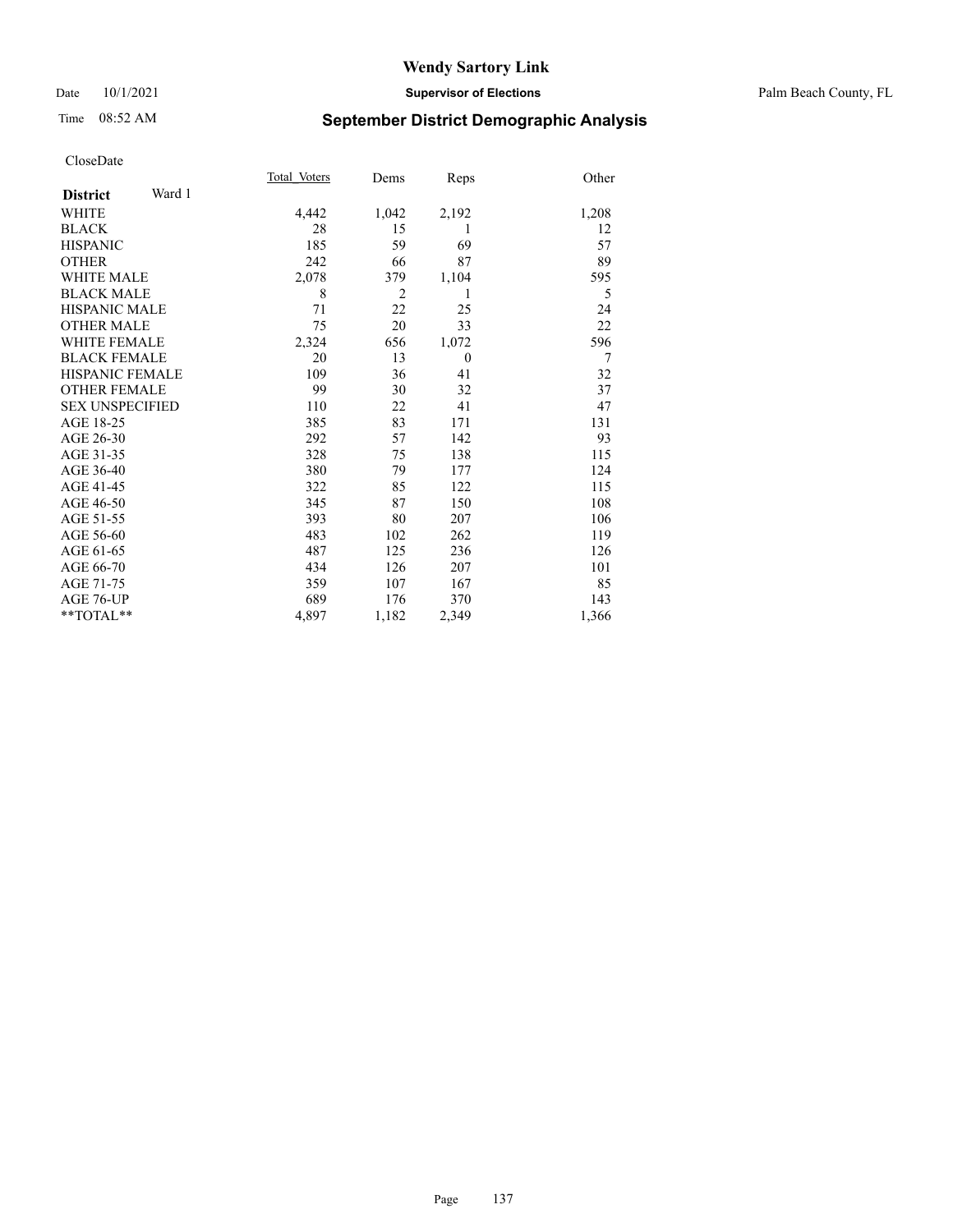# Wendy Sartory Link

Date 10/1/2021 **Supervisor of Elections** Palm Beach County, FL

Time 08:52 AM

## September District Demographic Analysis

CloseDate

| **District** Ward 1 | Total Voters | Dems | Reps | Other |
|---|---|---|---|---|
| WHITE | 4,442 | 1,042 | 2,192 | 1,208 |
| BLACK | 28 | 15 | 1 | 12 |
| HISPANIC | 185 | 59 | 69 | 57 |
| OTHER | 242 | 66 | 87 | 89 |
| WHITE MALE | 2,078 | 379 | 1,104 | 595 |
| BLACK MALE | 8 | 2 | 1 | 5 |
| HISPANIC MALE | 71 | 22 | 25 | 24 |
| OTHER MALE | 75 | 20 | 33 | 22 |
| WHITE FEMALE | 2,324 | 656 | 1,072 | 596 |
| BLACK FEMALE | 20 | 13 | 0 | 7 |
| HISPANIC FEMALE | 109 | 36 | 41 | 32 |
| OTHER FEMALE | 99 | 30 | 32 | 37 |
| SEX UNSPECIFIED | 110 | 22 | 41 | 47 |
| AGE 18-25 | 385 | 83 | 171 | 131 |
| AGE 26-30 | 292 | 57 | 142 | 93 |
| AGE 31-35 | 328 | 75 | 138 | 115 |
| AGE 36-40 | 380 | 79 | 177 | 124 |
| AGE 41-45 | 322 | 85 | 122 | 115 |
| AGE 46-50 | 345 | 87 | 150 | 108 |
| AGE 51-55 | 393 | 80 | 207 | 106 |
| AGE 56-60 | 483 | 102 | 262 | 119 |
| AGE 61-65 | 487 | 125 | 236 | 126 |
| AGE 66-70 | 434 | 126 | 207 | 101 |
| AGE 71-75 | 359 | 107 | 167 | 85 |
| AGE 76-UP | 689 | 176 | 370 | 143 |
| **TOTAL** | 4,897 | 1,182 | 2,349 | 1,366 |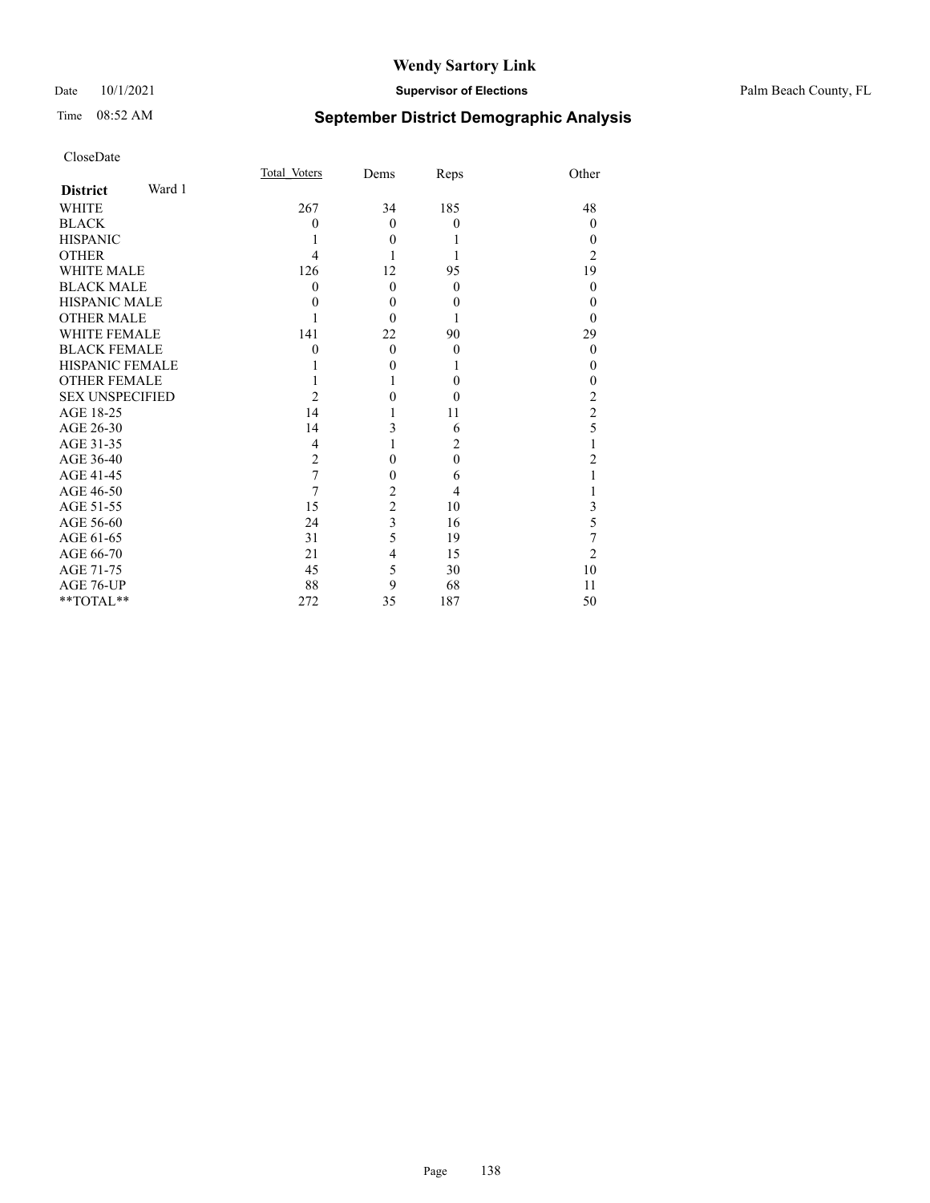CloseDate

| District Ward 1 | Total_Voters | Dems | Reps | Other |
|---|---|---|---|---|
| WHITE | 267 | 34 | 185 | 48 |
| BLACK | 0 | 0 | 0 | 0 |
| HISPANIC | 1 | 0 | 1 | 0 |
| OTHER | 4 | 1 | 1 | 2 |
| WHITE MALE | 126 | 12 | 95 | 19 |
| BLACK MALE | 0 | 0 | 0 | 0 |
| HISPANIC MALE | 0 | 0 | 0 | 0 |
| OTHER MALE | 1 | 0 | 1 | 0 |
| WHITE FEMALE | 141 | 22 | 90 | 29 |
| BLACK FEMALE | 0 | 0 | 0 | 0 |
| HISPANIC FEMALE | 1 | 0 | 1 | 0 |
| OTHER FEMALE | 1 | 1 | 0 | 0 |
| SEX UNSPECIFIED | 2 | 0 | 0 | 2 |
| AGE 18-25 | 14 | 1 | 11 | 2 |
| AGE 26-30 | 14 | 3 | 6 | 5 |
| AGE 31-35 | 4 | 1 | 2 | 1 |
| AGE 36-40 | 2 | 0 | 0 | 2 |
| AGE 41-45 | 7 | 0 | 6 | 1 |
| AGE 46-50 | 7 | 2 | 4 | 1 |
| AGE 51-55 | 15 | 2 | 10 | 3 |
| AGE 56-60 | 24 | 3 | 16 | 5 |
| AGE 61-65 | 31 | 5 | 19 | 7 |
| AGE 66-70 | 21 | 4 | 15 | 2 |
| AGE 71-75 | 45 | 5 | 30 | 10 |
| AGE 76-UP | 88 | 9 | 68 | 11 |
| **TOTAL** | 272 | 35 | 187 | 50 |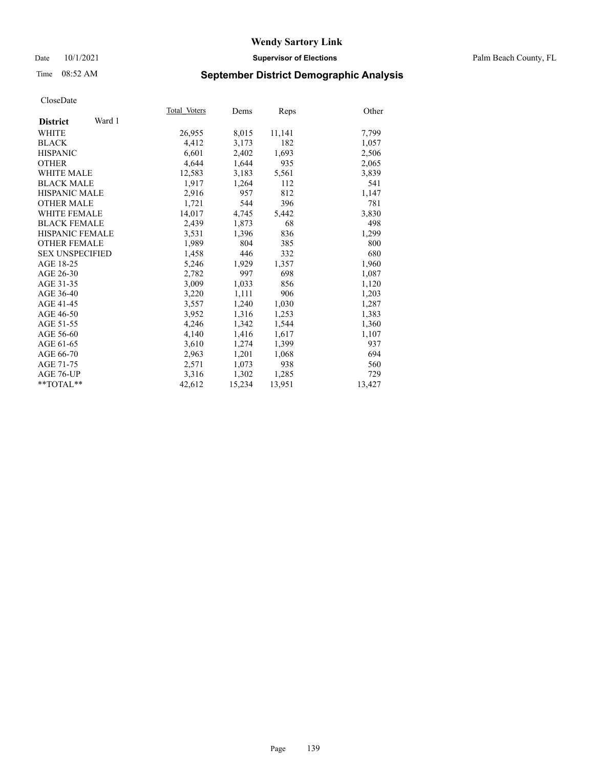# Wendy Sartory Link

Date 10/1/2021 — **Supervisor of Elections** — Palm Beach County, FL

Time 08:52 AM — **September District Demographic Analysis**

CloseDate

| **District** Ward 1 | Total_Voters | Dems | Reps | Other |
|---|---|---|---|---|
| WHITE | 26,955 | 8,015 | 11,141 | 7,799 |
| BLACK | 4,412 | 3,173 | 182 | 1,057 |
| HISPANIC | 6,601 | 2,402 | 1,693 | 2,506 |
| OTHER | 4,644 | 1,644 | 935 | 2,065 |
| WHITE MALE | 12,583 | 3,183 | 5,561 | 3,839 |
| BLACK MALE | 1,917 | 1,264 | 112 | 541 |
| HISPANIC MALE | 2,916 | 957 | 812 | 1,147 |
| OTHER MALE | 1,721 | 544 | 396 | 781 |
| WHITE FEMALE | 14,017 | 4,745 | 5,442 | 3,830 |
| BLACK FEMALE | 2,439 | 1,873 | 68 | 498 |
| HISPANIC FEMALE | 3,531 | 1,396 | 836 | 1,299 |
| OTHER FEMALE | 1,989 | 804 | 385 | 800 |
| SEX UNSPECIFIED | 1,458 | 446 | 332 | 680 |
| AGE 18-25 | 5,246 | 1,929 | 1,357 | 1,960 |
| AGE 26-30 | 2,782 | 997 | 698 | 1,087 |
| AGE 31-35 | 3,009 | 1,033 | 856 | 1,120 |
| AGE 36-40 | 3,220 | 1,111 | 906 | 1,203 |
| AGE 41-45 | 3,557 | 1,240 | 1,030 | 1,287 |
| AGE 46-50 | 3,952 | 1,316 | 1,253 | 1,383 |
| AGE 51-55 | 4,246 | 1,342 | 1,544 | 1,360 |
| AGE 56-60 | 4,140 | 1,416 | 1,617 | 1,107 |
| AGE 61-65 | 3,610 | 1,274 | 1,399 | 937 |
| AGE 66-70 | 2,963 | 1,201 | 1,068 | 694 |
| AGE 71-75 | 2,571 | 1,073 | 938 | 560 |
| AGE 76-UP | 3,316 | 1,302 | 1,285 | 729 |
| **TOTAL** | 42,612 | 15,234 | 13,951 | 13,427 |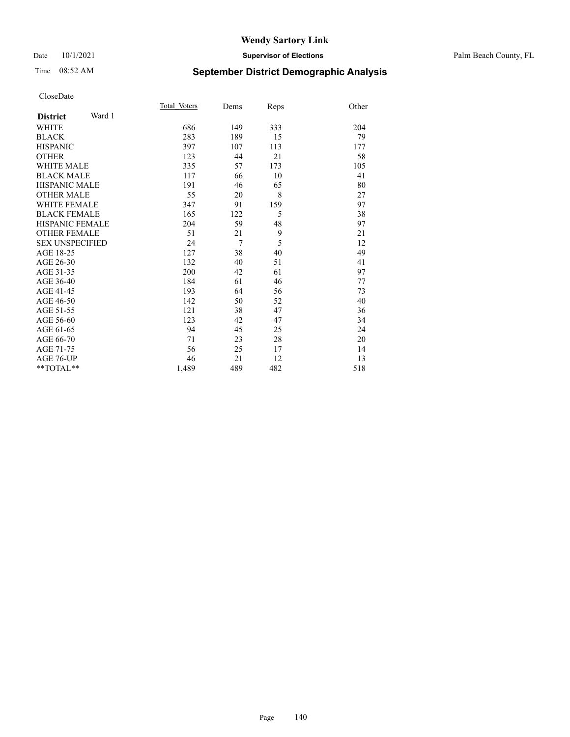# Wendy Sartory Link

Date 10/1/2021 **Supervisor of Elections** Palm Beach County, FL

Time 08:52 AM **September District Demographic Analysis**

CloseDate

| **District** Ward 1 | Total Voters | Dems | Reps | Other |
|---|---|---|---|---|
| WHITE | 686 | 149 | 333 | 204 |
| BLACK | 283 | 189 | 15 | 79 |
| HISPANIC | 397 | 107 | 113 | 177 |
| OTHER | 123 | 44 | 21 | 58 |
| WHITE MALE | 335 | 57 | 173 | 105 |
| BLACK MALE | 117 | 66 | 10 | 41 |
| HISPANIC MALE | 191 | 46 | 65 | 80 |
| OTHER MALE | 55 | 20 | 8 | 27 |
| WHITE FEMALE | 347 | 91 | 159 | 97 |
| BLACK FEMALE | 165 | 122 | 5 | 38 |
| HISPANIC FEMALE | 204 | 59 | 48 | 97 |
| OTHER FEMALE | 51 | 21 | 9 | 21 |
| SEX UNSPECIFIED | 24 | 7 | 5 | 12 |
| AGE 18-25 | 127 | 38 | 40 | 49 |
| AGE 26-30 | 132 | 40 | 51 | 41 |
| AGE 31-35 | 200 | 42 | 61 | 97 |
| AGE 36-40 | 184 | 61 | 46 | 77 |
| AGE 41-45 | 193 | 64 | 56 | 73 |
| AGE 46-50 | 142 | 50 | 52 | 40 |
| AGE 51-55 | 121 | 38 | 47 | 36 |
| AGE 56-60 | 123 | 42 | 47 | 34 |
| AGE 61-65 | 94 | 45 | 25 | 24 |
| AGE 66-70 | 71 | 23 | 28 | 20 |
| AGE 71-75 | 56 | 25 | 17 | 14 |
| AGE 76-UP | 46 | 21 | 12 | 13 |
| **TOTAL** | 1,489 | 489 | 482 | 518 |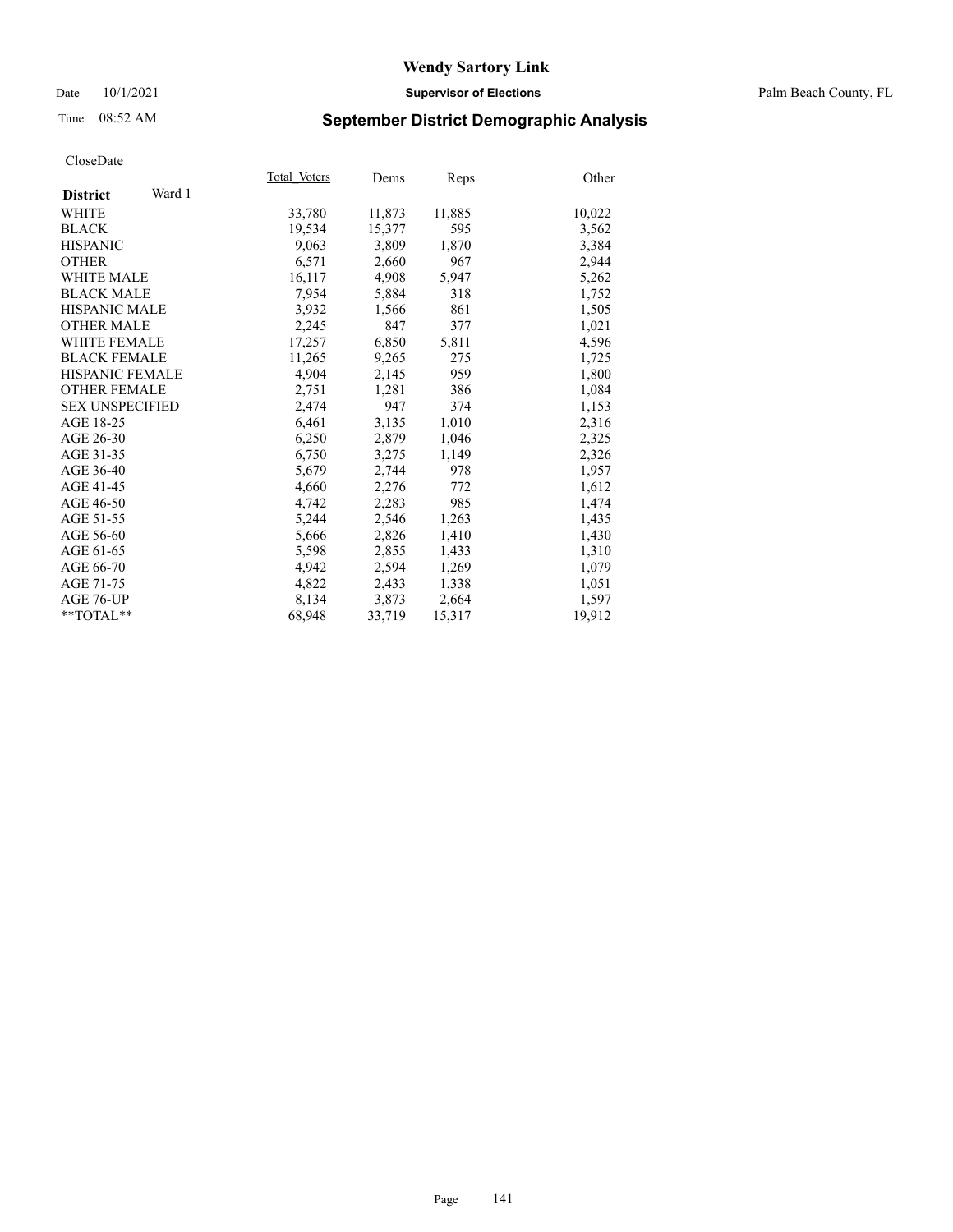# Wendy Sartory Link

Date 10/1/2021 **Supervisor of Elections** Palm Beach County, FL

Time 08:52 AM **September District Demographic Analysis**

CloseDate

| **District** Ward 1 | Total Voters | Dems | Reps | Other |
|---|---|---|---|---|
| WHITE | 33,780 | 11,873 | 11,885 | 10,022 |
| BLACK | 19,534 | 15,377 | 595 | 3,562 |
| HISPANIC | 9,063 | 3,809 | 1,870 | 3,384 |
| OTHER | 6,571 | 2,660 | 967 | 2,944 |
| WHITE MALE | 16,117 | 4,908 | 5,947 | 5,262 |
| BLACK MALE | 7,954 | 5,884 | 318 | 1,752 |
| HISPANIC MALE | 3,932 | 1,566 | 861 | 1,505 |
| OTHER MALE | 2,245 | 847 | 377 | 1,021 |
| WHITE FEMALE | 17,257 | 6,850 | 5,811 | 4,596 |
| BLACK FEMALE | 11,265 | 9,265 | 275 | 1,725 |
| HISPANIC FEMALE | 4,904 | 2,145 | 959 | 1,800 |
| OTHER FEMALE | 2,751 | 1,281 | 386 | 1,084 |
| SEX UNSPECIFIED | 2,474 | 947 | 374 | 1,153 |
| AGE 18-25 | 6,461 | 3,135 | 1,010 | 2,316 |
| AGE 26-30 | 6,250 | 2,879 | 1,046 | 2,325 |
| AGE 31-35 | 6,750 | 3,275 | 1,149 | 2,326 |
| AGE 36-40 | 5,679 | 2,744 | 978 | 1,957 |
| AGE 41-45 | 4,660 | 2,276 | 772 | 1,612 |
| AGE 46-50 | 4,742 | 2,283 | 985 | 1,474 |
| AGE 51-55 | 5,244 | 2,546 | 1,263 | 1,435 |
| AGE 56-60 | 5,666 | 2,826 | 1,410 | 1,430 |
| AGE 61-65 | 5,598 | 2,855 | 1,433 | 1,310 |
| AGE 66-70 | 4,942 | 2,594 | 1,269 | 1,079 |
| AGE 71-75 | 4,822 | 2,433 | 1,338 | 1,051 |
| AGE 76-UP | 8,134 | 3,873 | 2,664 | 1,597 |
| **TOTAL** | 68,948 | 33,719 | 15,317 | 19,912 |